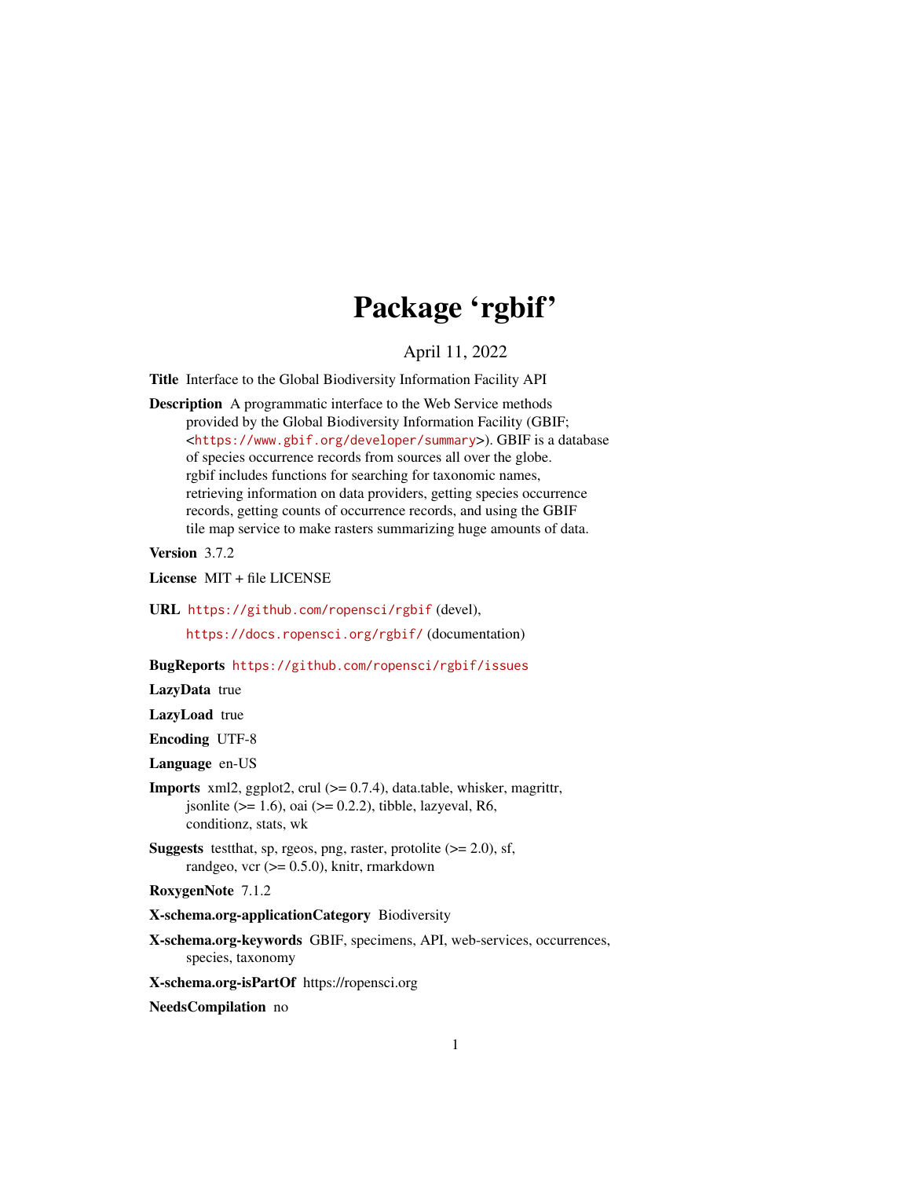# Package 'rgbif'

April 11, 2022

**Title** Interface to the Global Biodiversity Information Facility API

**Description** A programmatic interface to the Web Service methods provided by the Global Biodiversity Information Facility (GBIF; <https://www.gbif.org/developer/summary>). GBIF is a database of species occurrence records from sources all over the globe. rgbif includes functions for searching for taxonomic names, retrieving information on data providers, getting species occurrence records, getting counts of occurrence records, and using the GBIF tile map service to make rasters summarizing huge amounts of data.

**Version** 3.7.2

**License** MIT + file LICENSE

**URL** https://github.com/ropensci/rgbif (devel),

https://docs.ropensci.org/rgbif/ (documentation)

**BugReports** https://github.com/ropensci/rgbif/issues

**LazyData** true

**LazyLoad** true

**Encoding** UTF-8

**Language** en-US

**Imports** xml2, ggplot2, crul (>= 0.7.4), data.table, whisker, magrittr, jsonlite (>= 1.6), oai (>= 0.2.2), tibble, lazyeval, R6, conditionz, stats, wk

**Suggests** testthat, sp, rgeos, png, raster, protolite (>= 2.0), sf, randgeo, vcr (>= 0.5.0), knitr, rmarkdown

**RoxygenNote** 7.1.2

**X-schema.org-applicationCategory** Biodiversity

**X-schema.org-keywords** GBIF, specimens, API, web-services, occurrences, species, taxonomy

**X-schema.org-isPartOf** https://ropensci.org

**NeedsCompilation** no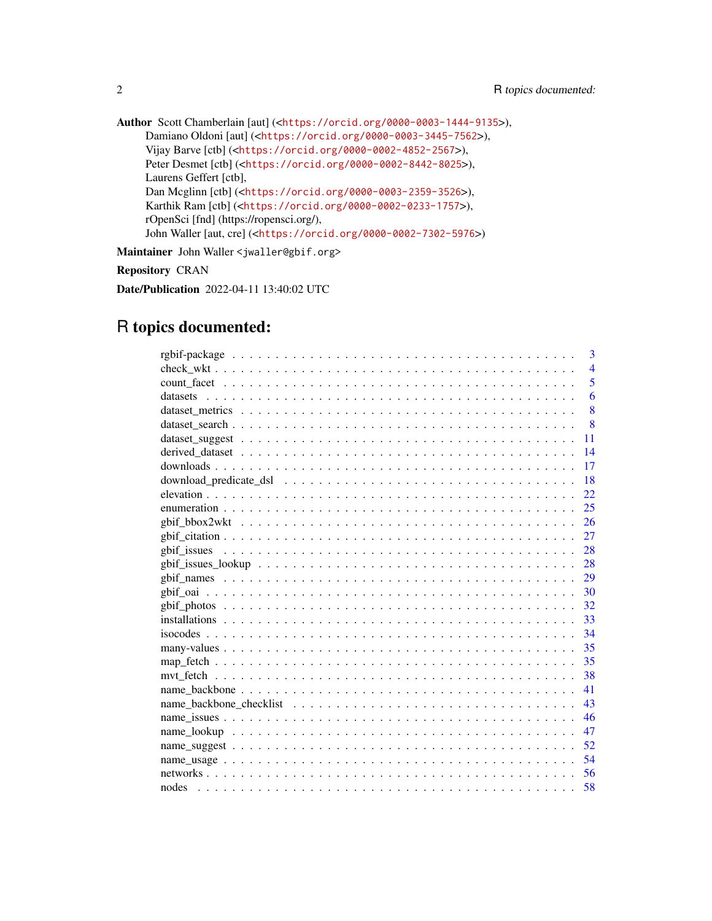**Author** Scott Chamberlain [aut] (<https://orcid.org/0000-0003-1444-9135>),
Damiano Oldoni [aut] (<https://orcid.org/0000-0003-3445-7562>),
Vijay Barve [ctb] (<https://orcid.org/0000-0002-4852-2567>),
Peter Desmet [ctb] (<https://orcid.org/0000-0002-8442-8025>),
Laurens Geffert [ctb],
Dan Mcglinn [ctb] (<https://orcid.org/0000-0003-2359-3526>),
Karthik Ram [ctb] (<https://orcid.org/0000-0002-0233-1757>),
rOpenSci [fnd] (https://ropensci.org/),
John Waller [aut, cre] (<https://orcid.org/0000-0002-7302-5976>)

**Maintainer** John Waller <jwaller@gbif.org>

**Repository** CRAN

**Date/Publication** 2022-04-11 13:40:02 UTC

# R topics documented:

| | |
|---|---|
| rgbif-package | 3 |
| check_wkt | 4 |
| count_facet | 5 |
| datasets | 6 |
| dataset_metrics | 8 |
| dataset_search | 8 |
| dataset_suggest | 11 |
| derived_dataset | 14 |
| downloads | 17 |
| download_predicate_dsl | 18 |
| elevation | 22 |
| enumeration | 25 |
| gbif_bbox2wkt | 26 |
| gbif_citation | 27 |
| gbif_issues | 28 |
| gbif_issues_lookup | 28 |
| gbif_names | 29 |
| gbif_oai | 30 |
| gbif_photos | 32 |
| installations | 33 |
| isocodes | 34 |
| many-values | 35 |
| map_fetch | 35 |
| mvt_fetch | 38 |
| name_backbone | 41 |
| name_backbone_checklist | 43 |
| name_issues | 46 |
| name_lookup | 47 |
| name_suggest | 52 |
| name_usage | 54 |
| networks | 56 |
| nodes | 58 |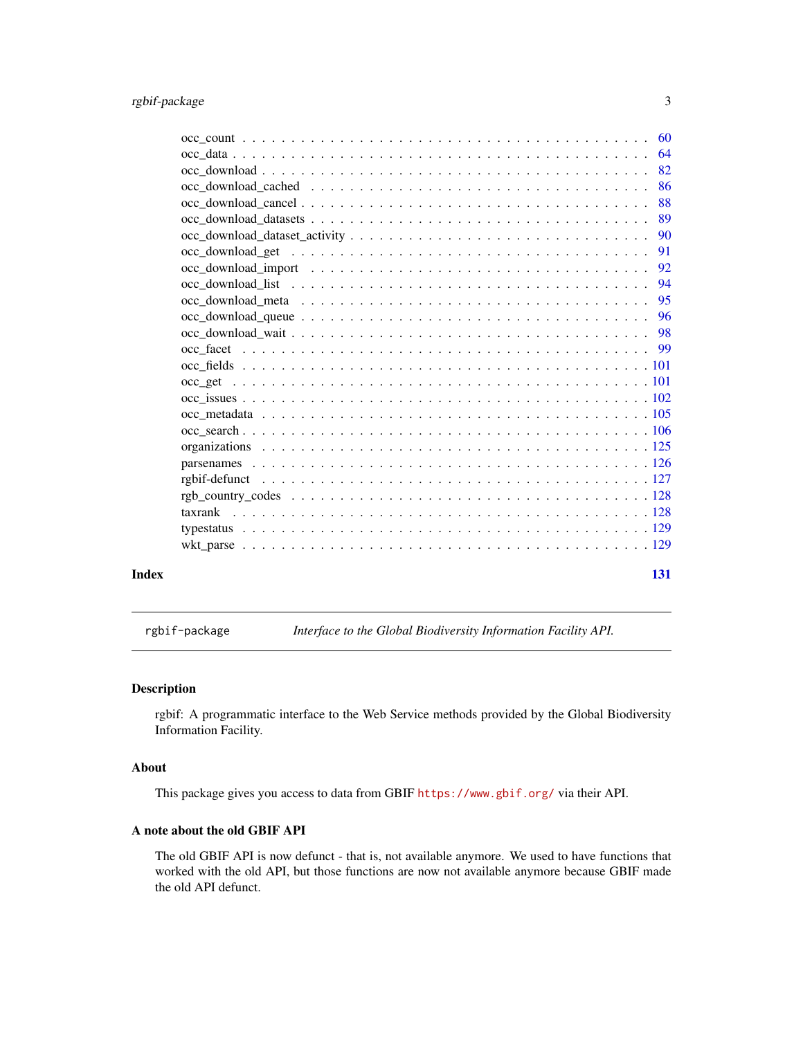occ_count . . . . . . . . . . . . . . . . . . . . . . . . . . . . . . . . . . . . . . 60
occ_data . . . . . . . . . . . . . . . . . . . . . . . . . . . . . . . . . . . . . . . 64
occ_download . . . . . . . . . . . . . . . . . . . . . . . . . . . . . . . . . . . . . 82
occ_download_cached . . . . . . . . . . . . . . . . . . . . . . . . . . . . . . . . . 86
occ_download_cancel . . . . . . . . . . . . . . . . . . . . . . . . . . . . . . . . . 88
occ_download_datasets . . . . . . . . . . . . . . . . . . . . . . . . . . . . . . . . 89
occ_download_dataset_activity . . . . . . . . . . . . . . . . . . . . . . . . . . . . 90
occ_download_get . . . . . . . . . . . . . . . . . . . . . . . . . . . . . . . . . . . 91
occ_download_import . . . . . . . . . . . . . . . . . . . . . . . . . . . . . . . . . 92
occ_download_list . . . . . . . . . . . . . . . . . . . . . . . . . . . . . . . . . . 94
occ_download_meta . . . . . . . . . . . . . . . . . . . . . . . . . . . . . . . . . . 95
occ_download_queue . . . . . . . . . . . . . . . . . . . . . . . . . . . . . . . . . 96
occ_download_wait . . . . . . . . . . . . . . . . . . . . . . . . . . . . . . . . . . 98
occ_facet . . . . . . . . . . . . . . . . . . . . . . . . . . . . . . . . . . . . . . . 99
occ_fields . . . . . . . . . . . . . . . . . . . . . . . . . . . . . . . . . . . . . . 101
occ_get . . . . . . . . . . . . . . . . . . . . . . . . . . . . . . . . . . . . . . . . 101
occ_issues . . . . . . . . . . . . . . . . . . . . . . . . . . . . . . . . . . . . . . 102
occ_metadata . . . . . . . . . . . . . . . . . . . . . . . . . . . . . . . . . . . . . 105
occ_search . . . . . . . . . . . . . . . . . . . . . . . . . . . . . . . . . . . . . . 106
organizations . . . . . . . . . . . . . . . . . . . . . . . . . . . . . . . . . . . . 125
parsenames . . . . . . . . . . . . . . . . . . . . . . . . . . . . . . . . . . . . . . 126
rgbif-defunct . . . . . . . . . . . . . . . . . . . . . . . . . . . . . . . . . . . . 127
rgb_country_codes . . . . . . . . . . . . . . . . . . . . . . . . . . . . . . . . . . 128
taxrank . . . . . . . . . . . . . . . . . . . . . . . . . . . . . . . . . . . . . . . . 128
typestatus . . . . . . . . . . . . . . . . . . . . . . . . . . . . . . . . . . . . . . 129
wkt_parse . . . . . . . . . . . . . . . . . . . . . . . . . . . . . . . . . . . . . . . 129

**Index** **131**

---

`rgbif-package` *Interface to the Global Biodiversity Information Facility API.*

---

### Description

rgbif: A programmatic interface to the Web Service methods provided by the Global Biodiversity Information Facility.

### About

This package gives you access to data from GBIF `https://www.gbif.org/` via their API.

### A note about the old GBIF API

The old GBIF API is now defunct - that is, not available anymore. We used to have functions that worked with the old API, but those functions are now not available anymore because GBIF made the old API defunct.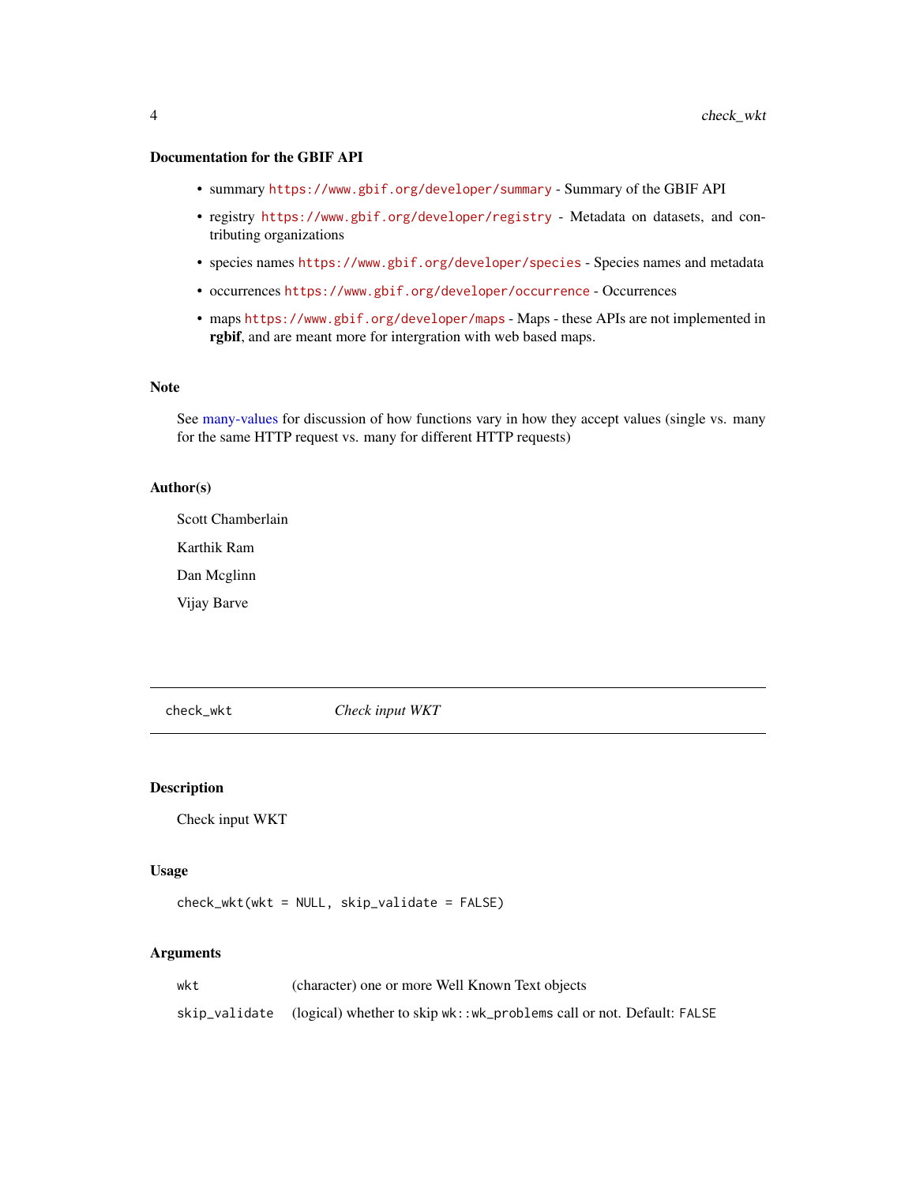### Documentation for the GBIF API

- summary https://www.gbif.org/developer/summary - Summary of the GBIF API
- registry https://www.gbif.org/developer/registry - Metadata on datasets, and contributing organizations
- species names https://www.gbif.org/developer/species - Species names and metadata
- occurrences https://www.gbif.org/developer/occurrence - Occurrences
- maps https://www.gbif.org/developer/maps - Maps - these APIs are not implemented in **rgbif**, and are meant more for intergration with web based maps.

### Note

See many-values for discussion of how functions vary in how they accept values (single vs. many for the same HTTP request vs. many for different HTTP requests)

### Author(s)

Scott Chamberlain

Karthik Ram

Dan Mcglinn

Vijay Barve

---

## check_wkt — *Check input WKT*

---

### Description

Check input WKT

### Usage

```
check_wkt(wkt = NULL, skip_validate = FALSE)
```

### Arguments

| | |
|---|---|
| `wkt` | (character) one or more Well Known Text objects |
| `skip_validate` | (logical) whether to skip `wk::wk_problems` call or not. Default: `FALSE` |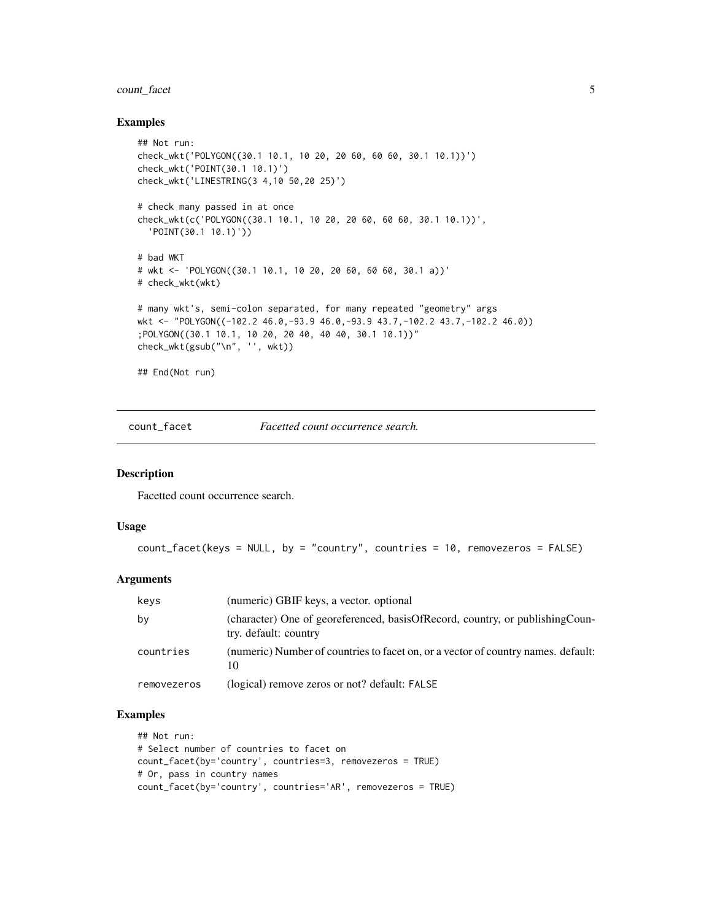### Examples

```
## Not run:
check_wkt('POLYGON((30.1 10.1, 10 20, 20 60, 60 60, 30.1 10.1))')
check_wkt('POINT(30.1 10.1)')
check_wkt('LINESTRING(3 4,10 50,20 25)')

# check many passed in at once
check_wkt(c('POLYGON((30.1 10.1, 10 20, 20 60, 60 60, 30.1 10.1))',
  'POINT(30.1 10.1)'))

# bad WKT
# wkt <- 'POLYGON((30.1 10.1, 10 20, 20 60, 60 60, 30.1 a))'
# check_wkt(wkt)

# many wkt's, semi-colon separated, for many repeated "geometry" args
wkt <- "POLYGON((-102.2 46.0,-93.9 46.0,-93.9 43.7,-102.2 43.7,-102.2 46.0))
;POLYGON((30.1 10.1, 10 20, 20 40, 40 40, 30.1 10.1))"
check_wkt(gsub("\n", '', wkt))

## End(Not run)
```

## count_facet — *Facetted count occurrence search.*

### Description

Facetted count occurrence search.

### Usage

```
count_facet(keys = NULL, by = "country", countries = 10, removezeros = FALSE)
```

### Arguments

| | |
|---|---|
| keys | (numeric) GBIF keys, a vector. optional |
| by | (character) One of georeferenced, basisOfRecord, country, or publishingCountry. default: country |
| countries | (numeric) Number of countries to facet on, or a vector of country names. default: 10 |
| removezeros | (logical) remove zeros or not? default: FALSE |

### Examples

```
## Not run:
# Select number of countries to facet on
count_facet(by='country', countries=3, removezeros = TRUE)
# Or, pass in country names
count_facet(by='country', countries='AR', removezeros = TRUE)
```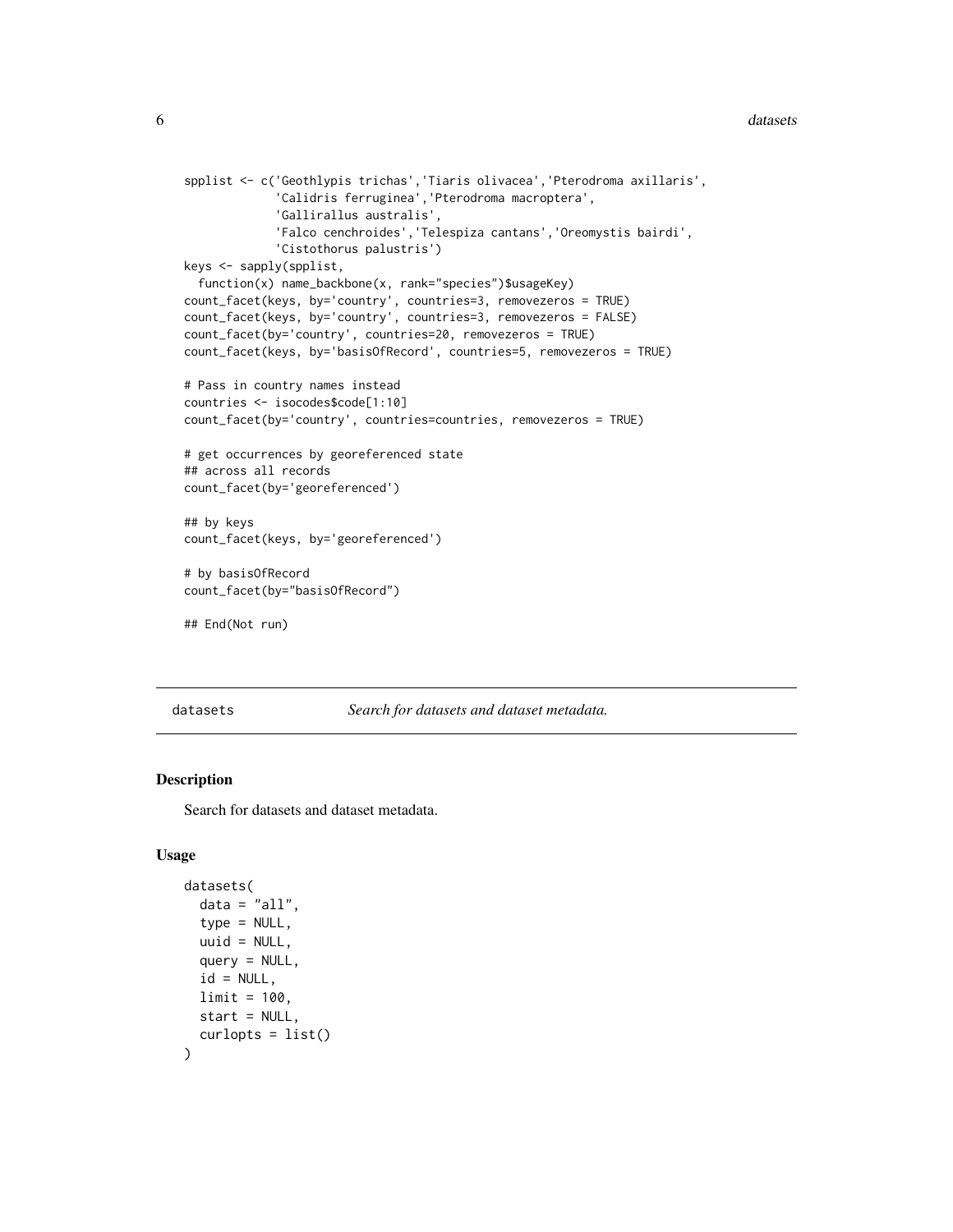```
spplist <- c('Geothlypis trichas','Tiaris olivacea','Pterodroma axillaris',
             'Calidris ferruginea','Pterodroma macroptera',
             'Gallirallus australis',
             'Falco cenchroides','Telespiza cantans','Oreomystis bairdi',
             'Cistothorus palustris')
keys <- sapply(spplist,
  function(x) name_backbone(x, rank="species")$usageKey)
count_facet(keys, by='country', countries=3, removezeros = TRUE)
count_facet(keys, by='country', countries=3, removezeros = FALSE)
count_facet(by='country', countries=20, removezeros = TRUE)
count_facet(keys, by='basisOfRecord', countries=5, removezeros = TRUE)

# Pass in country names instead
countries <- isocodes$code[1:10]
count_facet(by='country', countries=countries, removezeros = TRUE)

# get occurrences by georeferenced state
## across all records
count_facet(by='georeferenced')

## by keys
count_facet(keys, by='georeferenced')

# by basisOfRecord
count_facet(by="basisOfRecord")

## End(Not run)
```

---

datasets    *Search for datasets and dataset metadata.*

---

### Description

Search for datasets and dataset metadata.

### Usage

```
datasets(
  data = "all",
  type = NULL,
  uuid = NULL,
  query = NULL,
  id = NULL,
  limit = 100,
  start = NULL,
  curlopts = list()
)
```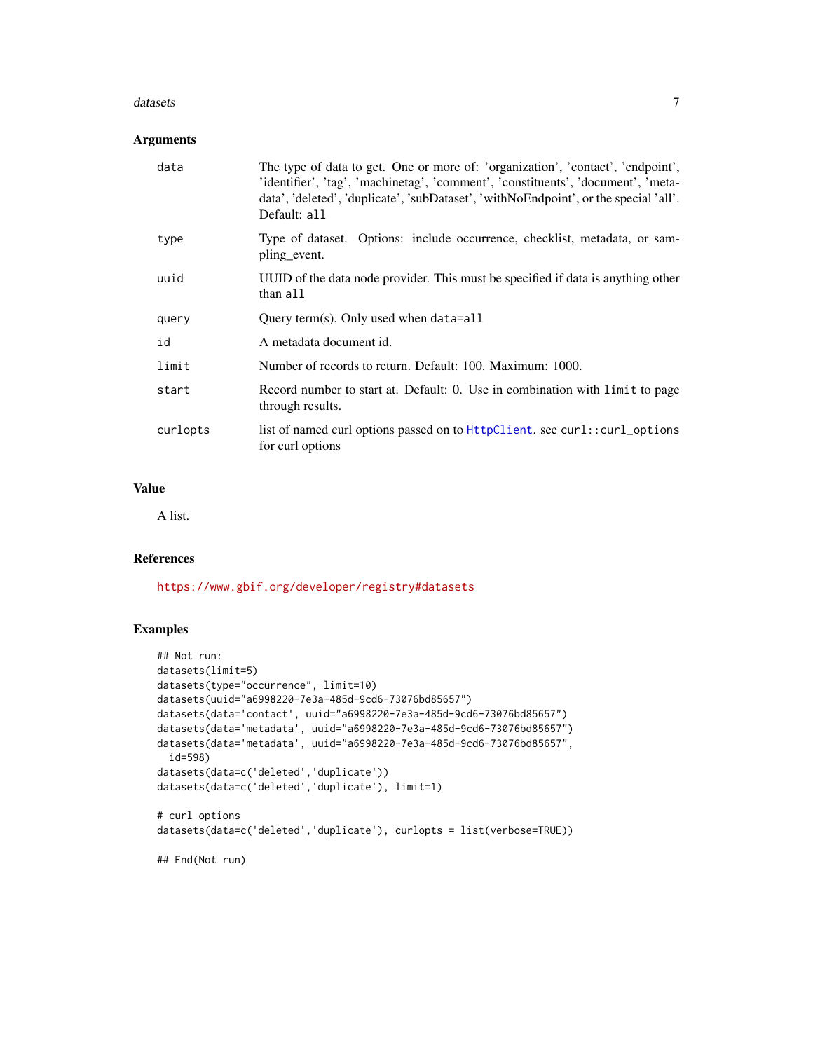### Arguments

| | |
|---|---|
| data | The type of data to get. One or more of: 'organization', 'contact', 'endpoint', 'identifier', 'tag', 'machinetag', 'comment', 'constituents', 'document', 'metadata', 'deleted', 'duplicate', 'subDataset', 'withNoEndpoint', or the special 'all'. Default: `all` |
| type | Type of dataset. Options: include occurrence, checklist, metadata, or sampling_event. |
| uuid | UUID of the data node provider. This must be specified if data is anything other than `all` |
| query | Query term(s). Only used when `data=all` |
| id | A metadata document id. |
| limit | Number of records to return. Default: 100. Maximum: 1000. |
| start | Record number to start at. Default: 0. Use in combination with `limit` to page through results. |
| curlopts | list of named curl options passed on to `HttpClient`. see `curl::curl_options` for curl options |

### Value

A list.

### References

https://www.gbif.org/developer/registry#datasets

### Examples

```
## Not run:
datasets(limit=5)
datasets(type="occurrence", limit=10)
datasets(uuid="a6998220-7e3a-485d-9cd6-73076bd85657")
datasets(data='contact', uuid="a6998220-7e3a-485d-9cd6-73076bd85657")
datasets(data='metadata', uuid="a6998220-7e3a-485d-9cd6-73076bd85657")
datasets(data='metadata', uuid="a6998220-7e3a-485d-9cd6-73076bd85657",
  id=598)
datasets(data=c('deleted','duplicate'))
datasets(data=c('deleted','duplicate'), limit=1)

# curl options
datasets(data=c('deleted','duplicate'), curlopts = list(verbose=TRUE))

## End(Not run)
```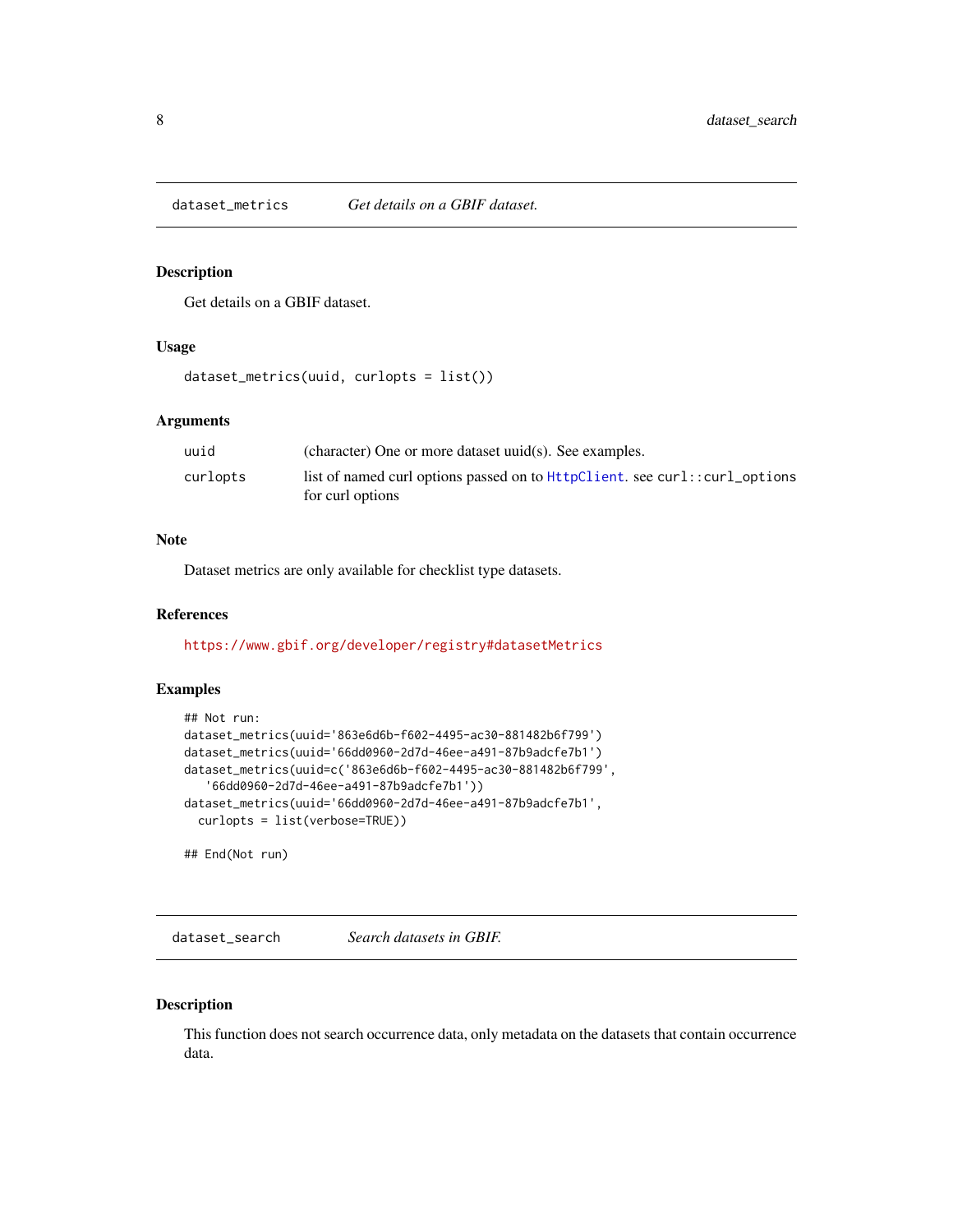## dataset_metrics — *Get details on a GBIF dataset.*

### Description

Get details on a GBIF dataset.

### Usage

```
dataset_metrics(uuid, curlopts = list())
```

### Arguments

| | |
|---|---|
| uuid | (character) One or more dataset uuid(s). See examples. |
| curlopts | list of named curl options passed on to HttpClient. see curl::curl_options for curl options |

### Note

Dataset metrics are only available for checklist type datasets.

### References

https://www.gbif.org/developer/registry#datasetMetrics

### Examples

```
## Not run:
dataset_metrics(uuid='863e6d6b-f602-4495-ac30-881482b6f799')
dataset_metrics(uuid='66dd0960-2d7d-46ee-a491-87b9adcfe7b1')
dataset_metrics(uuid=c('863e6d6b-f602-4495-ac30-881482b6f799',
   '66dd0960-2d7d-46ee-a491-87b9adcfe7b1'))
dataset_metrics(uuid='66dd0960-2d7d-46ee-a491-87b9adcfe7b1',
  curlopts = list(verbose=TRUE))

## End(Not run)
```

## dataset_search — *Search datasets in GBIF.*

### Description

This function does not search occurrence data, only metadata on the datasets that contain occurrence data.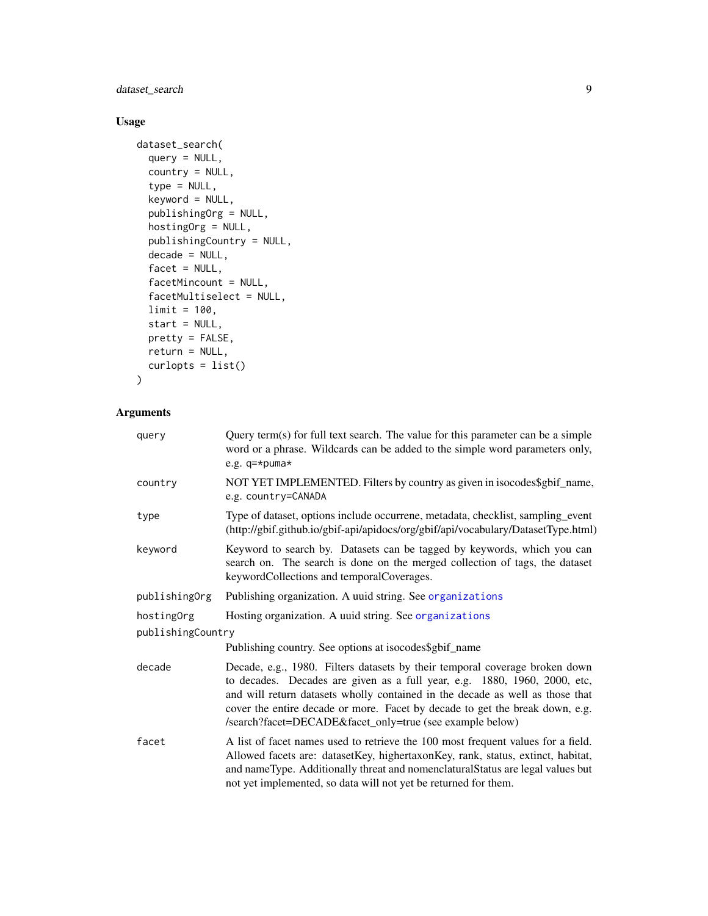## Usage

```
dataset_search(
  query = NULL,
  country = NULL,
  type = NULL,
  keyword = NULL,
  publishingOrg = NULL,
  hostingOrg = NULL,
  publishingCountry = NULL,
  decade = NULL,
  facet = NULL,
  facetMincount = NULL,
  facetMultiselect = NULL,
  limit = 100,
  start = NULL,
  pretty = FALSE,
  return = NULL,
  curlopts = list()
)
```

## Arguments

| | |
|---|---|
| `query` | Query term(s) for full text search. The value for this parameter can be a simple word or a phrase. Wildcards can be added to the simple word parameters only, e.g. `q=*puma*` |
| `country` | NOT YET IMPLEMENTED. Filters by country as given in isocodes$gbif_name, e.g. `country=CANADA` |
| `type` | Type of dataset, options include occurrene, metadata, checklist, sampling_event (http://gbif.github.io/gbif-api/apidocs/org/gbif/api/vocabulary/DatasetType.html) |
| `keyword` | Keyword to search by. Datasets can be tagged by keywords, which you can search on. The search is done on the merged collection of tags, the dataset keywordCollections and temporalCoverages. |
| `publishingOrg` | Publishing organization. A uuid string. See `organizations` |
| `hostingOrg` | Hosting organization. A uuid string. See `organizations` |
| `publishingCountry` | Publishing country. See options at isocodes$gbif_name |
| `decade` | Decade, e.g., 1980. Filters datasets by their temporal coverage broken down to decades. Decades are given as a full year, e.g. 1880, 1960, 2000, etc, and will return datasets wholly contained in the decade as well as those that cover the entire decade or more. Facet by decade to get the break down, e.g. /search?facet=DECADE&facet_only=true (see example below) |
| `facet` | A list of facet names used to retrieve the 100 most frequent values for a field. Allowed facets are: datasetKey, highertaxonKey, rank, status, extinct, habitat, and nameType. Additionally threat and nomenclaturalStatus are legal values but not yet implemented, so data will not yet be returned for them. |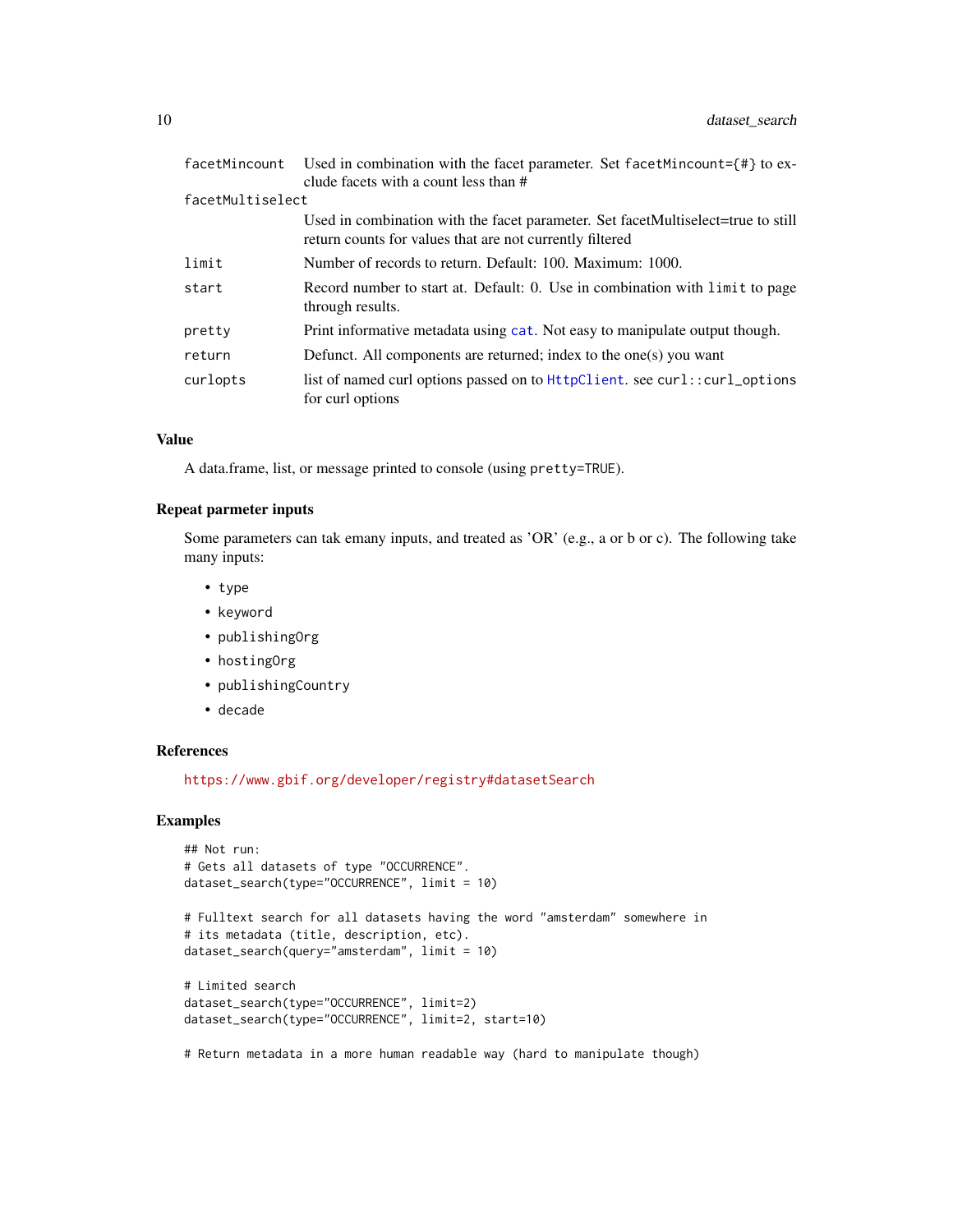| | |
|---|---|
| facetMincount | Used in combination with the facet parameter. Set facetMincount={#} to exclude facets with a count less than # |
| facetMultiselect | Used in combination with the facet parameter. Set facetMultiselect=true to still return counts for values that are not currently filtered |
| limit | Number of records to return. Default: 100. Maximum: 1000. |
| start | Record number to start at. Default: 0. Use in combination with limit to page through results. |
| pretty | Print informative metadata using cat. Not easy to manipulate output though. |
| return | Defunct. All components are returned; index to the one(s) you want |
| curlopts | list of named curl options passed on to HttpClient. see curl::curl_options for curl options |

### Value

A data.frame, list, or message printed to console (using pretty=TRUE).

### Repeat parmeter inputs

Some parameters can tak emany inputs, and treated as 'OR' (e.g., a or b or c). The following take many inputs:

- type
- keyword
- publishingOrg
- hostingOrg
- publishingCountry
- decade

### References

https://www.gbif.org/developer/registry#datasetSearch

### Examples

```
## Not run:
# Gets all datasets of type "OCCURRENCE".
dataset_search(type="OCCURRENCE", limit = 10)

# Fulltext search for all datasets having the word "amsterdam" somewhere in
# its metadata (title, description, etc).
dataset_search(query="amsterdam", limit = 10)

# Limited search
dataset_search(type="OCCURRENCE", limit=2)
dataset_search(type="OCCURRENCE", limit=2, start=10)

# Return metadata in a more human readable way (hard to manipulate though)
```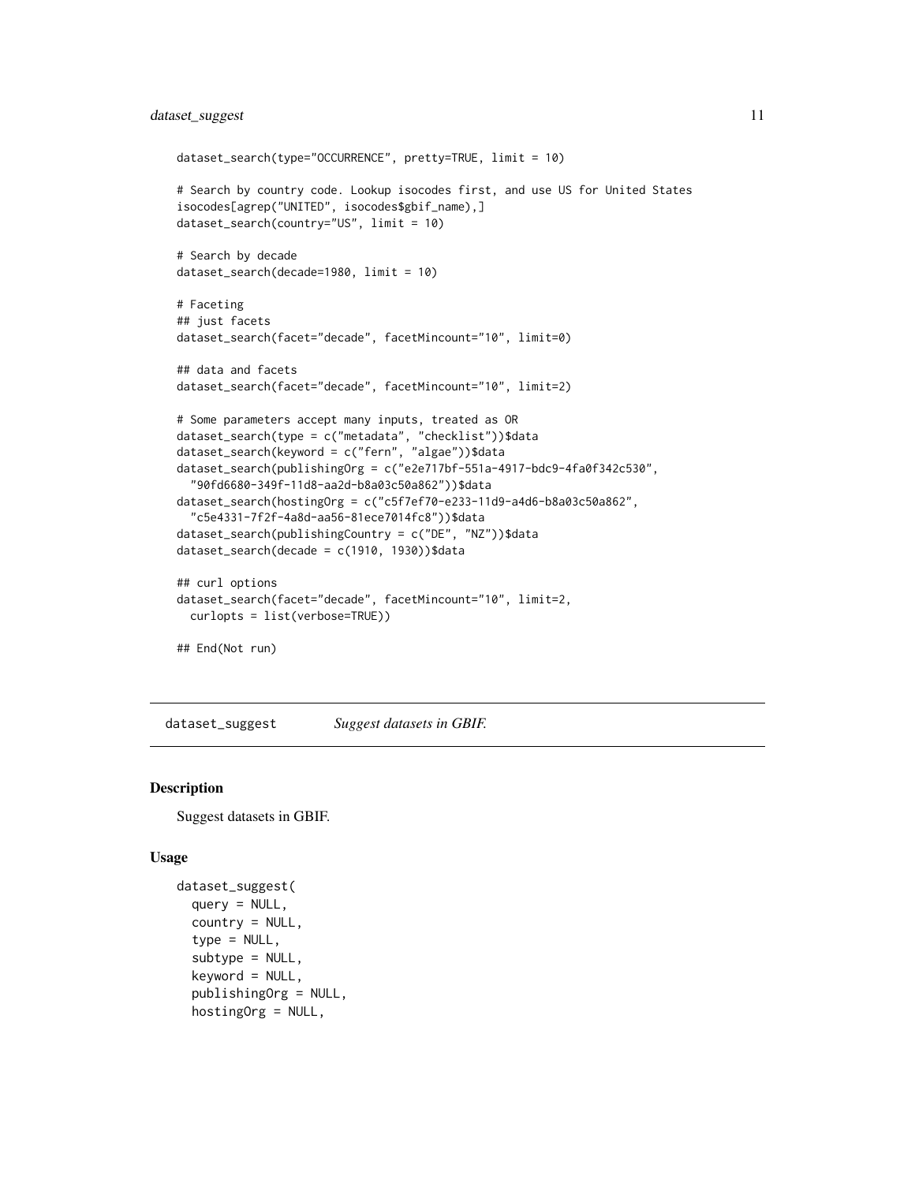```
dataset_search(type="OCCURRENCE", pretty=TRUE, limit = 10)

# Search by country code. Lookup isocodes first, and use US for United States
isocodes[agrep("UNITED", isocodes$gbif_name),]
dataset_search(country="US", limit = 10)

# Search by decade
dataset_search(decade=1980, limit = 10)

# Faceting
## just facets
dataset_search(facet="decade", facetMincount="10", limit=0)

## data and facets
dataset_search(facet="decade", facetMincount="10", limit=2)

# Some parameters accept many inputs, treated as OR
dataset_search(type = c("metadata", "checklist"))$data
dataset_search(keyword = c("fern", "algae"))$data
dataset_search(publishingOrg = c("e2e717bf-551a-4917-bdc9-4fa0f342c530",
  "90fd6680-349f-11d8-aa2d-b8a03c50a862"))$data
dataset_search(hostingOrg = c("c5f7ef70-e233-11d9-a4d6-b8a03c50a862",
  "c5e4331-7f2f-4a8d-aa56-81ece7014fc8"))$data
dataset_search(publishingCountry = c("DE", "NZ"))$data
dataset_search(decade = c(1910, 1930))$data

## curl options
dataset_search(facet="decade", facetMincount="10", limit=2,
  curlopts = list(verbose=TRUE))

## End(Not run)
```

## dataset_suggest — *Suggest datasets in GBIF.*

### Description

Suggest datasets in GBIF.

### Usage

```
dataset_suggest(
  query = NULL,
  country = NULL,
  type = NULL,
  subtype = NULL,
  keyword = NULL,
  publishingOrg = NULL,
  hostingOrg = NULL,
```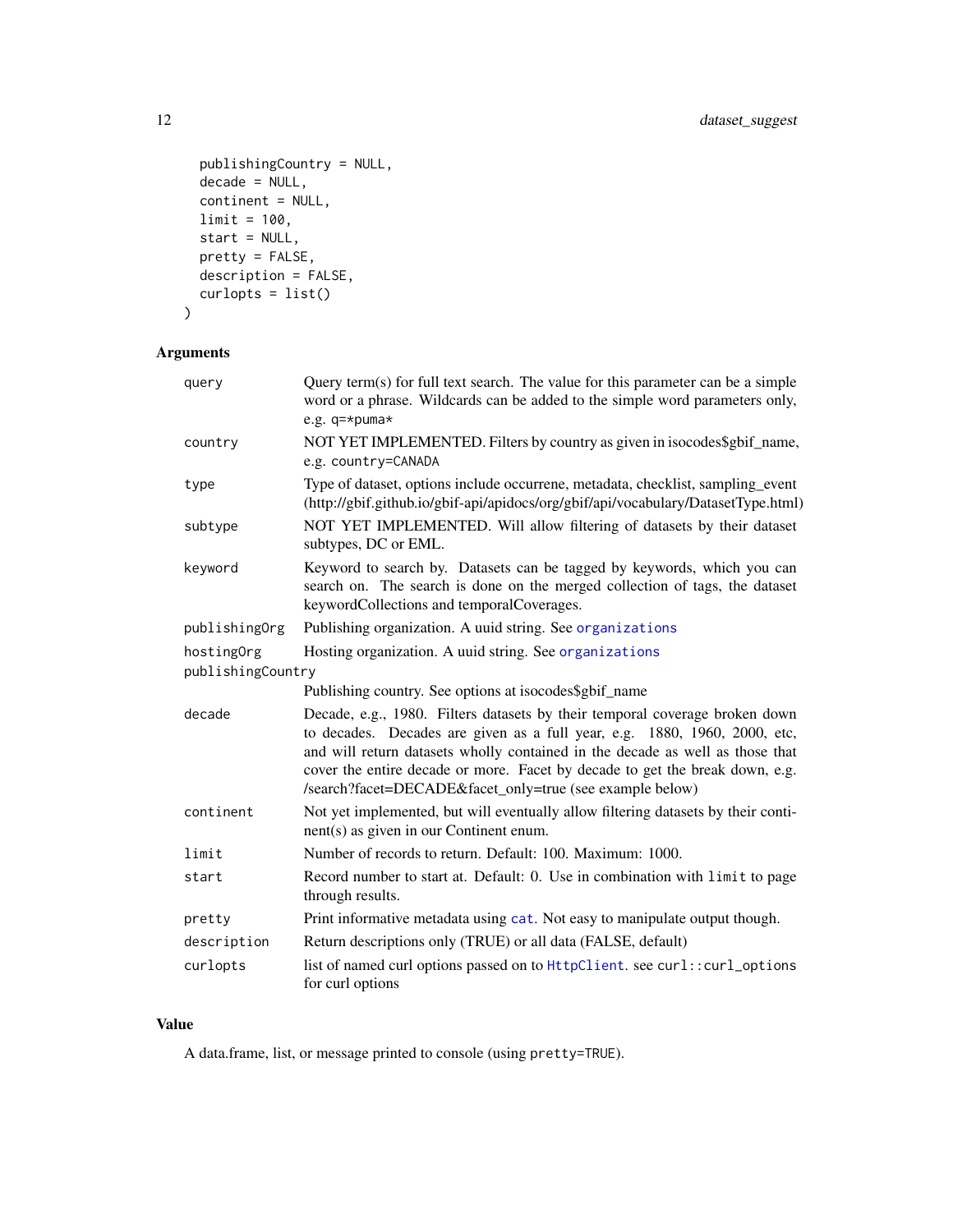```
  publishingCountry = NULL,
  decade = NULL,
  continent = NULL,
  limit = 100,
  start = NULL,
  pretty = FALSE,
  description = FALSE,
  curlopts = list()
)
```

## Arguments

| | |
|---|---|
| `query` | Query term(s) for full text search. The value for this parameter can be a simple word or a phrase. Wildcards can be added to the simple word parameters only, e.g. `q=*puma*` |
| `country` | NOT YET IMPLEMENTED. Filters by country as given in isocodes$gbif_name, e.g. `country=CANADA` |
| `type` | Type of dataset, options include occurrene, metadata, checklist, sampling_event (http://gbif.github.io/gbif-api/apidocs/org/gbif/api/vocabulary/DatasetType.html) |
| `subtype` | NOT YET IMPLEMENTED. Will allow filtering of datasets by their dataset subtypes, DC or EML. |
| `keyword` | Keyword to search by. Datasets can be tagged by keywords, which you can search on. The search is done on the merged collection of tags, the dataset keywordCollections and temporalCoverages. |
| `publishingOrg` | Publishing organization. A uuid string. See `organizations` |
| `hostingOrg` | Hosting organization. A uuid string. See `organizations` |
| `publishingCountry` | Publishing country. See options at isocodes$gbif_name |
| `decade` | Decade, e.g., 1980. Filters datasets by their temporal coverage broken down to decades. Decades are given as a full year, e.g. 1880, 1960, 2000, etc, and will return datasets wholly contained in the decade as well as those that cover the entire decade or more. Facet by decade to get the break down, e.g. /search?facet=DECADE&facet_only=true (see example below) |
| `continent` | Not yet implemented, but will eventually allow filtering datasets by their continent(s) as given in our Continent enum. |
| `limit` | Number of records to return. Default: 100. Maximum: 1000. |
| `start` | Record number to start at. Default: 0. Use in combination with `limit` to page through results. |
| `pretty` | Print informative metadata using `cat`. Not easy to manipulate output though. |
| `description` | Return descriptions only (TRUE) or all data (FALSE, default) |
| `curlopts` | list of named curl options passed on to `HttpClient`. see `curl::curl_options` for curl options |

## Value

A data.frame, list, or message printed to console (using `pretty=TRUE`).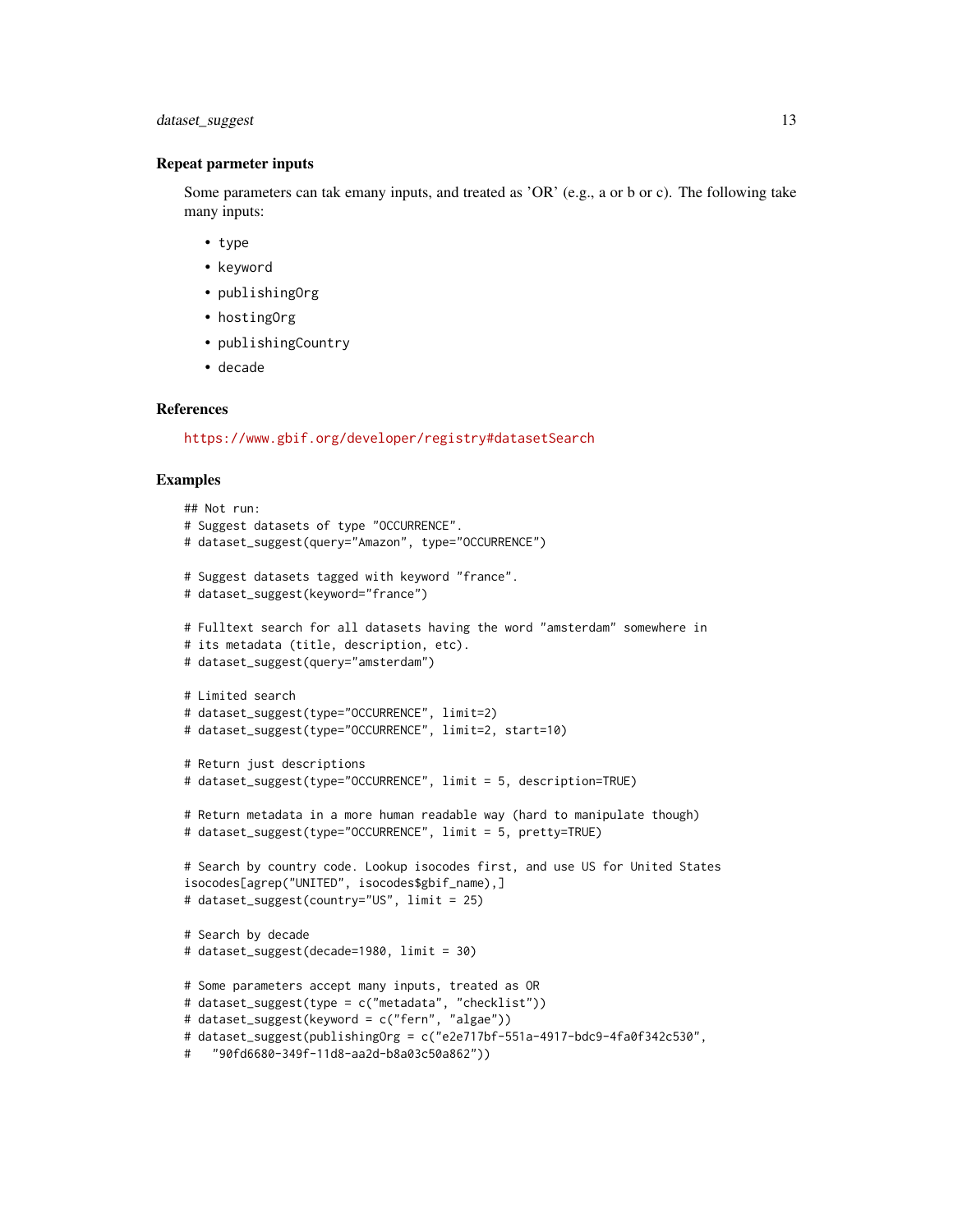### Repeat parmeter inputs

Some parameters can tak emany inputs, and treated as 'OR' (e.g., a or b or c). The following take many inputs:

- `type`
- `keyword`
- `publishingOrg`
- `hostingOrg`
- `publishingCountry`
- `decade`

### References

https://www.gbif.org/developer/registry#datasetSearch

### Examples

```
## Not run:
# Suggest datasets of type "OCCURRENCE".
# dataset_suggest(query="Amazon", type="OCCURRENCE")

# Suggest datasets tagged with keyword "france".
# dataset_suggest(keyword="france")

# Fulltext search for all datasets having the word "amsterdam" somewhere in
# its metadata (title, description, etc).
# dataset_suggest(query="amsterdam")

# Limited search
# dataset_suggest(type="OCCURRENCE", limit=2)
# dataset_suggest(type="OCCURRENCE", limit=2, start=10)

# Return just descriptions
# dataset_suggest(type="OCCURRENCE", limit = 5, description=TRUE)

# Return metadata in a more human readable way (hard to manipulate though)
# dataset_suggest(type="OCCURRENCE", limit = 5, pretty=TRUE)

# Search by country code. Lookup isocodes first, and use US for United States
isocodes[agrep("UNITED", isocodes$gbif_name),]
# dataset_suggest(country="US", limit = 25)

# Search by decade
# dataset_suggest(decade=1980, limit = 30)

# Some parameters accept many inputs, treated as OR
# dataset_suggest(type = c("metadata", "checklist"))
# dataset_suggest(keyword = c("fern", "algae"))
# dataset_suggest(publishingOrg = c("e2e717bf-551a-4917-bdc9-4fa0f342c530",
#   "90fd6680-349f-11d8-aa2d-b8a03c50a862"))
```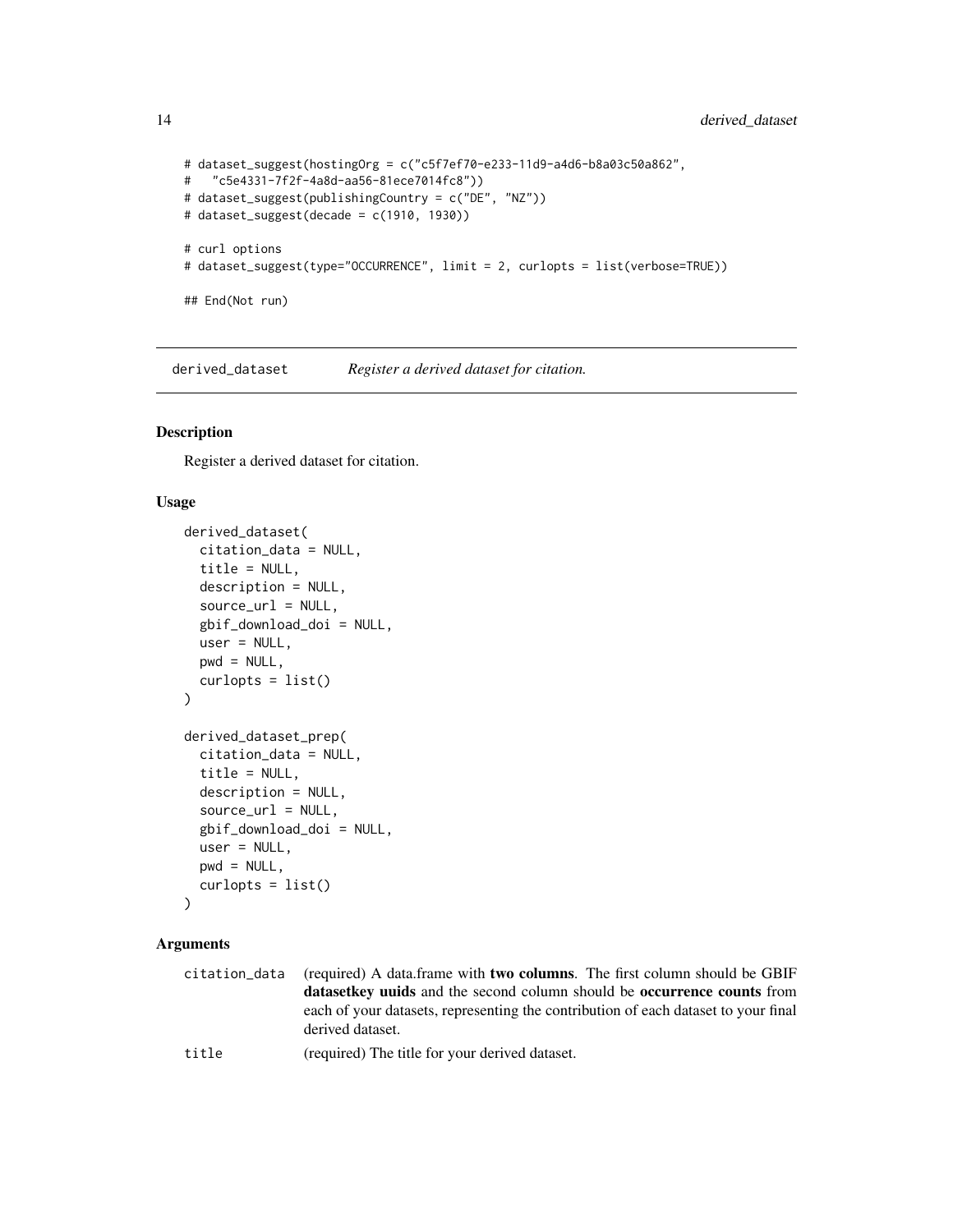```
# dataset_suggest(hostingOrg = c("c5f7ef70-e233-11d9-a4d6-b8a03c50a862",
#   "c5e4331-7f2f-4a8d-aa56-81ece7014fc8"))
# dataset_suggest(publishingCountry = c("DE", "NZ"))
# dataset_suggest(decade = c(1910, 1930))

# curl options
# dataset_suggest(type="OCCURRENCE", limit = 2, curlopts = list(verbose=TRUE))

## End(Not run)
```

## derived_dataset — *Register a derived dataset for citation.*

### Description

Register a derived dataset for citation.

### Usage

```
derived_dataset(
  citation_data = NULL,
  title = NULL,
  description = NULL,
  source_url = NULL,
  gbif_download_doi = NULL,
  user = NULL,
  pwd = NULL,
  curlopts = list()
)

derived_dataset_prep(
  citation_data = NULL,
  title = NULL,
  description = NULL,
  source_url = NULL,
  gbif_download_doi = NULL,
  user = NULL,
  pwd = NULL,
  curlopts = list()
)
```

### Arguments

| | |
|---|---|
| citation_data | (required) A data.frame with **two columns**. The first column should be GBIF **datasetkey uuids** and the second column should be **occurrence counts** from each of your datasets, representing the contribution of each dataset to your final derived dataset. |
| title | (required) The title for your derived dataset. |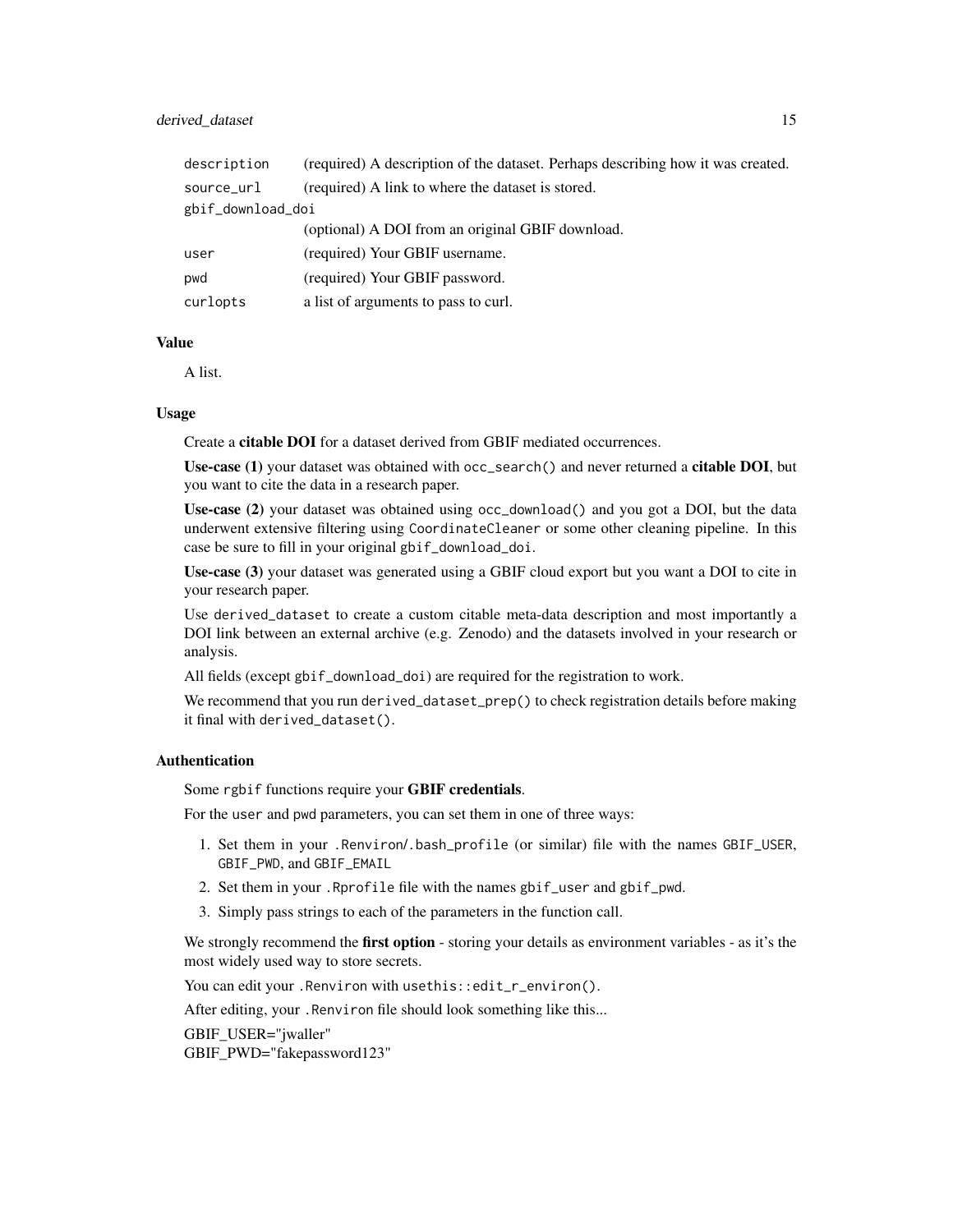| | |
|---|---|
| `description` | (required) A description of the dataset. Perhaps describing how it was created. |
| `source_url` | (required) A link to where the dataset is stored. |
| `gbif_download_doi` | (optional) A DOI from an original GBIF download. |
| `user` | (required) Your GBIF username. |
| `pwd` | (required) Your GBIF password. |
| `curlopts` | a list of arguments to pass to curl. |

### Value

A list.

### Usage

Create a **citable DOI** for a dataset derived from GBIF mediated occurrences.

**Use-case (1)** your dataset was obtained with `occ_search()` and never returned a **citable DOI**, but you want to cite the data in a research paper.

**Use-case (2)** your dataset was obtained using `occ_download()` and you got a DOI, but the data underwent extensive filtering using `CoordinateCleaner` or some other cleaning pipeline. In this case be sure to fill in your original `gbif_download_doi`.

**Use-case (3)** your dataset was generated using a GBIF cloud export but you want a DOI to cite in your research paper.

Use `derived_dataset` to create a custom citable meta-data description and most importantly a DOI link between an external archive (e.g. Zenodo) and the datasets involved in your research or analysis.

All fields (except `gbif_download_doi`) are required for the registration to work.

We recommend that you run `derived_dataset_prep()` to check registration details before making it final with `derived_dataset()`.

### Authentication

Some `rgbif` functions require your **GBIF credentials**.

For the `user` and `pwd` parameters, you can set them in one of three ways:

1. Set them in your `.Renviron`/`.bash_profile` (or similar) file with the names `GBIF_USER`, `GBIF_PWD`, and `GBIF_EMAIL`
2. Set them in your `.Rprofile` file with the names `gbif_user` and `gbif_pwd`.
3. Simply pass strings to each of the parameters in the function call.

We strongly recommend the **first option** - storing your details as environment variables - as it's the most widely used way to store secrets.

You can edit your `.Renviron` with `usethis::edit_r_environ()`.

After editing, your `.Renviron` file should look something like this...

GBIF_USER="jwaller"
GBIF_PWD="fakepassword123"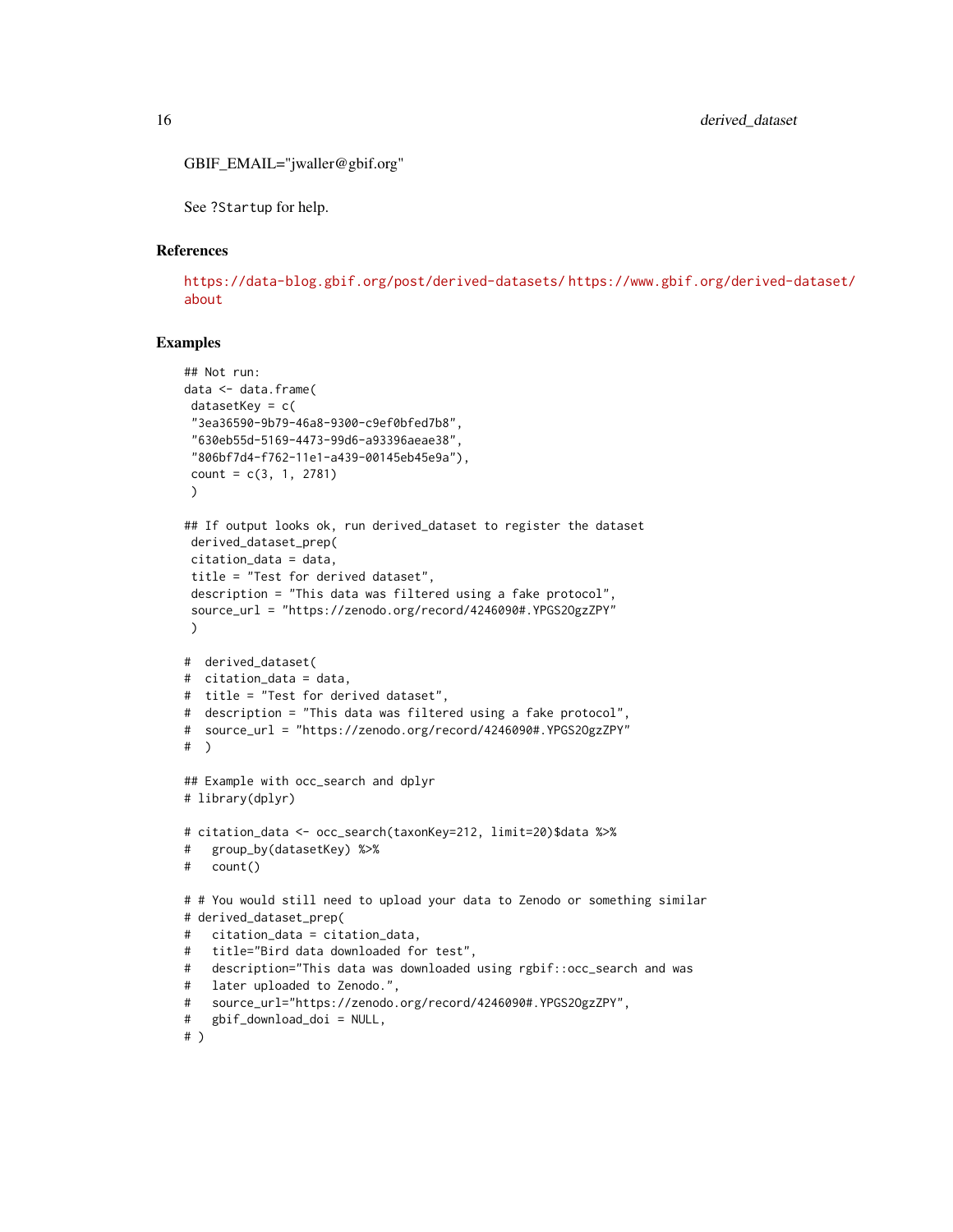GBIF_EMAIL="jwaller@gbif.org"

See ?Startup for help.

## References

https://data-blog.gbif.org/post/derived-datasets/ https://www.gbif.org/derived-dataset/about

## Examples

```
## Not run:
data <- data.frame(
 datasetKey = c(
 "3ea36590-9b79-46a8-9300-c9ef0bfed7b8",
 "630eb55d-5169-4473-99d6-a93396aeae38",
 "806bf7d4-f762-11e1-a439-00145eb45e9a"),
 count = c(3, 1, 2781)
 )

## If output looks ok, run derived_dataset to register the dataset
 derived_dataset_prep(
 citation_data = data,
 title = "Test for derived dataset",
 description = "This data was filtered using a fake protocol",
 source_url = "https://zenodo.org/record/4246090#.YPGS2OgzZPY"
 )

#  derived_dataset(
#  citation_data = data,
#  title = "Test for derived dataset",
#  description = "This data was filtered using a fake protocol",
#  source_url = "https://zenodo.org/record/4246090#.YPGS2OgzZPY"
#  )

## Example with occ_search and dplyr
# library(dplyr)

# citation_data <- occ_search(taxonKey=212, limit=20)$data %>%
#   group_by(datasetKey) %>%
#   count()

# # You would still need to upload your data to Zenodo or something similar
# derived_dataset_prep(
#   citation_data = citation_data,
#   title="Bird data downloaded for test",
#   description="This data was downloaded using rgbif::occ_search and was
#   later uploaded to Zenodo.",
#   source_url="https://zenodo.org/record/4246090#.YPGS2OgzZPY",
#   gbif_download_doi = NULL,
# )
```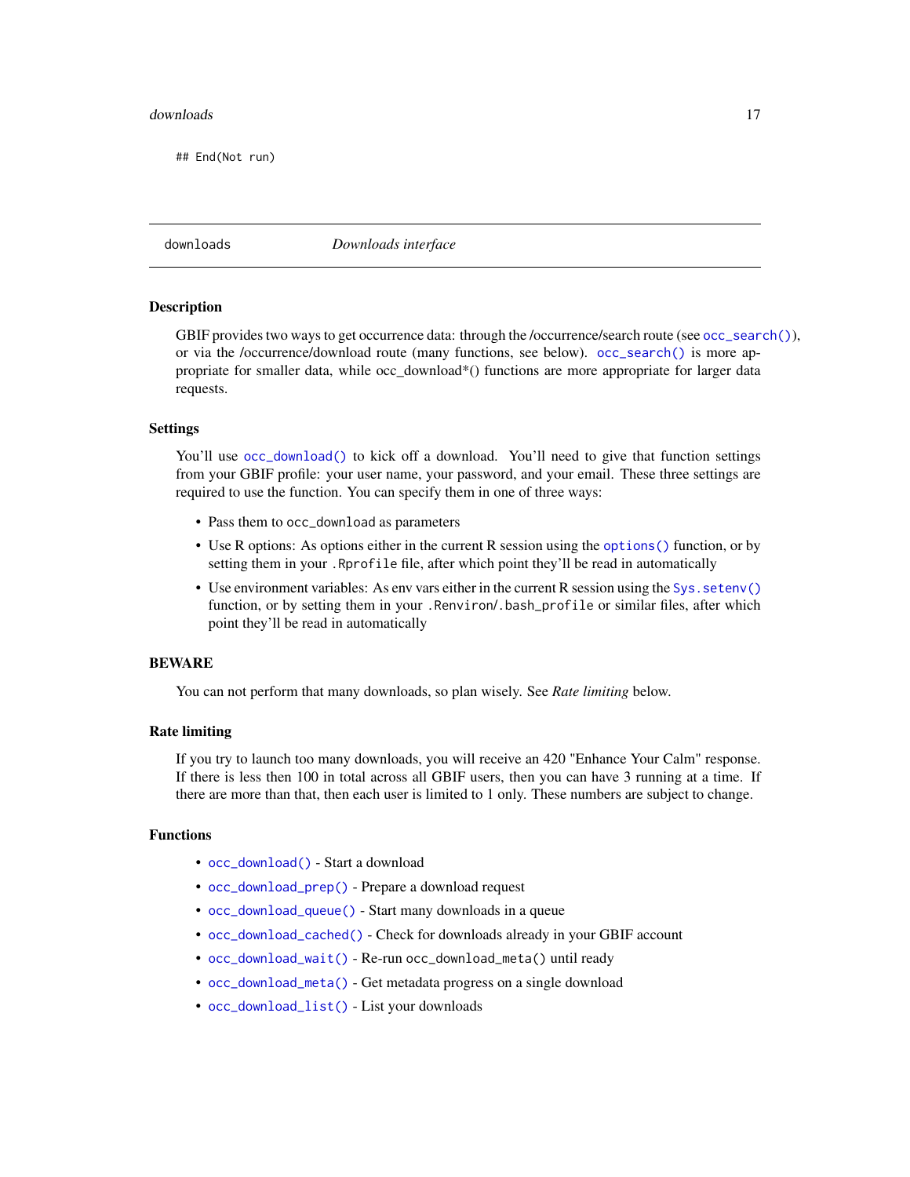```
## End(Not run)
```

## downloads — *Downloads interface*

### Description

GBIF provides two ways to get occurrence data: through the /occurrence/search route (see `occ_search()`), or via the /occurrence/download route (many functions, see below). `occ_search()` is more appropriate for smaller data, while occ_download*() functions are more appropriate for larger data requests.

### Settings

You'll use `occ_download()` to kick off a download. You'll need to give that function settings from your GBIF profile: your user name, your password, and your email. These three settings are required to use the function. You can specify them in one of three ways:

- Pass them to `occ_download` as parameters
- Use R options: As options either in the current R session using the `options()` function, or by setting them in your `.Rprofile` file, after which point they'll be read in automatically
- Use environment variables: As env vars either in the current R session using the `Sys.setenv()` function, or by setting them in your `.Renviron`/`.bash_profile` or similar files, after which point they'll be read in automatically

### BEWARE

You can not perform that many downloads, so plan wisely. See *Rate limiting* below.

### Rate limiting

If you try to launch too many downloads, you will receive an 420 "Enhance Your Calm" response. If there is less then 100 in total across all GBIF users, then you can have 3 running at a time. If there are more than that, then each user is limited to 1 only. These numbers are subject to change.

### Functions

- `occ_download()` - Start a download
- `occ_download_prep()` - Prepare a download request
- `occ_download_queue()` - Start many downloads in a queue
- `occ_download_cached()` - Check for downloads already in your GBIF account
- `occ_download_wait()` - Re-run `occ_download_meta()` until ready
- `occ_download_meta()` - Get metadata progress on a single download
- `occ_download_list()` - List your downloads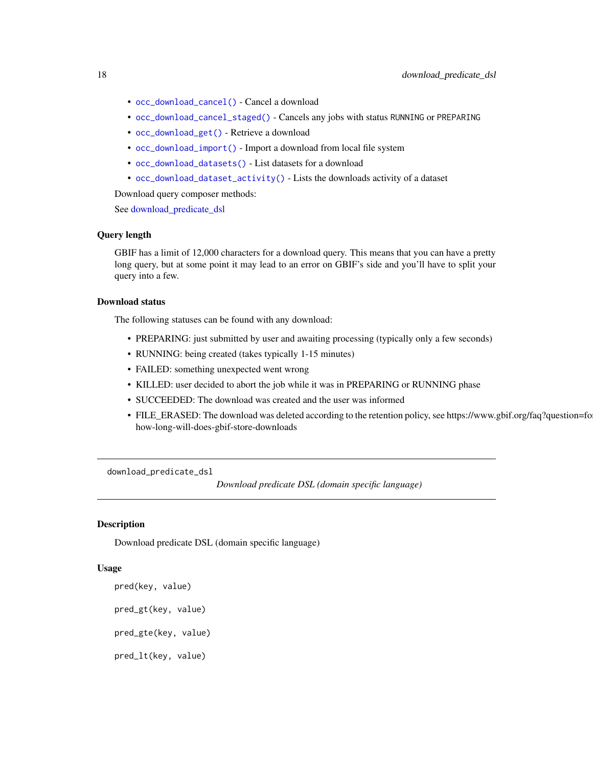- `occ_download_cancel()` - Cancel a download
- `occ_download_cancel_staged()` - Cancels any jobs with status `RUNNING` or `PREPARING`
- `occ_download_get()` - Retrieve a download
- `occ_download_import()` - Import a download from local file system
- `occ_download_datasets()` - List datasets for a download
- `occ_download_dataset_activity()` - Lists the downloads activity of a dataset

Download query composer methods:

See download_predicate_dsl

### Query length

GBIF has a limit of 12,000 characters for a download query. This means that you can have a pretty long query, but at some point it may lead to an error on GBIF's side and you'll have to split your query into a few.

### Download status

The following statuses can be found with any download:

- PREPARING: just submitted by user and awaiting processing (typically only a few seconds)
- RUNNING: being created (takes typically 1-15 minutes)
- FAILED: something unexpected went wrong
- KILLED: user decided to abort the job while it was in PREPARING or RUNNING phase
- SUCCEEDED: The download was created and the user was informed
- FILE_ERASED: The download was deleted according to the retention policy, see https://www.gbif.org/faq?question=for-how-long-will-does-gbif-store-downloads

---

## download_predicate_dsl

*Download predicate DSL (domain specific language)*

---

### Description

Download predicate DSL (domain specific language)

### Usage

```
pred(key, value)

pred_gt(key, value)

pred_gte(key, value)

pred_lt(key, value)
```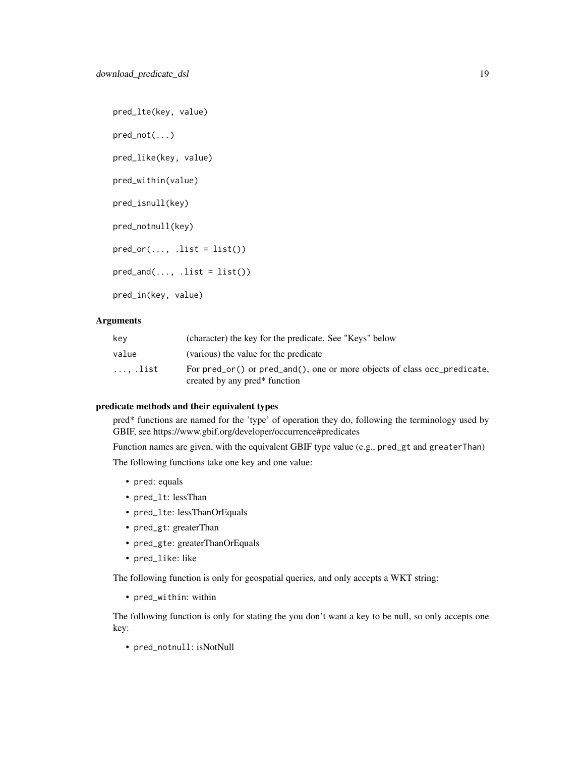```
pred_lte(key, value)

pred_not(...)

pred_like(key, value)

pred_within(value)

pred_isnull(key)

pred_notnull(key)

pred_or(..., .list = list())

pred_and(..., .list = list())

pred_in(key, value)
```

### Arguments

| | |
|---|---|
| key | (character) the key for the predicate. See "Keys" below |
| value | (various) the value for the predicate |
| ..., .list | For pred_or() or pred_and(), one or more objects of class occ_predicate, created by any pred* function |

### predicate methods and their equivalent types

pred* functions are named for the 'type' of operation they do, following the terminology used by GBIF, see https://www.gbif.org/developer/occurrence#predicates

Function names are given, with the equivalent GBIF type value (e.g., pred_gt and greaterThan)

The following functions take one key and one value:

- pred: equals
- pred_lt: lessThan
- pred_lte: lessThanOrEquals
- pred_gt: greaterThan
- pred_gte: greaterThanOrEquals
- pred_like: like

The following function is only for geospatial queries, and only accepts a WKT string:

- pred_within: within

The following function is only for stating the you don't want a key to be null, so only accepts one key:

- pred_notnull: isNotNull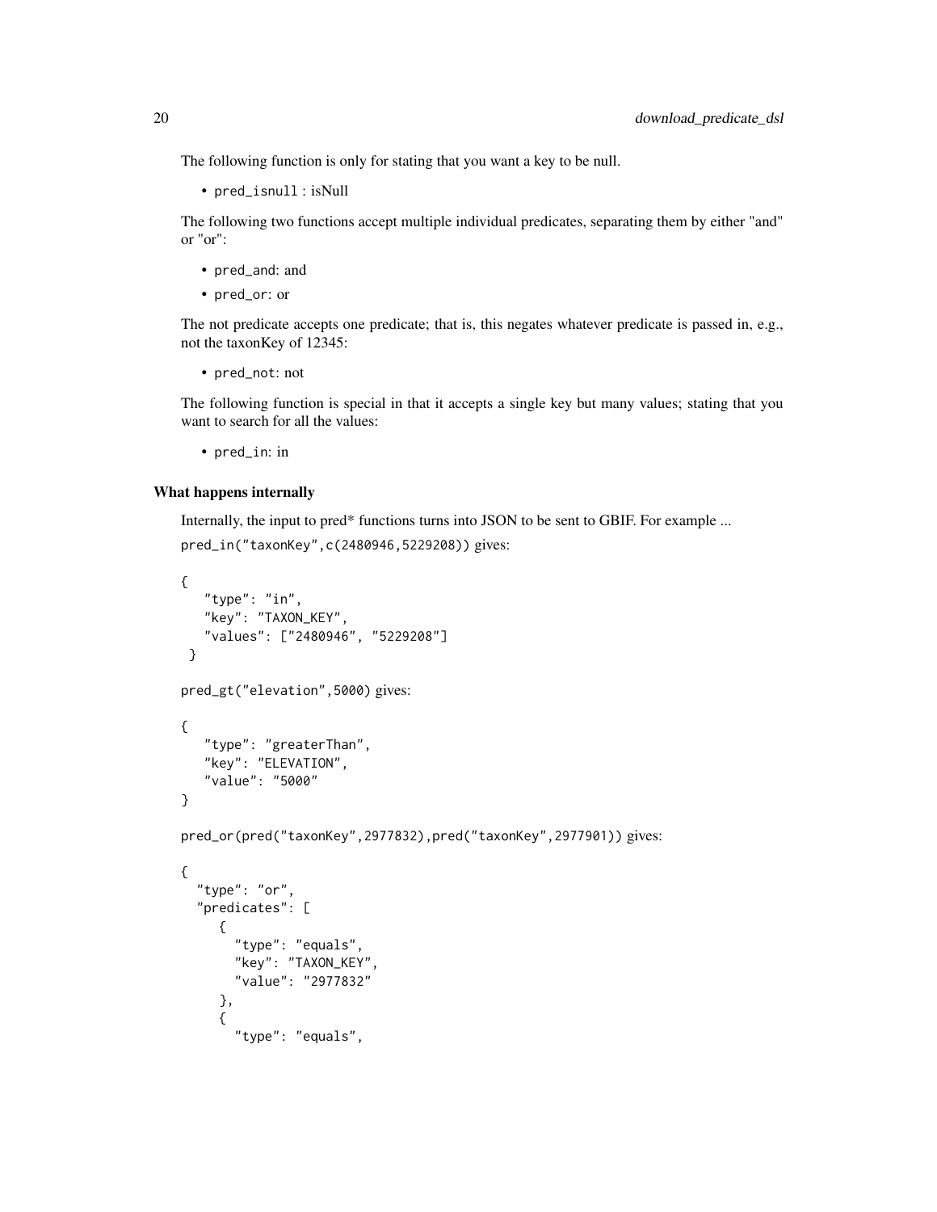The following function is only for stating that you want a key to be null.

- `pred_isnull` : isNull

The following two functions accept multiple individual predicates, separating them by either "and" or "or":

- `pred_and`: and
- `pred_or`: or

The not predicate accepts one predicate; that is, this negates whatever predicate is passed in, e.g., not the taxonKey of 12345:

- `pred_not`: not

The following function is special in that it accepts a single key but many values; stating that you want to search for all the values:

- `pred_in`: in

### What happens internally

Internally, the input to pred* functions turns into JSON to be sent to GBIF. For example ...

`pred_in("taxonKey",c(2480946,5229208))` gives:

```
{
   "type": "in",
   "key": "TAXON_KEY",
   "values": ["2480946", "5229208"]
 }
```

`pred_gt("elevation",5000)` gives:

```
{
   "type": "greaterThan",
   "key": "ELEVATION",
   "value": "5000"
}
```

`pred_or(pred("taxonKey",2977832),pred("taxonKey",2977901))` gives:

```
{
  "type": "or",
  "predicates": [
     {
       "type": "equals",
       "key": "TAXON_KEY",
       "value": "2977832"
     },
     {
       "type": "equals",
```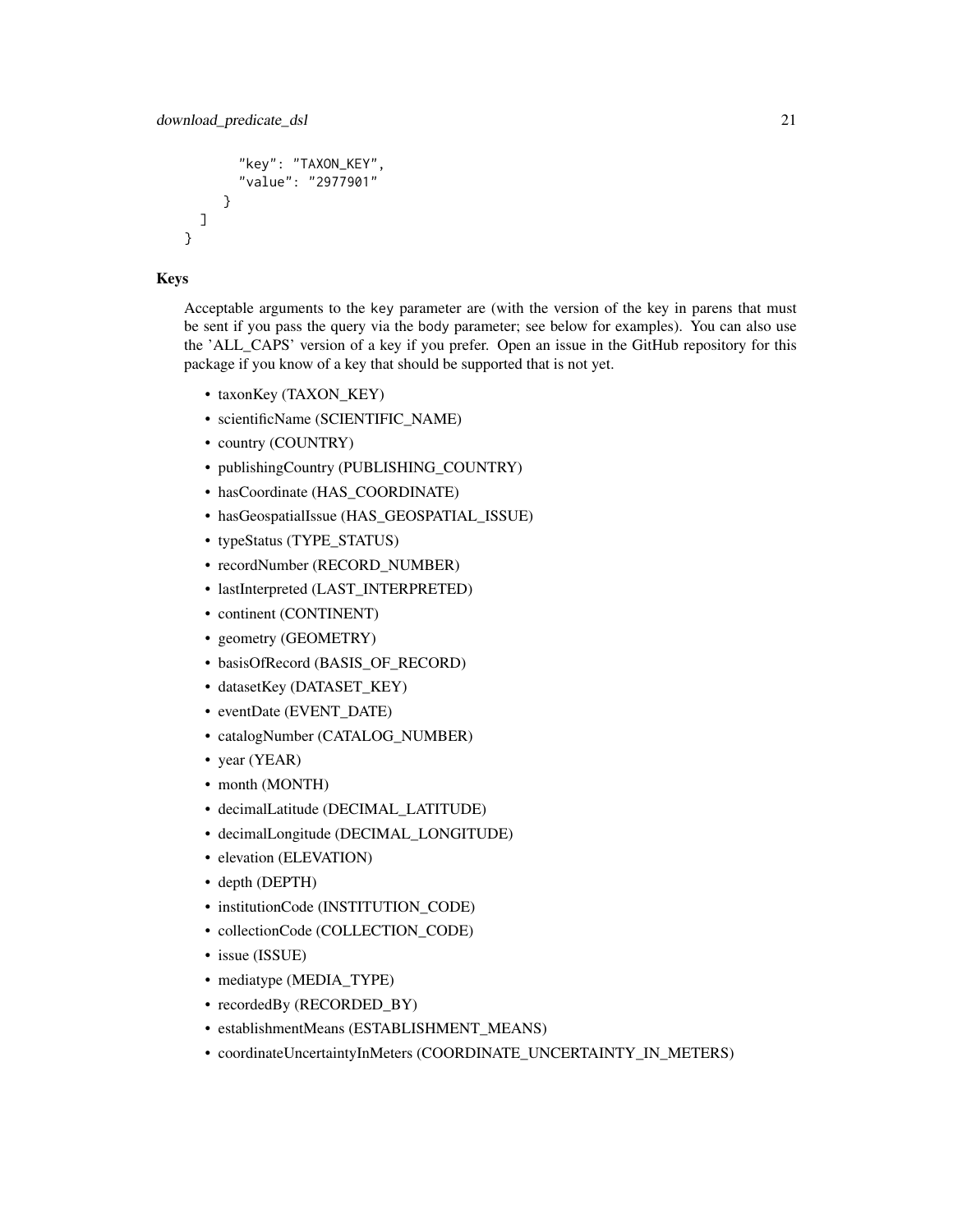```
        "key": "TAXON_KEY",
        "value": "2977901"
      }
  ]
}
```

### Keys

Acceptable arguments to the key parameter are (with the version of the key in parens that must be sent if you pass the query via the body parameter; see below for examples). You can also use the 'ALL_CAPS' version of a key if you prefer. Open an issue in the GitHub repository for this package if you know of a key that should be supported that is not yet.

- taxonKey (TAXON_KEY)
- scientificName (SCIENTIFIC_NAME)
- country (COUNTRY)
- publishingCountry (PUBLISHING_COUNTRY)
- hasCoordinate (HAS_COORDINATE)
- hasGeospatialIssue (HAS_GEOSPATIAL_ISSUE)
- typeStatus (TYPE_STATUS)
- recordNumber (RECORD_NUMBER)
- lastInterpreted (LAST_INTERPRETED)
- continent (CONTINENT)
- geometry (GEOMETRY)
- basisOfRecord (BASIS_OF_RECORD)
- datasetKey (DATASET_KEY)
- eventDate (EVENT_DATE)
- catalogNumber (CATALOG_NUMBER)
- year (YEAR)
- month (MONTH)
- decimalLatitude (DECIMAL_LATITUDE)
- decimalLongitude (DECIMAL_LONGITUDE)
- elevation (ELEVATION)
- depth (DEPTH)
- institutionCode (INSTITUTION_CODE)
- collectionCode (COLLECTION_CODE)
- issue (ISSUE)
- mediatype (MEDIA_TYPE)
- recordedBy (RECORDED_BY)
- establishmentMeans (ESTABLISHMENT_MEANS)
- coordinateUncertaintyInMeters (COORDINATE_UNCERTAINTY_IN_METERS)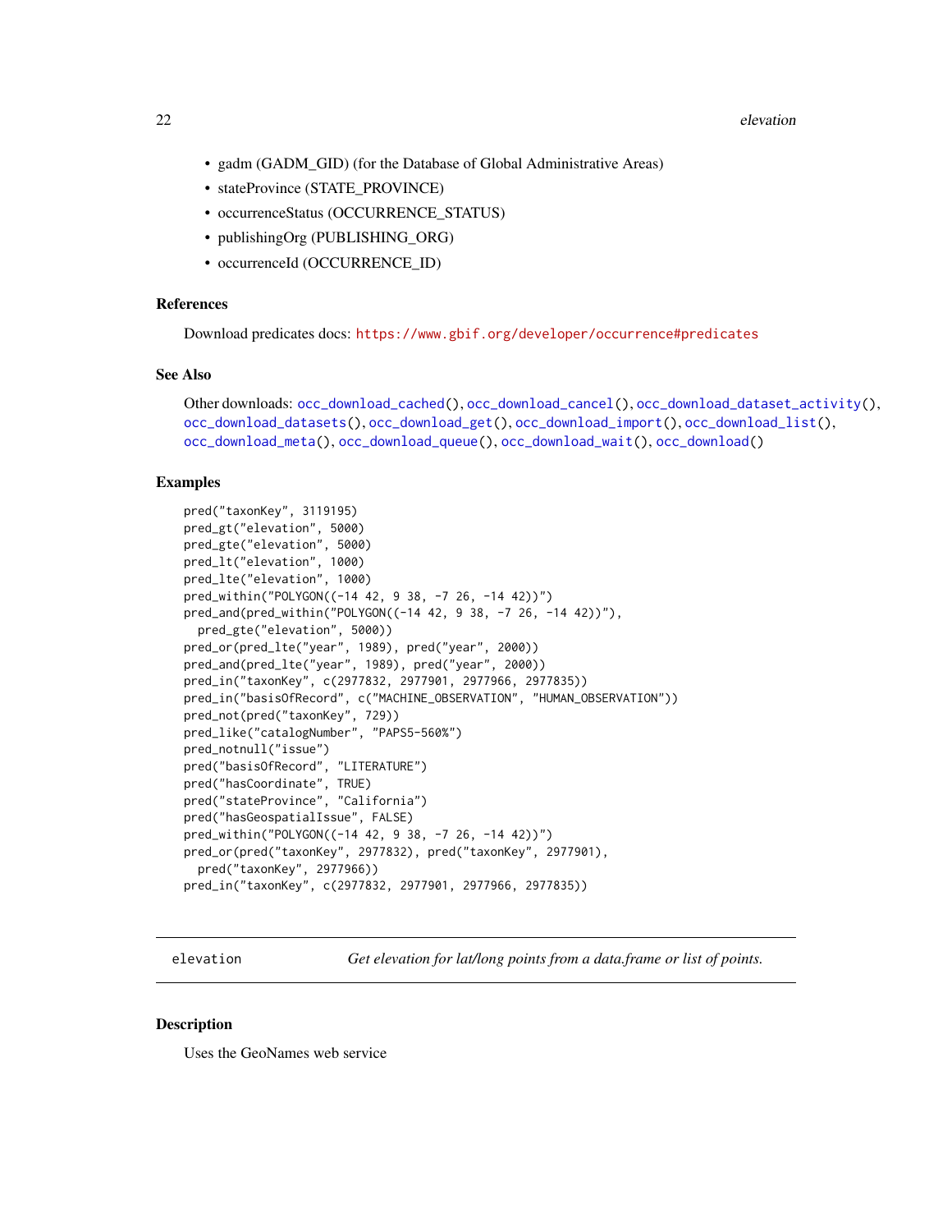- gadm (GADM_GID) (for the Database of Global Administrative Areas)
- stateProvince (STATE_PROVINCE)
- occurrenceStatus (OCCURRENCE_STATUS)
- publishingOrg (PUBLISHING_ORG)
- occurrenceId (OCCURRENCE_ID)

### References

Download predicates docs: https://www.gbif.org/developer/occurrence#predicates

### See Also

Other downloads: occ_download_cached(), occ_download_cancel(), occ_download_dataset_activity(), occ_download_datasets(), occ_download_get(), occ_download_import(), occ_download_list(), occ_download_meta(), occ_download_queue(), occ_download_wait(), occ_download()

### Examples

```
pred("taxonKey", 3119195)
pred_gt("elevation", 5000)
pred_gte("elevation", 5000)
pred_lt("elevation", 1000)
pred_lte("elevation", 1000)
pred_within("POLYGON((-14 42, 9 38, -7 26, -14 42))")
pred_and(pred_within("POLYGON((-14 42, 9 38, -7 26, -14 42))"),
  pred_gte("elevation", 5000))
pred_or(pred_lte("year", 1989), pred("year", 2000))
pred_and(pred_lte("year", 1989), pred("year", 2000))
pred_in("taxonKey", c(2977832, 2977901, 2977966, 2977835))
pred_in("basisOfRecord", c("MACHINE_OBSERVATION", "HUMAN_OBSERVATION"))
pred_not(pred("taxonKey", 729))
pred_like("catalogNumber", "PAPS5-560%")
pred_notnull("issue")
pred("basisOfRecord", "LITERATURE")
pred("hasCoordinate", TRUE)
pred("stateProvince", "California")
pred("hasGeospatialIssue", FALSE)
pred_within("POLYGON((-14 42, 9 38, -7 26, -14 42))")
pred_or(pred("taxonKey", 2977832), pred("taxonKey", 2977901),
  pred("taxonKey", 2977966))
pred_in("taxonKey", c(2977832, 2977901, 2977966, 2977835))
```

---

## elevation — *Get elevation for lat/long points from a data.frame or list of points.*

### Description

Uses the GeoNames web service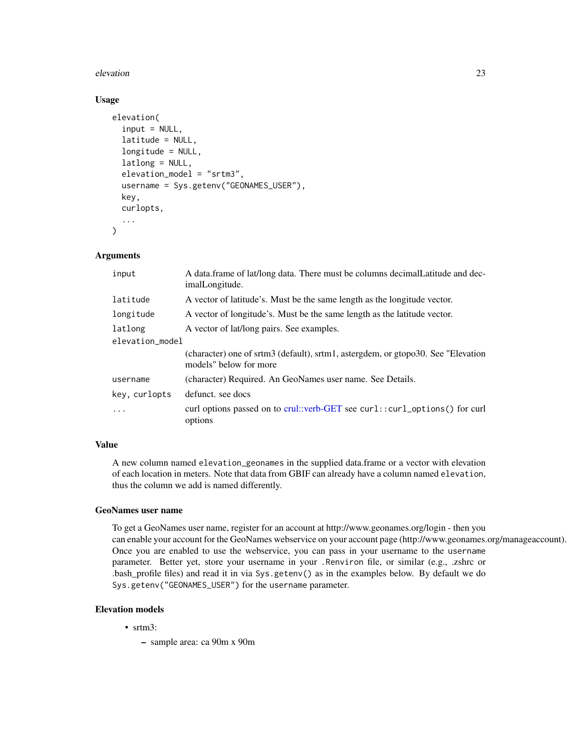## Usage

```
elevation(
  input = NULL,
  latitude = NULL,
  longitude = NULL,
  latlong = NULL,
  elevation_model = "srtm3",
  username = Sys.getenv("GEONAMES_USER"),
  key,
  curlopts,
  ...
)
```

## Arguments

| | |
|---|---|
| `input` | A data.frame of lat/long data. There must be columns decimalLatitude and decimalLongitude. |
| `latitude` | A vector of latitude's. Must be the same length as the longitude vector. |
| `longitude` | A vector of longitude's. Must be the same length as the latitude vector. |
| `latlong` | A vector of lat/long pairs. See examples. |
| `elevation_model` | (character) one of srtm3 (default), srtm1, astergdem, or gtopo30. See "Elevation models" below for more |
| `username` | (character) Required. An GeoNames user name. See Details. |
| `key, curlopts` | defunct. see docs |
| `...` | curl options passed on to crul::verb-GET see `curl::curl_options()` for curl options |

## Value

A new column named `elevation_geonames` in the supplied data.frame or a vector with elevation of each location in meters. Note that data from GBIF can already have a column named `elevation`, thus the column we add is named differently.

## GeoNames user name

To get a GeoNames user name, register for an account at http://www.geonames.org/login - then you can enable your account for the GeoNames webservice on your account page (http://www.geonames.org/manageaccount). Once you are enabled to use the webservice, you can pass in your username to the `username` parameter. Better yet, store your username in your `.Renviron` file, or similar (e.g., .zshrc or .bash_profile files) and read it in via `Sys.getenv()` as in the examples below. By default we do `Sys.getenv("GEONAMES_USER")` for the `username` parameter.

## Elevation models

- srtm3:
  - sample area: ca 90m x 90m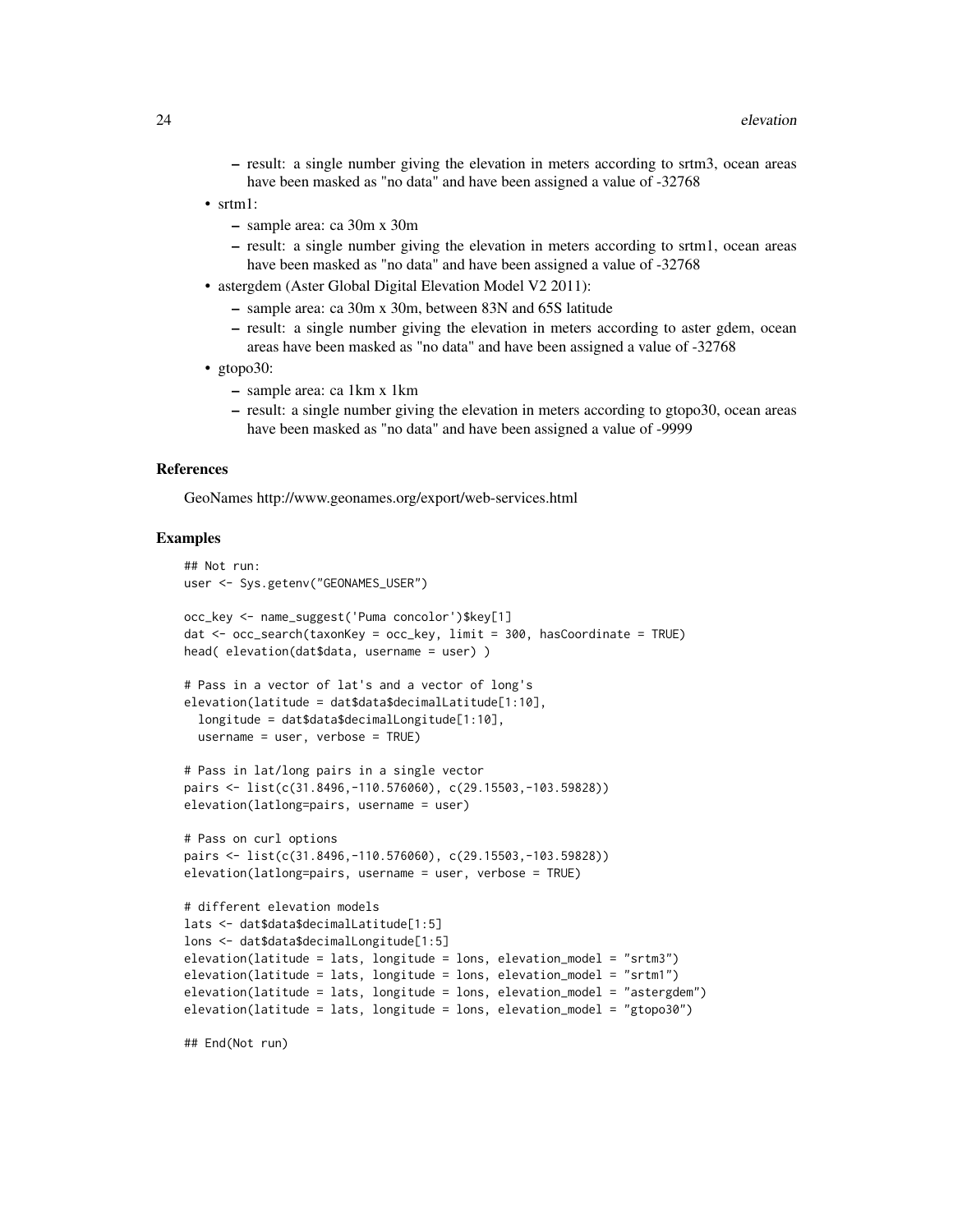- result: a single number giving the elevation in meters according to srtm3, ocean areas have been masked as "no data" and have been assigned a value of -32768

- srtm1:
    - sample area: ca 30m x 30m
    - result: a single number giving the elevation in meters according to srtm1, ocean areas have been masked as "no data" and have been assigned a value of -32768
- astergdem (Aster Global Digital Elevation Model V2 2011):
    - sample area: ca 30m x 30m, between 83N and 65S latitude
    - result: a single number giving the elevation in meters according to aster gdem, ocean areas have been masked as "no data" and have been assigned a value of -32768
- gtopo30:
    - sample area: ca 1km x 1km
    - result: a single number giving the elevation in meters according to gtopo30, ocean areas have been masked as "no data" and have been assigned a value of -9999

### References

GeoNames http://www.geonames.org/export/web-services.html

### Examples

```
## Not run:
user <- Sys.getenv("GEONAMES_USER")

occ_key <- name_suggest('Puma concolor')$key[1]
dat <- occ_search(taxonKey = occ_key, limit = 300, hasCoordinate = TRUE)
head( elevation(dat$data, username = user) )

# Pass in a vector of lat's and a vector of long's
elevation(latitude = dat$data$decimalLatitude[1:10],
  longitude = dat$data$decimalLongitude[1:10],
  username = user, verbose = TRUE)

# Pass in lat/long pairs in a single vector
pairs <- list(c(31.8496,-110.576060), c(29.15503,-103.59828))
elevation(latlong=pairs, username = user)

# Pass on curl options
pairs <- list(c(31.8496,-110.576060), c(29.15503,-103.59828))
elevation(latlong=pairs, username = user, verbose = TRUE)

# different elevation models
lats <- dat$data$decimalLatitude[1:5]
lons <- dat$data$decimalLongitude[1:5]
elevation(latitude = lats, longitude = lons, elevation_model = "srtm3")
elevation(latitude = lats, longitude = lons, elevation_model = "srtm1")
elevation(latitude = lats, longitude = lons, elevation_model = "astergdem")
elevation(latitude = lats, longitude = lons, elevation_model = "gtopo30")

## End(Not run)
```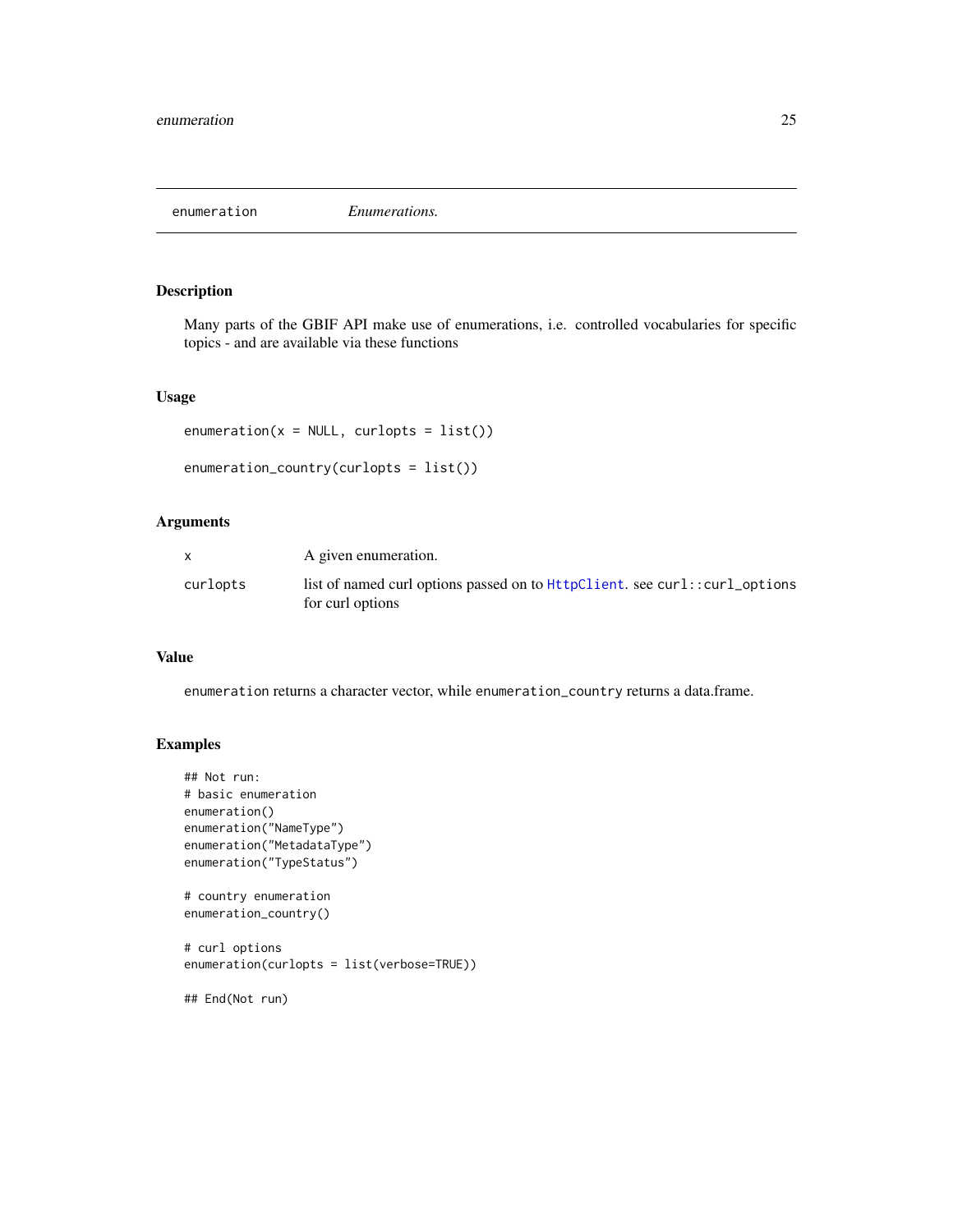# enumeration *Enumerations.*

## Description

Many parts of the GBIF API make use of enumerations, i.e. controlled vocabularies for specific topics - and are available via these functions

## Usage

```
enumeration(x = NULL, curlopts = list())

enumeration_country(curlopts = list())
```

## Arguments

| | |
|---|---|
| x | A given enumeration. |
| curlopts | list of named curl options passed on to `HttpClient`. see `curl::curl_options` for curl options |

## Value

`enumeration` returns a character vector, while `enumeration_country` returns a data.frame.

## Examples

```
## Not run:
# basic enumeration
enumeration()
enumeration("NameType")
enumeration("MetadataType")
enumeration("TypeStatus")

# country enumeration
enumeration_country()

# curl options
enumeration(curlopts = list(verbose=TRUE))

## End(Not run)
```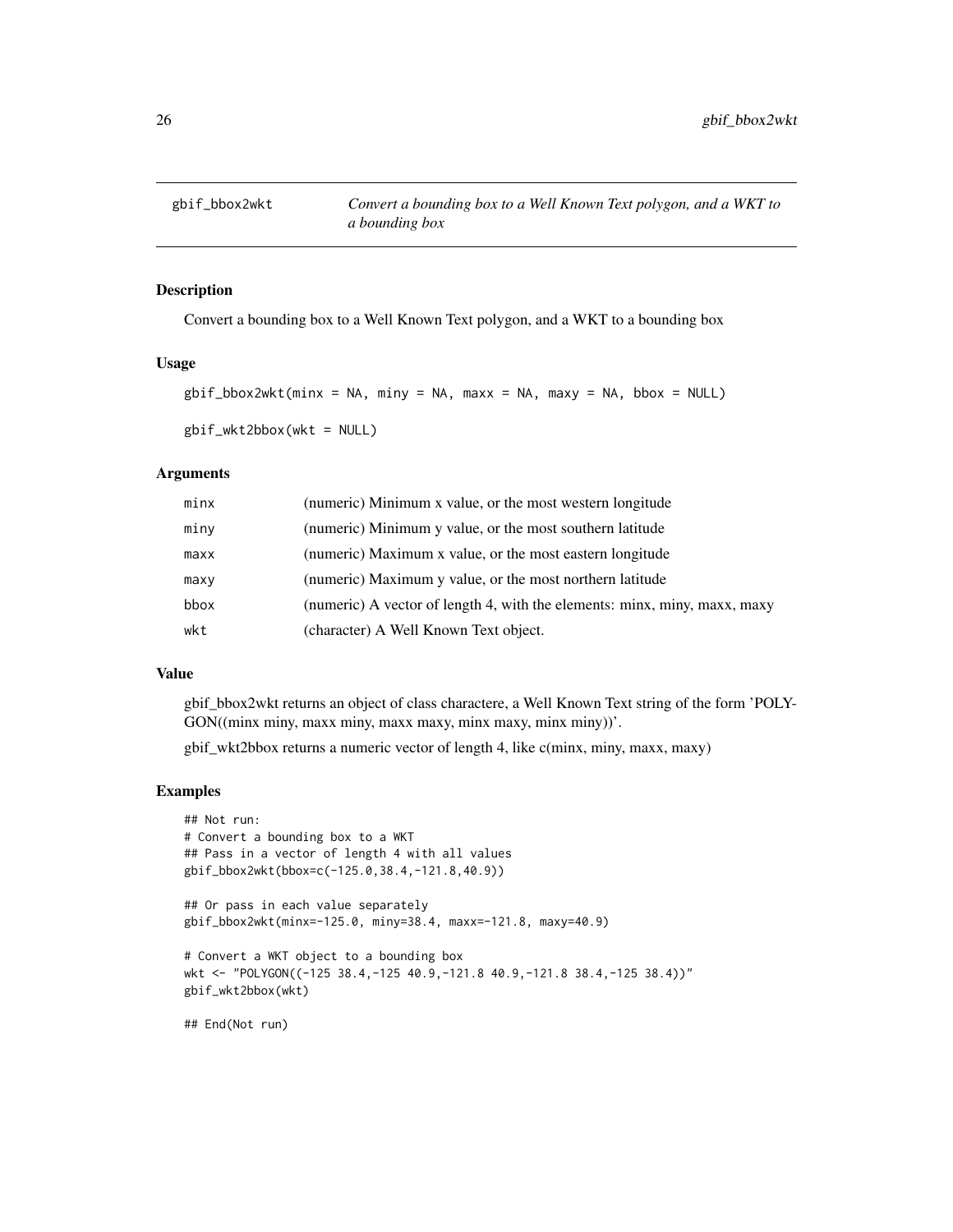## gbif_bbox2wkt — *Convert a bounding box to a Well Known Text polygon, and a WKT to a bounding box*

### Description

Convert a bounding box to a Well Known Text polygon, and a WKT to a bounding box

### Usage

```
gbif_bbox2wkt(minx = NA, miny = NA, maxx = NA, maxy = NA, bbox = NULL)

gbif_wkt2bbox(wkt = NULL)
```

### Arguments

| | |
|---|---|
| minx | (numeric) Minimum x value, or the most western longitude |
| miny | (numeric) Minimum y value, or the most southern latitude |
| maxx | (numeric) Maximum x value, or the most eastern longitude |
| maxy | (numeric) Maximum y value, or the most northern latitude |
| bbox | (numeric) A vector of length 4, with the elements: minx, miny, maxx, maxy |
| wkt | (character) A Well Known Text object. |

### Value

gbif_bbox2wkt returns an object of class charactere, a Well Known Text string of the form 'POLYGON((minx miny, maxx miny, maxx maxy, minx maxy, minx miny))'.

gbif_wkt2bbox returns a numeric vector of length 4, like c(minx, miny, maxx, maxy)

### Examples

```
## Not run:
# Convert a bounding box to a WKT
## Pass in a vector of length 4 with all values
gbif_bbox2wkt(bbox=c(-125.0,38.4,-121.8,40.9))

## Or pass in each value separately
gbif_bbox2wkt(minx=-125.0, miny=38.4, maxx=-121.8, maxy=40.9)

# Convert a WKT object to a bounding box
wkt <- "POLYGON((-125 38.4,-125 40.9,-121.8 40.9,-121.8 38.4,-125 38.4))"
gbif_wkt2bbox(wkt)

## End(Not run)
```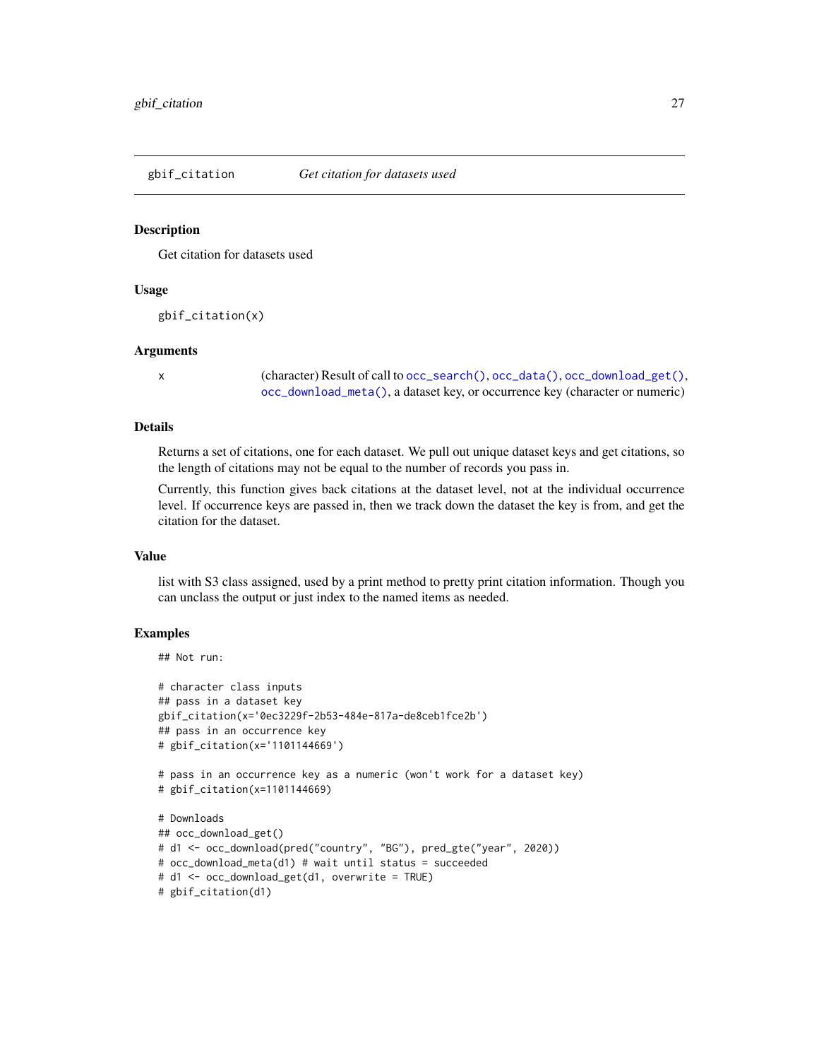## gbif_citation — *Get citation for datasets used*

### Description

Get citation for datasets used

### Usage

```
gbif_citation(x)
```

### Arguments

| | |
|---|---|
| x | (character) Result of call to occ_search(), occ_data(), occ_download_get(), occ_download_meta(), a dataset key, or occurrence key (character or numeric) |

### Details

Returns a set of citations, one for each dataset. We pull out unique dataset keys and get citations, so the length of citations may not be equal to the number of records you pass in.

Currently, this function gives back citations at the dataset level, not at the individual occurrence level. If occurrence keys are passed in, then we track down the dataset the key is from, and get the citation for the dataset.

### Value

list with S3 class assigned, used by a print method to pretty print citation information. Though you can unclass the output or just index to the named items as needed.

### Examples

```
## Not run:

# character class inputs
## pass in a dataset key
gbif_citation(x='0ec3229f-2b53-484e-817a-de8ceb1fce2b')
## pass in an occurrence key
# gbif_citation(x='1101144669')

# pass in an occurrence key as a numeric (won't work for a dataset key)
# gbif_citation(x=1101144669)

# Downloads
## occ_download_get()
# d1 <- occ_download(pred("country", "BG"), pred_gte("year", 2020))
# occ_download_meta(d1) # wait until status = succeeded
# d1 <- occ_download_get(d1, overwrite = TRUE)
# gbif_citation(d1)
```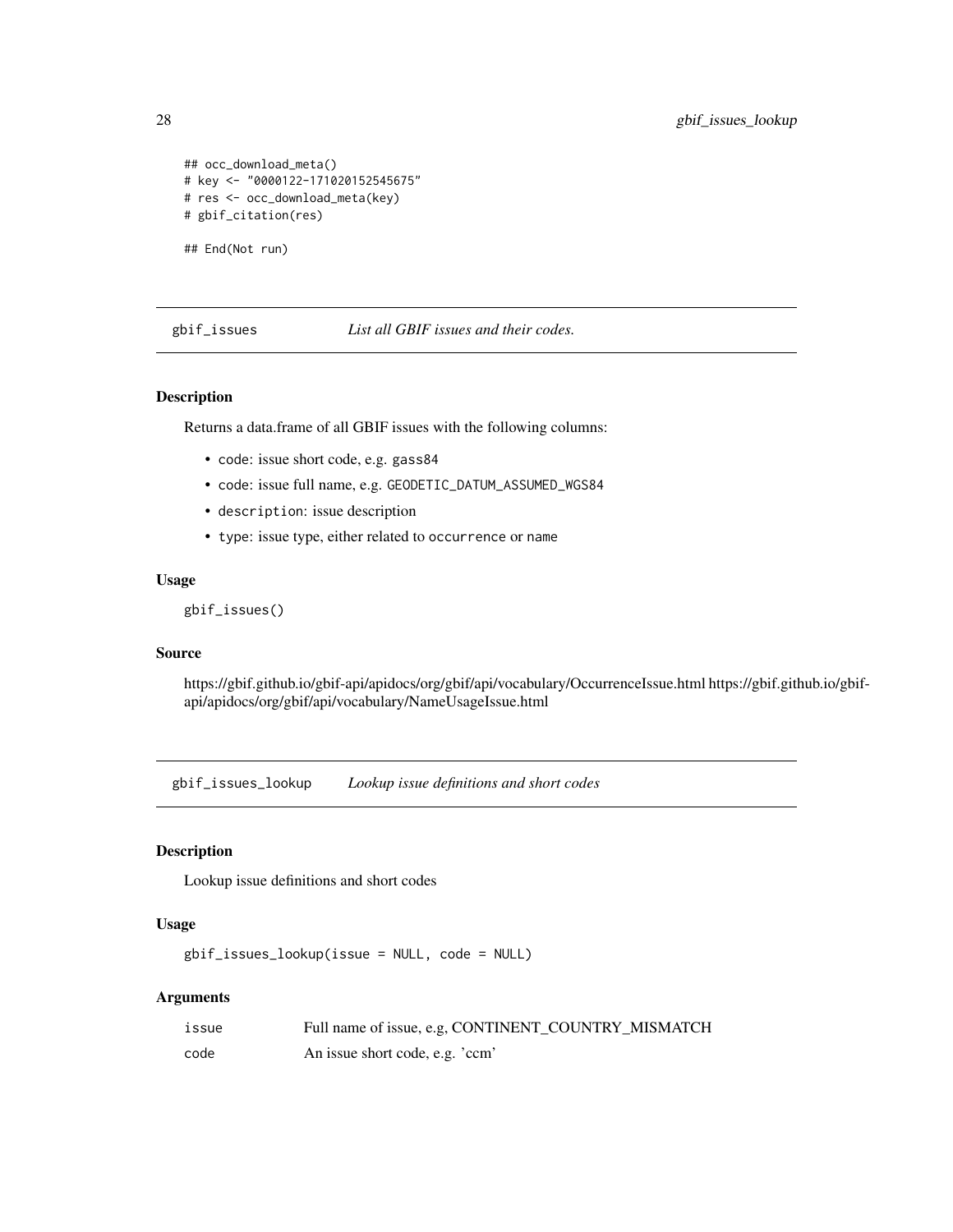```
## occ_download_meta()
# key <- "0000122-171020152545675"
# res <- occ_download_meta(key)
# gbif_citation(res)

## End(Not run)
```

## gbif_issues — *List all GBIF issues and their codes.*

### Description

Returns a data.frame of all GBIF issues with the following columns:

- `code`: issue short code, e.g. `gass84`
- `code`: issue full name, e.g. `GEODETIC_DATUM_ASSUMED_WGS84`
- `description`: issue description
- `type`: issue type, either related to `occurrence` or `name`

### Usage

```
gbif_issues()
```

### Source

https://gbif.github.io/gbif-api/apidocs/org/gbif/api/vocabulary/OccurrenceIssue.html https://gbif.github.io/gbif-api/apidocs/org/gbif/api/vocabulary/NameUsageIssue.html

## gbif_issues_lookup — *Lookup issue definitions and short codes*

### Description

Lookup issue definitions and short codes

### Usage

```
gbif_issues_lookup(issue = NULL, code = NULL)
```

### Arguments

| | |
|---|---|
| `issue` | Full name of issue, e.g, CONTINENT_COUNTRY_MISMATCH |
| `code` | An issue short code, e.g. 'ccm' |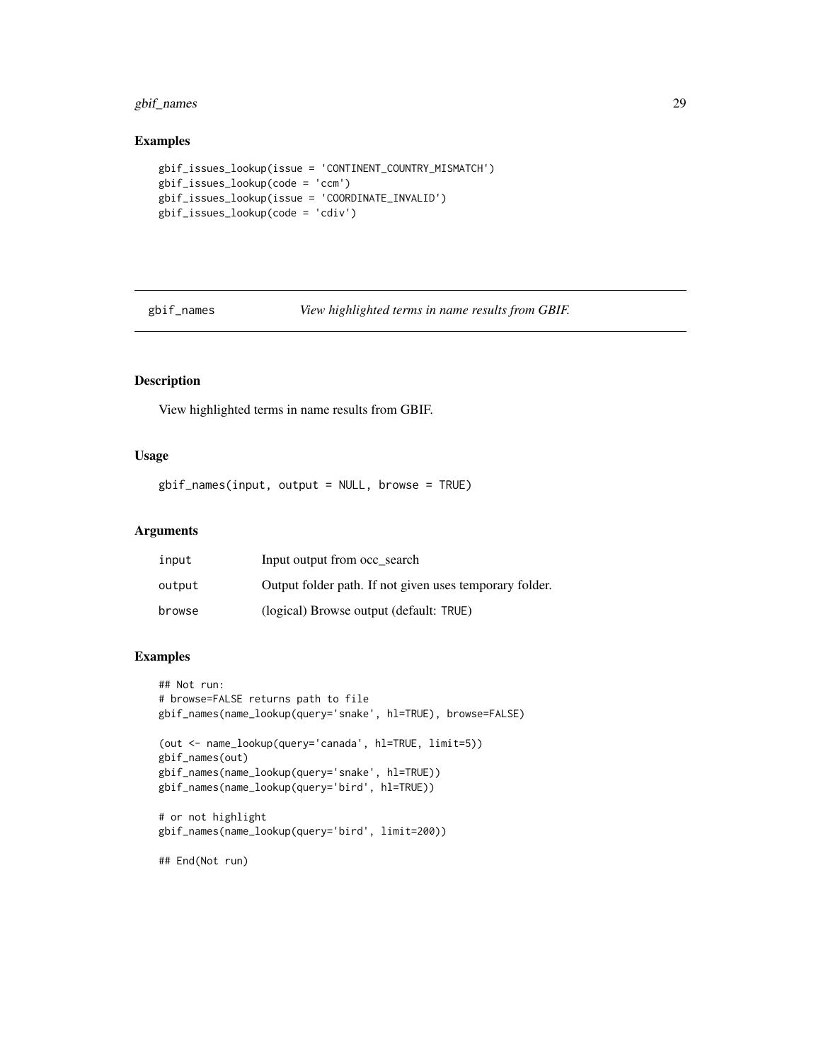### Examples

```
gbif_issues_lookup(issue = 'CONTINENT_COUNTRY_MISMATCH')
gbif_issues_lookup(code = 'ccm')
gbif_issues_lookup(issue = 'COORDINATE_INVALID')
gbif_issues_lookup(code = 'cdiv')
```

## gbif_names — *View highlighted terms in name results from GBIF.*

### Description

View highlighted terms in name results from GBIF.

### Usage

```
gbif_names(input, output = NULL, browse = TRUE)
```

### Arguments

| | |
|---|---|
| input | Input output from occ_search |
| output | Output folder path. If not given uses temporary folder. |
| browse | (logical) Browse output (default: TRUE) |

### Examples

```
## Not run:
# browse=FALSE returns path to file
gbif_names(name_lookup(query='snake', hl=TRUE), browse=FALSE)

(out <- name_lookup(query='canada', hl=TRUE, limit=5))
gbif_names(out)
gbif_names(name_lookup(query='snake', hl=TRUE))
gbif_names(name_lookup(query='bird', hl=TRUE))

# or not highlight
gbif_names(name_lookup(query='bird', limit=200))

## End(Not run)
```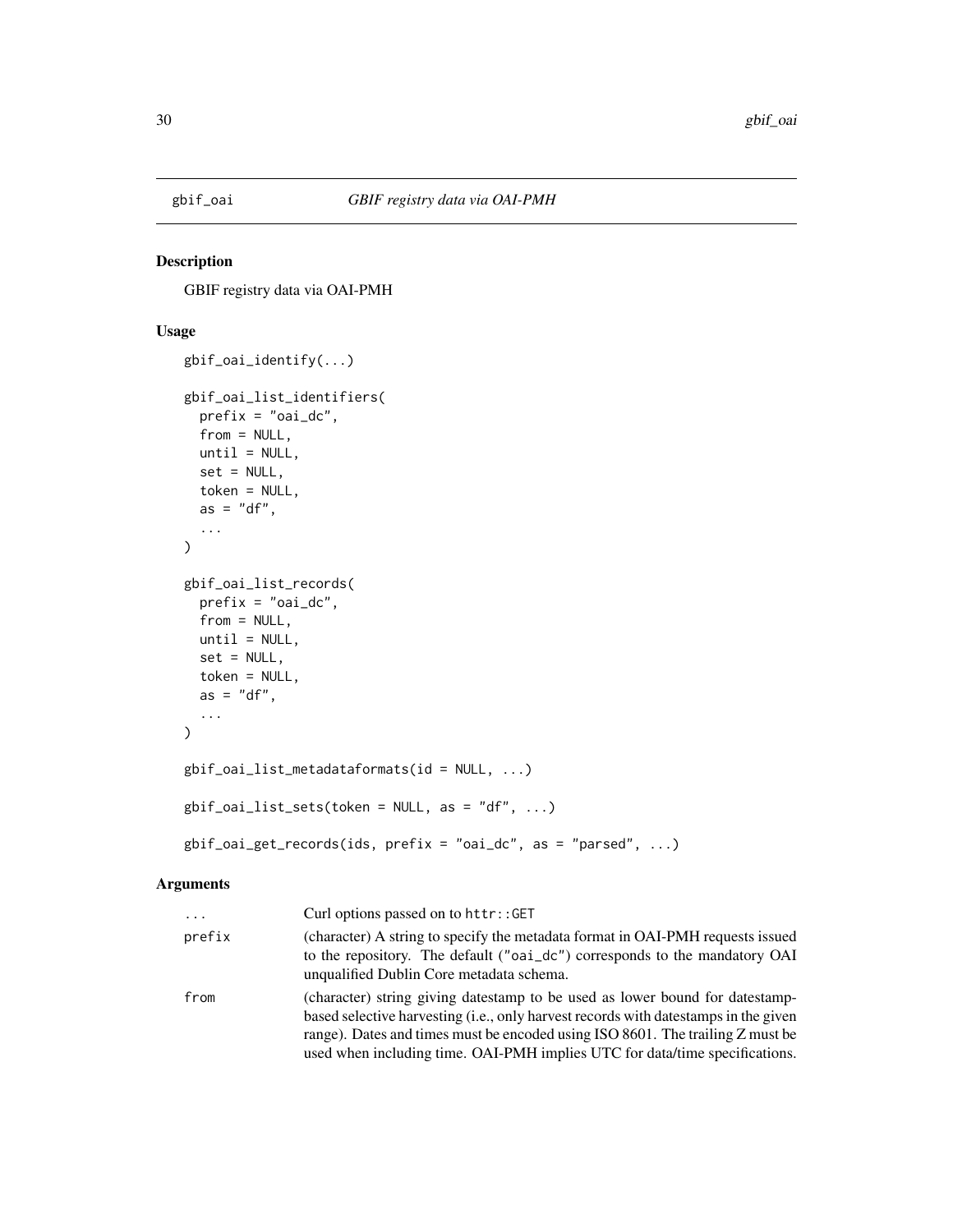# gbif_oai — *GBIF registry data via OAI-PMH*

## Description

GBIF registry data via OAI-PMH

## Usage

```
gbif_oai_identify(...)

gbif_oai_list_identifiers(
  prefix = "oai_dc",
  from = NULL,
  until = NULL,
  set = NULL,
  token = NULL,
  as = "df",
  ...
)

gbif_oai_list_records(
  prefix = "oai_dc",
  from = NULL,
  until = NULL,
  set = NULL,
  token = NULL,
  as = "df",
  ...
)

gbif_oai_list_metadataformats(id = NULL, ...)

gbif_oai_list_sets(token = NULL, as = "df", ...)

gbif_oai_get_records(ids, prefix = "oai_dc", as = "parsed", ...)
```

## Arguments

| | |
|---|---|
| `...` | Curl options passed on to `httr::GET` |
| `prefix` | (character) A string to specify the metadata format in OAI-PMH requests issued to the repository. The default (`"oai_dc"`) corresponds to the mandatory OAI unqualified Dublin Core metadata schema. |
| `from` | (character) string giving datestamp to be used as lower bound for datestamp-based selective harvesting (i.e., only harvest records with datestamps in the given range). Dates and times must be encoded using ISO 8601. The trailing Z must be used when including time. OAI-PMH implies UTC for data/time specifications. |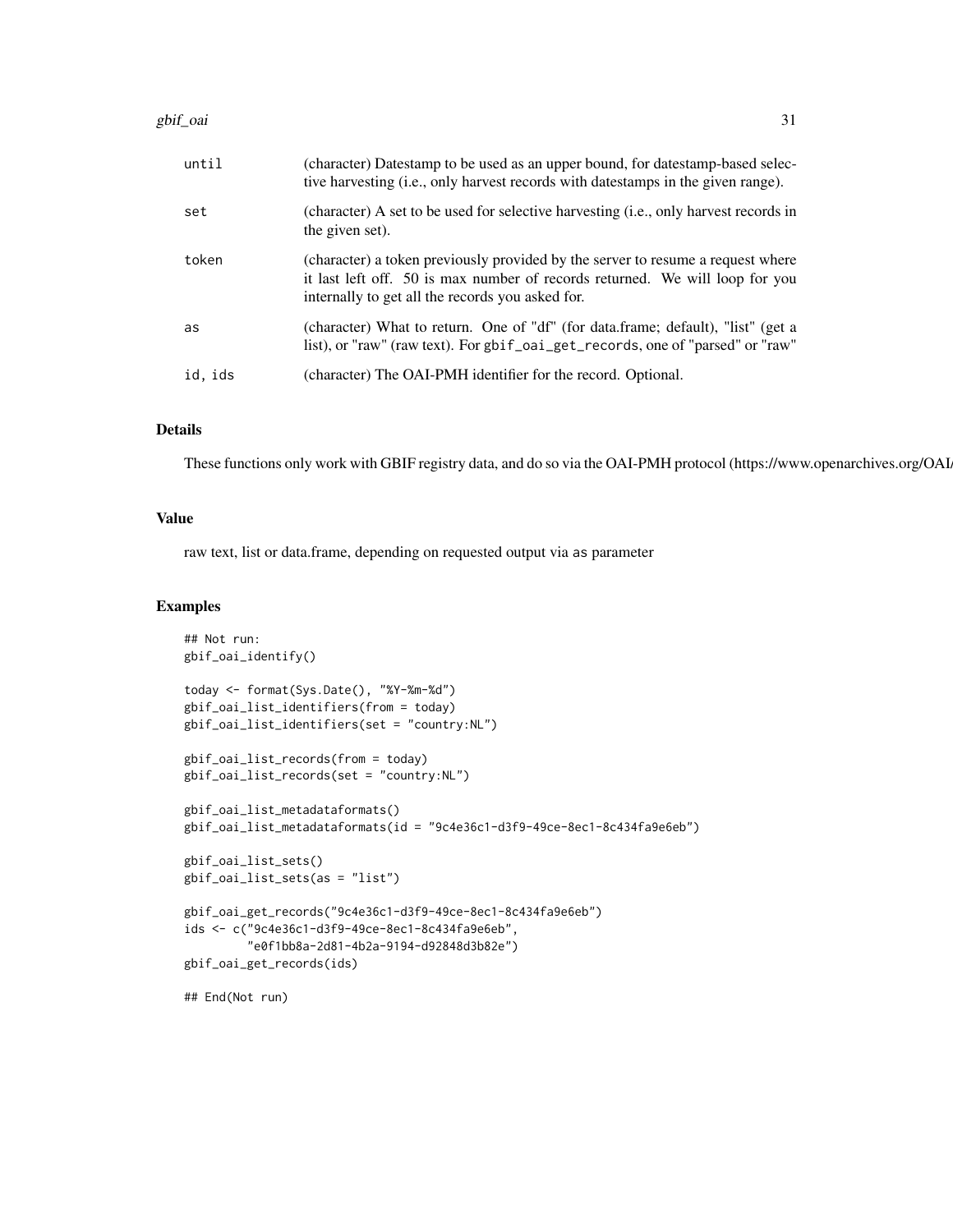| | |
|---|---|
| until | (character) Datestamp to be used as an upper bound, for datestamp-based selective harvesting (i.e., only harvest records with datestamps in the given range). |
| set | (character) A set to be used for selective harvesting (i.e., only harvest records in the given set). |
| token | (character) a token previously provided by the server to resume a request where it last left off. 50 is max number of records returned. We will loop for you internally to get all the records you asked for. |
| as | (character) What to return. One of "df" (for data.frame; default), "list" (get a list), or "raw" (raw text). For gbif_oai_get_records, one of "parsed" or "raw" |
| id, ids | (character) The OAI-PMH identifier for the record. Optional. |

## Details

These functions only work with GBIF registry data, and do so via the OAI-PMH protocol (https://www.openarchives.org/OAI/

## Value

raw text, list or data.frame, depending on requested output via as parameter

## Examples

```
## Not run:
gbif_oai_identify()

today <- format(Sys.Date(), "%Y-%m-%d")
gbif_oai_list_identifiers(from = today)
gbif_oai_list_identifiers(set = "country:NL")

gbif_oai_list_records(from = today)
gbif_oai_list_records(set = "country:NL")

gbif_oai_list_metadataformats()
gbif_oai_list_metadataformats(id = "9c4e36c1-d3f9-49ce-8ec1-8c434fa9e6eb")

gbif_oai_list_sets()
gbif_oai_list_sets(as = "list")

gbif_oai_get_records("9c4e36c1-d3f9-49ce-8ec1-8c434fa9e6eb")
ids <- c("9c4e36c1-d3f9-49ce-8ec1-8c434fa9e6eb",
        "e0f1bb8a-2d81-4b2a-9194-d92848d3b82e")
gbif_oai_get_records(ids)

## End(Not run)
```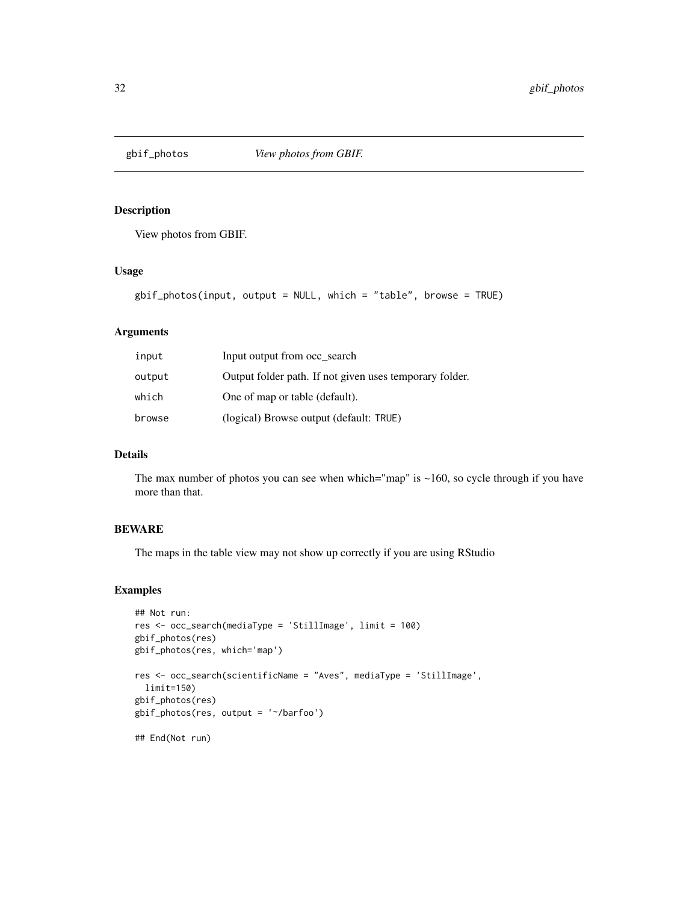# gbif_photos *View photos from GBIF.*

## Description

View photos from GBIF.

## Usage

```
gbif_photos(input, output = NULL, which = "table", browse = TRUE)
```

## Arguments

| | |
|---|---|
| input | Input output from occ_search |
| output | Output folder path. If not given uses temporary folder. |
| which | One of map or table (default). |
| browse | (logical) Browse output (default: TRUE) |

## Details

The max number of photos you can see when which="map" is ~160, so cycle through if you have more than that.

## BEWARE

The maps in the table view may not show up correctly if you are using RStudio

## Examples

```
## Not run:
res <- occ_search(mediaType = 'StillImage', limit = 100)
gbif_photos(res)
gbif_photos(res, which='map')

res <- occ_search(scientificName = "Aves", mediaType = 'StillImage',
  limit=150)
gbif_photos(res)
gbif_photos(res, output = '~/barfoo')

## End(Not run)
```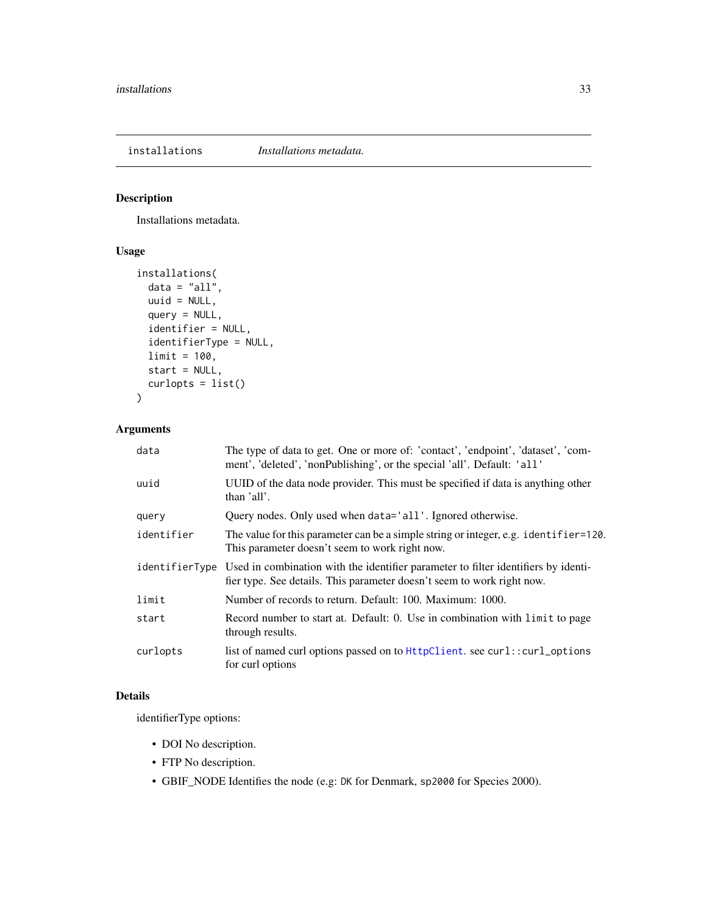## installations    *Installations metadata.*

### Description

Installations metadata.

### Usage

```
installations(
  data = "all",
  uuid = NULL,
  query = NULL,
  identifier = NULL,
  identifierType = NULL,
  limit = 100,
  start = NULL,
  curlopts = list()
)
```

### Arguments

| | |
|---|---|
| data | The type of data to get. One or more of: 'contact', 'endpoint', 'dataset', 'comment', 'deleted', 'nonPublishing', or the special 'all'. Default: `'all'` |
| uuid | UUID of the data node provider. This must be specified if data is anything other than 'all'. |
| query | Query nodes. Only used when `data='all'`. Ignored otherwise. |
| identifier | The value for this parameter can be a simple string or integer, e.g. `identifier=120`. This parameter doesn't seem to work right now. |
| identifierType | Used in combination with the identifier parameter to filter identifiers by identifier type. See details. This parameter doesn't seem to work right now. |
| limit | Number of records to return. Default: 100. Maximum: 1000. |
| start | Record number to start at. Default: 0. Use in combination with `limit` to page through results. |
| curlopts | list of named curl options passed on to `HttpClient`. see `curl::curl_options` for curl options |

### Details

identifierType options:

- DOI No description.
- FTP No description.
- GBIF_NODE Identifies the node (e.g: `DK` for Denmark, `sp2000` for Species 2000).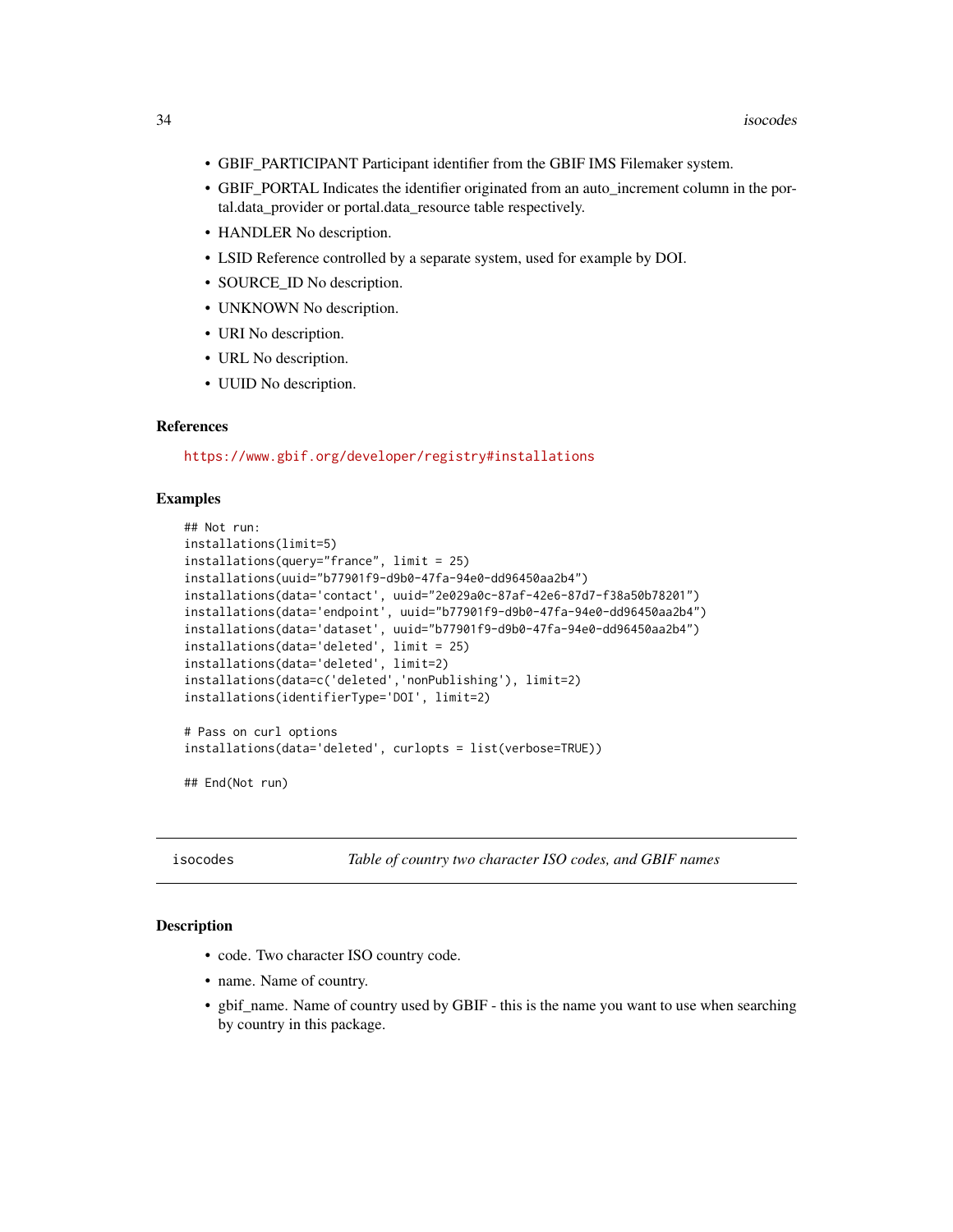- GBIF_PARTICIPANT Participant identifier from the GBIF IMS Filemaker system.
- GBIF_PORTAL Indicates the identifier originated from an auto_increment column in the portal.data_provider or portal.data_resource table respectively.
- HANDLER No description.
- LSID Reference controlled by a separate system, used for example by DOI.
- SOURCE_ID No description.
- UNKNOWN No description.
- URI No description.
- URL No description.
- UUID No description.

### References

https://www.gbif.org/developer/registry#installations

### Examples

```
## Not run:
installations(limit=5)
installations(query="france", limit = 25)
installations(uuid="b77901f9-d9b0-47fa-94e0-dd96450aa2b4")
installations(data='contact', uuid="2e029a0c-87af-42e6-87d7-f38a50b78201")
installations(data='endpoint', uuid="b77901f9-d9b0-47fa-94e0-dd96450aa2b4")
installations(data='dataset', uuid="b77901f9-d9b0-47fa-94e0-dd96450aa2b4")
installations(data='deleted', limit = 25)
installations(data='deleted', limit=2)
installations(data=c('deleted','nonPublishing'), limit=2)
installations(identifierType='DOI', limit=2)

# Pass on curl options
installations(data='deleted', curlopts = list(verbose=TRUE))

## End(Not run)
```

## isocodes — *Table of country two character ISO codes, and GBIF names*

### Description

- code. Two character ISO country code.
- name. Name of country.
- gbif_name. Name of country used by GBIF - this is the name you want to use when searching by country in this package.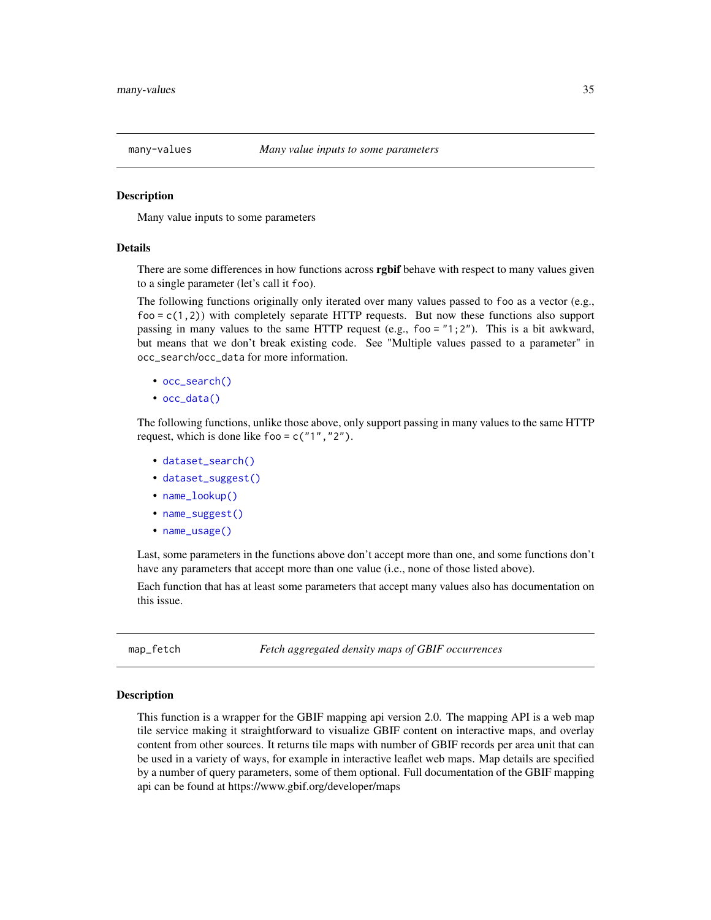## many-values — *Many value inputs to some parameters*

### Description

Many value inputs to some parameters

### Details

There are some differences in how functions across **rgbif** behave with respect to many values given to a single parameter (let's call it `foo`).

The following functions originally only iterated over many values passed to `foo` as a vector (e.g., `foo = c(1,2)`) with completely separate HTTP requests. But now these functions also support passing in many values to the same HTTP request (e.g., `foo = "1;2"`). This is a bit awkward, but means that we don't break existing code. See "Multiple values passed to a parameter" in `occ_search`/`occ_data` for more information.

- `occ_search()`
- `occ_data()`

The following functions, unlike those above, only support passing in many values to the same HTTP request, which is done like `foo = c("1","2")`.

- `dataset_search()`
- `dataset_suggest()`
- `name_lookup()`
- `name_suggest()`
- `name_usage()`

Last, some parameters in the functions above don't accept more than one, and some functions don't have any parameters that accept more than one value (i.e., none of those listed above).

Each function that has at least some parameters that accept many values also has documentation on this issue.

## map_fetch — *Fetch aggregated density maps of GBIF occurrences*

### Description

This function is a wrapper for the GBIF mapping api version 2.0. The mapping API is a web map tile service making it straightforward to visualize GBIF content on interactive maps, and overlay content from other sources. It returns tile maps with number of GBIF records per area unit that can be used in a variety of ways, for example in interactive leaflet web maps. Map details are specified by a number of query parameters, some of them optional. Full documentation of the GBIF mapping api can be found at https://www.gbif.org/developer/maps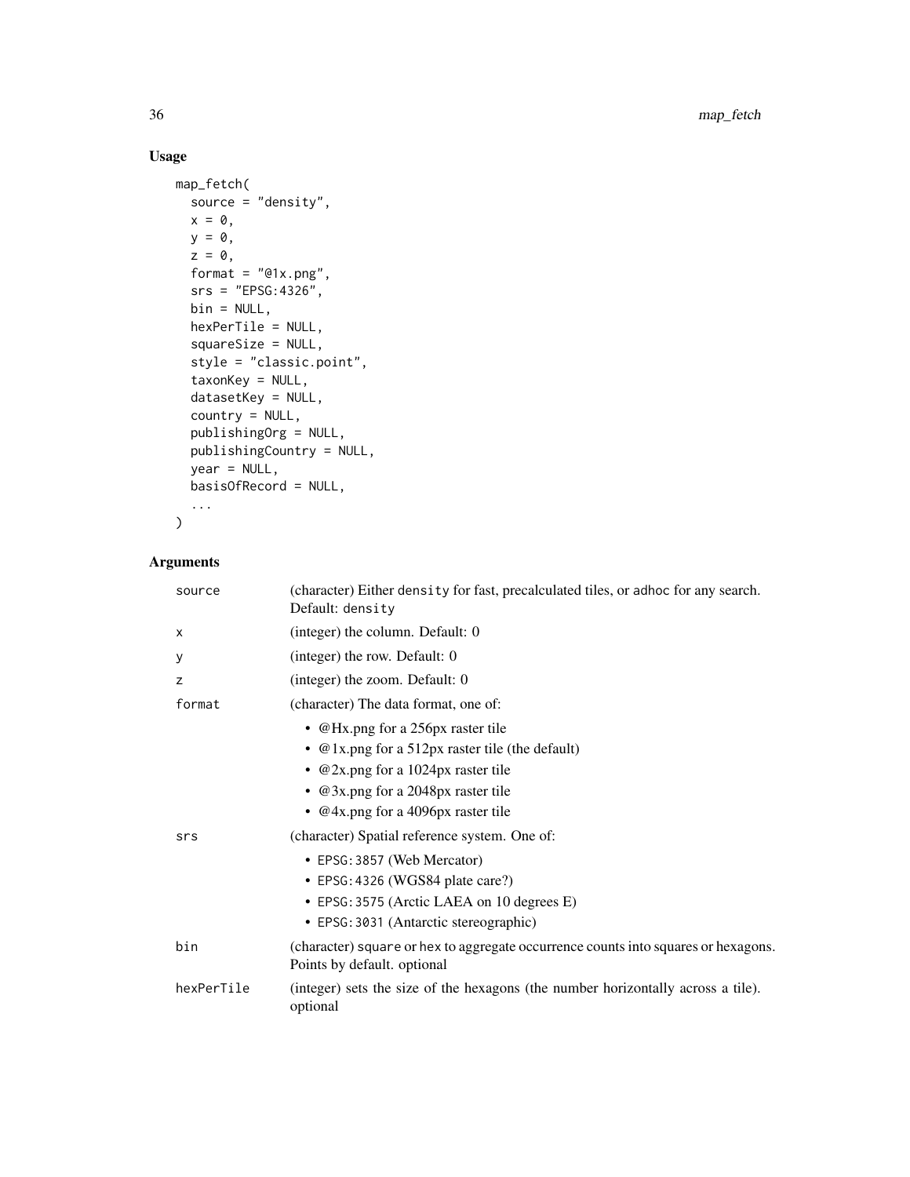## Usage

```
map_fetch(
  source = "density",
  x = 0,
  y = 0,
  z = 0,
  format = "@1x.png",
  srs = "EPSG:4326",
  bin = NULL,
  hexPerTile = NULL,
  squareSize = NULL,
  style = "classic.point",
  taxonKey = NULL,
  datasetKey = NULL,
  country = NULL,
  publishingOrg = NULL,
  publishingCountry = NULL,
  year = NULL,
  basisOfRecord = NULL,
  ...
)
```

## Arguments

| Argument | Description |
|---|---|
| source | (character) Either `density` for fast, precalculated tiles, or `adhoc` for any search. Default: `density` |
| x | (integer) the column. Default: 0 |
| y | (integer) the row. Default: 0 |
| z | (integer) the zoom. Default: 0 |
| format | (character) The data format, one of:<br>• @Hx.png for a 256px raster tile<br>• @1x.png for a 512px raster tile (the default)<br>• @2x.png for a 1024px raster tile<br>• @3x.png for a 2048px raster tile<br>• @4x.png for a 4096px raster tile |
| srs | (character) Spatial reference system. One of:<br>• `EPSG:3857` (Web Mercator)<br>• `EPSG:4326` (WGS84 plate care?)<br>• `EPSG:3575` (Arctic LAEA on 10 degrees E)<br>• `EPSG:3031` (Antarctic stereographic) |
| bin | (character) `square` or `hex` to aggregate occurrence counts into squares or hexagons. Points by default. optional |
| hexPerTile | (integer) sets the size of the hexagons (the number horizontally across a tile). optional |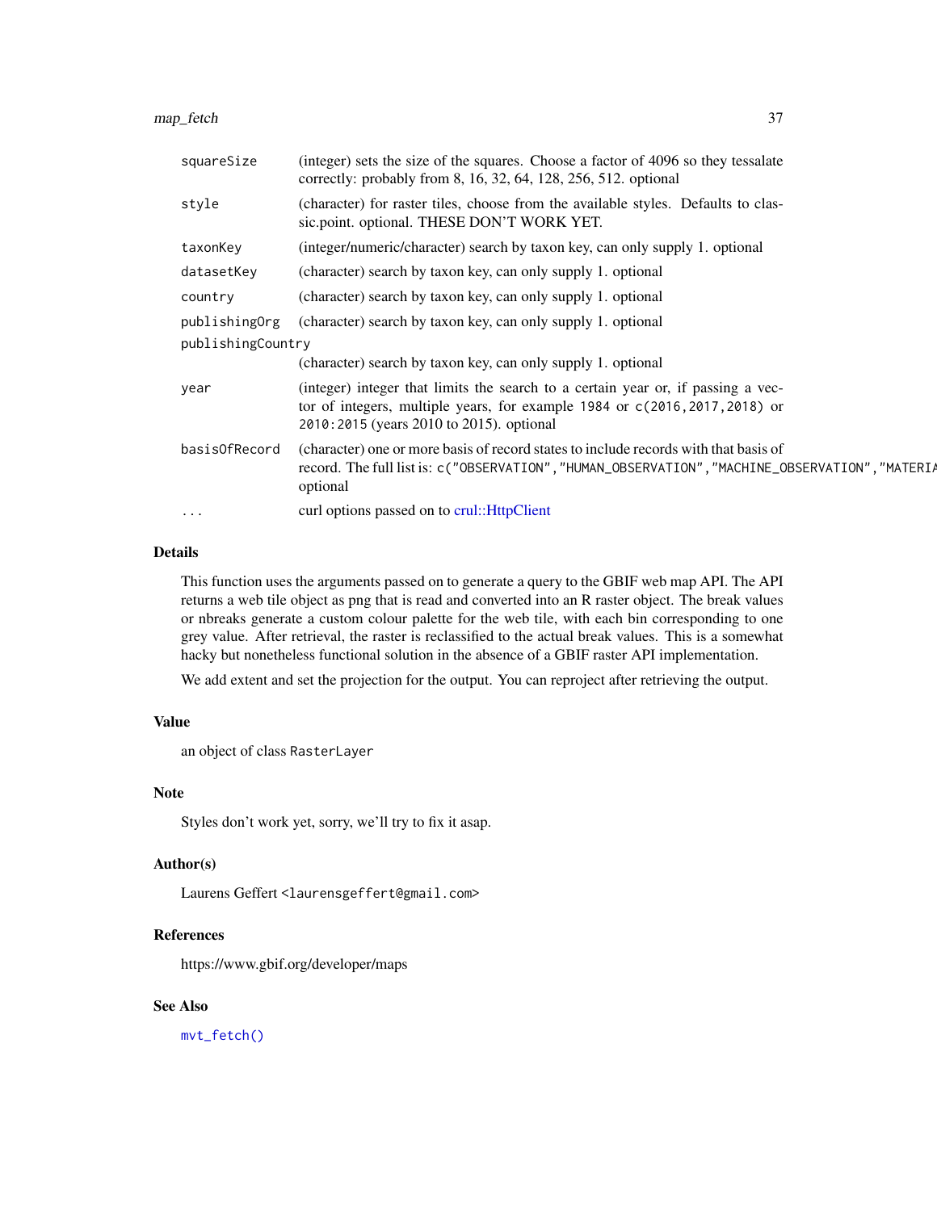| | |
|---|---|
| squareSize | (integer) sets the size of the squares. Choose a factor of 4096 so they tessalate correctly: probably from 8, 16, 32, 64, 128, 256, 512. optional |
| style | (character) for raster tiles, choose from the available styles. Defaults to classic.point. optional. THESE DON'T WORK YET. |
| taxonKey | (integer/numeric/character) search by taxon key, can only supply 1. optional |
| datasetKey | (character) search by taxon key, can only supply 1. optional |
| country | (character) search by taxon key, can only supply 1. optional |
| publishingOrg | (character) search by taxon key, can only supply 1. optional |
| publishingCountry | (character) search by taxon key, can only supply 1. optional |
| year | (integer) integer that limits the search to a certain year or, if passing a vector of integers, multiple years, for example 1984 or `c(2016,2017,2018)` or `2010:2015` (years 2010 to 2015). optional |
| basisOfRecord | (character) one or more basis of record states to include records with that basis of record. The full list is: `c("OBSERVATION","HUMAN_OBSERVATION","MACHINE_OBSERVATION","MATERIA` optional |
| ... | curl options passed on to crul::HttpClient |

## Details

This function uses the arguments passed on to generate a query to the GBIF web map API. The API returns a web tile object as png that is read and converted into an R raster object. The break values or nbreaks generate a custom colour palette for the web tile, with each bin corresponding to one grey value. After retrieval, the raster is reclassified to the actual break values. This is a somewhat hacky but nonetheless functional solution in the absence of a GBIF raster API implementation.

We add extent and set the projection for the output. You can reproject after retrieving the output.

## Value

an object of class `RasterLayer`

## Note

Styles don't work yet, sorry, we'll try to fix it asap.

## Author(s)

Laurens Geffert <laurensgeffert@gmail.com>

## References

https://www.gbif.org/developer/maps

## See Also

`mvt_fetch()`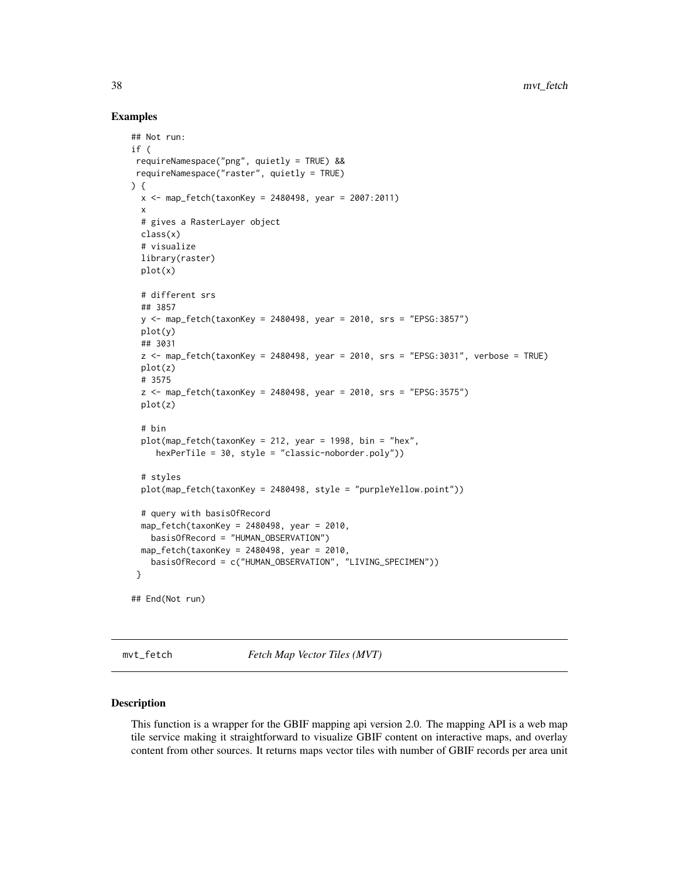### Examples

```
## Not run:
if (
 requireNamespace("png", quietly = TRUE) &&
 requireNamespace("raster", quietly = TRUE)
) {
  x <- map_fetch(taxonKey = 2480498, year = 2007:2011)
  x
  # gives a RasterLayer object
  class(x)
  # visualize
  library(raster)
  plot(x)

  # different srs
  ## 3857
  y <- map_fetch(taxonKey = 2480498, year = 2010, srs = "EPSG:3857")
  plot(y)
  ## 3031
  z <- map_fetch(taxonKey = 2480498, year = 2010, srs = "EPSG:3031", verbose = TRUE)
  plot(z)
  # 3575
  z <- map_fetch(taxonKey = 2480498, year = 2010, srs = "EPSG:3575")
  plot(z)

  # bin
  plot(map_fetch(taxonKey = 212, year = 1998, bin = "hex",
     hexPerTile = 30, style = "classic-noborder.poly"))

  # styles
  plot(map_fetch(taxonKey = 2480498, style = "purpleYellow.point"))

  # query with basisOfRecord
  map_fetch(taxonKey = 2480498, year = 2010,
    basisOfRecord = "HUMAN_OBSERVATION")
  map_fetch(taxonKey = 2480498, year = 2010,
    basisOfRecord = c("HUMAN_OBSERVATION", "LIVING_SPECIMEN"))
 }

## End(Not run)
```

---

## mvt_fetch *Fetch Map Vector Tiles (MVT)*

---

### Description

This function is a wrapper for the GBIF mapping api version 2.0. The mapping API is a web map tile service making it straightforward to visualize GBIF content on interactive maps, and overlay content from other sources. It returns maps vector tiles with number of GBIF records per area unit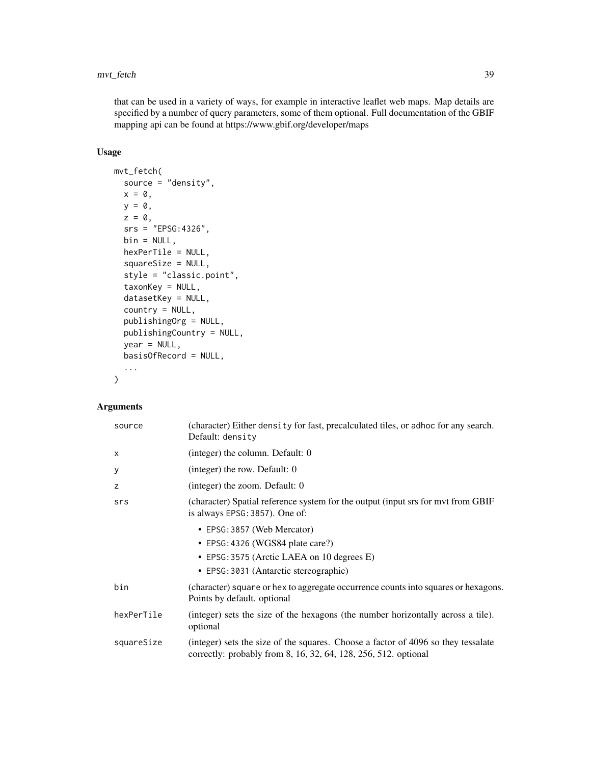that can be used in a variety of ways, for example in interactive leaflet web maps. Map details are specified by a number of query parameters, some of them optional. Full documentation of the GBIF mapping api can be found at https://www.gbif.org/developer/maps

## Usage

```
mvt_fetch(
  source = "density",
  x = 0,
  y = 0,
  z = 0,
  srs = "EPSG:4326",
  bin = NULL,
  hexPerTile = NULL,
  squareSize = NULL,
  style = "classic.point",
  taxonKey = NULL,
  datasetKey = NULL,
  country = NULL,
  publishingOrg = NULL,
  publishingCountry = NULL,
  year = NULL,
  basisOfRecord = NULL,
  ...
)
```

## Arguments

| | |
|---|---|
| source | (character) Either density for fast, precalculated tiles, or adhoc for any search. Default: density |
| x | (integer) the column. Default: 0 |
| y | (integer) the row. Default: 0 |
| z | (integer) the zoom. Default: 0 |
| srs | (character) Spatial reference system for the output (input srs for mvt from GBIF is always EPSG:3857). One of:<br>• EPSG:3857 (Web Mercator)<br>• EPSG:4326 (WGS84 plate care?)<br>• EPSG:3575 (Arctic LAEA on 10 degrees E)<br>• EPSG:3031 (Antarctic stereographic) |
| bin | (character) square or hex to aggregate occurrence counts into squares or hexagons. Points by default. optional |
| hexPerTile | (integer) sets the size of the hexagons (the number horizontally across a tile). optional |
| squareSize | (integer) sets the size of the squares. Choose a factor of 4096 so they tessalate correctly: probably from 8, 16, 32, 64, 128, 256, 512. optional |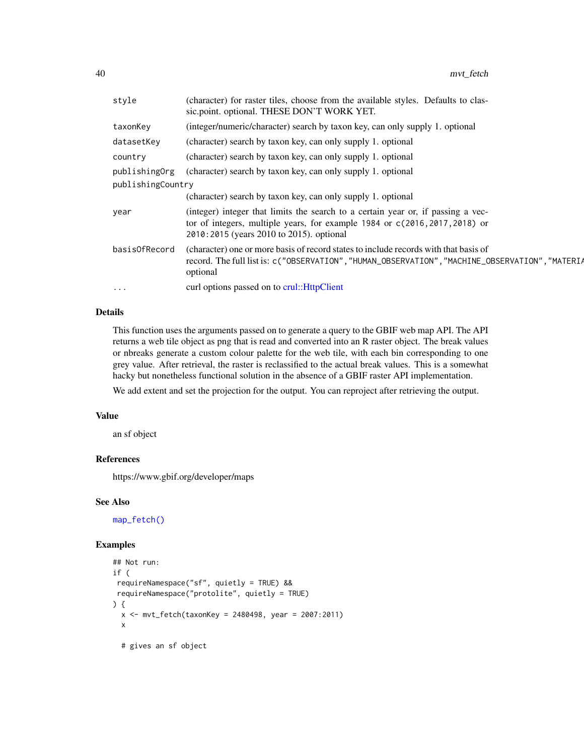| | |
|---|---|
| style | (character) for raster tiles, choose from the available styles. Defaults to classic.point. optional. THESE DON'T WORK YET. |
| taxonKey | (integer/numeric/character) search by taxon key, can only supply 1. optional |
| datasetKey | (character) search by taxon key, can only supply 1. optional |
| country | (character) search by taxon key, can only supply 1. optional |
| publishingOrg | (character) search by taxon key, can only supply 1. optional |
| publishingCountry | (character) search by taxon key, can only supply 1. optional |
| year | (integer) integer that limits the search to a certain year or, if passing a vector of integers, multiple years, for example `1984` or `c(2016,2017,2018)` or `2010:2015` (years 2010 to 2015). optional |
| basisOfRecord | (character) one or more basis of record states to include records with that basis of record. The full list is: `c("OBSERVATION","HUMAN_OBSERVATION","MACHINE_OBSERVATION","MATERIA` optional |
| ... | curl options passed on to crul::HttpClient |

## Details

This function uses the arguments passed on to generate a query to the GBIF web map API. The API returns a web tile object as png that is read and converted into an R raster object. The break values or nbreaks generate a custom colour palette for the web tile, with each bin corresponding to one grey value. After retrieval, the raster is reclassified to the actual break values. This is a somewhat hacky but nonetheless functional solution in the absence of a GBIF raster API implementation.

We add extent and set the projection for the output. You can reproject after retrieving the output.

## Value

an sf object

## References

https://www.gbif.org/developer/maps

## See Also

`map_fetch()`

## Examples

```
## Not run:
if (
 requireNamespace("sf", quietly = TRUE) &&
 requireNamespace("protolite", quietly = TRUE)
) {
  x <- mvt_fetch(taxonKey = 2480498, year = 2007:2011)
  x

  # gives an sf object
```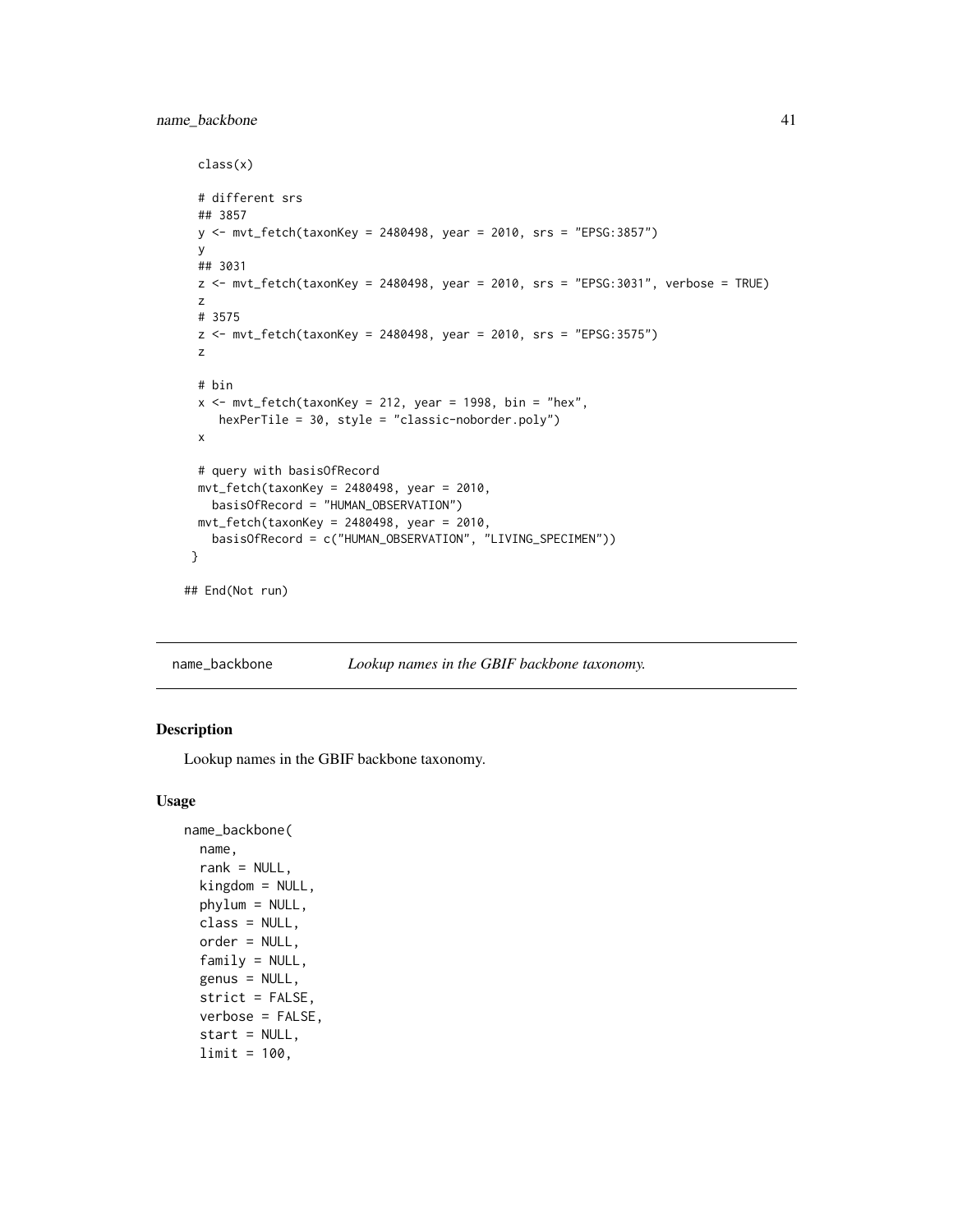```
  class(x)

  # different srs
  ## 3857
  y <- mvt_fetch(taxonKey = 2480498, year = 2010, srs = "EPSG:3857")
  y
  ## 3031
  z <- mvt_fetch(taxonKey = 2480498, year = 2010, srs = "EPSG:3031", verbose = TRUE)
  z
  # 3575
  z <- mvt_fetch(taxonKey = 2480498, year = 2010, srs = "EPSG:3575")
  z

  # bin
  x <- mvt_fetch(taxonKey = 212, year = 1998, bin = "hex",
     hexPerTile = 30, style = "classic-noborder.poly")
  x

  # query with basisOfRecord
  mvt_fetch(taxonKey = 2480498, year = 2010,
    basisOfRecord = "HUMAN_OBSERVATION")
  mvt_fetch(taxonKey = 2480498, year = 2010,
    basisOfRecord = c("HUMAN_OBSERVATION", "LIVING_SPECIMEN"))
 }

## End(Not run)
```

---

name_backbone    *Lookup names in the GBIF backbone taxonomy.*

---

## Description

Lookup names in the GBIF backbone taxonomy.

## Usage

```
name_backbone(
  name,
  rank = NULL,
  kingdom = NULL,
  phylum = NULL,
  class = NULL,
  order = NULL,
  family = NULL,
  genus = NULL,
  strict = FALSE,
  verbose = FALSE,
  start = NULL,
  limit = 100,
```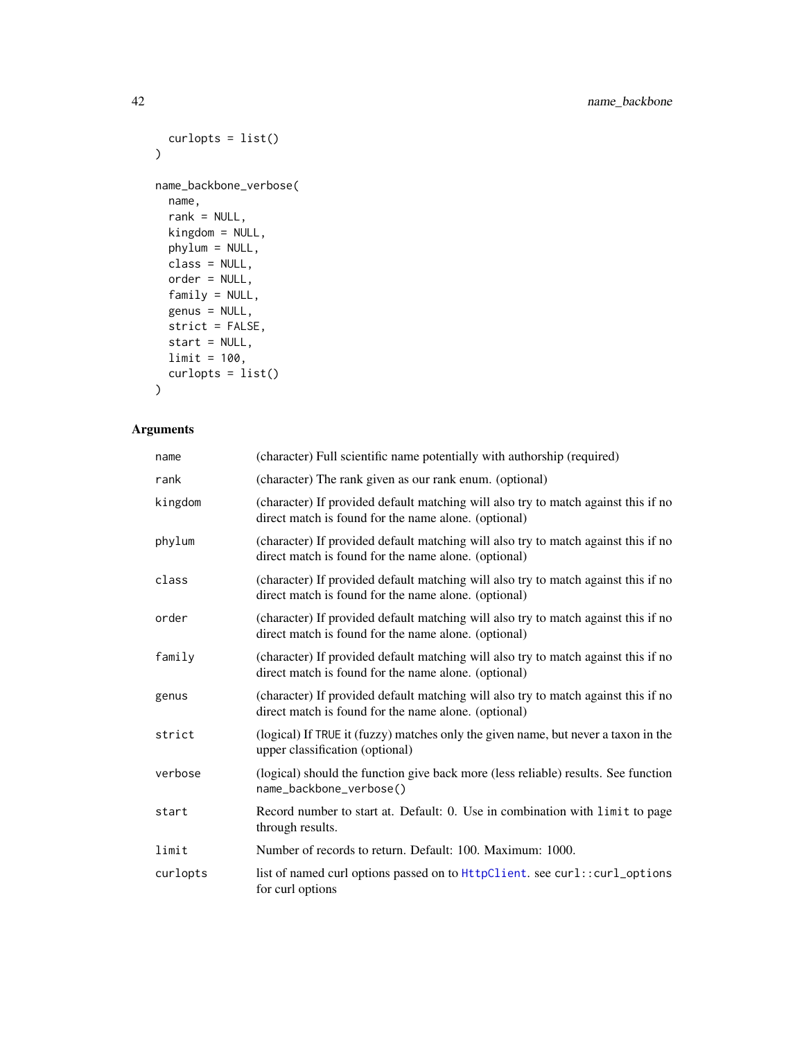```
  curlopts = list()
)

name_backbone_verbose(
  name,
  rank = NULL,
  kingdom = NULL,
  phylum = NULL,
  class = NULL,
  order = NULL,
  family = NULL,
  genus = NULL,
  strict = FALSE,
  start = NULL,
  limit = 100,
  curlopts = list()
)
```

## Arguments

| | |
|---|---|
| name | (character) Full scientific name potentially with authorship (required) |
| rank | (character) The rank given as our rank enum. (optional) |
| kingdom | (character) If provided default matching will also try to match against this if no direct match is found for the name alone. (optional) |
| phylum | (character) If provided default matching will also try to match against this if no direct match is found for the name alone. (optional) |
| class | (character) If provided default matching will also try to match against this if no direct match is found for the name alone. (optional) |
| order | (character) If provided default matching will also try to match against this if no direct match is found for the name alone. (optional) |
| family | (character) If provided default matching will also try to match against this if no direct match is found for the name alone. (optional) |
| genus | (character) If provided default matching will also try to match against this if no direct match is found for the name alone. (optional) |
| strict | (logical) If `TRUE` it (fuzzy) matches only the given name, but never a taxon in the upper classification (optional) |
| verbose | (logical) should the function give back more (less reliable) results. See function `name_backbone_verbose()` |
| start | Record number to start at. Default: 0. Use in combination with `limit` to page through results. |
| limit | Number of records to return. Default: 100. Maximum: 1000. |
| curlopts | list of named curl options passed on to `HttpClient`. see `curl::curl_options` for curl options |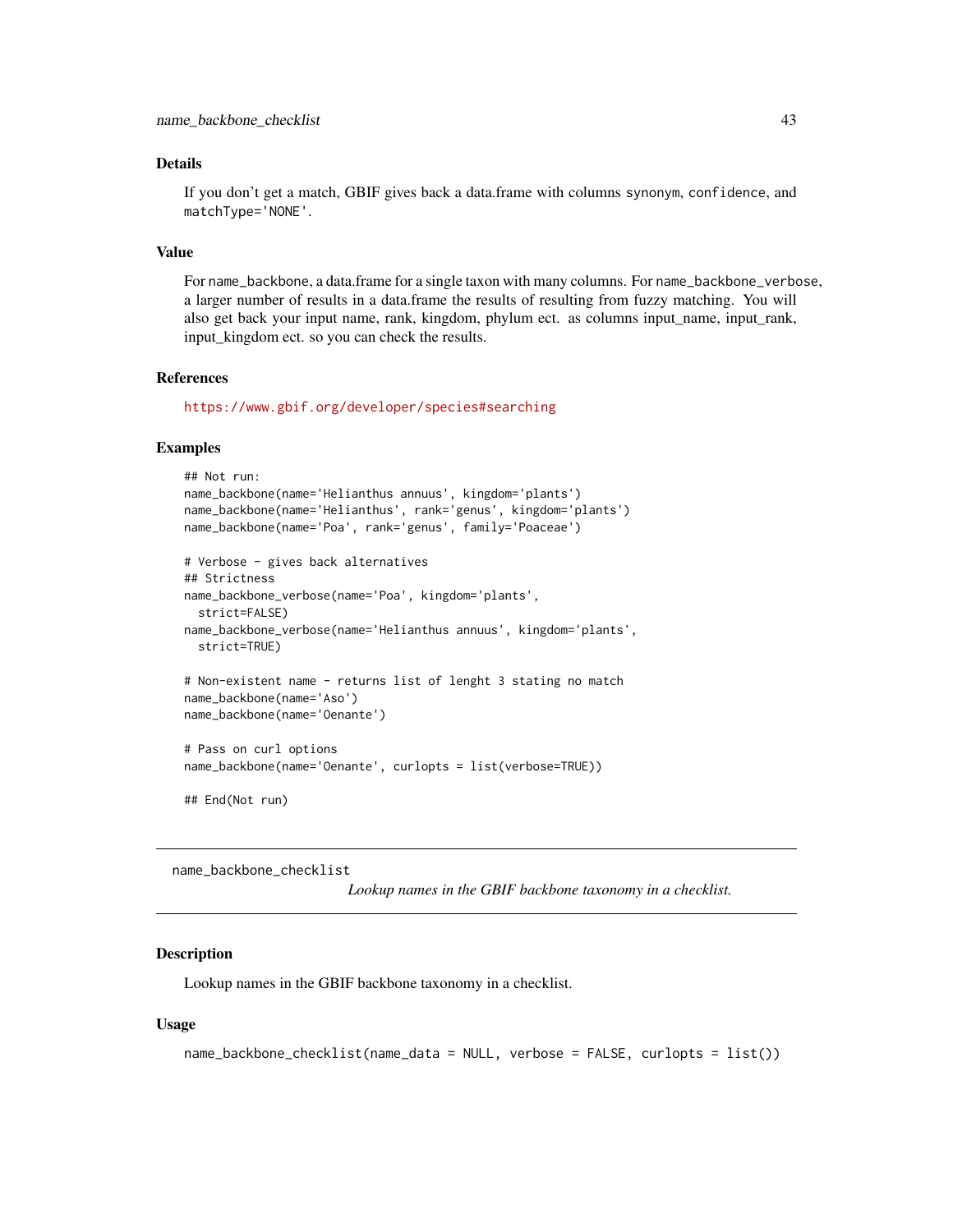## Details

If you don't get a match, GBIF gives back a data.frame with columns synonym, confidence, and matchType='NONE'.

## Value

For name_backbone, a data.frame for a single taxon with many columns. For name_backbone_verbose, a larger number of results in a data.frame the results of resulting from fuzzy matching. You will also get back your input name, rank, kingdom, phylum ect. as columns input_name, input_rank, input_kingdom ect. so you can check the results.

## References

https://www.gbif.org/developer/species#searching

## Examples

```
## Not run:
name_backbone(name='Helianthus annuus', kingdom='plants')
name_backbone(name='Helianthus', rank='genus', kingdom='plants')
name_backbone(name='Poa', rank='genus', family='Poaceae')

# Verbose - gives back alternatives
## Strictness
name_backbone_verbose(name='Poa', kingdom='plants',
  strict=FALSE)
name_backbone_verbose(name='Helianthus annuus', kingdom='plants',
  strict=TRUE)

# Non-existent name - returns list of lenght 3 stating no match
name_backbone(name='Aso')
name_backbone(name='Oenante')

# Pass on curl options
name_backbone(name='Oenante', curlopts = list(verbose=TRUE))

## End(Not run)
```

---

# name_backbone_checklist

*Lookup names in the GBIF backbone taxonomy in a checklist.*

---

## Description

Lookup names in the GBIF backbone taxonomy in a checklist.

## Usage

```
name_backbone_checklist(name_data = NULL, verbose = FALSE, curlopts = list())
```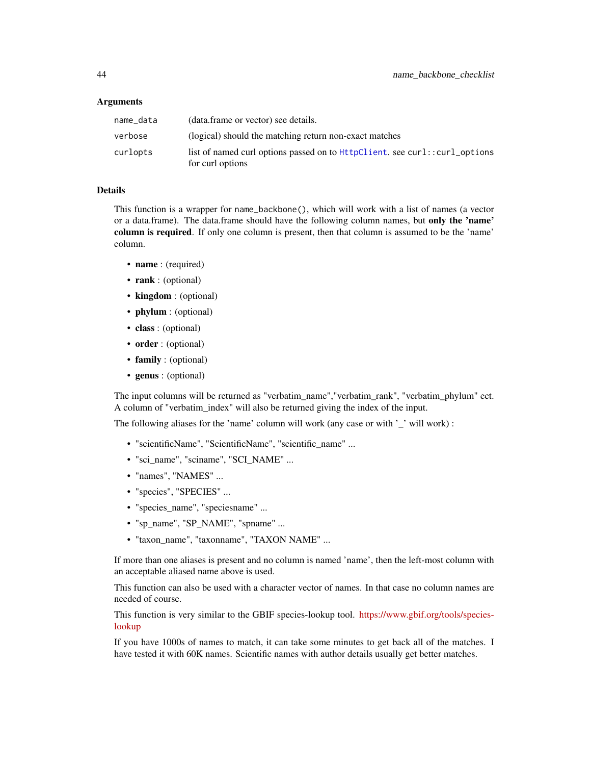### Arguments

| | |
|---|---|
| `name_data` | (data.frame or vector) see details. |
| `verbose` | (logical) should the matching return non-exact matches |
| `curlopts` | list of named curl options passed on to `HttpClient`. see `curl::curl_options` for curl options |

### Details

This function is a wrapper for `name_backbone()`, which will work with a list of names (a vector or a data.frame). The data.frame should have the following column names, but **only the 'name' column is required**. If only one column is present, then that column is assumed to be the 'name' column.

- **name** : (required)
- **rank** : (optional)
- **kingdom** : (optional)
- **phylum** : (optional)
- **class** : (optional)
- **order** : (optional)
- **family** : (optional)
- **genus** : (optional)

The input columns will be returned as "verbatim_name","verbatim_rank", "verbatim_phylum" ect. A column of "verbatim_index" will also be returned giving the index of the input.

The following aliases for the 'name' column will work (any case or with '_' will work) :

- "scientificName", "ScientificName", "scientific_name" ...
- "sci_name", "sciname", "SCI_NAME" ...
- "names", "NAMES" ...
- "species", "SPECIES" ...
- "species_name", "speciesname" ...
- "sp_name", "SP_NAME", "spname" ...
- "taxon_name", "taxonname", "TAXON NAME" ...

If more than one aliases is present and no column is named 'name', then the left-most column with an acceptable aliased name above is used.

This function can also be used with a character vector of names. In that case no column names are needed of course.

This function is very similar to the GBIF species-lookup tool. https://www.gbif.org/tools/species-lookup

If you have 1000s of names to match, it can take some minutes to get back all of the matches. I have tested it with 60K names. Scientific names with author details usually get better matches.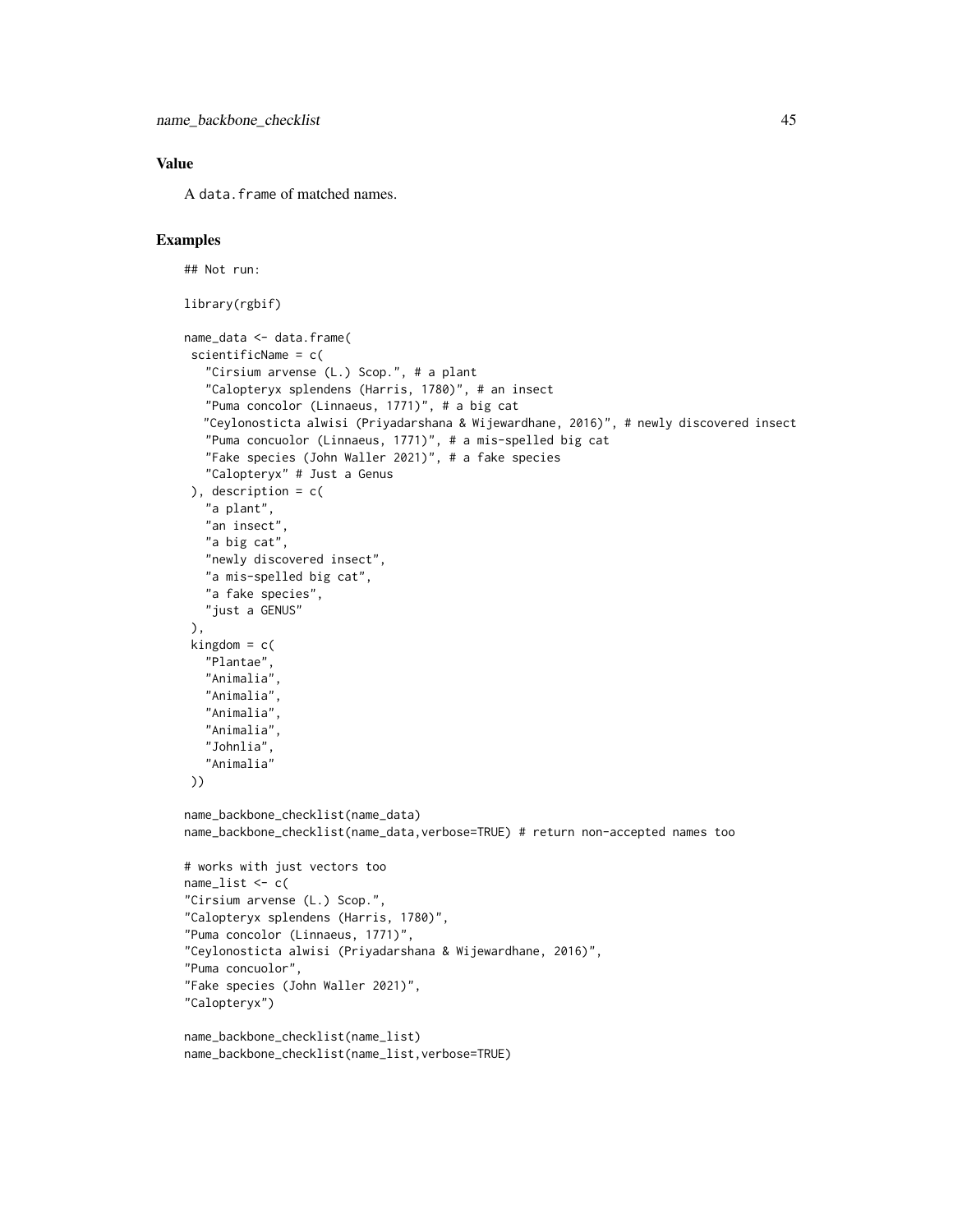## Value

A `data.frame` of matched names.

## Examples

```
## Not run:

library(rgbif)

name_data <- data.frame(
 scientificName = c(
   "Cirsium arvense (L.) Scop.", # a plant
   "Calopteryx splendens (Harris, 1780)", # an insect
   "Puma concolor (Linnaeus, 1771)", # a big cat
   "Ceylonosticta alwisi (Priyadarshana & Wijewardhane, 2016)", # newly discovered insect
   "Puma concuolor (Linnaeus, 1771)", # a mis-spelled big cat
   "Fake species (John Waller 2021)", # a fake species
   "Calopteryx" # Just a Genus
 ), description = c(
   "a plant",
   "an insect",
   "a big cat",
   "newly discovered insect",
   "a mis-spelled big cat",
   "a fake species",
   "just a GENUS"
 ),
 kingdom = c(
   "Plantae",
   "Animalia",
   "Animalia",
   "Animalia",
   "Animalia",
   "Johnlia",
   "Animalia"
 ))

name_backbone_checklist(name_data)
name_backbone_checklist(name_data,verbose=TRUE) # return non-accepted names too

# works with just vectors too
name_list <- c(
"Cirsium arvense (L.) Scop.",
"Calopteryx splendens (Harris, 1780)",
"Puma concolor (Linnaeus, 1771)",
"Ceylonosticta alwisi (Priyadarshana & Wijewardhane, 2016)",
"Puma concuolor",
"Fake species (John Waller 2021)",
"Calopteryx")

name_backbone_checklist(name_list)
name_backbone_checklist(name_list,verbose=TRUE)
```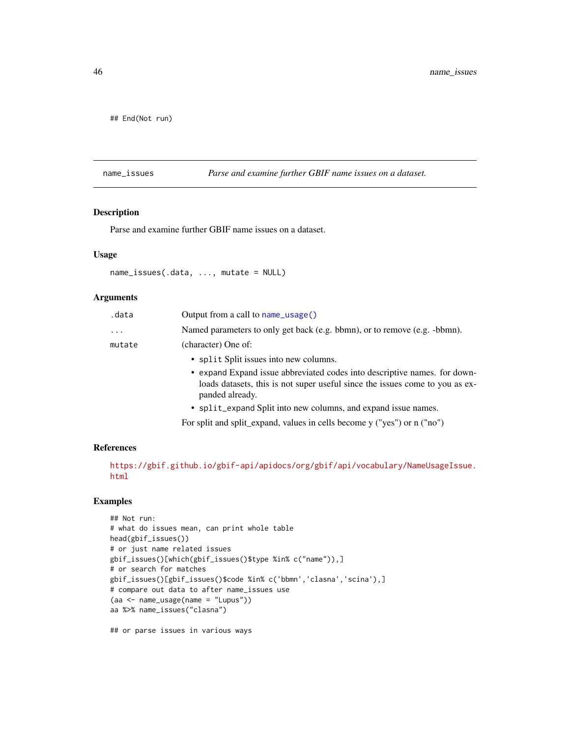```
## End(Not run)
```

## name_issues — *Parse and examine further GBIF name issues on a dataset.*

### Description

Parse and examine further GBIF name issues on a dataset.

### Usage

```
name_issues(.data, ..., mutate = NULL)
```

### Arguments

| | |
|---|---|
| .data | Output from a call to name_usage() |
| ... | Named parameters to only get back (e.g. bbmn), or to remove (e.g. -bbmn). |
| mutate | (character) One of:<br>• split Split issues into new columns.<br>• expand Expand issue abbreviated codes into descriptive names. for downloads datasets, this is not super useful since the issues come to you as expanded already.<br>• split_expand Split into new columns, and expand issue names.<br>For split and split_expand, values in cells become y ("yes") or n ("no") |

### References

https://gbif.github.io/gbif-api/apidocs/org/gbif/api/vocabulary/NameUsageIssue.html

### Examples

```
## Not run:
# what do issues mean, can print whole table
head(gbif_issues())
# or just name related issues
gbif_issues()[which(gbif_issues()$type %in% c("name")),]
# or search for matches
gbif_issues()[gbif_issues()$code %in% c('bbmn','clasna','scina'),]
# compare out data to after name_issues use
(aa <- name_usage(name = "Lupus"))
aa %>% name_issues("clasna")

## or parse issues in various ways
```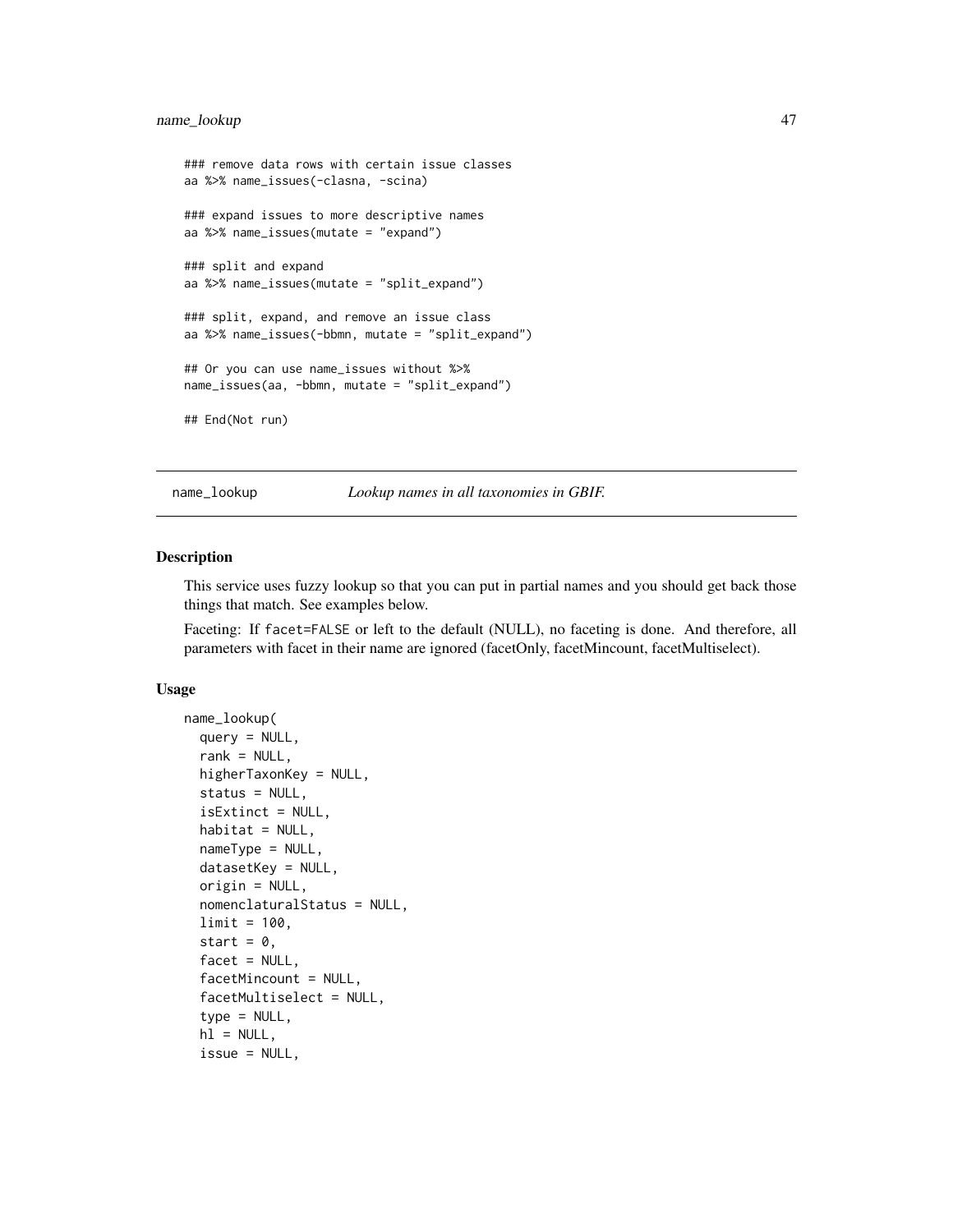```
### remove data rows with certain issue classes
aa %>% name_issues(-clasna, -scina)

### expand issues to more descriptive names
aa %>% name_issues(mutate = "expand")

### split and expand
aa %>% name_issues(mutate = "split_expand")

### split, expand, and remove an issue class
aa %>% name_issues(-bbmn, mutate = "split_expand")

## Or you can use name_issues without %>%
name_issues(aa, -bbmn, mutate = "split_expand")

## End(Not run)
```

---

## name_lookup — *Lookup names in all taxonomies in GBIF.*

---

### Description

This service uses fuzzy lookup so that you can put in partial names and you should get back those things that match. See examples below.

Faceting: If `facet=FALSE` or left to the default (NULL), no faceting is done. And therefore, all parameters with facet in their name are ignored (facetOnly, facetMincount, facetMultiselect).

### Usage

```
name_lookup(
  query = NULL,
  rank = NULL,
  higherTaxonKey = NULL,
  status = NULL,
  isExtinct = NULL,
  habitat = NULL,
  nameType = NULL,
  datasetKey = NULL,
  origin = NULL,
  nomenclaturalStatus = NULL,
  limit = 100,
  start = 0,
  facet = NULL,
  facetMincount = NULL,
  facetMultiselect = NULL,
  type = NULL,
  hl = NULL,
  issue = NULL,
```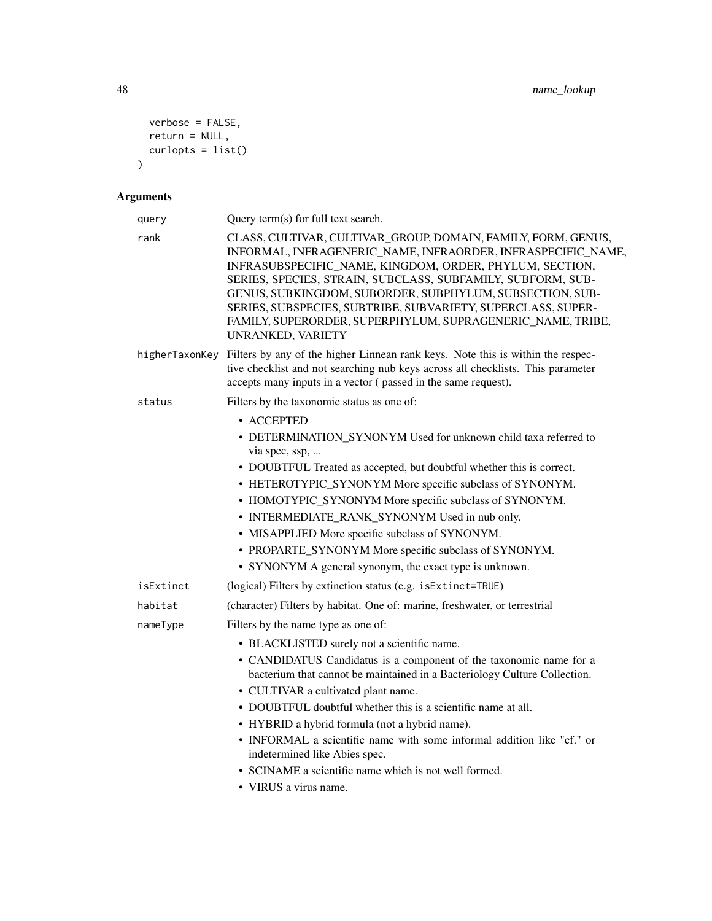```
  verbose = FALSE,
  return = NULL,
  curlopts = list()
)
```

## Arguments

| Argument | Description |
|---|---|
| query | Query term(s) for full text search. |
| rank | CLASS, CULTIVAR, CULTIVAR_GROUP, DOMAIN, FAMILY, FORM, GENUS, INFORMAL, INFRAGENERIC_NAME, INFRAORDER, INFRASPECIFIC_NAME, INFRASUBSPECIFIC_NAME, KINGDOM, ORDER, PHYLUM, SECTION, SERIES, SPECIES, STRAIN, SUBCLASS, SUBFAMILY, SUBFORM, SUBGENUS, SUBKINGDOM, SUBORDER, SUBPHYLUM, SUBSECTION, SUBSERIES, SUBSPECIES, SUBTRIBE, SUBVARIETY, SUPERCLASS, SUPERFAMILY, SUPERORDER, SUPERPHYLUM, SUPRAGENERIC_NAME, TRIBE, UNRANKED, VARIETY |
| higherTaxonKey | Filters by any of the higher Linnean rank keys. Note this is within the respective checklist and not searching nub keys across all checklists. This parameter accepts many inputs in a vector ( passed in the same request). |
| status | Filters by the taxonomic status as one of:<br>• ACCEPTED<br>• DETERMINATION_SYNONYM Used for unknown child taxa referred to via spec, ssp, ...<br>• DOUBTFUL Treated as accepted, but doubtful whether this is correct.<br>• HETEROTYPIC_SYNONYM More specific subclass of SYNONYM.<br>• HOMOTYPIC_SYNONYM More specific subclass of SYNONYM.<br>• INTERMEDIATE_RANK_SYNONYM Used in nub only.<br>• MISAPPLIED More specific subclass of SYNONYM.<br>• PROPARTE_SYNONYM More specific subclass of SYNONYM.<br>• SYNONYM A general synonym, the exact type is unknown. |
| isExtinct | (logical) Filters by extinction status (e.g. isExtinct=TRUE) |
| habitat | (character) Filters by habitat. One of: marine, freshwater, or terrestrial |
| nameType | Filters by the name type as one of:<br>• BLACKLISTED surely not a scientific name.<br>• CANDIDATUS Candidatus is a component of the taxonomic name for a bacterium that cannot be maintained in a Bacteriology Culture Collection.<br>• CULTIVAR a cultivated plant name.<br>• DOUBTFUL doubtful whether this is a scientific name at all.<br>• HYBRID a hybrid formula (not a hybrid name).<br>• INFORMAL a scientific name with some informal addition like "cf." or indetermined like Abies spec.<br>• SCINAME a scientific name which is not well formed.<br>• VIRUS a virus name. |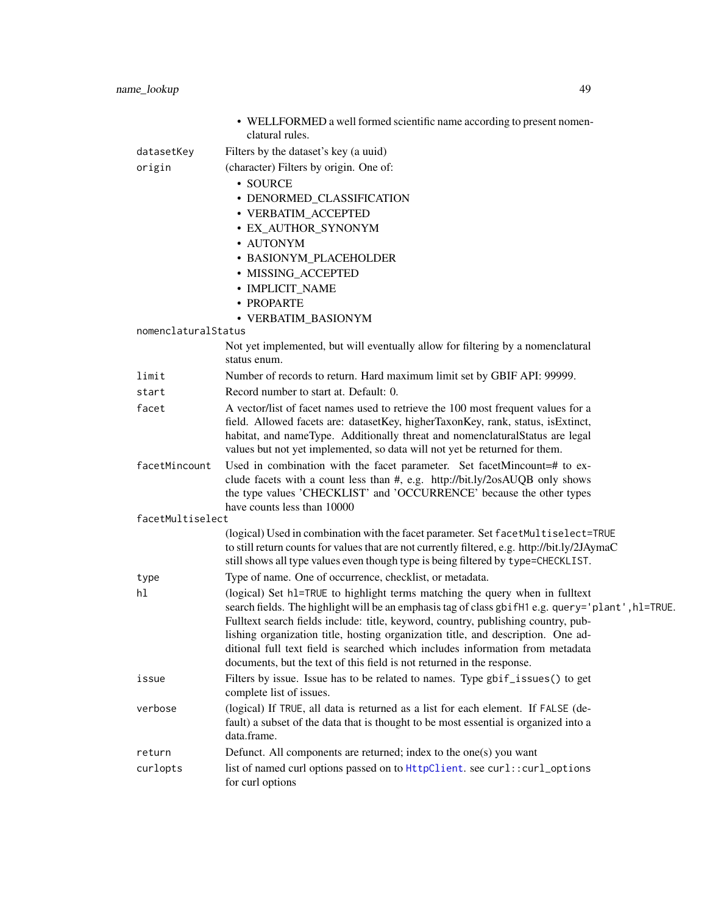- WELLFORMED a well formed scientific name according to present nomenclatural rules.

`datasetKey` Filters by the dataset's key (a uuid)

`origin` (character) Filters by origin. One of:

- SOURCE
- DENORMED_CLASSIFICATION
- VERBATIM_ACCEPTED
- EX_AUTHOR_SYNONYM
- AUTONYM
- BASIONYM_PLACEHOLDER
- MISSING_ACCEPTED
- IMPLICIT_NAME
- PROPARTE
- VERBATIM_BASIONYM

`nomenclaturalStatus` Not yet implemented, but will eventually allow for filtering by a nomenclatural status enum.

`limit` Number of records to return. Hard maximum limit set by GBIF API: 99999.

`start` Record number to start at. Default: 0.

`facet` A vector/list of facet names used to retrieve the 100 most frequent values for a field. Allowed facets are: datasetKey, higherTaxonKey, rank, status, isExtinct, habitat, and nameType. Additionally threat and nomenclaturalStatus are legal values but not yet implemented, so data will not yet be returned for them.

`facetMincount` Used in combination with the facet parameter. Set facetMincount=# to exclude facets with a count less than #, e.g. http://bit.ly/2osAUQB only shows the type values 'CHECKLIST' and 'OCCURRENCE' because the other types have counts less than 10000

`facetMultiselect` (logical) Used in combination with the facet parameter. Set `facetMultiselect=TRUE` to still return counts for values that are not currently filtered, e.g. http://bit.ly/2JAymaC still shows all type values even though type is being filtered by `type=CHECKLIST`.

`type` Type of name. One of occurrence, checklist, or metadata.

`hl` (logical) Set `hl=TRUE` to highlight terms matching the query when in fulltext search fields. The highlight will be an emphasis tag of class `gbifH1` e.g. `query='plant',hl=TRUE`. Fulltext search fields include: title, keyword, country, publishing country, publishing organization title, hosting organization title, and description. One additional full text field is searched which includes information from metadata documents, but the text of this field is not returned in the response.

`issue` Filters by issue. Issue has to be related to names. Type `gbif_issues()` to get complete list of issues.

`verbose` (logical) If `TRUE`, all data is returned as a list for each element. If `FALSE` (default) a subset of the data that is thought to be most essential is organized into a data.frame.

`return` Defunct. All components are returned; index to the one(s) you want

`curlopts` list of named curl options passed on to `HttpClient`. see `curl::curl_options` for curl options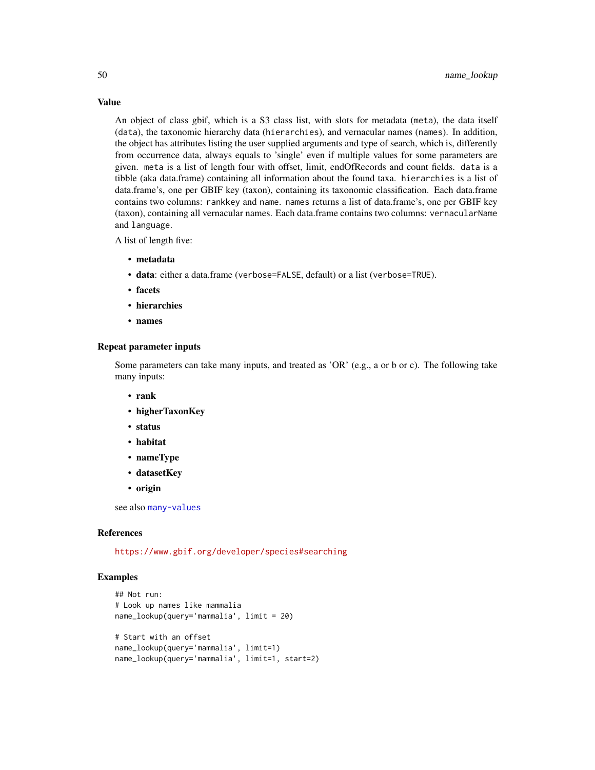### Value

An object of class gbif, which is a S3 class list, with slots for metadata (`meta`), the data itself (`data`), the taxonomic hierarchy data (`hierarchies`), and vernacular names (`names`). In addition, the object has attributes listing the user supplied arguments and type of search, which is, differently from occurrence data, always equals to 'single' even if multiple values for some parameters are given. `meta` is a list of length four with offset, limit, endOfRecords and count fields. `data` is a tibble (aka data.frame) containing all information about the found taxa. `hierarchies` is a list of data.frame's, one per GBIF key (taxon), containing its taxonomic classification. Each data.frame contains two columns: `rankkey` and `name`. `names` returns a list of data.frame's, one per GBIF key (taxon), containing all vernacular names. Each data.frame contains two columns: `vernacularName` and `language`.

A list of length five:

- **metadata**
- **data**: either a data.frame (`verbose=FALSE`, default) or a list (`verbose=TRUE`).
- **facets**
- **hierarchies**
- **names**

### Repeat parameter inputs

Some parameters can take many inputs, and treated as 'OR' (e.g., a or b or c). The following take many inputs:

- **rank**
- **higherTaxonKey**
- **status**
- **habitat**
- **nameType**
- **datasetKey**
- **origin**

see also `many-values`

### References

https://www.gbif.org/developer/species#searching

### Examples

```
## Not run:
# Look up names like mammalia
name_lookup(query='mammalia', limit = 20)

# Start with an offset
name_lookup(query='mammalia', limit=1)
name_lookup(query='mammalia', limit=1, start=2)
```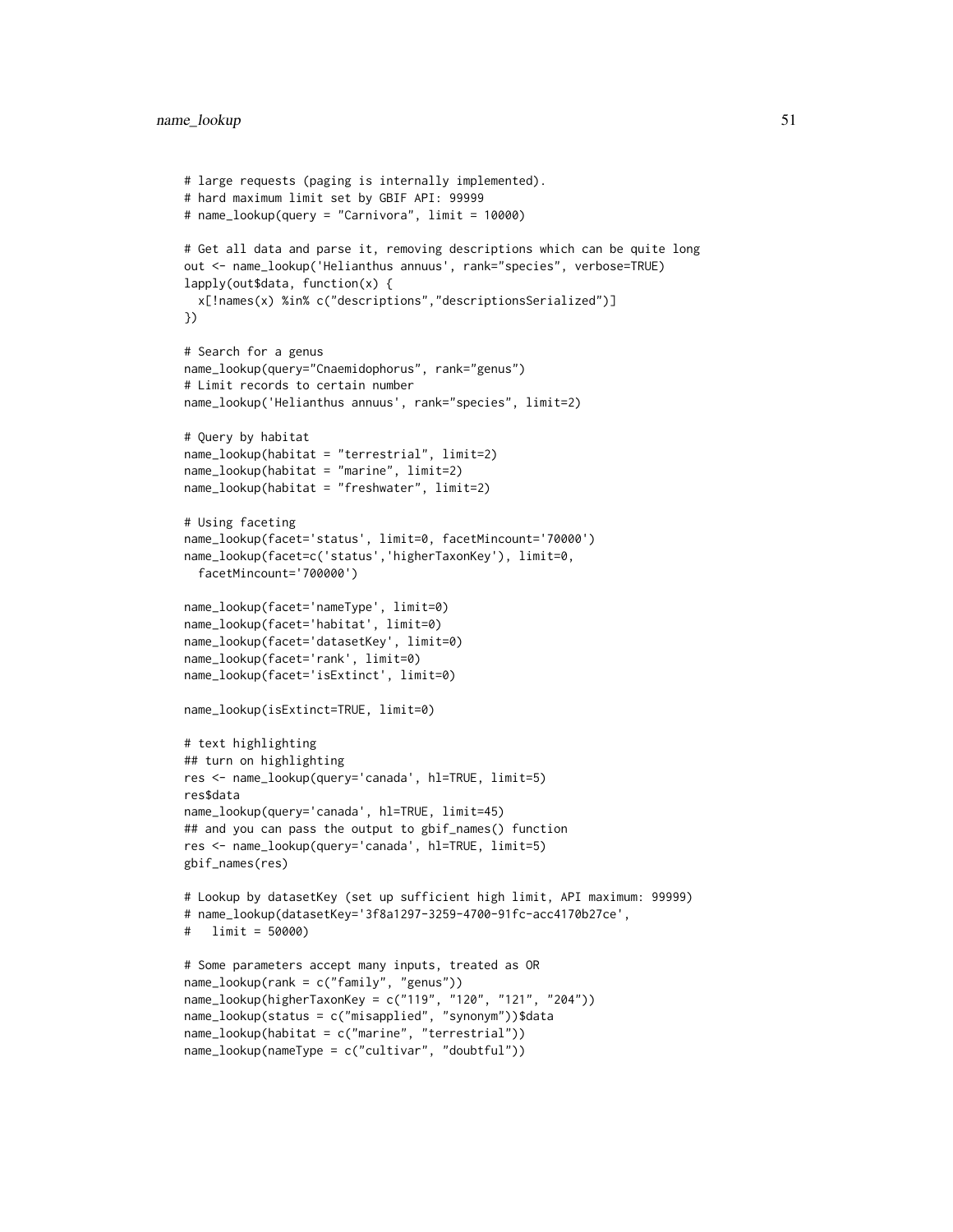```
# large requests (paging is internally implemented).
# hard maximum limit set by GBIF API: 99999
# name_lookup(query = "Carnivora", limit = 10000)

# Get all data and parse it, removing descriptions which can be quite long
out <- name_lookup('Helianthus annuus', rank="species", verbose=TRUE)
lapply(out$data, function(x) {
  x[!names(x) %in% c("descriptions","descriptionsSerialized")]
})

# Search for a genus
name_lookup(query="Cnaemidophorus", rank="genus")
# Limit records to certain number
name_lookup('Helianthus annuus', rank="species", limit=2)

# Query by habitat
name_lookup(habitat = "terrestrial", limit=2)
name_lookup(habitat = "marine", limit=2)
name_lookup(habitat = "freshwater", limit=2)

# Using faceting
name_lookup(facet='status', limit=0, facetMincount='70000')
name_lookup(facet=c('status','higherTaxonKey'), limit=0,
  facetMincount='700000')

name_lookup(facet='nameType', limit=0)
name_lookup(facet='habitat', limit=0)
name_lookup(facet='datasetKey', limit=0)
name_lookup(facet='rank', limit=0)
name_lookup(facet='isExtinct', limit=0)

name_lookup(isExtinct=TRUE, limit=0)

# text highlighting
## turn on highlighting
res <- name_lookup(query='canada', hl=TRUE, limit=5)
res$data
name_lookup(query='canada', hl=TRUE, limit=45)
## and you can pass the output to gbif_names() function
res <- name_lookup(query='canada', hl=TRUE, limit=5)
gbif_names(res)

# Lookup by datasetKey (set up sufficient high limit, API maximum: 99999)
# name_lookup(datasetKey='3f8a1297-3259-4700-91fc-acc4170b27ce',
#   limit = 50000)

# Some parameters accept many inputs, treated as OR
name_lookup(rank = c("family", "genus"))
name_lookup(higherTaxonKey = c("119", "120", "121", "204"))
name_lookup(status = c("misapplied", "synonym"))$data
name_lookup(habitat = c("marine", "terrestrial"))
name_lookup(nameType = c("cultivar", "doubtful"))
```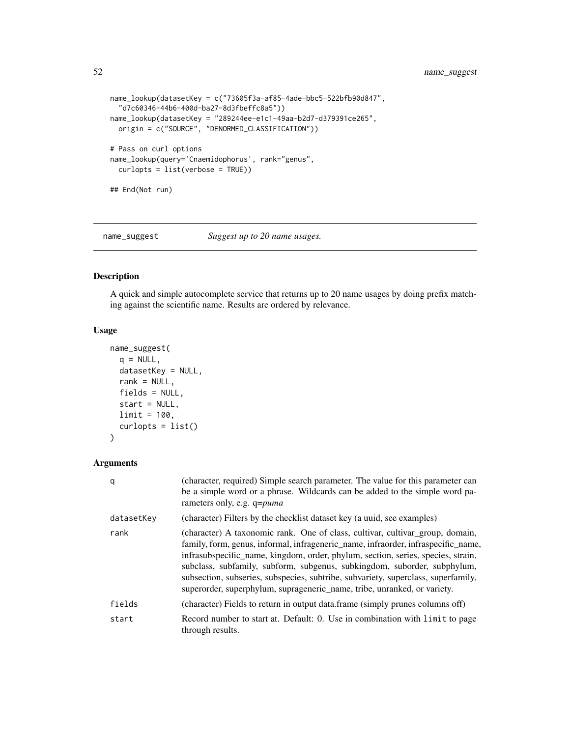```
name_lookup(datasetKey = c("73605f3a-af85-4ade-bbc5-522bfb90d847",
  "d7c60346-44b6-400d-ba27-8d3fbeffc8a5"))
name_lookup(datasetKey = "289244ee-e1c1-49aa-b2d7-d379391ce265",
  origin = c("SOURCE", "DENORMED_CLASSIFICATION"))

# Pass on curl options
name_lookup(query='Cnaemidophorus', rank="genus",
  curlopts = list(verbose = TRUE))

## End(Not run)
```

---

## name_suggest — *Suggest up to 20 name usages.*

---

### Description

A quick and simple autocomplete service that returns up to 20 name usages by doing prefix matching against the scientific name. Results are ordered by relevance.

### Usage

```
name_suggest(
  q = NULL,
  datasetKey = NULL,
  rank = NULL,
  fields = NULL,
  start = NULL,
  limit = 100,
  curlopts = list()
)
```

### Arguments

| | |
|---|---|
| q | (character, required) Simple search parameter. The value for this parameter can be a simple word or a phrase. Wildcards can be added to the simple word parameters only, e.g. q=*puma* |
| datasetKey | (character) Filters by the checklist dataset key (a uuid, see examples) |
| rank | (character) A taxonomic rank. One of class, cultivar, cultivar_group, domain, family, form, genus, informal, infrageneric_name, infraorder, infraspecific_name, infrasubspecific_name, kingdom, order, phylum, section, series, species, strain, subclass, subfamily, subform, subgenus, subkingdom, suborder, subphylum, subsection, subseries, subspecies, subtribe, subvariety, superclass, superfamily, superorder, superphylum, suprageneric_name, tribe, unranked, or variety. |
| fields | (character) Fields to return in output data.frame (simply prunes columns off) |
| start | Record number to start at. Default: 0. Use in combination with `limit` to page through results. |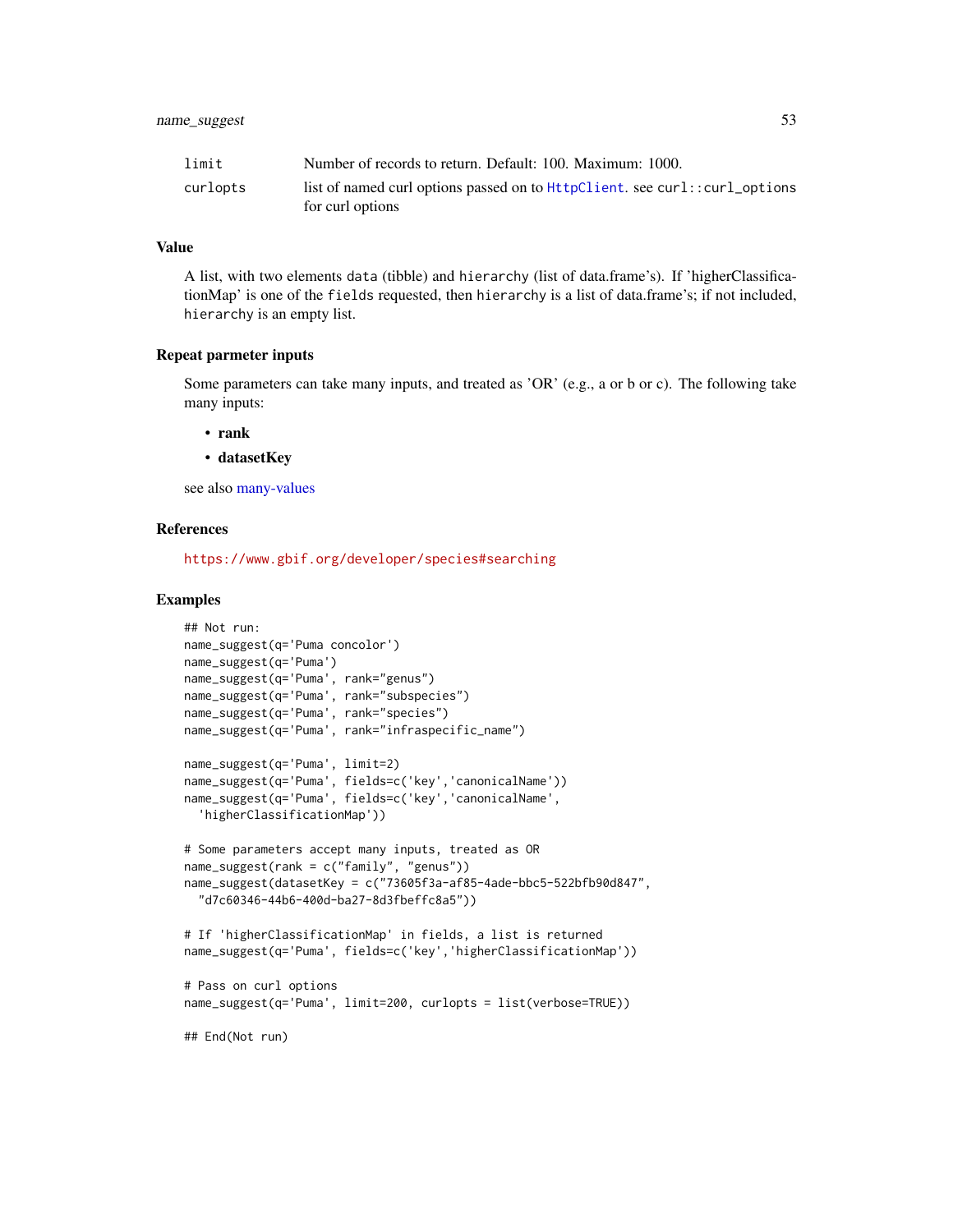| | |
|---|---|
| limit | Number of records to return. Default: 100. Maximum: 1000. |
| curlopts | list of named curl options passed on to HttpClient. see curl::curl_options for curl options |

## Value

A list, with two elements data (tibble) and hierarchy (list of data.frame's). If 'higherClassificationMap' is one of the fields requested, then hierarchy is a list of data.frame's; if not included, hierarchy is an empty list.

## Repeat parmeter inputs

Some parameters can take many inputs, and treated as 'OR' (e.g., a or b or c). The following take many inputs:

- **rank**
- **datasetKey**

see also many-values

## References

https://www.gbif.org/developer/species#searching

## Examples

```
## Not run:
name_suggest(q='Puma concolor')
name_suggest(q='Puma')
name_suggest(q='Puma', rank="genus")
name_suggest(q='Puma', rank="subspecies")
name_suggest(q='Puma', rank="species")
name_suggest(q='Puma', rank="infraspecific_name")

name_suggest(q='Puma', limit=2)
name_suggest(q='Puma', fields=c('key','canonicalName'))
name_suggest(q='Puma', fields=c('key','canonicalName',
  'higherClassificationMap'))

# Some parameters accept many inputs, treated as OR
name_suggest(rank = c("family", "genus"))
name_suggest(datasetKey = c("73605f3a-af85-4ade-bbc5-522bfb90d847",
  "d7c60346-44b6-400d-ba27-8d3fbeffc8a5"))

# If 'higherClassificationMap' in fields, a list is returned
name_suggest(q='Puma', fields=c('key','higherClassificationMap'))

# Pass on curl options
name_suggest(q='Puma', limit=200, curlopts = list(verbose=TRUE))

## End(Not run)
```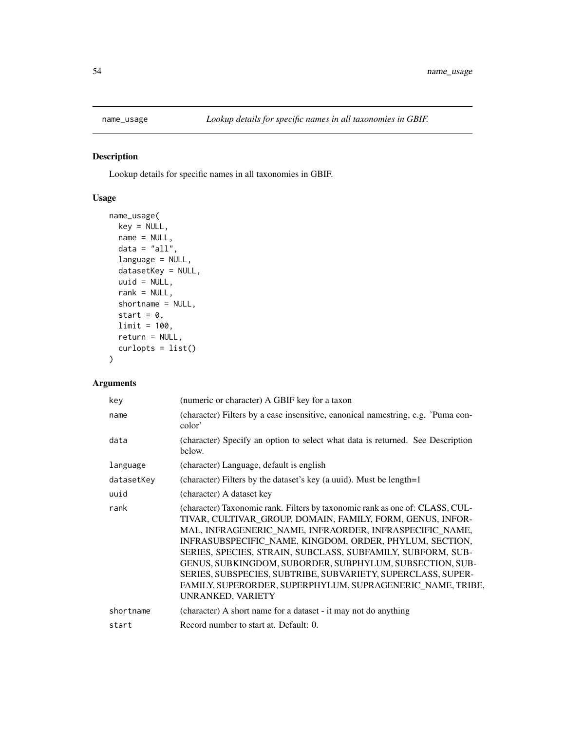## name_usage — *Lookup details for specific names in all taxonomies in GBIF.*

### Description

Lookup details for specific names in all taxonomies in GBIF.

### Usage

```
name_usage(
  key = NULL,
  name = NULL,
  data = "all",
  language = NULL,
  datasetKey = NULL,
  uuid = NULL,
  rank = NULL,
  shortname = NULL,
  start = 0,
  limit = 100,
  return = NULL,
  curlopts = list()
)
```

### Arguments

| | |
|---|---|
| key | (numeric or character) A GBIF key for a taxon |
| name | (character) Filters by a case insensitive, canonical namestring, e.g. 'Puma concolor' |
| data | (character) Specify an option to select what data is returned. See Description below. |
| language | (character) Language, default is english |
| datasetKey | (character) Filters by the dataset's key (a uuid). Must be length=1 |
| uuid | (character) A dataset key |
| rank | (character) Taxonomic rank. Filters by taxonomic rank as one of: CLASS, CULTIVAR, CULTIVAR_GROUP, DOMAIN, FAMILY, FORM, GENUS, INFORMAL, INFRAGENERIC_NAME, INFRAORDER, INFRASPECIFIC_NAME, INFRASUBSPECIFIC_NAME, KINGDOM, ORDER, PHYLUM, SECTION, SERIES, SPECIES, STRAIN, SUBCLASS, SUBFAMILY, SUBFORM, SUBGENUS, SUBKINGDOM, SUBORDER, SUBPHYLUM, SUBSECTION, SUBSERIES, SUBSPECIES, SUBTRIBE, SUBVARIETY, SUPERCLASS, SUPERFAMILY, SUPERORDER, SUPERPHYLUM, SUPRAGENERIC_NAME, TRIBE, UNRANKED, VARIETY |
| shortname | (character) A short name for a dataset - it may not do anything |
| start | Record number to start at. Default: 0. |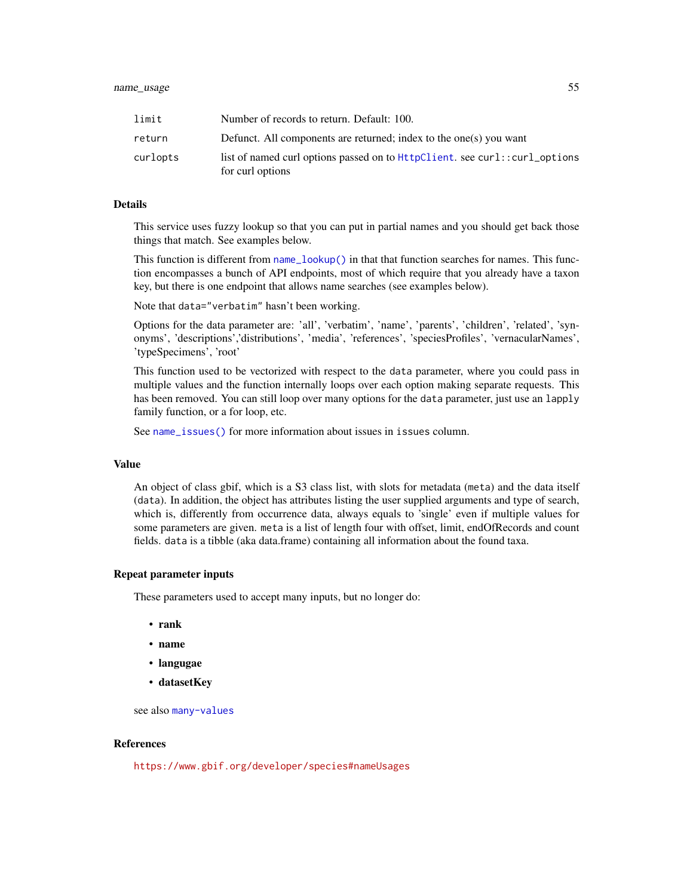| | |
|---|---|
| `limit` | Number of records to return. Default: 100. |
| `return` | Defunct. All components are returned; index to the one(s) you want |
| `curlopts` | list of named curl options passed on to `HttpClient`. see `curl::curl_options` for curl options |

## Details

This service uses fuzzy lookup so that you can put in partial names and you should get back those things that match. See examples below.

This function is different from `name_lookup()` in that that function searches for names. This function encompasses a bunch of API endpoints, most of which require that you already have a taxon key, but there is one endpoint that allows name searches (see examples below).

Note that `data="verbatim"` hasn't been working.

Options for the data parameter are: 'all', 'verbatim', 'name', 'parents', 'children', 'related', 'synonyms', 'descriptions','distributions', 'media', 'references', 'speciesProfiles', 'vernacularNames', 'typeSpecimens', 'root'

This function used to be vectorized with respect to the `data` parameter, where you could pass in multiple values and the function internally loops over each option making separate requests. This has been removed. You can still loop over many options for the `data` parameter, just use an `lapply` family function, or a for loop, etc.

See `name_issues()` for more information about issues in `issues` column.

## Value

An object of class gbif, which is a S3 class list, with slots for metadata (`meta`) and the data itself (`data`). In addition, the object has attributes listing the user supplied arguments and type of search, which is, differently from occurrence data, always equals to 'single' even if multiple values for some parameters are given. `meta` is a list of length four with offset, limit, endOfRecords and count fields. `data` is a tibble (aka data.frame) containing all information about the found taxa.

## Repeat parameter inputs

These parameters used to accept many inputs, but no longer do:

- **rank**
- **name**
- **langugae**
- **datasetKey**

see also `many-values`

## References

https://www.gbif.org/developer/species#nameUsages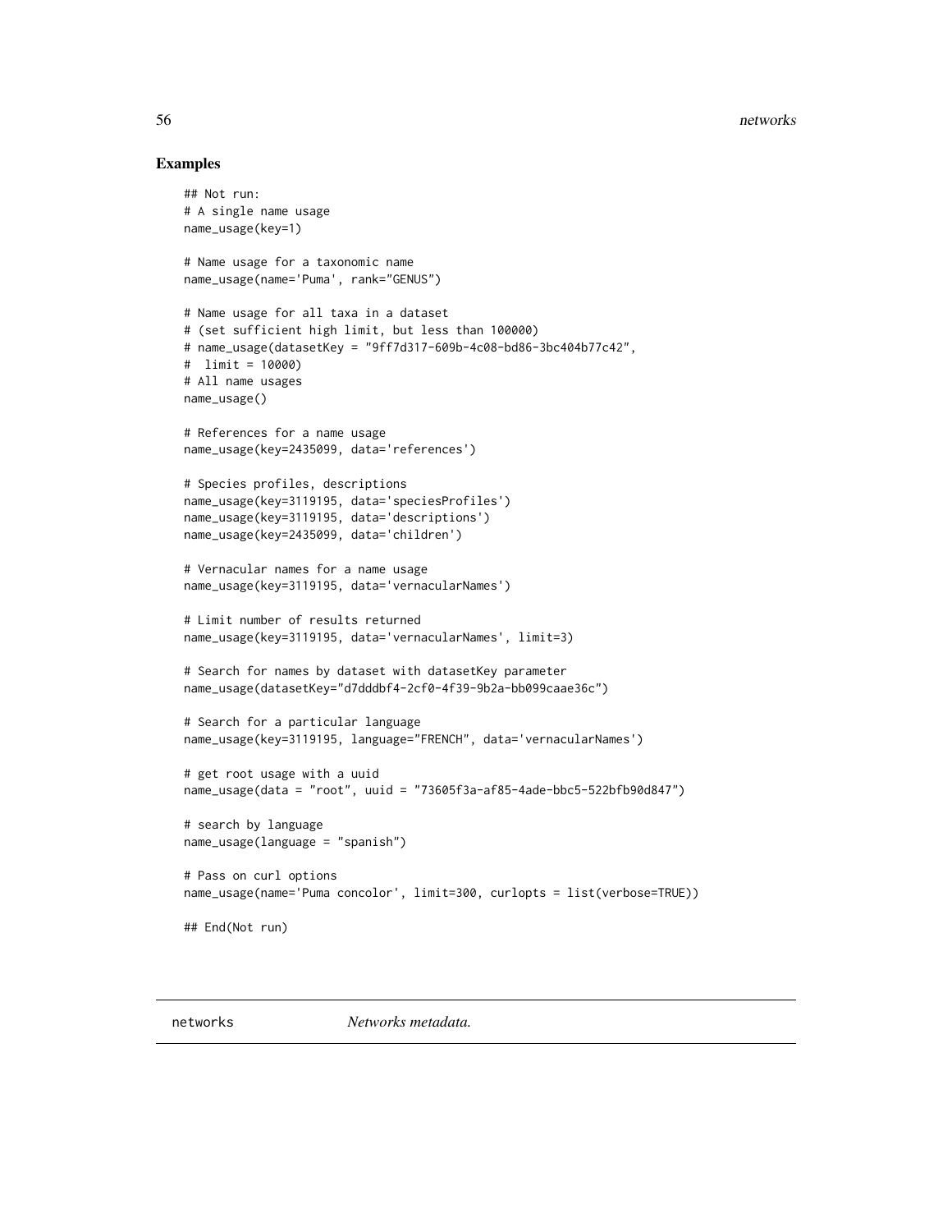## Examples

```
## Not run:
# A single name usage
name_usage(key=1)

# Name usage for a taxonomic name
name_usage(name='Puma', rank="GENUS")

# Name usage for all taxa in a dataset
# (set sufficient high limit, but less than 100000)
# name_usage(datasetKey = "9ff7d317-609b-4c08-bd86-3bc404b77c42",
#  limit = 10000)
# All name usages
name_usage()

# References for a name usage
name_usage(key=2435099, data='references')

# Species profiles, descriptions
name_usage(key=3119195, data='speciesProfiles')
name_usage(key=3119195, data='descriptions')
name_usage(key=2435099, data='children')

# Vernacular names for a name usage
name_usage(key=3119195, data='vernacularNames')

# Limit number of results returned
name_usage(key=3119195, data='vernacularNames', limit=3)

# Search for names by dataset with datasetKey parameter
name_usage(datasetKey="d7dddbf4-2cf0-4f39-9b2a-bb099caae36c")

# Search for a particular language
name_usage(key=3119195, language="FRENCH", data='vernacularNames')

# get root usage with a uuid
name_usage(data = "root", uuid = "73605f3a-af85-4ade-bbc5-522bfb90d847")

# search by language
name_usage(language = "spanish")

# Pass on curl options
name_usage(name='Puma concolor', limit=300, curlopts = list(verbose=TRUE))

## End(Not run)
```

# networks *Networks metadata.*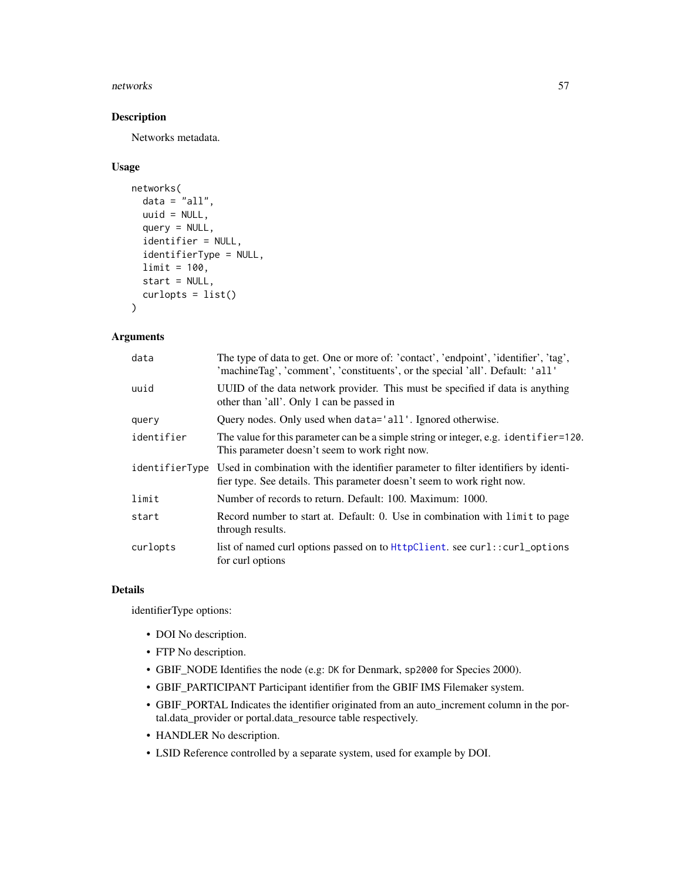## Description

Networks metadata.

## Usage

```
networks(
  data = "all",
  uuid = NULL,
  query = NULL,
  identifier = NULL,
  identifierType = NULL,
  limit = 100,
  start = NULL,
  curlopts = list()
)
```

## Arguments

| | |
|---|---|
| `data` | The type of data to get. One or more of: 'contact', 'endpoint', 'identifier', 'tag', 'machineTag', 'comment', 'constituents', or the special 'all'. Default: `'all'` |
| `uuid` | UUID of the data network provider. This must be specified if data is anything other than 'all'. Only 1 can be passed in |
| `query` | Query nodes. Only used when `data='all'`. Ignored otherwise. |
| `identifier` | The value for this parameter can be a simple string or integer, e.g. `identifier=120`. This parameter doesn't seem to work right now. |
| `identifierType` | Used in combination with the identifier parameter to filter identifiers by identifier type. See details. This parameter doesn't seem to work right now. |
| `limit` | Number of records to return. Default: 100. Maximum: 1000. |
| `start` | Record number to start at. Default: 0. Use in combination with `limit` to page through results. |
| `curlopts` | list of named curl options passed on to `HttpClient`. see `curl::curl_options` for curl options |

## Details

identifierType options:

- DOI No description.
- FTP No description.
- GBIF_NODE Identifies the node (e.g: `DK` for Denmark, `sp2000` for Species 2000).
- GBIF_PARTICIPANT Participant identifier from the GBIF IMS Filemaker system.
- GBIF_PORTAL Indicates the identifier originated from an auto_increment column in the portal.data_provider or portal.data_resource table respectively.
- HANDLER No description.
- LSID Reference controlled by a separate system, used for example by DOI.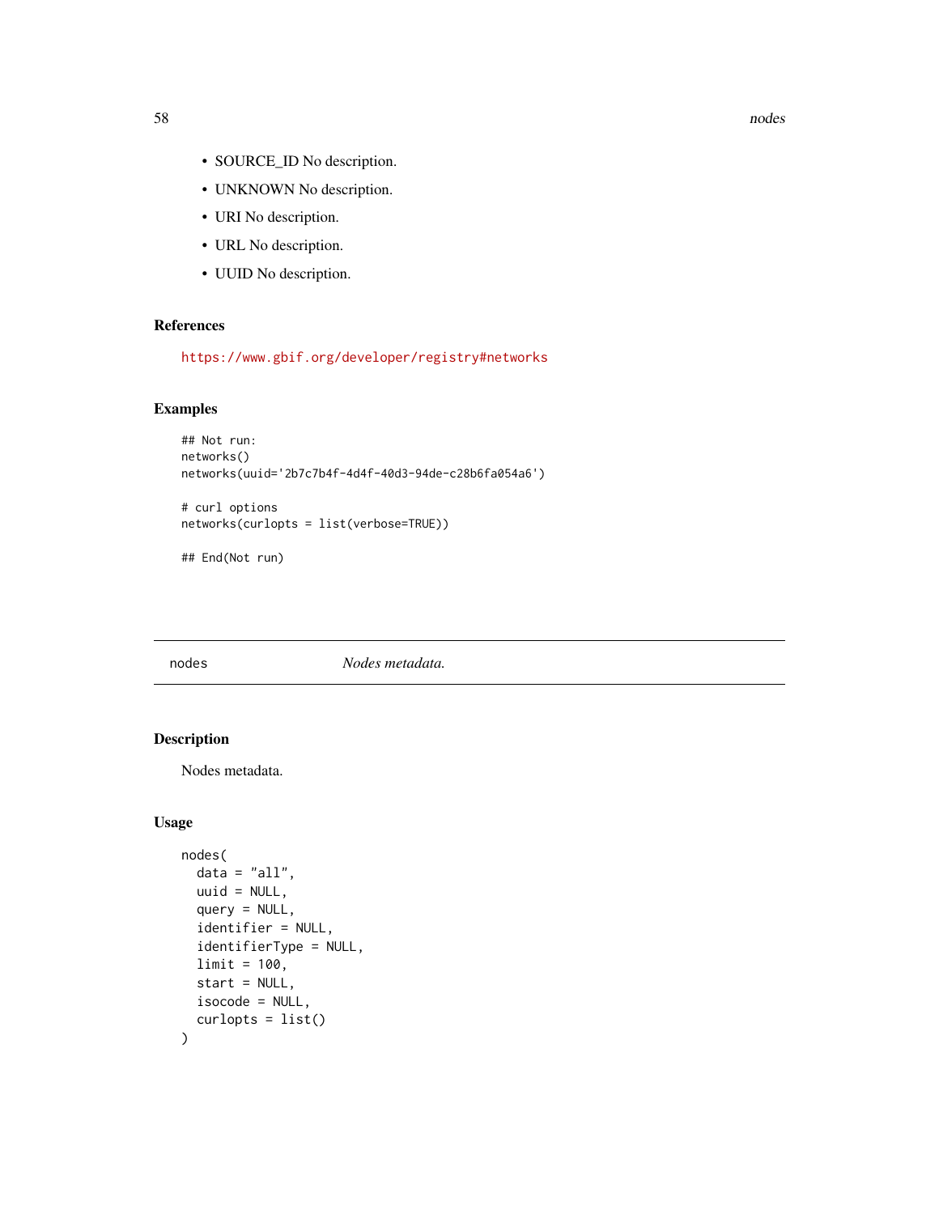- SOURCE_ID No description.
- UNKNOWN No description.
- URI No description.
- URL No description.
- UUID No description.

### References

https://www.gbif.org/developer/registry#networks

### Examples

```
## Not run:
networks()
networks(uuid='2b7c7b4f-4d4f-40d3-94de-c28b6fa054a6')

# curl options
networks(curlopts = list(verbose=TRUE))

## End(Not run)
```

---

## nodes *Nodes metadata.*

---

### Description

Nodes metadata.

### Usage

```
nodes(
  data = "all",
  uuid = NULL,
  query = NULL,
  identifier = NULL,
  identifierType = NULL,
  limit = 100,
  start = NULL,
  isocode = NULL,
  curlopts = list()
)
```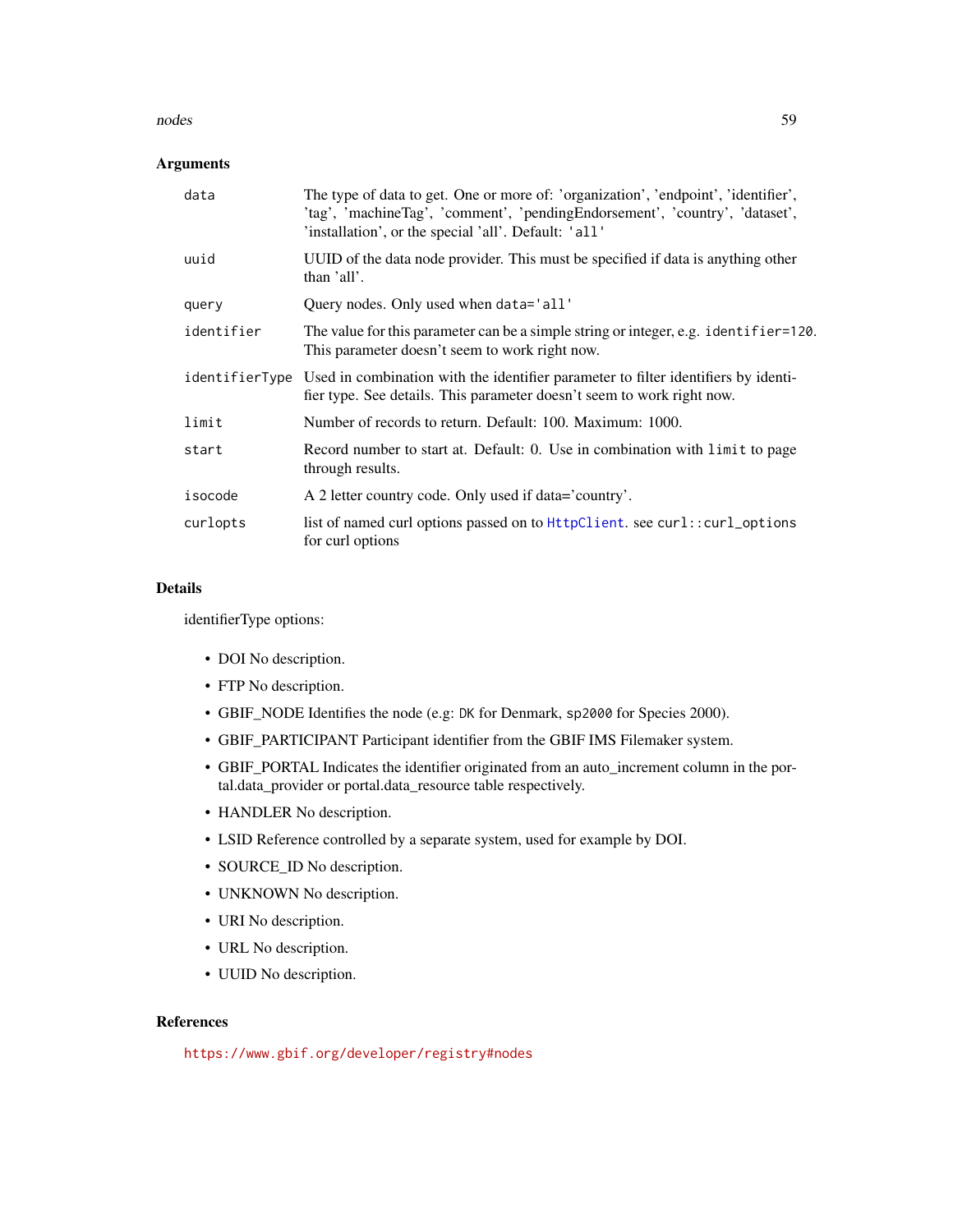### Arguments

| | |
|---|---|
| data | The type of data to get. One or more of: 'organization', 'endpoint', 'identifier', 'tag', 'machineTag', 'comment', 'pendingEndorsement', 'country', 'dataset', 'installation', or the special 'all'. Default: `'all'` |
| uuid | UUID of the data node provider. This must be specified if data is anything other than 'all'. |
| query | Query nodes. Only used when `data='all'` |
| identifier | The value for this parameter can be a simple string or integer, e.g. `identifier=120`. This parameter doesn't seem to work right now. |
| identifierType | Used in combination with the identifier parameter to filter identifiers by identifier type. See details. This parameter doesn't seem to work right now. |
| limit | Number of records to return. Default: 100. Maximum: 1000. |
| start | Record number to start at. Default: 0. Use in combination with `limit` to page through results. |
| isocode | A 2 letter country code. Only used if data='country'. |
| curlopts | list of named curl options passed on to `HttpClient`. see `curl::curl_options` for curl options |

### Details

identifierType options:

- DOI No description.
- FTP No description.
- GBIF_NODE Identifies the node (e.g: `DK` for Denmark, `sp2000` for Species 2000).
- GBIF_PARTICIPANT Participant identifier from the GBIF IMS Filemaker system.
- GBIF_PORTAL Indicates the identifier originated from an auto_increment column in the portal.data_provider or portal.data_resource table respectively.
- HANDLER No description.
- LSID Reference controlled by a separate system, used for example by DOI.
- SOURCE_ID No description.
- UNKNOWN No description.
- URI No description.
- URL No description.
- UUID No description.

### References

https://www.gbif.org/developer/registry#nodes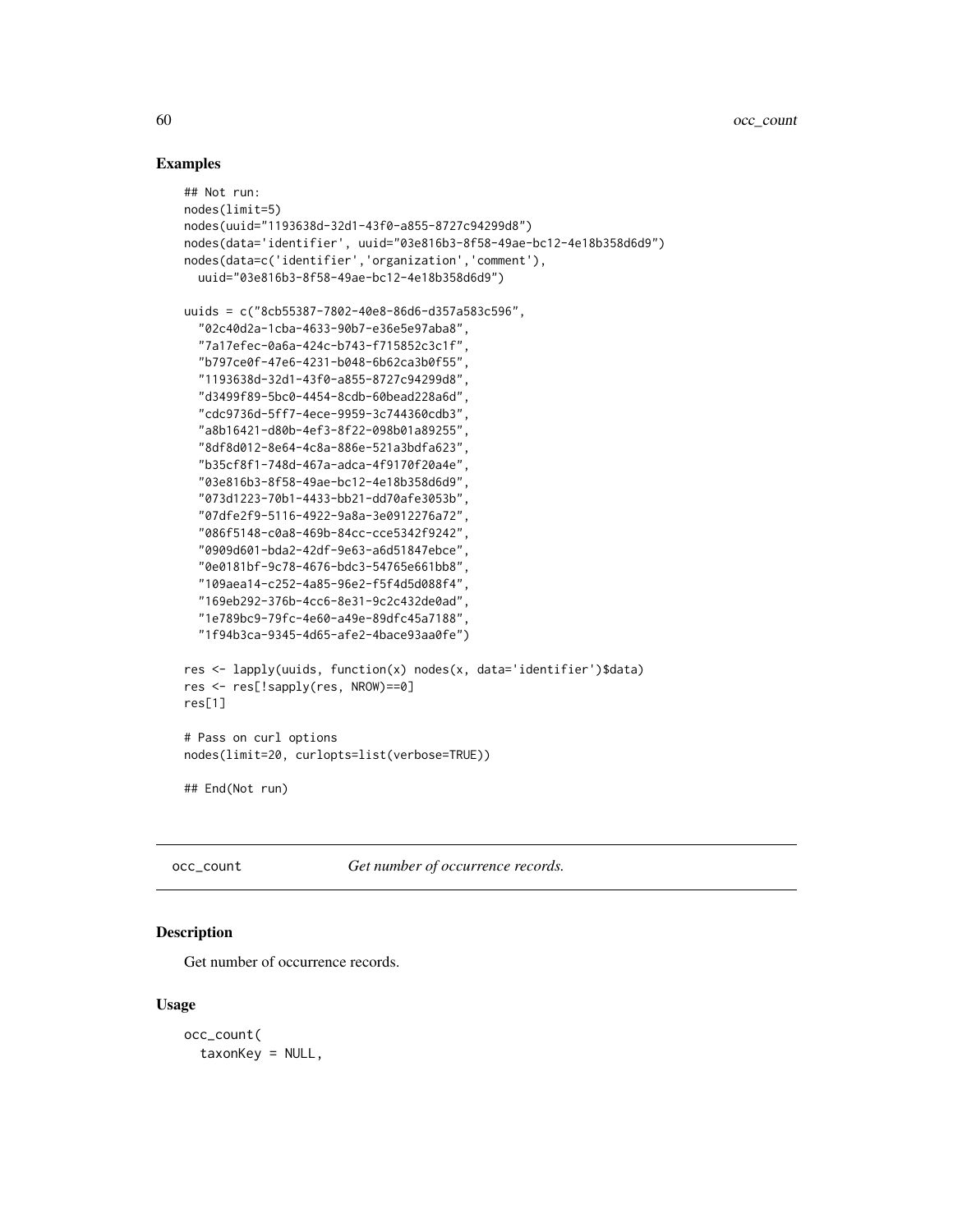## Examples

```
## Not run:
nodes(limit=5)
nodes(uuid="1193638d-32d1-43f0-a855-8727c94299d8")
nodes(data='identifier', uuid="03e816b3-8f58-49ae-bc12-4e18b358d6d9")
nodes(data=c('identifier','organization','comment'),
  uuid="03e816b3-8f58-49ae-bc12-4e18b358d6d9")

uuids = c("8cb55387-7802-40e8-86d6-d357a583c596",
  "02c40d2a-1cba-4633-90b7-e36e5e97aba8",
  "7a17efec-0a6a-424c-b743-f715852c3c1f",
  "b797ce0f-47e6-4231-b048-6b62ca3b0f55",
  "1193638d-32d1-43f0-a855-8727c94299d8",
  "d3499f89-5bc0-4454-8cdb-60bead228a6d",
  "cdc9736d-5ff7-4ece-9959-3c744360cdb3",
  "a8b16421-d80b-4ef3-8f22-098b01a89255",
  "8df8d012-8e64-4c8a-886e-521a3bdfa623",
  "b35cf8f1-748d-467a-adca-4f9170f20a4e",
  "03e816b3-8f58-49ae-bc12-4e18b358d6d9",
  "073d1223-70b1-4433-bb21-dd70afe3053b",
  "07dfe2f9-5116-4922-9a8a-3e0912276a72",
  "086f5148-c0a8-469b-84cc-cce5342f9242",
  "0909d601-bda2-42df-9e63-a6d51847ebce",
  "0e0181bf-9c78-4676-bdc3-54765e661bb8",
  "109aea14-c252-4a85-96e2-f5f4d5d088f4",
  "169eb292-376b-4cc6-8e31-9c2c432de0ad",
  "1e789bc9-79fc-4e60-a49e-89dfc45a7188",
  "1f94b3ca-9345-4d65-afe2-4bace93aa0fe")

res <- lapply(uuids, function(x) nodes(x, data='identifier')$data)
res <- res[!sapply(res, NROW)==0]
res[1]

# Pass on curl options
nodes(limit=20, curlopts=list(verbose=TRUE))

## End(Not run)
```

---

`occ_count` *Get number of occurrence records.*

---

## Description

Get number of occurrence records.

## Usage

```
occ_count(
  taxonKey = NULL,
```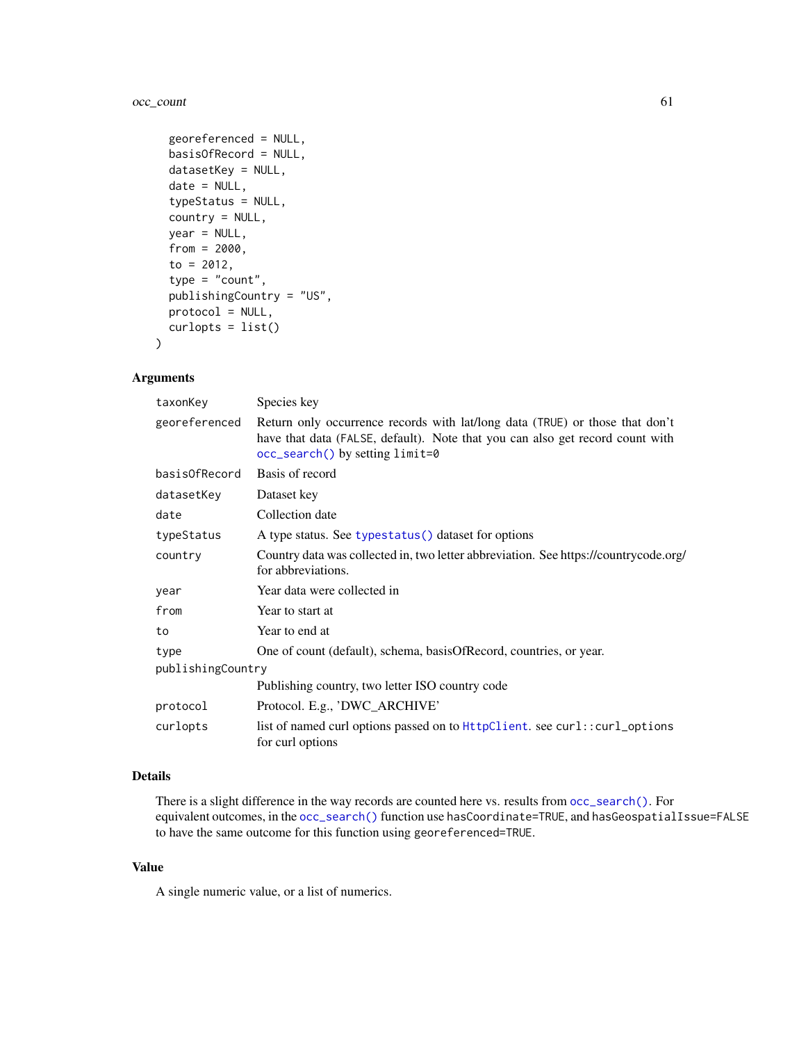```
  georeferenced = NULL,
  basisOfRecord = NULL,
  datasetKey = NULL,
  date = NULL,
  typeStatus = NULL,
  country = NULL,
  year = NULL,
  from = 2000,
  to = 2012,
  type = "count",
  publishingCountry = "US",
  protocol = NULL,
  curlopts = list()
)
```

### Arguments

| | |
|---|---|
| taxonKey | Species key |
| georeferenced | Return only occurrence records with lat/long data (TRUE) or those that don't have that data (FALSE, default). Note that you can also get record count with occ_search() by setting limit=0 |
| basisOfRecord | Basis of record |
| datasetKey | Dataset key |
| date | Collection date |
| typeStatus | A type status. See typestatus() dataset for options |
| country | Country data was collected in, two letter abbreviation. See https://countrycode.org/ for abbreviations. |
| year | Year data were collected in |
| from | Year to start at |
| to | Year to end at |
| type | One of count (default), schema, basisOfRecord, countries, or year. |
| publishingCountry | Publishing country, two letter ISO country code |
| protocol | Protocol. E.g., 'DWC_ARCHIVE' |
| curlopts | list of named curl options passed on to HttpClient. see curl::curl_options for curl options |

### Details

There is a slight difference in the way records are counted here vs. results from occ_search(). For equivalent outcomes, in the occ_search() function use hasCoordinate=TRUE, and hasGeospatialIssue=FALSE to have the same outcome for this function using georeferenced=TRUE.

### Value

A single numeric value, or a list of numerics.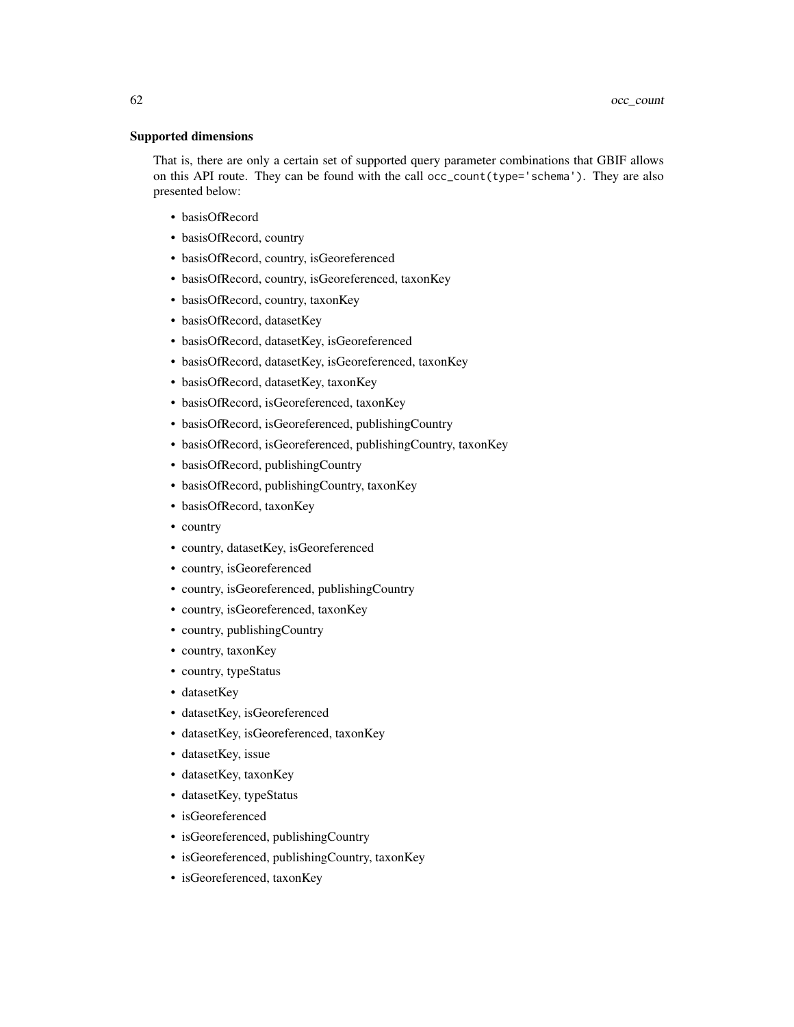### Supported dimensions

That is, there are only a certain set of supported query parameter combinations that GBIF allows on this API route. They can be found with the call `occ_count(type='schema')`. They are also presented below:

- basisOfRecord
- basisOfRecord, country
- basisOfRecord, country, isGeoreferenced
- basisOfRecord, country, isGeoreferenced, taxonKey
- basisOfRecord, country, taxonKey
- basisOfRecord, datasetKey
- basisOfRecord, datasetKey, isGeoreferenced
- basisOfRecord, datasetKey, isGeoreferenced, taxonKey
- basisOfRecord, datasetKey, taxonKey
- basisOfRecord, isGeoreferenced, taxonKey
- basisOfRecord, isGeoreferenced, publishingCountry
- basisOfRecord, isGeoreferenced, publishingCountry, taxonKey
- basisOfRecord, publishingCountry
- basisOfRecord, publishingCountry, taxonKey
- basisOfRecord, taxonKey
- country
- country, datasetKey, isGeoreferenced
- country, isGeoreferenced
- country, isGeoreferenced, publishingCountry
- country, isGeoreferenced, taxonKey
- country, publishingCountry
- country, taxonKey
- country, typeStatus
- datasetKey
- datasetKey, isGeoreferenced
- datasetKey, isGeoreferenced, taxonKey
- datasetKey, issue
- datasetKey, taxonKey
- datasetKey, typeStatus
- isGeoreferenced
- isGeoreferenced, publishingCountry
- isGeoreferenced, publishingCountry, taxonKey
- isGeoreferenced, taxonKey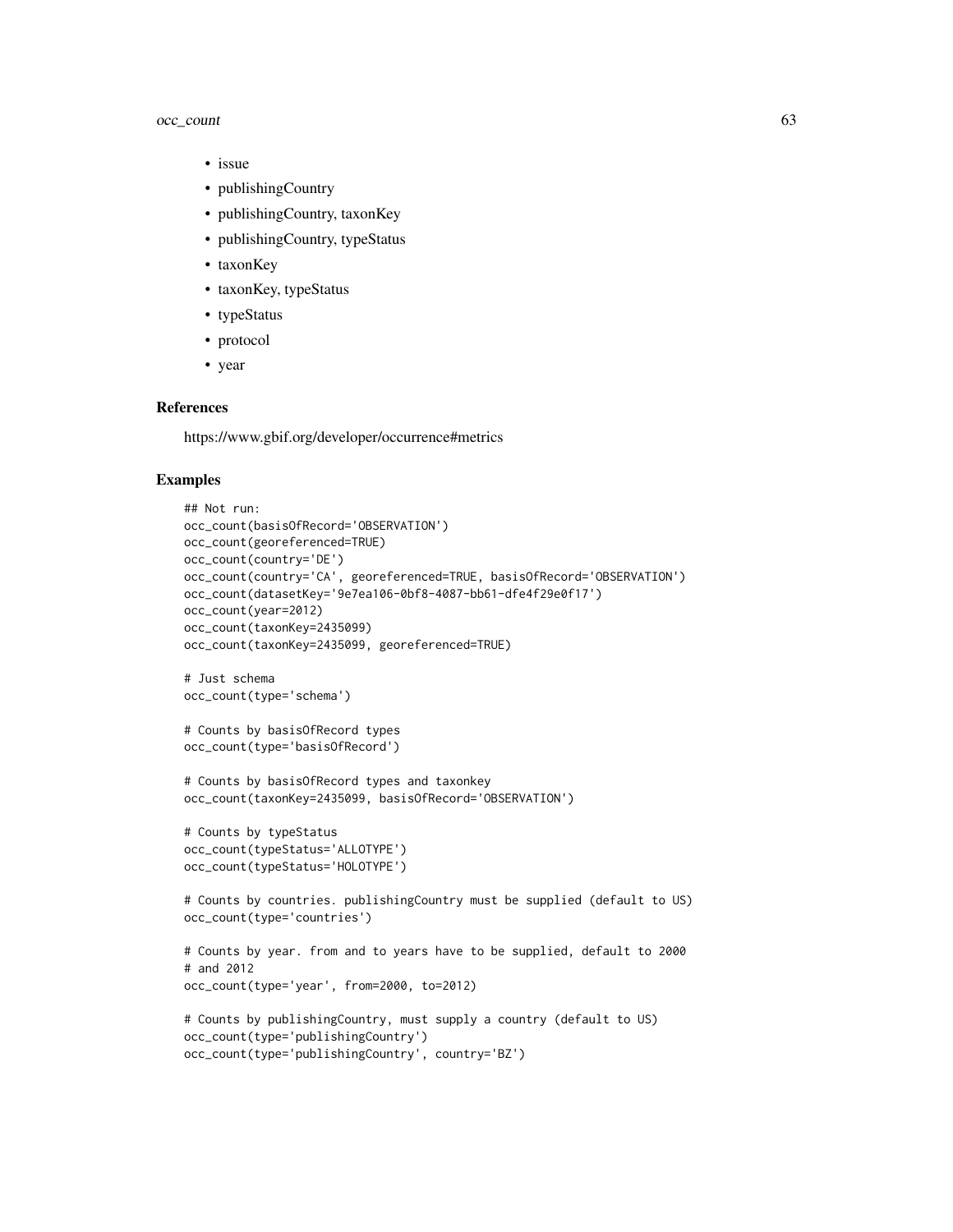- issue
- publishingCountry
- publishingCountry, taxonKey
- publishingCountry, typeStatus
- taxonKey
- taxonKey, typeStatus
- typeStatus
- protocol
- year

### References

https://www.gbif.org/developer/occurrence#metrics

### Examples

```
## Not run:
occ_count(basisOfRecord='OBSERVATION')
occ_count(georeferenced=TRUE)
occ_count(country='DE')
occ_count(country='CA', georeferenced=TRUE, basisOfRecord='OBSERVATION')
occ_count(datasetKey='9e7ea106-0bf8-4087-bb61-dfe4f29e0f17')
occ_count(year=2012)
occ_count(taxonKey=2435099)
occ_count(taxonKey=2435099, georeferenced=TRUE)

# Just schema
occ_count(type='schema')

# Counts by basisOfRecord types
occ_count(type='basisOfRecord')

# Counts by basisOfRecord types and taxonkey
occ_count(taxonKey=2435099, basisOfRecord='OBSERVATION')

# Counts by typeStatus
occ_count(typeStatus='ALLOTYPE')
occ_count(typeStatus='HOLOTYPE')

# Counts by countries. publishingCountry must be supplied (default to US)
occ_count(type='countries')

# Counts by year. from and to years have to be supplied, default to 2000
# and 2012
occ_count(type='year', from=2000, to=2012)

# Counts by publishingCountry, must supply a country (default to US)
occ_count(type='publishingCountry')
occ_count(type='publishingCountry', country='BZ')
```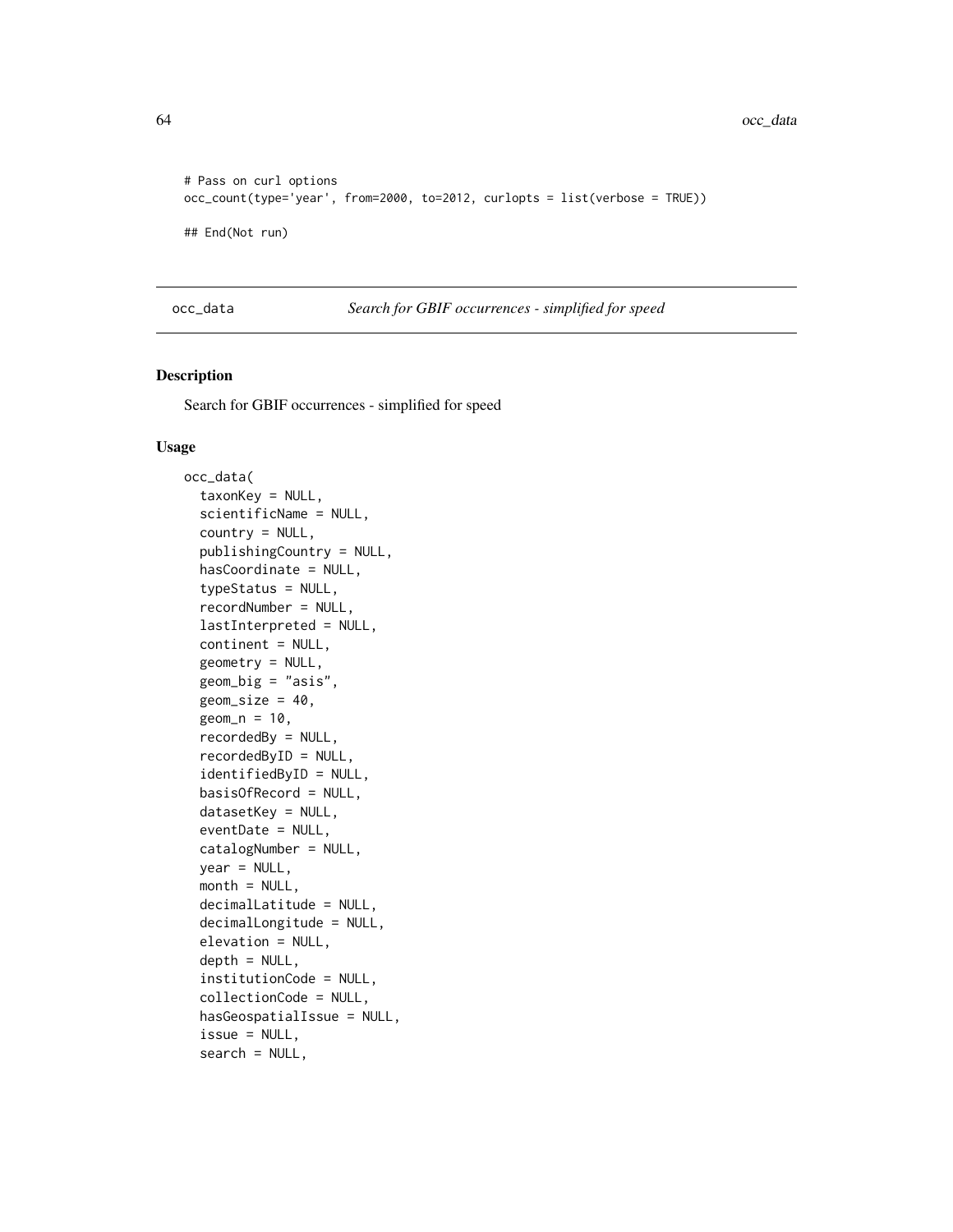```
# Pass on curl options
occ_count(type='year', from=2000, to=2012, curlopts = list(verbose = TRUE))

## End(Not run)
```

occ_data *Search for GBIF occurrences - simplified for speed*

## Description

Search for GBIF occurrences - simplified for speed

## Usage

```
occ_data(
  taxonKey = NULL,
  scientificName = NULL,
  country = NULL,
  publishingCountry = NULL,
  hasCoordinate = NULL,
  typeStatus = NULL,
  recordNumber = NULL,
  lastInterpreted = NULL,
  continent = NULL,
  geometry = NULL,
  geom_big = "asis",
  geom_size = 40,
  geom_n = 10,
  recordedBy = NULL,
  recordedByID = NULL,
  identifiedByID = NULL,
  basisOfRecord = NULL,
  datasetKey = NULL,
  eventDate = NULL,
  catalogNumber = NULL,
  year = NULL,
  month = NULL,
  decimalLatitude = NULL,
  decimalLongitude = NULL,
  elevation = NULL,
  depth = NULL,
  institutionCode = NULL,
  collectionCode = NULL,
  hasGeospatialIssue = NULL,
  issue = NULL,
  search = NULL,
```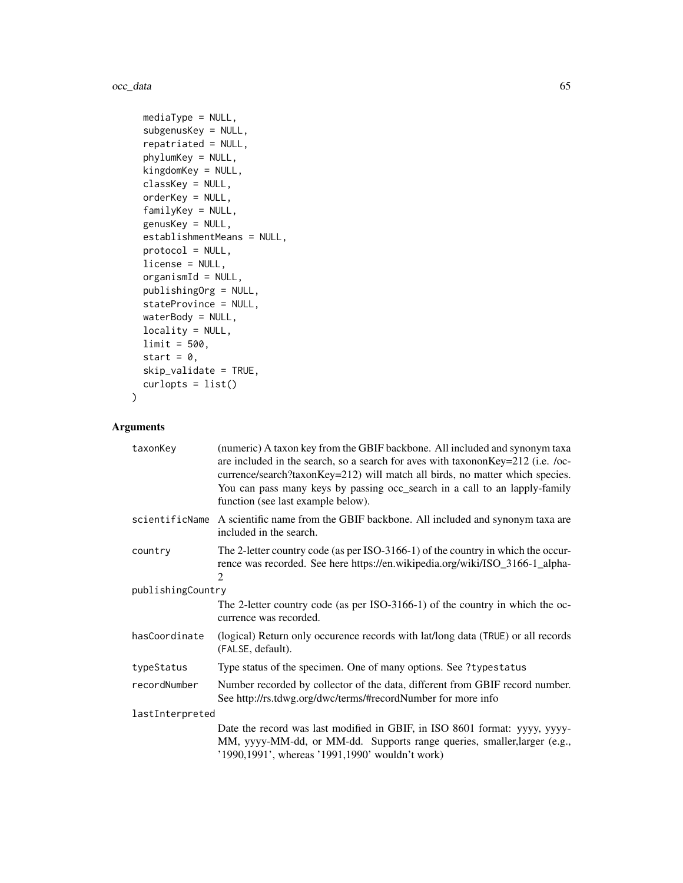```
  mediaType = NULL,
  subgenusKey = NULL,
  repatriated = NULL,
  phylumKey = NULL,
  kingdomKey = NULL,
  classKey = NULL,
  orderKey = NULL,
  familyKey = NULL,
  genusKey = NULL,
  establishmentMeans = NULL,
  protocol = NULL,
  license = NULL,
  organismId = NULL,
  publishingOrg = NULL,
  stateProvince = NULL,
  waterBody = NULL,
  locality = NULL,
  limit = 500,
  start = 0,
  skip_validate = TRUE,
  curlopts = list()
)
```

## Arguments

| | |
|---|---|
| taxonKey | (numeric) A taxon key from the GBIF backbone. All included and synonym taxa are included in the search, so a search for aves with taxononKey=212 (i.e. /occurrence/search?taxonKey=212) will match all birds, no matter which species. You can pass many keys by passing occ_search in a call to an lapply-family function (see last example below). |
| scientificName | A scientific name from the GBIF backbone. All included and synonym taxa are included in the search. |
| country | The 2-letter country code (as per ISO-3166-1) of the country in which the occurrence was recorded. See here https://en.wikipedia.org/wiki/ISO_3166-1_alpha-2 |
| publishingCountry | The 2-letter country code (as per ISO-3166-1) of the country in which the occurrence was recorded. |
| hasCoordinate | (logical) Return only occurence records with lat/long data (TRUE) or all records (FALSE, default). |
| typeStatus | Type status of the specimen. One of many options. See ?typestatus |
| recordNumber | Number recorded by collector of the data, different from GBIF record number. See http://rs.tdwg.org/dwc/terms/#recordNumber for more info |
| lastInterpreted | Date the record was last modified in GBIF, in ISO 8601 format: yyyy, yyyy-MM, yyyy-MM-dd, or MM-dd. Supports range queries, smaller,larger (e.g., '1990,1991', whereas '1991,1990' wouldn't work) |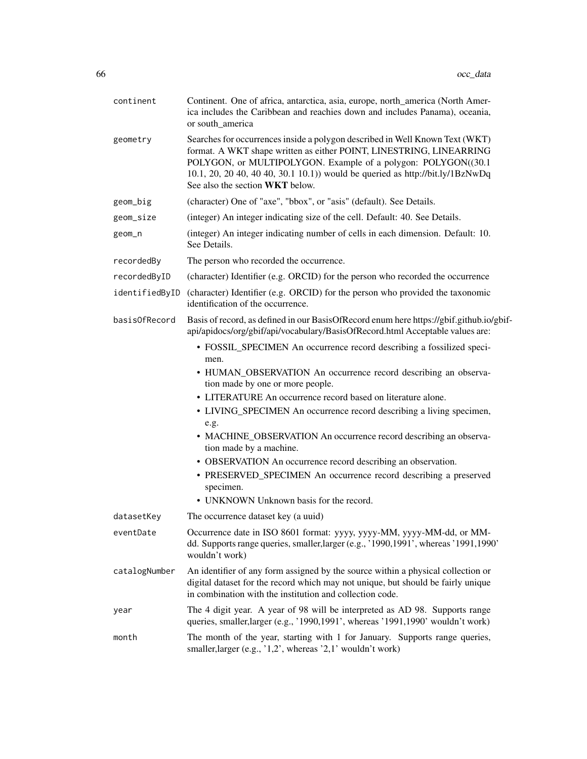| | |
|---|---|
| `continent` | Continent. One of africa, antarctica, asia, europe, north_america (North America includes the Caribbean and reachies down and includes Panama), oceania, or south_america |
| `geometry` | Searches for occurrences inside a polygon described in Well Known Text (WKT) format. A WKT shape written as either POINT, LINESTRING, LINEARRING POLYGON, or MULTIPOLYGON. Example of a polygon: POLYGON((30.1 10.1, 20, 20 40, 40 40, 30.1 10.1)) would be queried as http://bit.ly/1BzNwDq See also the section **WKT** below. |
| `geom_big` | (character) One of "axe", "bbox", or "asis" (default). See Details. |
| `geom_size` | (integer) An integer indicating size of the cell. Default: 40. See Details. |
| `geom_n` | (integer) An integer indicating number of cells in each dimension. Default: 10. See Details. |
| `recordedBy` | The person who recorded the occurrence. |
| `recordedByID` | (character) Identifier (e.g. ORCID) for the person who recorded the occurrence |
| `identifiedByID` | (character) Identifier (e.g. ORCID) for the person who provided the taxonomic identification of the occurrence. |
| `basisOfRecord` | Basis of record, as defined in our BasisOfRecord enum here https://gbif.github.io/gbif-api/apidocs/org/gbif/api/vocabulary/BasisOfRecord.html Acceptable values are: <br>• FOSSIL_SPECIMEN An occurrence record describing a fossilized specimen.<br>• HUMAN_OBSERVATION An occurrence record describing an observation made by one or more people.<br>• LITERATURE An occurrence record based on literature alone.<br>• LIVING_SPECIMEN An occurrence record describing a living specimen, e.g.<br>• MACHINE_OBSERVATION An occurrence record describing an observation made by a machine.<br>• OBSERVATION An occurrence record describing an observation.<br>• PRESERVED_SPECIMEN An occurrence record describing a preserved specimen.<br>• UNKNOWN Unknown basis for the record. |
| `datasetKey` | The occurrence dataset key (a uuid) |
| `eventDate` | Occurrence date in ISO 8601 format: yyyy, yyyy-MM, yyyy-MM-dd, or MM-dd. Supports range queries, smaller,larger (e.g., '1990,1991', whereas '1991,1990' wouldn't work) |
| `catalogNumber` | An identifier of any form assigned by the source within a physical collection or digital dataset for the record which may not unique, but should be fairly unique in combination with the institution and collection code. |
| `year` | The 4 digit year. A year of 98 will be interpreted as AD 98. Supports range queries, smaller,larger (e.g., '1990,1991', whereas '1991,1990' wouldn't work) |
| `month` | The month of the year, starting with 1 for January. Supports range queries, smaller,larger (e.g., '1,2', whereas '2,1' wouldn't work) |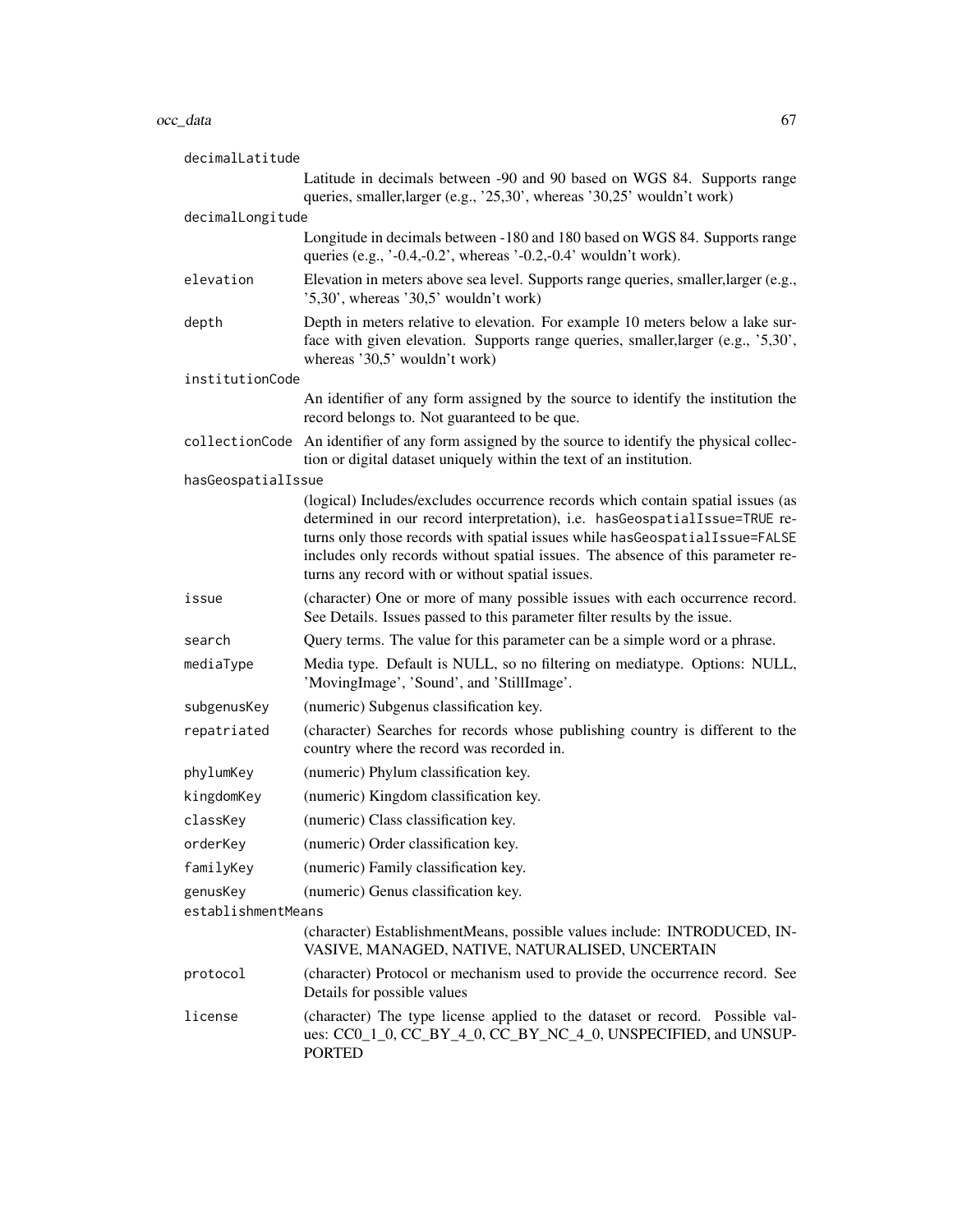`decimalLatitude`
: Latitude in decimals between -90 and 90 based on WGS 84. Supports range queries, smaller,larger (e.g., '25,30', whereas '30,25' wouldn't work)

`decimalLongitude`
: Longitude in decimals between -180 and 180 based on WGS 84. Supports range queries (e.g., '-0.4,-0.2', whereas '-0.2,-0.4' wouldn't work).

`elevation`
: Elevation in meters above sea level. Supports range queries, smaller,larger (e.g., '5,30', whereas '30,5' wouldn't work)

`depth`
: Depth in meters relative to elevation. For example 10 meters below a lake surface with given elevation. Supports range queries, smaller,larger (e.g., '5,30', whereas '30,5' wouldn't work)

`institutionCode`
: An identifier of any form assigned by the source to identify the institution the record belongs to. Not guaranteed to be que.

`collectionCode`
: An identifier of any form assigned by the source to identify the physical collection or digital dataset uniquely within the text of an institution.

`hasGeospatialIssue`
: (logical) Includes/excludes occurrence records which contain spatial issues (as determined in our record interpretation), i.e. `hasGeospatialIssue=TRUE` returns only those records with spatial issues while `hasGeospatialIssue=FALSE` includes only records without spatial issues. The absence of this parameter returns any record with or without spatial issues.

`issue`
: (character) One or more of many possible issues with each occurrence record. See Details. Issues passed to this parameter filter results by the issue.

`search`
: Query terms. The value for this parameter can be a simple word or a phrase.

`mediaType`
: Media type. Default is NULL, so no filtering on mediatype. Options: NULL, 'MovingImage', 'Sound', and 'StillImage'.

`subgenusKey`
: (numeric) Subgenus classification key.

`repatriated`
: (character) Searches for records whose publishing country is different to the country where the record was recorded in.

`phylumKey`
: (numeric) Phylum classification key.

`kingdomKey`
: (numeric) Kingdom classification key.

`classKey`
: (numeric) Class classification key.

`orderKey`
: (numeric) Order classification key.

`familyKey`
: (numeric) Family classification key.

`genusKey`
: (numeric) Genus classification key.

`establishmentMeans`
: (character) EstablishmentMeans, possible values include: INTRODUCED, INVASIVE, MANAGED, NATIVE, NATURALISED, UNCERTAIN

`protocol`
: (character) Protocol or mechanism used to provide the occurrence record. See Details for possible values

`license`
: (character) The type license applied to the dataset or record. Possible values: CC0_1_0, CC_BY_4_0, CC_BY_NC_4_0, UNSPECIFIED, and UNSUPPORTED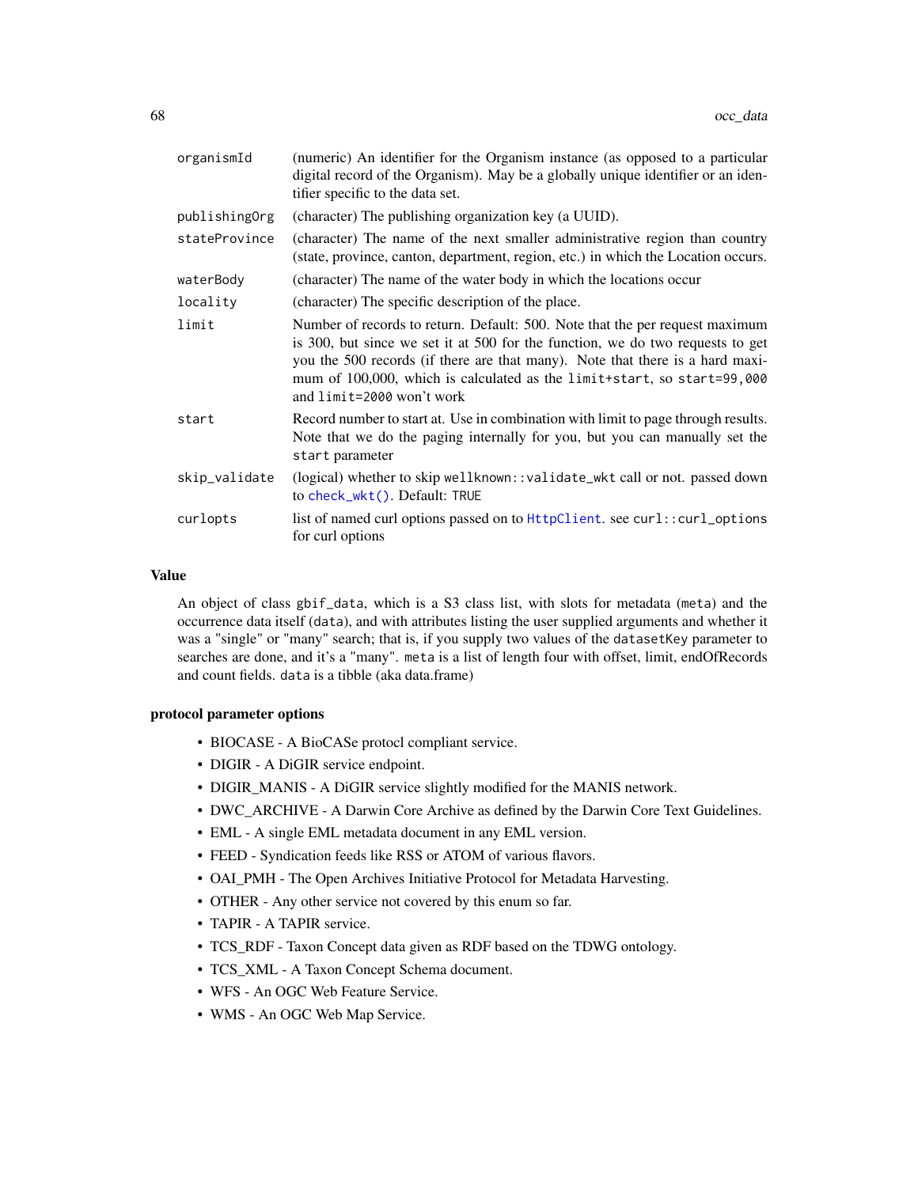| | |
|---|---|
| organismId | (numeric) An identifier for the Organism instance (as opposed to a particular digital record of the Organism). May be a globally unique identifier or an identifier specific to the data set. |
| publishingOrg | (character) The publishing organization key (a UUID). |
| stateProvince | (character) The name of the next smaller administrative region than country (state, province, canton, department, region, etc.) in which the Location occurs. |
| waterBody | (character) The name of the water body in which the locations occur |
| locality | (character) The specific description of the place. |
| limit | Number of records to return. Default: 500. Note that the per request maximum is 300, but since we set it at 500 for the function, we do two requests to get you the 500 records (if there are that many). Note that there is a hard maximum of 100,000, which is calculated as the `limit+start`, so `start=99,000` and `limit=2000` won't work |
| start | Record number to start at. Use in combination with limit to page through results. Note that we do the paging internally for you, but you can manually set the `start` parameter |
| skip_validate | (logical) whether to skip `wellknown::validate_wkt` call or not. passed down to `check_wkt()`. Default: `TRUE` |
| curlopts | list of named curl options passed on to `HttpClient`. see `curl::curl_options` for curl options |

### Value

An object of class `gbif_data`, which is a S3 class list, with slots for metadata (`meta`) and the occurrence data itself (`data`), and with attributes listing the user supplied arguments and whether it was a "single" or "many" search; that is, if you supply two values of the `datasetKey` parameter to searches are done, and it's a "many". `meta` is a list of length four with offset, limit, endOfRecords and count fields. `data` is a tibble (aka data.frame)

### protocol parameter options

- BIOCASE - A BioCASe protocl compliant service.
- DIGIR - A DiGIR service endpoint.
- DIGIR_MANIS - A DiGIR service slightly modified for the MANIS network.
- DWC_ARCHIVE - A Darwin Core Archive as defined by the Darwin Core Text Guidelines.
- EML - A single EML metadata document in any EML version.
- FEED - Syndication feeds like RSS or ATOM of various flavors.
- OAI_PMH - The Open Archives Initiative Protocol for Metadata Harvesting.
- OTHER - Any other service not covered by this enum so far.
- TAPIR - A TAPIR service.
- TCS_RDF - Taxon Concept data given as RDF based on the TDWG ontology.
- TCS_XML - A Taxon Concept Schema document.
- WFS - An OGC Web Feature Service.
- WMS - An OGC Web Map Service.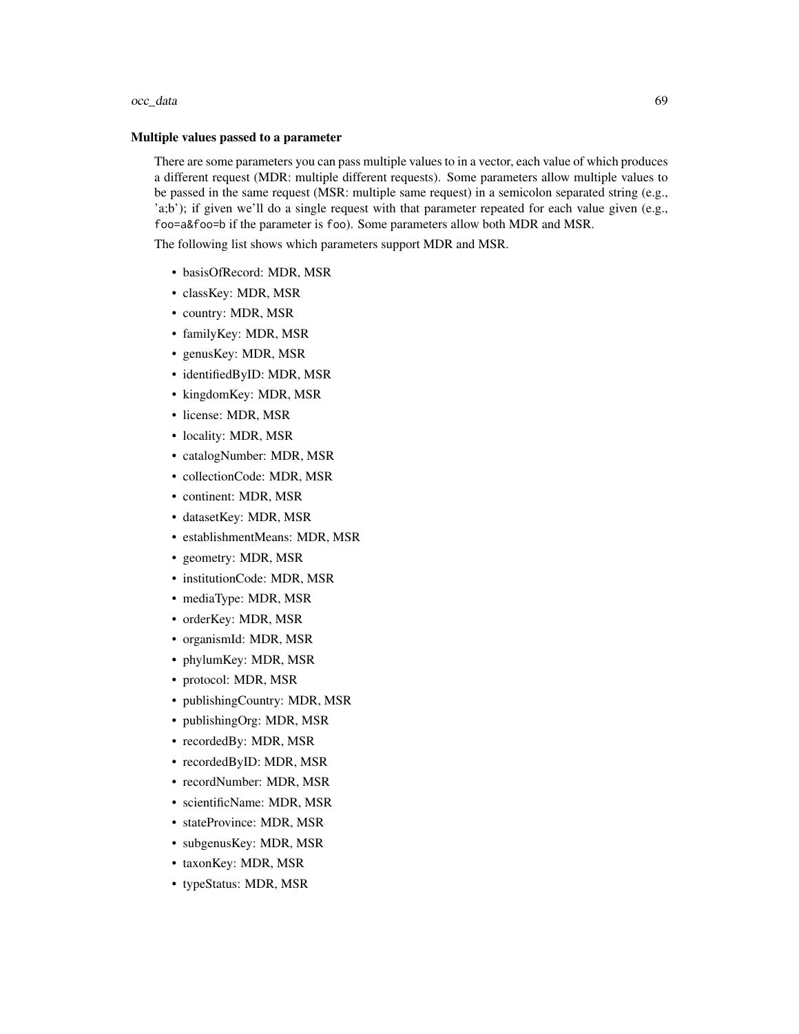### Multiple values passed to a parameter

There are some parameters you can pass multiple values to in a vector, each value of which produces a different request (MDR: multiple different requests). Some parameters allow multiple values to be passed in the same request (MSR: multiple same request) in a semicolon separated string (e.g., 'a;b'); if given we'll do a single request with that parameter repeated for each value given (e.g., `foo=a&foo=b` if the parameter is `foo`). Some parameters allow both MDR and MSR.

The following list shows which parameters support MDR and MSR.

- basisOfRecord: MDR, MSR
- classKey: MDR, MSR
- country: MDR, MSR
- familyKey: MDR, MSR
- genusKey: MDR, MSR
- identifiedByID: MDR, MSR
- kingdomKey: MDR, MSR
- license: MDR, MSR
- locality: MDR, MSR
- catalogNumber: MDR, MSR
- collectionCode: MDR, MSR
- continent: MDR, MSR
- datasetKey: MDR, MSR
- establishmentMeans: MDR, MSR
- geometry: MDR, MSR
- institutionCode: MDR, MSR
- mediaType: MDR, MSR
- orderKey: MDR, MSR
- organismId: MDR, MSR
- phylumKey: MDR, MSR
- protocol: MDR, MSR
- publishingCountry: MDR, MSR
- publishingOrg: MDR, MSR
- recordedBy: MDR, MSR
- recordedByID: MDR, MSR
- recordNumber: MDR, MSR
- scientificName: MDR, MSR
- stateProvince: MDR, MSR
- subgenusKey: MDR, MSR
- taxonKey: MDR, MSR
- typeStatus: MDR, MSR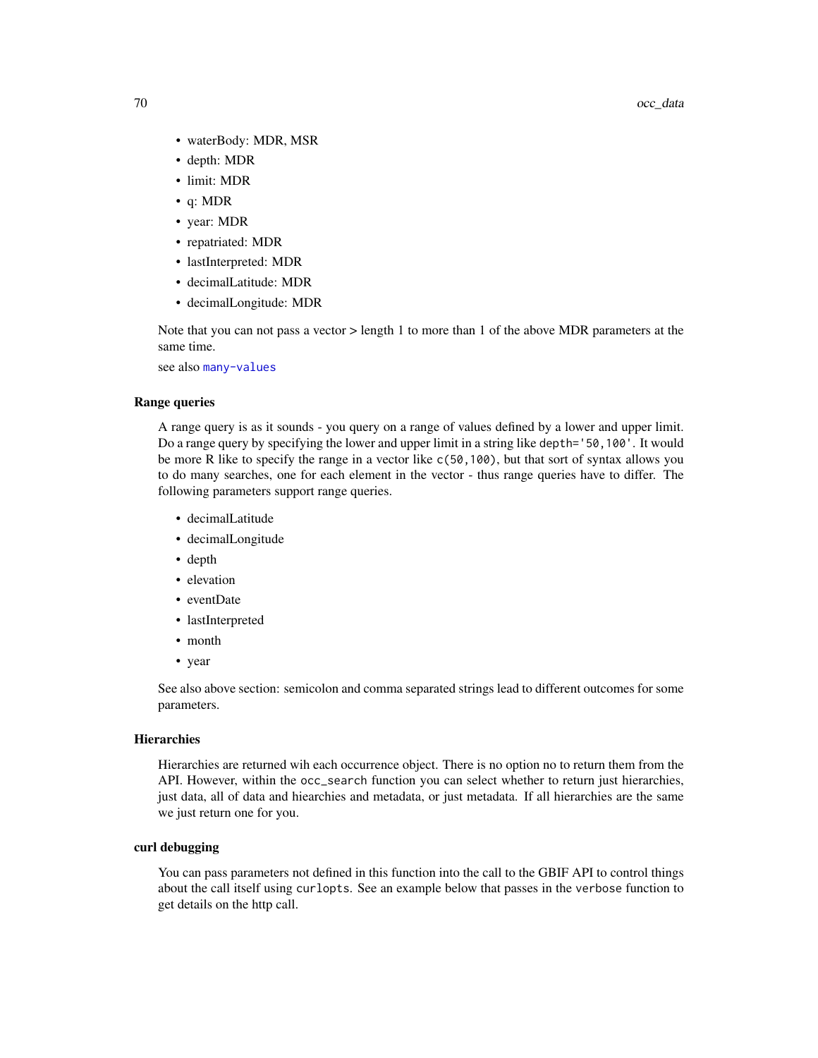- waterBody: MDR, MSR
- depth: MDR
- limit: MDR
- q: MDR
- year: MDR
- repatriated: MDR
- lastInterpreted: MDR
- decimalLatitude: MDR
- decimalLongitude: MDR

Note that you can not pass a vector > length 1 to more than 1 of the above MDR parameters at the same time.

see also many-values

### Range queries

A range query is as it sounds - you query on a range of values defined by a lower and upper limit. Do a range query by specifying the lower and upper limit in a string like `depth='50,100'`. It would be more R like to specify the range in a vector like `c(50,100)`, but that sort of syntax allows you to do many searches, one for each element in the vector - thus range queries have to differ. The following parameters support range queries.

- decimalLatitude
- decimalLongitude
- depth
- elevation
- eventDate
- lastInterpreted
- month
- year

See also above section: semicolon and comma separated strings lead to different outcomes for some parameters.

### Hierarchies

Hierarchies are returned wih each occurrence object. There is no option no to return them from the API. However, within the `occ_search` function you can select whether to return just hierarchies, just data, all of data and hiearchies and metadata, or just metadata. If all hierarchies are the same we just return one for you.

### curl debugging

You can pass parameters not defined in this function into the call to the GBIF API to control things about the call itself using `curlopts`. See an example below that passes in the `verbose` function to get details on the http call.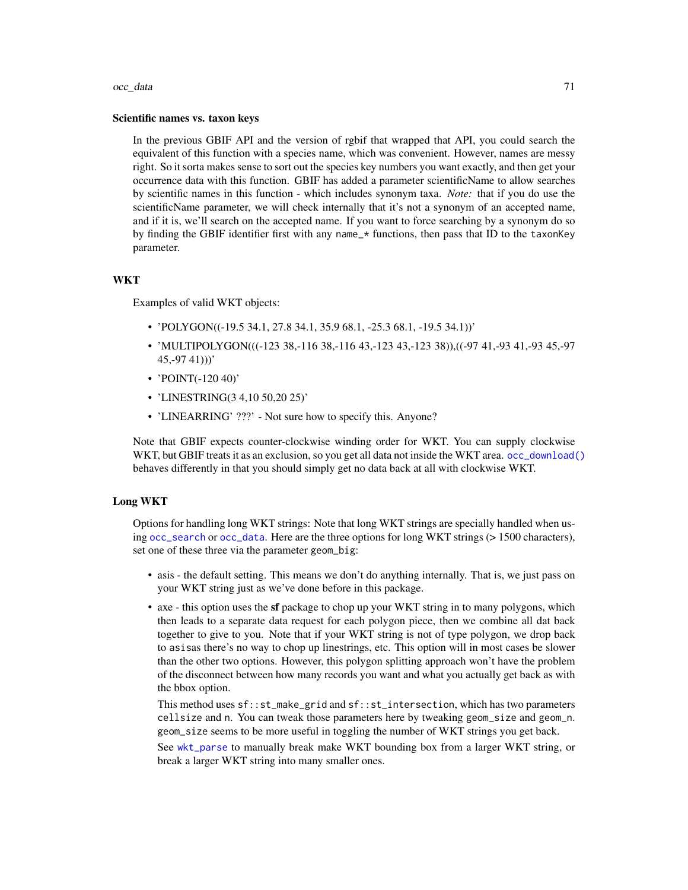### Scientific names vs. taxon keys

In the previous GBIF API and the version of rgbif that wrapped that API, you could search the equivalent of this function with a species name, which was convenient. However, names are messy right. So it sorta makes sense to sort out the species key numbers you want exactly, and then get your occurrence data with this function. GBIF has added a parameter scientificName to allow searches by scientific names in this function - which includes synonym taxa. *Note:* that if you do use the scientificName parameter, we will check internally that it's not a synonym of an accepted name, and if it is, we'll search on the accepted name. If you want to force searching by a synonym do so by finding the GBIF identifier first with any `name_*` functions, then pass that ID to the `taxonKey` parameter.

### WKT

Examples of valid WKT objects:

- 'POLYGON((-19.5 34.1, 27.8 34.1, 35.9 68.1, -25.3 68.1, -19.5 34.1))'
- 'MULTIPOLYGON(((-123 38,-116 38,-116 43,-123 43,-123 38)),((-97 41,-93 41,-93 45,-97 45,-97 41)))'
- 'POINT(-120 40)'
- 'LINESTRING(3 4,10 50,20 25)'
- 'LINEARRING' ???' - Not sure how to specify this. Anyone?

Note that GBIF expects counter-clockwise winding order for WKT. You can supply clockwise WKT, but GBIF treats it as an exclusion, so you get all data not inside the WKT area. `occ_download()` behaves differently in that you should simply get no data back at all with clockwise WKT.

### Long WKT

Options for handling long WKT strings: Note that long WKT strings are specially handled when using `occ_search` or `occ_data`. Here are the three options for long WKT strings (> 1500 characters), set one of these three via the parameter `geom_big`:

- asis - the default setting. This means we don't do anything internally. That is, we just pass on your WKT string just as we've done before in this package.
- axe - this option uses the **sf** package to chop up your WKT string in to many polygons, which then leads to a separate data request for each polygon piece, then we combine all dat back together to give to you. Note that if your WKT string is not of type polygon, we drop back to `asis`as there's no way to chop up linestrings, etc. This option will in most cases be slower than the other two options. However, this polygon splitting approach won't have the problem of the disconnect between how many records you want and what you actually get back as with the bbox option.

  This method uses `sf::st_make_grid` and `sf::st_intersection`, which has two parameters `cellsize` and `n`. You can tweak those parameters here by tweaking `geom_size` and `geom_n`. `geom_size` seems to be more useful in toggling the number of WKT strings you get back.

  See `wkt_parse` to manually break make WKT bounding box from a larger WKT string, or break a larger WKT string into many smaller ones.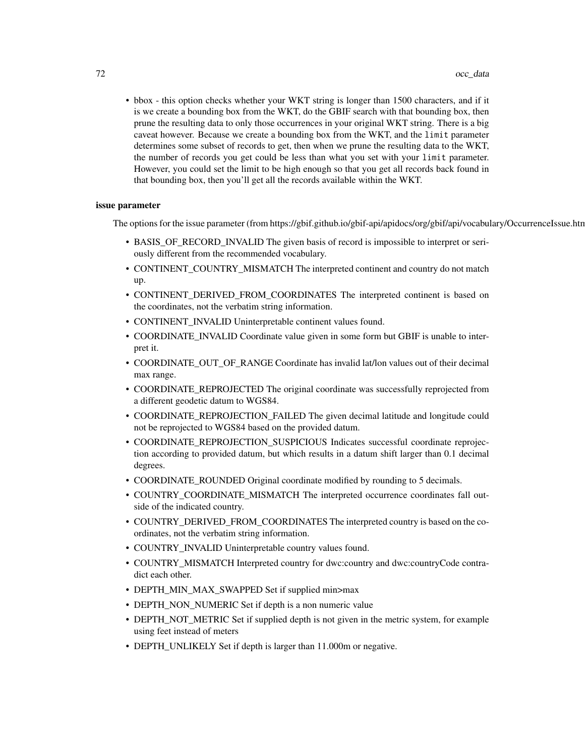- bbox - this option checks whether your WKT string is longer than 1500 characters, and if it is we create a bounding box from the WKT, do the GBIF search with that bounding box, then prune the resulting data to only those occurrences in your original WKT string. There is a big caveat however. Because we create a bounding box from the WKT, and the `limit` parameter determines some subset of records to get, then when we prune the resulting data to the WKT, the number of records you get could be less than what you set with your `limit` parameter. However, you could set the limit to be high enough so that you get all records back found in that bounding box, then you'll get all the records available within the WKT.

### issue parameter

The options for the issue parameter (from https://gbif.github.io/gbif-api/apidocs/org/gbif/api/vocabulary/OccurrenceIssue.htm

- BASIS_OF_RECORD_INVALID The given basis of record is impossible to interpret or seriously different from the recommended vocabulary.
- CONTINENT_COUNTRY_MISMATCH The interpreted continent and country do not match up.
- CONTINENT_DERIVED_FROM_COORDINATES The interpreted continent is based on the coordinates, not the verbatim string information.
- CONTINENT_INVALID Uninterpretable continent values found.
- COORDINATE_INVALID Coordinate value given in some form but GBIF is unable to interpret it.
- COORDINATE_OUT_OF_RANGE Coordinate has invalid lat/lon values out of their decimal max range.
- COORDINATE_REPROJECTED The original coordinate was successfully reprojected from a different geodetic datum to WGS84.
- COORDINATE_REPROJECTION_FAILED The given decimal latitude and longitude could not be reprojected to WGS84 based on the provided datum.
- COORDINATE_REPROJECTION_SUSPICIOUS Indicates successful coordinate reprojection according to provided datum, but which results in a datum shift larger than 0.1 decimal degrees.
- COORDINATE_ROUNDED Original coordinate modified by rounding to 5 decimals.
- COUNTRY_COORDINATE_MISMATCH The interpreted occurrence coordinates fall outside of the indicated country.
- COUNTRY_DERIVED_FROM_COORDINATES The interpreted country is based on the coordinates, not the verbatim string information.
- COUNTRY_INVALID Uninterpretable country values found.
- COUNTRY_MISMATCH Interpreted country for dwc:country and dwc:countryCode contradict each other.
- DEPTH_MIN_MAX_SWAPPED Set if supplied min>max
- DEPTH_NON_NUMERIC Set if depth is a non numeric value
- DEPTH_NOT_METRIC Set if supplied depth is not given in the metric system, for example using feet instead of meters
- DEPTH_UNLIKELY Set if depth is larger than 11.000m or negative.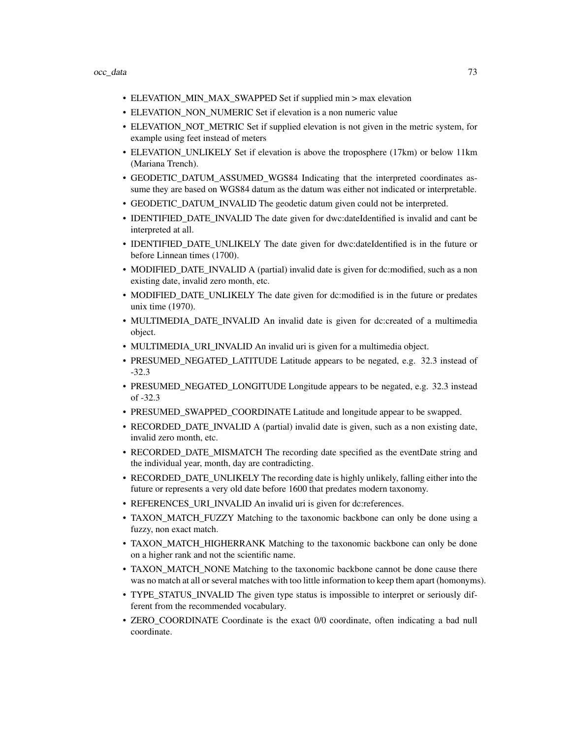- ELEVATION_MIN_MAX_SWAPPED Set if supplied min > max elevation
- ELEVATION_NON_NUMERIC Set if elevation is a non numeric value
- ELEVATION_NOT_METRIC Set if supplied elevation is not given in the metric system, for example using feet instead of meters
- ELEVATION_UNLIKELY Set if elevation is above the troposphere (17km) or below 11km (Mariana Trench).
- GEODETIC_DATUM_ASSUMED_WGS84 Indicating that the interpreted coordinates assume they are based on WGS84 datum as the datum was either not indicated or interpretable.
- GEODETIC_DATUM_INVALID The geodetic datum given could not be interpreted.
- IDENTIFIED_DATE_INVALID The date given for dwc:dateIdentified is invalid and cant be interpreted at all.
- IDENTIFIED_DATE_UNLIKELY The date given for dwc:dateIdentified is in the future or before Linnean times (1700).
- MODIFIED_DATE_INVALID A (partial) invalid date is given for dc:modified, such as a non existing date, invalid zero month, etc.
- MODIFIED_DATE_UNLIKELY The date given for dc:modified is in the future or predates unix time (1970).
- MULTIMEDIA_DATE_INVALID An invalid date is given for dc:created of a multimedia object.
- MULTIMEDIA_URI_INVALID An invalid uri is given for a multimedia object.
- PRESUMED_NEGATED_LATITUDE Latitude appears to be negated, e.g. 32.3 instead of -32.3
- PRESUMED_NEGATED_LONGITUDE Longitude appears to be negated, e.g. 32.3 instead of -32.3
- PRESUMED_SWAPPED_COORDINATE Latitude and longitude appear to be swapped.
- RECORDED_DATE_INVALID A (partial) invalid date is given, such as a non existing date, invalid zero month, etc.
- RECORDED_DATE_MISMATCH The recording date specified as the eventDate string and the individual year, month, day are contradicting.
- RECORDED_DATE_UNLIKELY The recording date is highly unlikely, falling either into the future or represents a very old date before 1600 that predates modern taxonomy.
- REFERENCES_URI_INVALID An invalid uri is given for dc:references.
- TAXON_MATCH_FUZZY Matching to the taxonomic backbone can only be done using a fuzzy, non exact match.
- TAXON_MATCH_HIGHERRANK Matching to the taxonomic backbone can only be done on a higher rank and not the scientific name.
- TAXON_MATCH_NONE Matching to the taxonomic backbone cannot be done cause there was no match at all or several matches with too little information to keep them apart (homonyms).
- TYPE_STATUS_INVALID The given type status is impossible to interpret or seriously different from the recommended vocabulary.
- ZERO_COORDINATE Coordinate is the exact 0/0 coordinate, often indicating a bad null coordinate.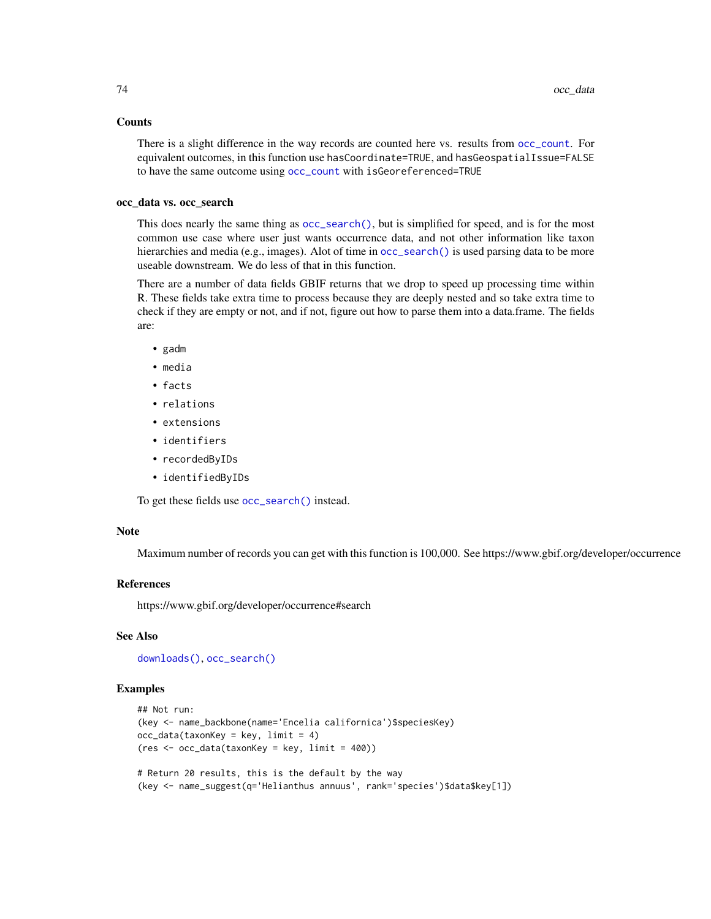### Counts

There is a slight difference in the way records are counted here vs. results from `occ_count`. For equivalent outcomes, in this function use `hasCoordinate=TRUE`, and `hasGeospatialIssue=FALSE` to have the same outcome using `occ_count` with `isGeoreferenced=TRUE`

### occ_data vs. occ_search

This does nearly the same thing as `occ_search()`, but is simplified for speed, and is for the most common use case where user just wants occurrence data, and not other information like taxon hierarchies and media (e.g., images). Alot of time in `occ_search()` is used parsing data to be more useable downstream. We do less of that in this function.

There are a number of data fields GBIF returns that we drop to speed up processing time within R. These fields take extra time to process because they are deeply nested and so take extra time to check if they are empty or not, and if not, figure out how to parse them into a data.frame. The fields are:

- `gadm`
- `media`
- `facts`
- `relations`
- `extensions`
- `identifiers`
- `recordedByIDs`
- `identifiedByIDs`

To get these fields use `occ_search()` instead.

### Note

Maximum number of records you can get with this function is 100,000. See https://www.gbif.org/developer/occurrence

### References

https://www.gbif.org/developer/occurrence#search

### See Also

`downloads()`, `occ_search()`

### Examples

```
## Not run:
(key <- name_backbone(name='Encelia californica')$speciesKey)
occ_data(taxonKey = key, limit = 4)
(res <- occ_data(taxonKey = key, limit = 400))

# Return 20 results, this is the default by the way
(key <- name_suggest(q='Helianthus annuus', rank='species')$data$key[1])
```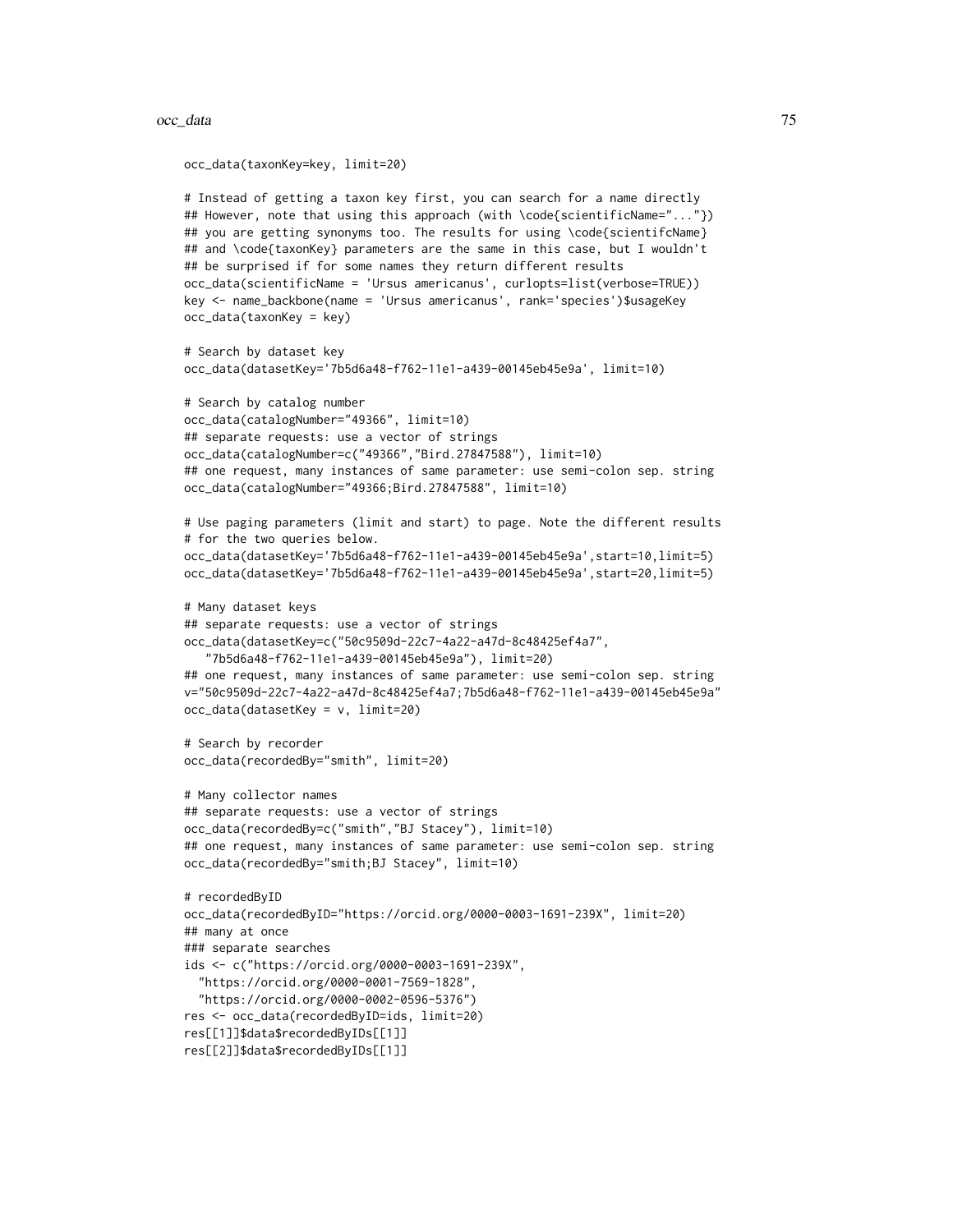```
occ_data(taxonKey=key, limit=20)

# Instead of getting a taxon key first, you can search for a name directly
## However, note that using this approach (with \code{scientificName="..."})
## you are getting synonyms too. The results for using \code{scientifcName}
## and \code{taxonKey} parameters are the same in this case, but I wouldn't
## be surprised if for some names they return different results
occ_data(scientificName = 'Ursus americanus', curlopts=list(verbose=TRUE))
key <- name_backbone(name = 'Ursus americanus', rank='species')$usageKey
occ_data(taxonKey = key)

# Search by dataset key
occ_data(datasetKey='7b5d6a48-f762-11e1-a439-00145eb45e9a', limit=10)

# Search by catalog number
occ_data(catalogNumber="49366", limit=10)
## separate requests: use a vector of strings
occ_data(catalogNumber=c("49366","Bird.27847588"), limit=10)
## one request, many instances of same parameter: use semi-colon sep. string
occ_data(catalogNumber="49366;Bird.27847588", limit=10)

# Use paging parameters (limit and start) to page. Note the different results
# for the two queries below.
occ_data(datasetKey='7b5d6a48-f762-11e1-a439-00145eb45e9a',start=10,limit=5)
occ_data(datasetKey='7b5d6a48-f762-11e1-a439-00145eb45e9a',start=20,limit=5)

# Many dataset keys
## separate requests: use a vector of strings
occ_data(datasetKey=c("50c9509d-22c7-4a22-a47d-8c48425ef4a7",
   "7b5d6a48-f762-11e1-a439-00145eb45e9a"), limit=20)
## one request, many instances of same parameter: use semi-colon sep. string
v="50c9509d-22c7-4a22-a47d-8c48425ef4a7;7b5d6a48-f762-11e1-a439-00145eb45e9a"
occ_data(datasetKey = v, limit=20)

# Search by recorder
occ_data(recordedBy="smith", limit=20)

# Many collector names
## separate requests: use a vector of strings
occ_data(recordedBy=c("smith","BJ Stacey"), limit=10)
## one request, many instances of same parameter: use semi-colon sep. string
occ_data(recordedBy="smith;BJ Stacey", limit=10)

# recordedByID
occ_data(recordedByID="https://orcid.org/0000-0003-1691-239X", limit=20)
## many at once
### separate searches
ids <- c("https://orcid.org/0000-0003-1691-239X",
  "https://orcid.org/0000-0001-7569-1828",
  "https://orcid.org/0000-0002-0596-5376")
res <- occ_data(recordedByID=ids, limit=20)
res[[1]]$data$recordedByIDs[[1]]
res[[2]]$data$recordedByIDs[[1]]
```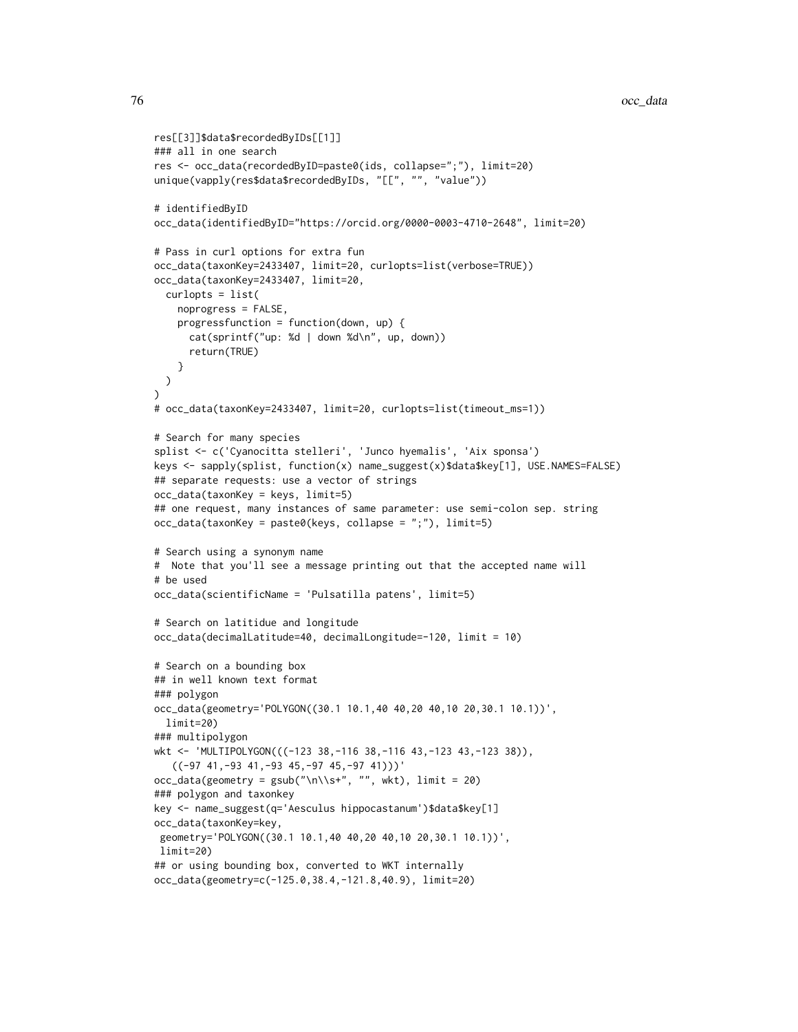```
res[[3]]$data$recordedByIDs[[1]]
### all in one search
res <- occ_data(recordedByID=paste0(ids, collapse=";"), limit=20)
unique(vapply(res$data$recordedByIDs, "[[", "", "value"))

# identifiedByID
occ_data(identifiedByID="https://orcid.org/0000-0003-4710-2648", limit=20)

# Pass in curl options for extra fun
occ_data(taxonKey=2433407, limit=20, curlopts=list(verbose=TRUE))
occ_data(taxonKey=2433407, limit=20,
  curlopts = list(
    noprogress = FALSE,
    progressfunction = function(down, up) {
      cat(sprintf("up: %d | down %d\n", up, down))
      return(TRUE)
    }
  )
)
# occ_data(taxonKey=2433407, limit=20, curlopts=list(timeout_ms=1))

# Search for many species
splist <- c('Cyanocitta stelleri', 'Junco hyemalis', 'Aix sponsa')
keys <- sapply(splist, function(x) name_suggest(x)$data$key[1], USE.NAMES=FALSE)
## separate requests: use a vector of strings
occ_data(taxonKey = keys, limit=5)
## one request, many instances of same parameter: use semi-colon sep. string
occ_data(taxonKey = paste0(keys, collapse = ";"), limit=5)

# Search using a synonym name
#  Note that you'll see a message printing out that the accepted name will
# be used
occ_data(scientificName = 'Pulsatilla patens', limit=5)

# Search on latitidue and longitude
occ_data(decimalLatitude=40, decimalLongitude=-120, limit = 10)

# Search on a bounding box
## in well known text format
### polygon
occ_data(geometry='POLYGON((30.1 10.1,40 40,20 40,10 20,30.1 10.1))',
  limit=20)
### multipolygon
wkt <- 'MULTIPOLYGON(((-123 38,-116 38,-116 43,-123 43,-123 38)),
   ((-97 41,-93 41,-93 45,-97 45,-97 41)))'
occ_data(geometry = gsub("\n\\s+", "", wkt), limit = 20)
### polygon and taxonkey
key <- name_suggest(q='Aesculus hippocastanum')$data$key[1]
occ_data(taxonKey=key,
 geometry='POLYGON((30.1 10.1,40 40,20 40,10 20,30.1 10.1))',
 limit=20)
## or using bounding box, converted to WKT internally
occ_data(geometry=c(-125.0,38.4,-121.8,40.9), limit=20)
```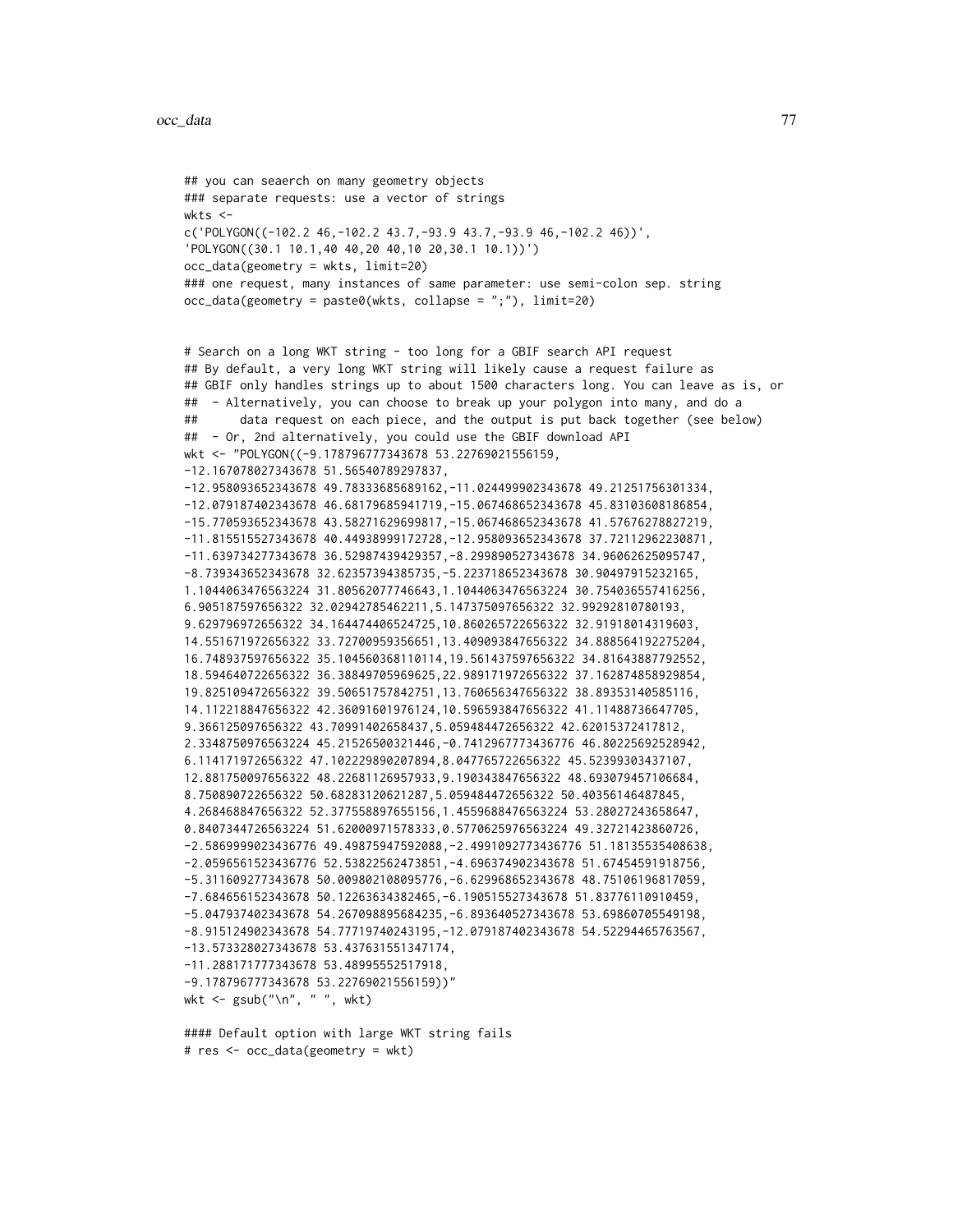```
## you can seaerch on many geometry objects
### separate requests: use a vector of strings
wkts <-
c('POLYGON((-102.2 46,-102.2 43.7,-93.9 43.7,-93.9 46,-102.2 46))',
'POLYGON((30.1 10.1,40 40,20 40,10 20,30.1 10.1))')
occ_data(geometry = wkts, limit=20)
### one request, many instances of same parameter: use semi-colon sep. string
occ_data(geometry = paste0(wkts, collapse = ";"), limit=20)


# Search on a long WKT string - too long for a GBIF search API request
## By default, a very long WKT string will likely cause a request failure as
## GBIF only handles strings up to about 1500 characters long. You can leave as is, or
##  - Alternatively, you can choose to break up your polygon into many, and do a
##      data request on each piece, and the output is put back together (see below)
##  - Or, 2nd alternatively, you could use the GBIF download API
wkt <- "POLYGON((-9.178796777343678 53.22769021556159,
-12.167078027343678 51.56540789297837,
-12.958093652343678 49.78333685689162,-11.024499902343678 49.21251756301334,
-12.079187402343678 46.68179685941719,-15.067468652343678 45.83103608186854,
-15.770593652343678 43.58271629699817,-15.067468652343678 41.57676278827219,
-11.815515527343678 40.44938999172728,-12.958093652343678 37.72112962230871,
-11.639734277343678 36.52987439429357,-8.299890527343678 34.96062625095747,
-8.739343652343678 32.62357394385735,-5.223718652343678 30.90497915232165,
1.1044063476563224 31.80562077746643,1.1044063476563224 30.754036557416256,
6.905187597656322 32.02942785462211,5.147375097656322 32.99292810780193,
9.629796972656322 34.164474406524725,10.860265722656322 32.91918014319603,
14.551671972656322 33.72700959356651,13.409093847656322 34.888564192275204,
16.748937597656322 35.104560368110114,19.561437597656322 34.81643887792552,
18.594640722656322 36.38849705969625,22.989171972656322 37.162874858929854,
19.825109472656322 39.50651757842751,13.760656347656322 38.89353140585116,
14.112218847656322 42.36091601976124,10.596593847656322 41.11488736647705,
9.366125097656322 43.70991402658437,5.059484472656322 42.62015372417812,
2.3348750976563224 45.21526500321446,-0.7412967773436776 46.80225692528942,
6.114171972656322 47.102229890207894,8.047765722656322 45.52399303437107,
12.881750097656322 48.22681126957933,9.190343847656322 48.693079457106684,
8.750890722656322 50.68283120621287,5.059484472656322 50.40356146487845,
4.268468847656322 52.377558897655156,1.4559688476563224 53.28027243658647,
0.8407344726563224 51.62000971578333,0.5770625976563224 49.32721423860726,
-2.5869999023436776 49.49875947592088,-2.4991092773436776 51.18135535408638,
-2.0596561523436776 52.53822562473851,-4.696374902343678 51.67454591918756,
-5.311609277343678 50.009802108095776,-6.629968652343678 48.75106196817059,
-7.684656152343678 50.12263634382465,-6.190515527343678 51.83776110910459,
-5.047937402343678 54.267098895684235,-6.893640527343678 53.69860705549198,
-8.915124902343678 54.77719740243195,-12.079187402343678 54.52294465763567,
-13.573328027343678 53.437631551347174,
-11.288171777343678 53.48995552517918,
-9.178796777343678 53.22769021556159))"
wkt <- gsub("\n", " ", wkt)

#### Default option with large WKT string fails
# res <- occ_data(geometry = wkt)
```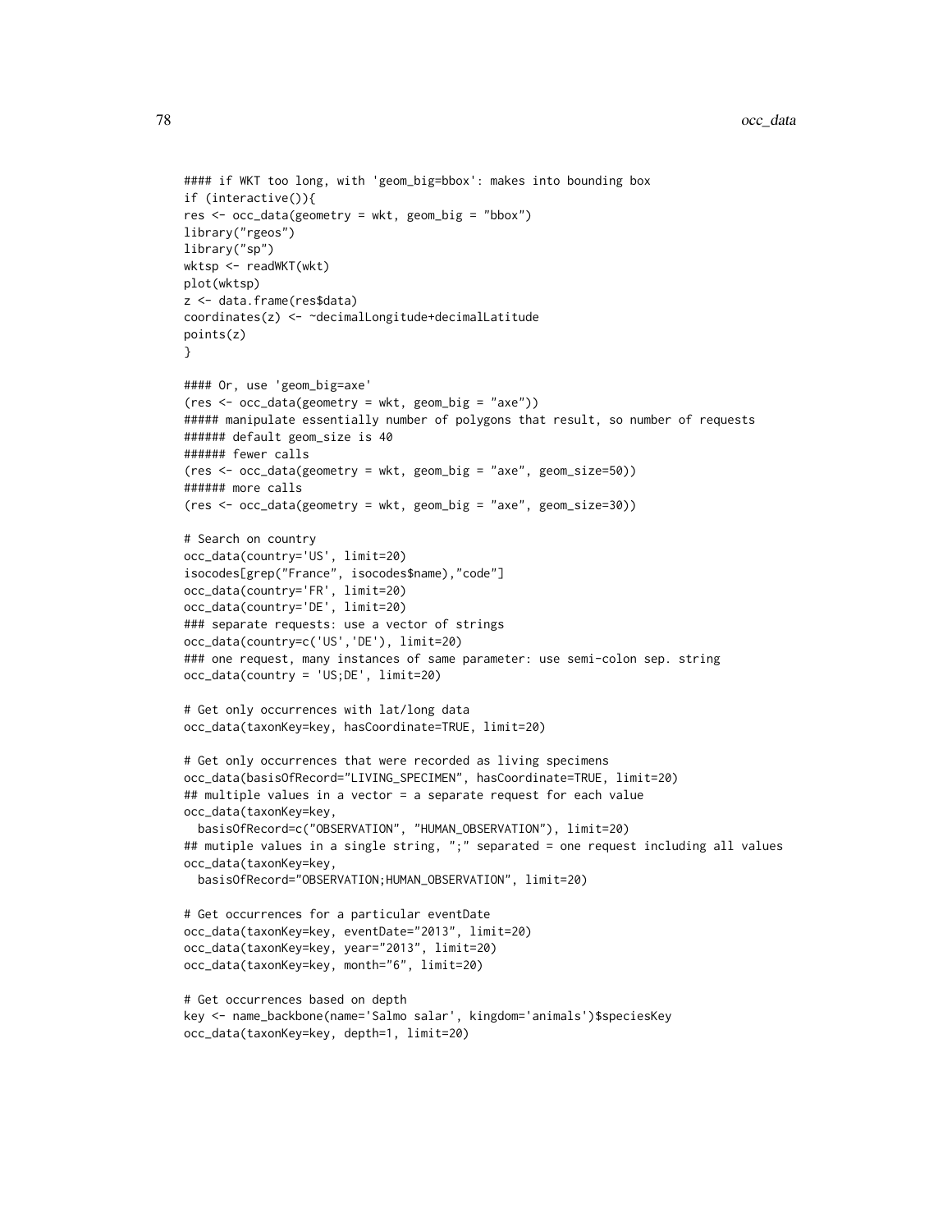```
#### if WKT too long, with 'geom_big=bbox': makes into bounding box
if (interactive()){
res <- occ_data(geometry = wkt, geom_big = "bbox")
library("rgeos")
library("sp")
wktsp <- readWKT(wkt)
plot(wktsp)
z <- data.frame(res$data)
coordinates(z) <- ~decimalLongitude+decimalLatitude
points(z)
}

#### Or, use 'geom_big=axe'
(res <- occ_data(geometry = wkt, geom_big = "axe"))
##### manipulate essentially number of polygons that result, so number of requests
###### default geom_size is 40
###### fewer calls
(res <- occ_data(geometry = wkt, geom_big = "axe", geom_size=50))
###### more calls
(res <- occ_data(geometry = wkt, geom_big = "axe", geom_size=30))

# Search on country
occ_data(country='US', limit=20)
isocodes[grep("France", isocodes$name),"code"]
occ_data(country='FR', limit=20)
occ_data(country='DE', limit=20)
### separate requests: use a vector of strings
occ_data(country=c('US','DE'), limit=20)
### one request, many instances of same parameter: use semi-colon sep. string
occ_data(country = 'US;DE', limit=20)

# Get only occurrences with lat/long data
occ_data(taxonKey=key, hasCoordinate=TRUE, limit=20)

# Get only occurrences that were recorded as living specimens
occ_data(basisOfRecord="LIVING_SPECIMEN", hasCoordinate=TRUE, limit=20)
## multiple values in a vector = a separate request for each value
occ_data(taxonKey=key,
  basisOfRecord=c("OBSERVATION", "HUMAN_OBSERVATION"), limit=20)
## mutiple values in a single string, ";" separated = one request including all values
occ_data(taxonKey=key,
  basisOfRecord="OBSERVATION;HUMAN_OBSERVATION", limit=20)

# Get occurrences for a particular eventDate
occ_data(taxonKey=key, eventDate="2013", limit=20)
occ_data(taxonKey=key, year="2013", limit=20)
occ_data(taxonKey=key, month="6", limit=20)

# Get occurrences based on depth
key <- name_backbone(name='Salmo salar', kingdom='animals')$speciesKey
occ_data(taxonKey=key, depth=1, limit=20)
```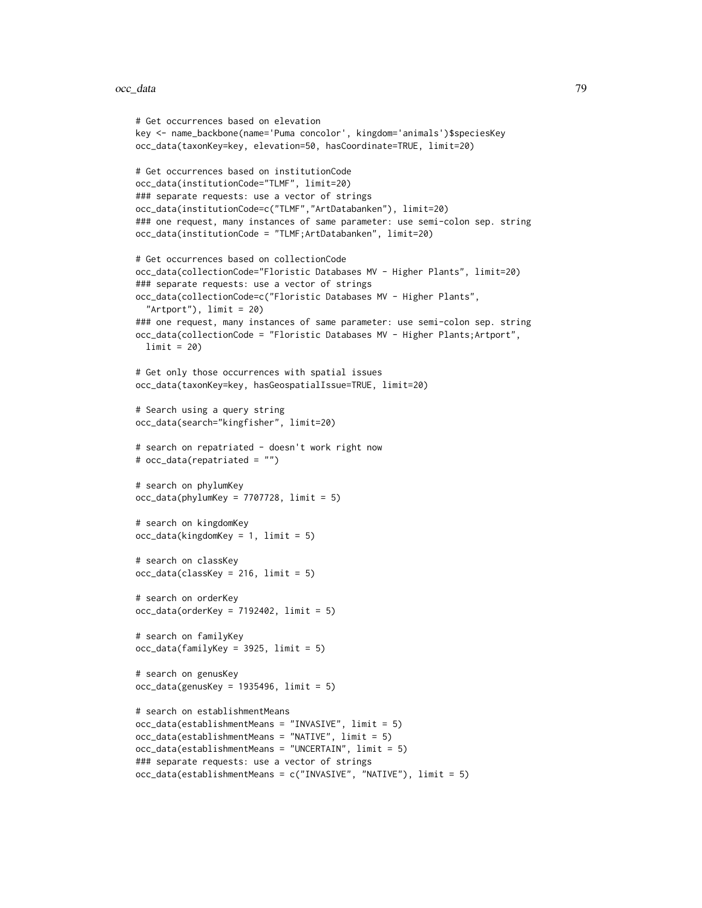```
# Get occurrences based on elevation
key <- name_backbone(name='Puma concolor', kingdom='animals')$speciesKey
occ_data(taxonKey=key, elevation=50, hasCoordinate=TRUE, limit=20)

# Get occurrences based on institutionCode
occ_data(institutionCode="TLMF", limit=20)
### separate requests: use a vector of strings
occ_data(institutionCode=c("TLMF","ArtDatabanken"), limit=20)
### one request, many instances of same parameter: use semi-colon sep. string
occ_data(institutionCode = "TLMF;ArtDatabanken", limit=20)

# Get occurrences based on collectionCode
occ_data(collectionCode="Floristic Databases MV - Higher Plants", limit=20)
### separate requests: use a vector of strings
occ_data(collectionCode=c("Floristic Databases MV - Higher Plants",
  "Artport"), limit = 20)
### one request, many instances of same parameter: use semi-colon sep. string
occ_data(collectionCode = "Floristic Databases MV - Higher Plants;Artport",
  limit = 20)

# Get only those occurrences with spatial issues
occ_data(taxonKey=key, hasGeospatialIssue=TRUE, limit=20)

# Search using a query string
occ_data(search="kingfisher", limit=20)

# search on repatriated - doesn't work right now
# occ_data(repatriated = "")

# search on phylumKey
occ_data(phylumKey = 7707728, limit = 5)

# search on kingdomKey
occ_data(kingdomKey = 1, limit = 5)

# search on classKey
occ_data(classKey = 216, limit = 5)

# search on orderKey
occ_data(orderKey = 7192402, limit = 5)

# search on familyKey
occ_data(familyKey = 3925, limit = 5)

# search on genusKey
occ_data(genusKey = 1935496, limit = 5)

# search on establishmentMeans
occ_data(establishmentMeans = "INVASIVE", limit = 5)
occ_data(establishmentMeans = "NATIVE", limit = 5)
occ_data(establishmentMeans = "UNCERTAIN", limit = 5)
### separate requests: use a vector of strings
occ_data(establishmentMeans = c("INVASIVE", "NATIVE"), limit = 5)
```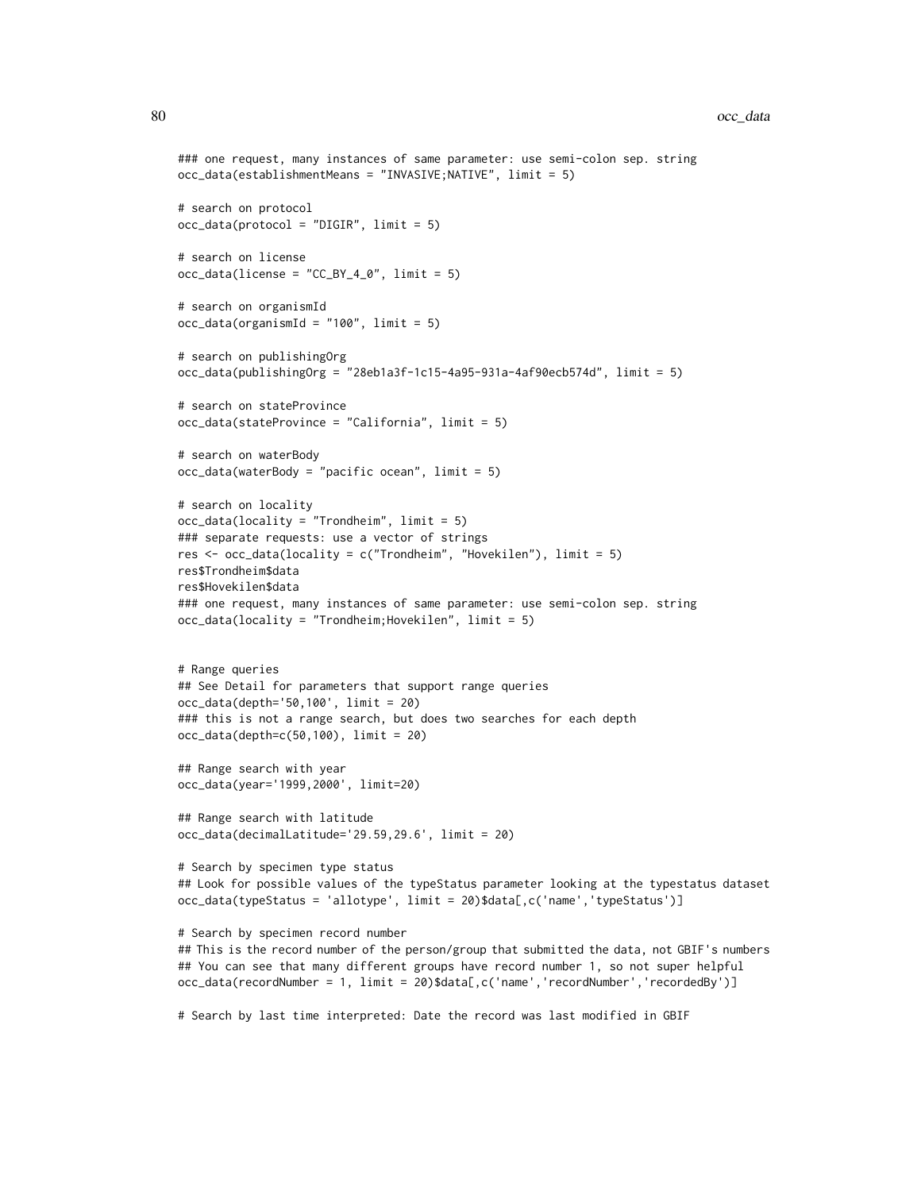```
### one request, many instances of same parameter: use semi-colon sep. string
occ_data(establishmentMeans = "INVASIVE;NATIVE", limit = 5)

# search on protocol
occ_data(protocol = "DIGIR", limit = 5)

# search on license
occ_data(license = "CC_BY_4_0", limit = 5)

# search on organismId
occ_data(organismId = "100", limit = 5)

# search on publishingOrg
occ_data(publishingOrg = "28eb1a3f-1c15-4a95-931a-4af90ecb574d", limit = 5)

# search on stateProvince
occ_data(stateProvince = "California", limit = 5)

# search on waterBody
occ_data(waterBody = "pacific ocean", limit = 5)

# search on locality
occ_data(locality = "Trondheim", limit = 5)
### separate requests: use a vector of strings
res <- occ_data(locality = c("Trondheim", "Hovekilen"), limit = 5)
res$Trondheim$data
res$Hovekilen$data
### one request, many instances of same parameter: use semi-colon sep. string
occ_data(locality = "Trondheim;Hovekilen", limit = 5)


# Range queries
## See Detail for parameters that support range queries
occ_data(depth='50,100', limit = 20)
### this is not a range search, but does two searches for each depth
occ_data(depth=c(50,100), limit = 20)

## Range search with year
occ_data(year='1999,2000', limit=20)

## Range search with latitude
occ_data(decimalLatitude='29.59,29.6', limit = 20)

# Search by specimen type status
## Look for possible values of the typeStatus parameter looking at the typestatus dataset
occ_data(typeStatus = 'allotype', limit = 20)$data[,c('name','typeStatus')]

# Search by specimen record number
## This is the record number of the person/group that submitted the data, not GBIF's numbers
## You can see that many different groups have record number 1, so not super helpful
occ_data(recordNumber = 1, limit = 20)$data[,c('name','recordNumber','recordedBy')]

# Search by last time interpreted: Date the record was last modified in GBIF
```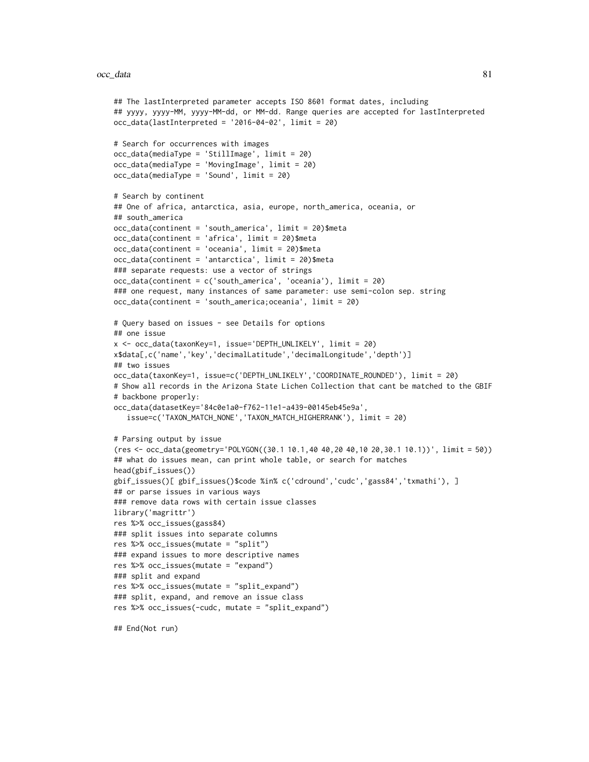```
## The lastInterpreted parameter accepts ISO 8601 format dates, including
## yyyy, yyyy-MM, yyyy-MM-dd, or MM-dd. Range queries are accepted for lastInterpreted
occ_data(lastInterpreted = '2016-04-02', limit = 20)

# Search for occurrences with images
occ_data(mediaType = 'StillImage', limit = 20)
occ_data(mediaType = 'MovingImage', limit = 20)
occ_data(mediaType = 'Sound', limit = 20)

# Search by continent
## One of africa, antarctica, asia, europe, north_america, oceania, or
## south_america
occ_data(continent = 'south_america', limit = 20)$meta
occ_data(continent = 'africa', limit = 20)$meta
occ_data(continent = 'oceania', limit = 20)$meta
occ_data(continent = 'antarctica', limit = 20)$meta
### separate requests: use a vector of strings
occ_data(continent = c('south_america', 'oceania'), limit = 20)
### one request, many instances of same parameter: use semi-colon sep. string
occ_data(continent = 'south_america;oceania', limit = 20)

# Query based on issues - see Details for options
## one issue
x <- occ_data(taxonKey=1, issue='DEPTH_UNLIKELY', limit = 20)
x$data[,c('name','key','decimalLatitude','decimalLongitude','depth')]
## two issues
occ_data(taxonKey=1, issue=c('DEPTH_UNLIKELY','COORDINATE_ROUNDED'), limit = 20)
# Show all records in the Arizona State Lichen Collection that cant be matched to the GBIF
# backbone properly:
occ_data(datasetKey='84c0e1a0-f762-11e1-a439-00145eb45e9a',
   issue=c('TAXON_MATCH_NONE','TAXON_MATCH_HIGHERRANK'), limit = 20)

# Parsing output by issue
(res <- occ_data(geometry='POLYGON((30.1 10.1,40 40,20 40,10 20,30.1 10.1))', limit = 50))
## what do issues mean, can print whole table, or search for matches
head(gbif_issues())
gbif_issues()[ gbif_issues()$code %in% c('cdround','cudc','gass84','txmathi'), ]
## or parse issues in various ways
### remove data rows with certain issue classes
library('magrittr')
res %>% occ_issues(gass84)
### split issues into separate columns
res %>% occ_issues(mutate = "split")
### expand issues to more descriptive names
res %>% occ_issues(mutate = "expand")
### split and expand
res %>% occ_issues(mutate = "split_expand")
### split, expand, and remove an issue class
res %>% occ_issues(-cudc, mutate = "split_expand")

## End(Not run)
```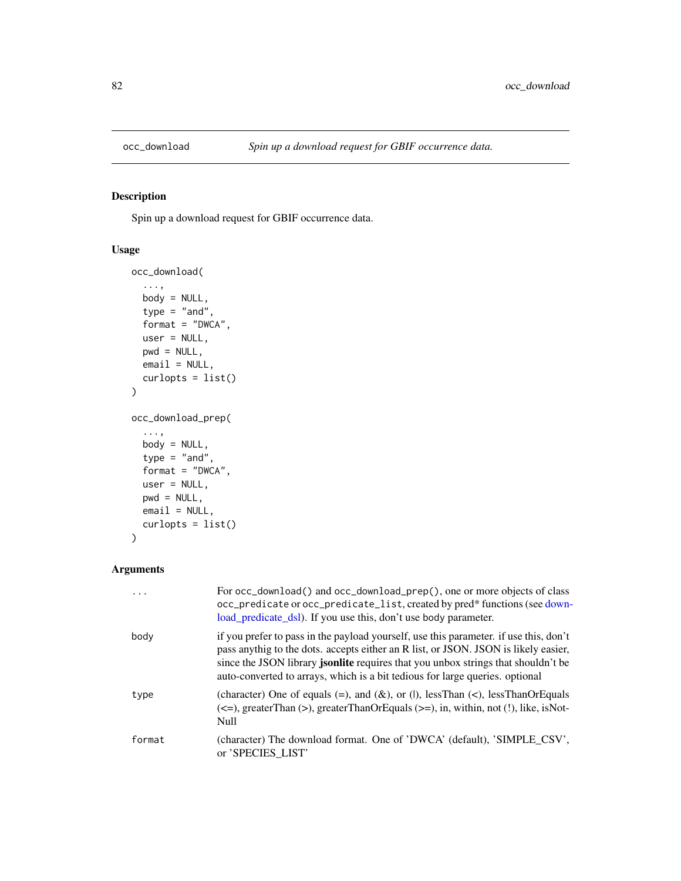occ_download — *Spin up a download request for GBIF occurrence data.*

### Description

Spin up a download request for GBIF occurrence data.

### Usage

```
occ_download(
  ...,
  body = NULL,
  type = "and",
  format = "DWCA",
  user = NULL,
  pwd = NULL,
  email = NULL,
  curlopts = list()
)

occ_download_prep(
  ...,
  body = NULL,
  type = "and",
  format = "DWCA",
  user = NULL,
  pwd = NULL,
  email = NULL,
  curlopts = list()
)
```

### Arguments

| | |
|---|---|
| ... | For `occ_download()` and `occ_download_prep()`, one or more objects of class `occ_predicate` or `occ_predicate_list`, created by pred* functions (see download_predicate_dsl). If you use this, don't use body parameter. |
| body | if you prefer to pass in the payload yourself, use this parameter. if use this, don't pass anythig to the dots. accepts either an R list, or JSON. JSON is likely easier, since the JSON library **jsonlite** requires that you unbox strings that shouldn't be auto-converted to arrays, which is a bit tedious for large queries. optional |
| type | (character) One of equals (=), and (&), or (\|), lessThan (<), lessThanOrEquals (<=), greaterThan (>), greaterThanOrEquals (>=), in, within, not (!), like, isNotNull |
| format | (character) The download format. One of 'DWCA' (default), 'SIMPLE_CSV', or 'SPECIES_LIST' |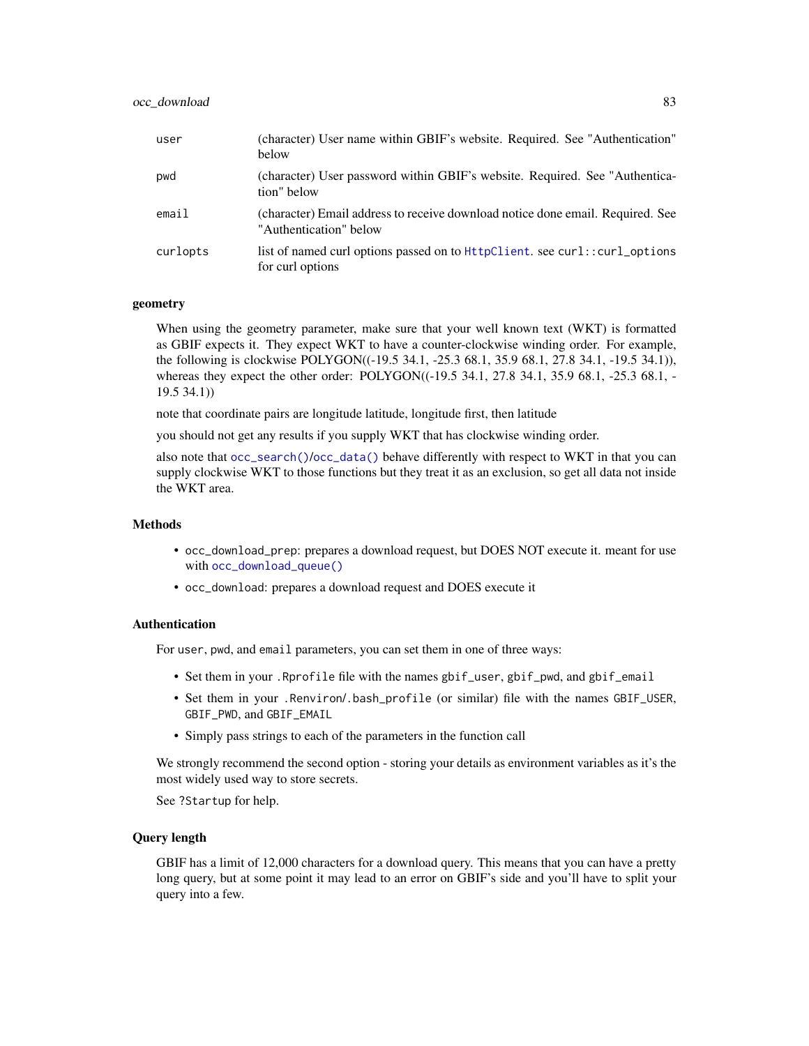| | |
|---|---|
| `user` | (character) User name within GBIF's website. Required. See "Authentication" below |
| `pwd` | (character) User password within GBIF's website. Required. See "Authentication" below |
| `email` | (character) Email address to receive download notice done email. Required. See "Authentication" below |
| `curlopts` | list of named curl options passed on to `HttpClient`. see `curl::curl_options` for curl options |

### geometry

When using the geometry parameter, make sure that your well known text (WKT) is formatted as GBIF expects it. They expect WKT to have a counter-clockwise winding order. For example, the following is clockwise POLYGON((-19.5 34.1, -25.3 68.1, 35.9 68.1, 27.8 34.1, -19.5 34.1)), whereas they expect the other order: POLYGON((-19.5 34.1, 27.8 34.1, 35.9 68.1, -25.3 68.1, -19.5 34.1))

note that coordinate pairs are longitude latitude, longitude first, then latitude

you should not get any results if you supply WKT that has clockwise winding order.

also note that `occ_search()`/`occ_data()` behave differently with respect to WKT in that you can supply clockwise WKT to those functions but they treat it as an exclusion, so get all data not inside the WKT area.

### Methods

- `occ_download_prep`: prepares a download request, but DOES NOT execute it. meant for use with `occ_download_queue()`
- `occ_download`: prepares a download request and DOES execute it

### Authentication

For `user`, `pwd`, and `email` parameters, you can set them in one of three ways:

- Set them in your `.Rprofile` file with the names `gbif_user`, `gbif_pwd`, and `gbif_email`
- Set them in your `.Renviron`/`.bash_profile` (or similar) file with the names `GBIF_USER`, `GBIF_PWD`, and `GBIF_EMAIL`
- Simply pass strings to each of the parameters in the function call

We strongly recommend the second option - storing your details as environment variables as it's the most widely used way to store secrets.

See `?Startup` for help.

### Query length

GBIF has a limit of 12,000 characters for a download query. This means that you can have a pretty long query, but at some point it may lead to an error on GBIF's side and you'll have to split your query into a few.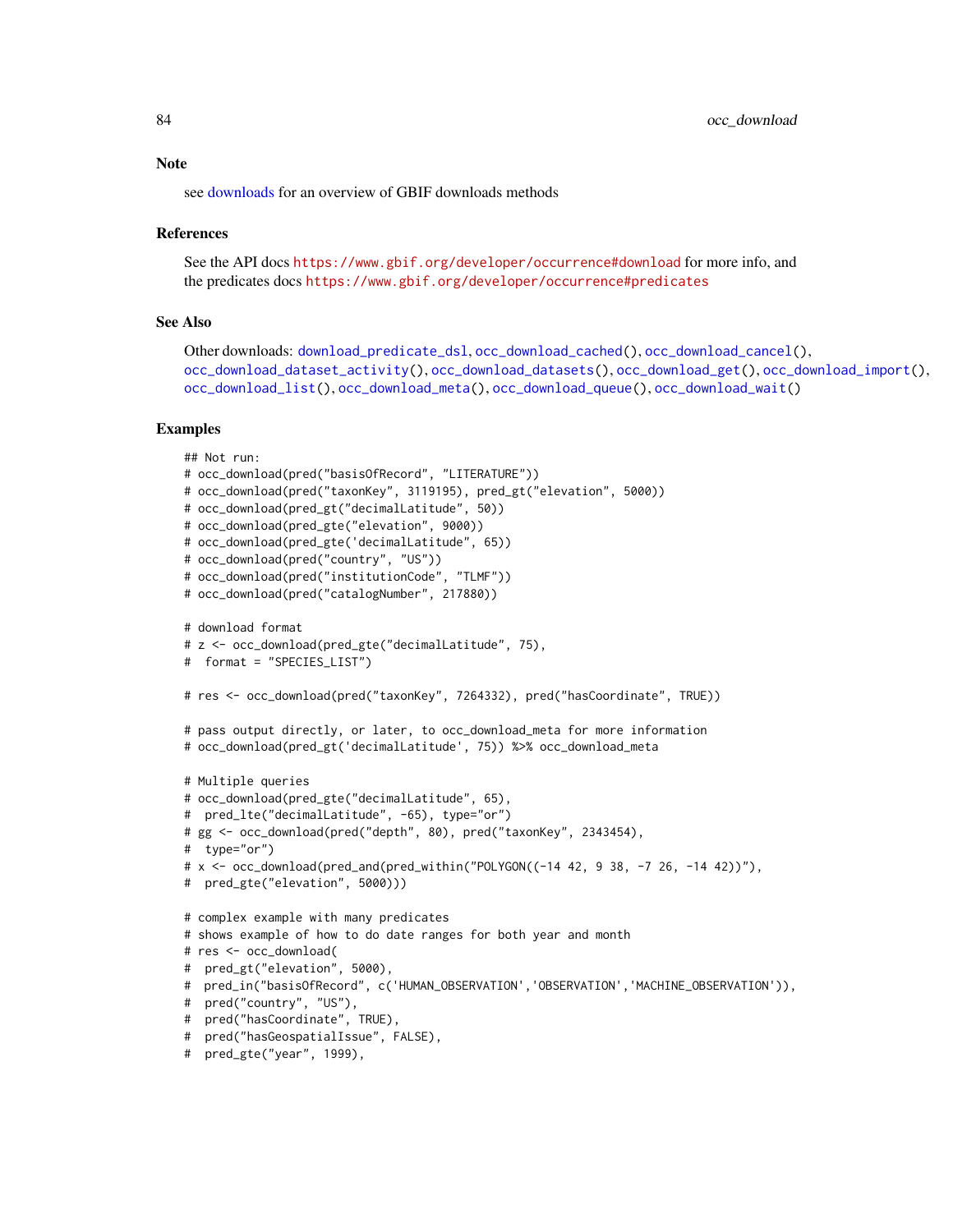## Note

see downloads for an overview of GBIF downloads methods

## References

See the API docs https://www.gbif.org/developer/occurrence#download for more info, and the predicates docs https://www.gbif.org/developer/occurrence#predicates

## See Also

Other downloads: download_predicate_dsl, occ_download_cached(), occ_download_cancel(), occ_download_dataset_activity(), occ_download_datasets(), occ_download_get(), occ_download_import(), occ_download_list(), occ_download_meta(), occ_download_queue(), occ_download_wait()

## Examples

```
## Not run:
# occ_download(pred("basisOfRecord", "LITERATURE"))
# occ_download(pred("taxonKey", 3119195), pred_gt("elevation", 5000))
# occ_download(pred_gt("decimalLatitude", 50))
# occ_download(pred_gte("elevation", 9000))
# occ_download(pred_gte('decimalLatitude", 65))
# occ_download(pred("country", "US"))
# occ_download(pred("institutionCode", "TLMF"))
# occ_download(pred("catalogNumber", 217880))

# download format
# z <- occ_download(pred_gte("decimalLatitude", 75),
#  format = "SPECIES_LIST")

# res <- occ_download(pred("taxonKey", 7264332), pred("hasCoordinate", TRUE))

# pass output directly, or later, to occ_download_meta for more information
# occ_download(pred_gt('decimalLatitude', 75)) %>% occ_download_meta

# Multiple queries
# occ_download(pred_gte("decimalLatitude", 65),
#  pred_lte("decimalLatitude", -65), type="or")
# gg <- occ_download(pred("depth", 80), pred("taxonKey", 2343454),
#  type="or")
# x <- occ_download(pred_and(pred_within("POLYGON((-14 42, 9 38, -7 26, -14 42))"),
#  pred_gte("elevation", 5000)))

# complex example with many predicates
# shows example of how to do date ranges for both year and month
# res <- occ_download(
#  pred_gt("elevation", 5000),
#  pred_in("basisOfRecord", c('HUMAN_OBSERVATION','OBSERVATION','MACHINE_OBSERVATION')),
#  pred("country", "US"),
#  pred("hasCoordinate", TRUE),
#  pred("hasGeospatialIssue", FALSE),
#  pred_gte("year", 1999),
```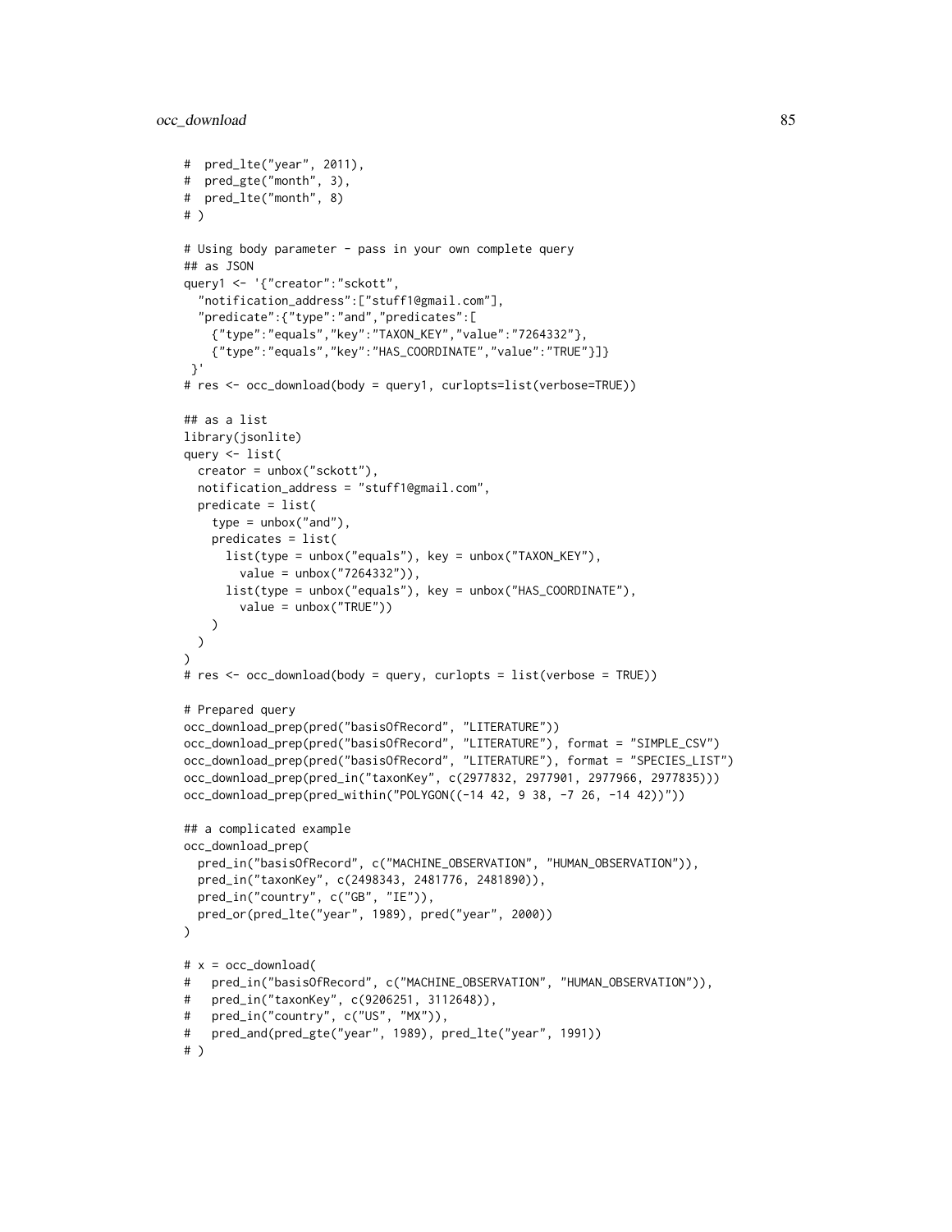```
#  pred_lte("year", 2011),
#  pred_gte("month", 3),
#  pred_lte("month", 8)
# )

# Using body parameter - pass in your own complete query
## as JSON
query1 <- '{"creator":"sckott",
  "notification_address":["stuff1@gmail.com"],
  "predicate":{"type":"and","predicates":[
    {"type":"equals","key":"TAXON_KEY","value":"7264332"},
    {"type":"equals","key":"HAS_COORDINATE","value":"TRUE"}]}
 }'
# res <- occ_download(body = query1, curlopts=list(verbose=TRUE))

## as a list
library(jsonlite)
query <- list(
  creator = unbox("sckott"),
  notification_address = "stuff1@gmail.com",
  predicate = list(
    type = unbox("and"),
    predicates = list(
      list(type = unbox("equals"), key = unbox("TAXON_KEY"),
        value = unbox("7264332")),
      list(type = unbox("equals"), key = unbox("HAS_COORDINATE"),
        value = unbox("TRUE"))
    )
  )
)
# res <- occ_download(body = query, curlopts = list(verbose = TRUE))

# Prepared query
occ_download_prep(pred("basisOfRecord", "LITERATURE"))
occ_download_prep(pred("basisOfRecord", "LITERATURE"), format = "SIMPLE_CSV")
occ_download_prep(pred("basisOfRecord", "LITERATURE"), format = "SPECIES_LIST")
occ_download_prep(pred_in("taxonKey", c(2977832, 2977901, 2977966, 2977835)))
occ_download_prep(pred_within("POLYGON((-14 42, 9 38, -7 26, -14 42))"))

## a complicated example
occ_download_prep(
  pred_in("basisOfRecord", c("MACHINE_OBSERVATION", "HUMAN_OBSERVATION")),
  pred_in("taxonKey", c(2498343, 2481776, 2481890)),
  pred_in("country", c("GB", "IE")),
  pred_or(pred_lte("year", 1989), pred("year", 2000))
)

# x = occ_download(
#   pred_in("basisOfRecord", c("MACHINE_OBSERVATION", "HUMAN_OBSERVATION")),
#   pred_in("taxonKey", c(9206251, 3112648)),
#   pred_in("country", c("US", "MX")),
#   pred_and(pred_gte("year", 1989), pred_lte("year", 1991))
# )
```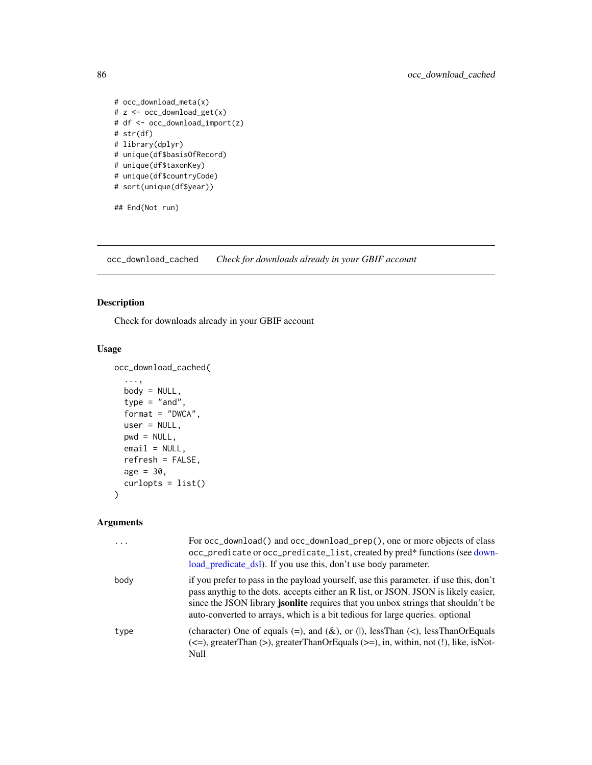```
# occ_download_meta(x)
# z <- occ_download_get(x)
# df <- occ_download_import(z)
# str(df)
# library(dplyr)
# unique(df$basisOfRecord)
# unique(df$taxonKey)
# unique(df$countryCode)
# sort(unique(df$year))

## End(Not run)
```

## occ_download_cached — *Check for downloads already in your GBIF account*

### Description

Check for downloads already in your GBIF account

### Usage

```
occ_download_cached(
  ...,
  body = NULL,
  type = "and",
  format = "DWCA",
  user = NULL,
  pwd = NULL,
  email = NULL,
  refresh = FALSE,
  age = 30,
  curlopts = list()
)
```

### Arguments

| | |
|---|---|
| `...` | For `occ_download()` and `occ_download_prep()`, one or more objects of class `occ_predicate` or `occ_predicate_list`, created by pred* functions (see download_predicate_dsl). If you use this, don't use body parameter. |
| `body` | if you prefer to pass in the payload yourself, use this parameter. if use this, don't pass anythig to the dots. accepts either an R list, or JSON. JSON is likely easier, since the JSON library **jsonlite** requires that you unbox strings that shouldn't be auto-converted to arrays, which is a bit tedious for large queries. optional |
| `type` | (character) One of equals (=), and (&), or (\|), lessThan (<), lessThanOrEquals (<=), greaterThan (>), greaterThanOrEquals (>=), in, within, not (!), like, isNotNull |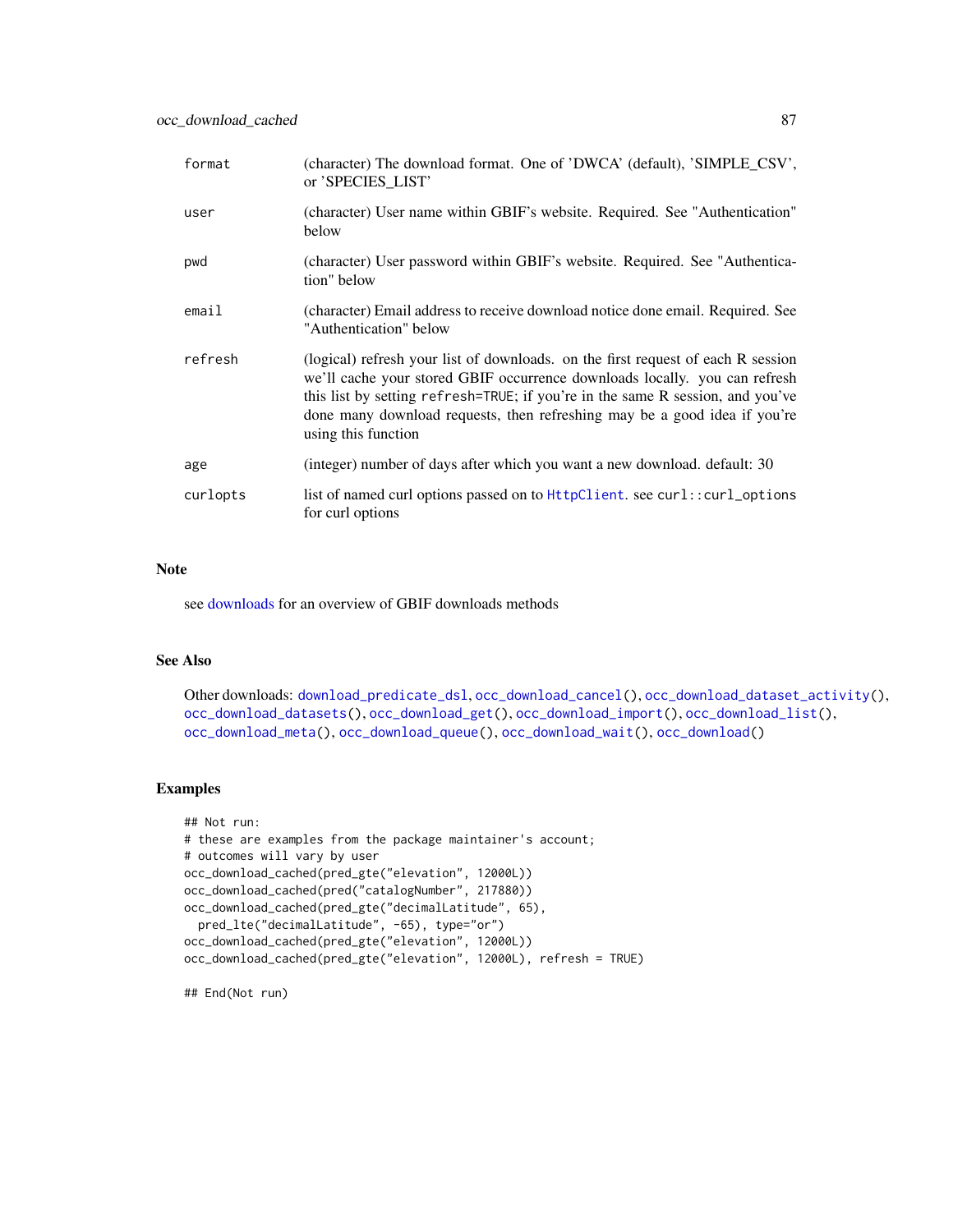| | |
|---|---|
| format | (character) The download format. One of 'DWCA' (default), 'SIMPLE_CSV', or 'SPECIES_LIST' |
| user | (character) User name within GBIF's website. Required. See "Authentication" below |
| pwd | (character) User password within GBIF's website. Required. See "Authentication" below |
| email | (character) Email address to receive download notice done email. Required. See "Authentication" below |
| refresh | (logical) refresh your list of downloads. on the first request of each R session we'll cache your stored GBIF occurrence downloads locally. you can refresh this list by setting `refresh=TRUE`; if you're in the same R session, and you've done many download requests, then refreshing may be a good idea if you're using this function |
| age | (integer) number of days after which you want a new download. default: 30 |
| curlopts | list of named curl options passed on to HttpClient. see `curl::curl_options` for curl options |

## Note

see downloads for an overview of GBIF downloads methods

## See Also

Other downloads: download_predicate_dsl, occ_download_cancel(), occ_download_dataset_activity(), occ_download_datasets(), occ_download_get(), occ_download_import(), occ_download_list(), occ_download_meta(), occ_download_queue(), occ_download_wait(), occ_download()

## Examples

```
## Not run:
# these are examples from the package maintainer's account;
# outcomes will vary by user
occ_download_cached(pred_gte("elevation", 12000L))
occ_download_cached(pred("catalogNumber", 217880))
occ_download_cached(pred_gte("decimalLatitude", 65),
  pred_lte("decimalLatitude", -65), type="or")
occ_download_cached(pred_gte("elevation", 12000L))
occ_download_cached(pred_gte("elevation", 12000L), refresh = TRUE)

## End(Not run)
```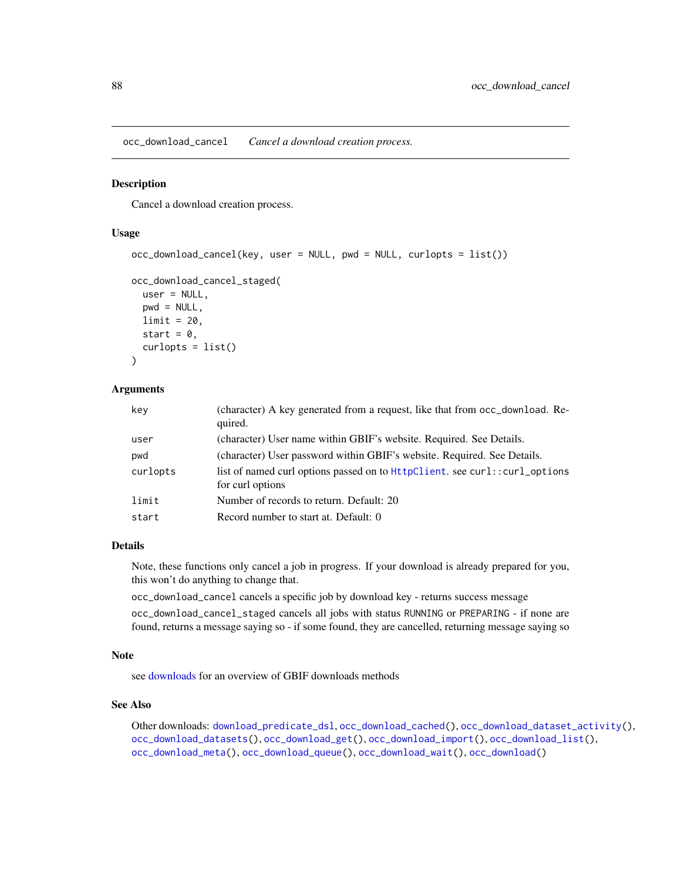# occ_download_cancel — *Cancel a download creation process.*

## Description

Cancel a download creation process.

## Usage

```
occ_download_cancel(key, user = NULL, pwd = NULL, curlopts = list())

occ_download_cancel_staged(
  user = NULL,
  pwd = NULL,
  limit = 20,
  start = 0,
  curlopts = list()
)
```

## Arguments

| | |
|---|---|
| key | (character) A key generated from a request, like that from occ_download. Required. |
| user | (character) User name within GBIF's website. Required. See Details. |
| pwd | (character) User password within GBIF's website. Required. See Details. |
| curlopts | list of named curl options passed on to HttpClient. see curl::curl_options for curl options |
| limit | Number of records to return. Default: 20 |
| start | Record number to start at. Default: 0 |

## Details

Note, these functions only cancel a job in progress. If your download is already prepared for you, this won't do anything to change that.

`occ_download_cancel` cancels a specific job by download key - returns success message

`occ_download_cancel_staged` cancels all jobs with status `RUNNING` or `PREPARING` - if none are found, returns a message saying so - if some found, they are cancelled, returning message saying so

## Note

see downloads for an overview of GBIF downloads methods

## See Also

Other downloads: download_predicate_dsl, occ_download_cached(), occ_download_dataset_activity(), occ_download_datasets(), occ_download_get(), occ_download_import(), occ_download_list(), occ_download_meta(), occ_download_queue(), occ_download_wait(), occ_download()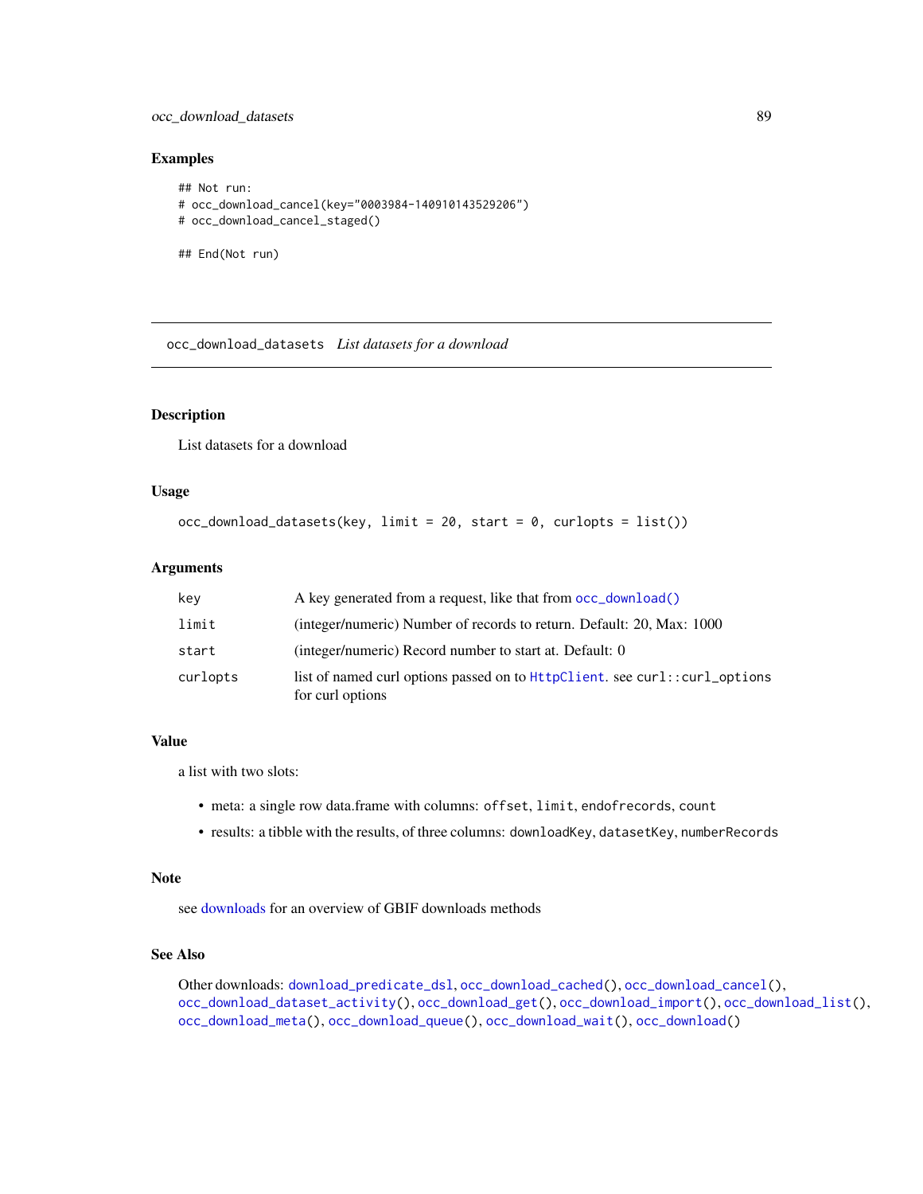## Examples

```
## Not run:
# occ_download_cancel(key="0003984-140910143529206")
# occ_download_cancel_staged()

## End(Not run)
```

---

# occ_download_datasets *List datasets for a download*

---

## Description

List datasets for a download

## Usage

```
occ_download_datasets(key, limit = 20, start = 0, curlopts = list())
```

## Arguments

| | |
|---|---|
| key | A key generated from a request, like that from occ_download() |
| limit | (integer/numeric) Number of records to return. Default: 20, Max: 1000 |
| start | (integer/numeric) Record number to start at. Default: 0 |
| curlopts | list of named curl options passed on to HttpClient. see curl::curl_options for curl options |

## Value

a list with two slots:

- meta: a single row data.frame with columns: offset, limit, endofrecords, count
- results: a tibble with the results, of three columns: downloadKey, datasetKey, numberRecords

## Note

see downloads for an overview of GBIF downloads methods

## See Also

Other downloads: download_predicate_dsl, occ_download_cached(), occ_download_cancel(), occ_download_dataset_activity(), occ_download_get(), occ_download_import(), occ_download_list(), occ_download_meta(), occ_download_queue(), occ_download_wait(), occ_download()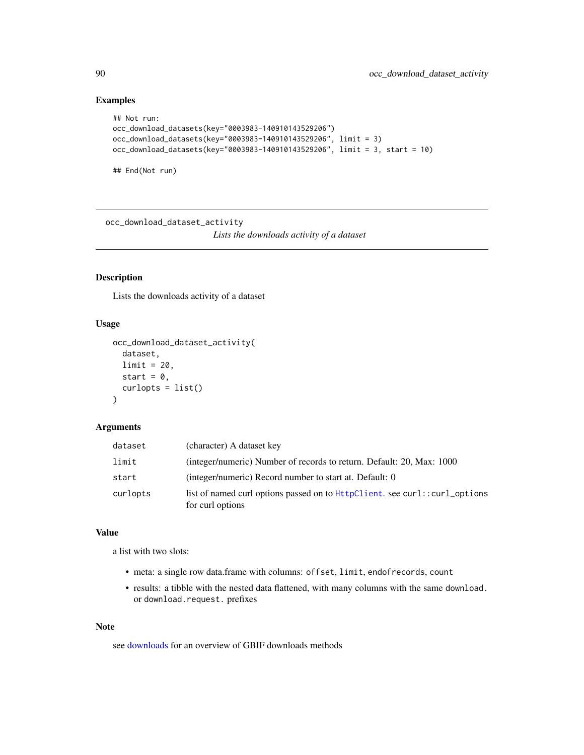## Examples

```
## Not run:
occ_download_datasets(key="0003983-140910143529206")
occ_download_datasets(key="0003983-140910143529206", limit = 3)
occ_download_datasets(key="0003983-140910143529206", limit = 3, start = 10)

## End(Not run)
```

---

# occ_download_dataset_activity

*Lists the downloads activity of a dataset*

---

## Description

Lists the downloads activity of a dataset

## Usage

```
occ_download_dataset_activity(
  dataset,
  limit = 20,
  start = 0,
  curlopts = list()
)
```

## Arguments

| | |
|---|---|
| `dataset` | (character) A dataset key |
| `limit` | (integer/numeric) Number of records to return. Default: 20, Max: 1000 |
| `start` | (integer/numeric) Record number to start at. Default: 0 |
| `curlopts` | list of named curl options passed on to `HttpClient`. see `curl::curl_options` for curl options |

## Value

a list with two slots:

- meta: a single row data.frame with columns: `offset`, `limit`, `endofrecords`, `count`
- results: a tibble with the nested data flattened, with many columns with the same `download.` or `download.request.` prefixes

## Note

see downloads for an overview of GBIF downloads methods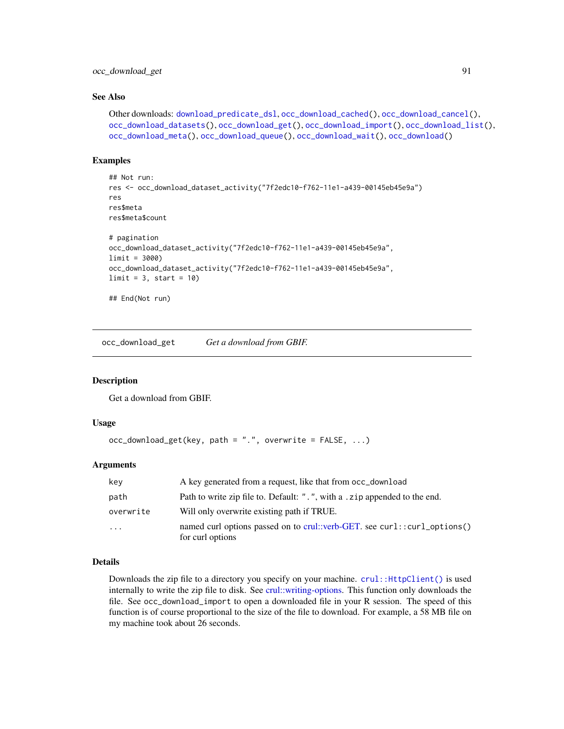### See Also

Other downloads: download_predicate_dsl, occ_download_cached(), occ_download_cancel(), occ_download_datasets(), occ_download_get(), occ_download_import(), occ_download_list(), occ_download_meta(), occ_download_queue(), occ_download_wait(), occ_download()

### Examples

```
## Not run:
res <- occ_download_dataset_activity("7f2edc10-f762-11e1-a439-00145eb45e9a")
res
res$meta
res$meta$count

# pagination
occ_download_dataset_activity("7f2edc10-f762-11e1-a439-00145eb45e9a",
limit = 3000)
occ_download_dataset_activity("7f2edc10-f762-11e1-a439-00145eb45e9a",
limit = 3, start = 10)

## End(Not run)
```

---

## occ_download_get — *Get a download from GBIF.*

### Description

Get a download from GBIF.

### Usage

```
occ_download_get(key, path = ".", overwrite = FALSE, ...)
```

### Arguments

| | |
|---|---|
| key | A key generated from a request, like that from occ_download |
| path | Path to write zip file to. Default: ".", with a .zip appended to the end. |
| overwrite | Will only overwrite existing path if TRUE. |
| ... | named curl options passed on to crul::verb-GET. see curl::curl_options() for curl options |

### Details

Downloads the zip file to a directory you specify on your machine. crul::HttpClient() is used internally to write the zip file to disk. See crul::writing-options. This function only downloads the file. See occ_download_import to open a downloaded file in your R session. The speed of this function is of course proportional to the size of the file to download. For example, a 58 MB file on my machine took about 26 seconds.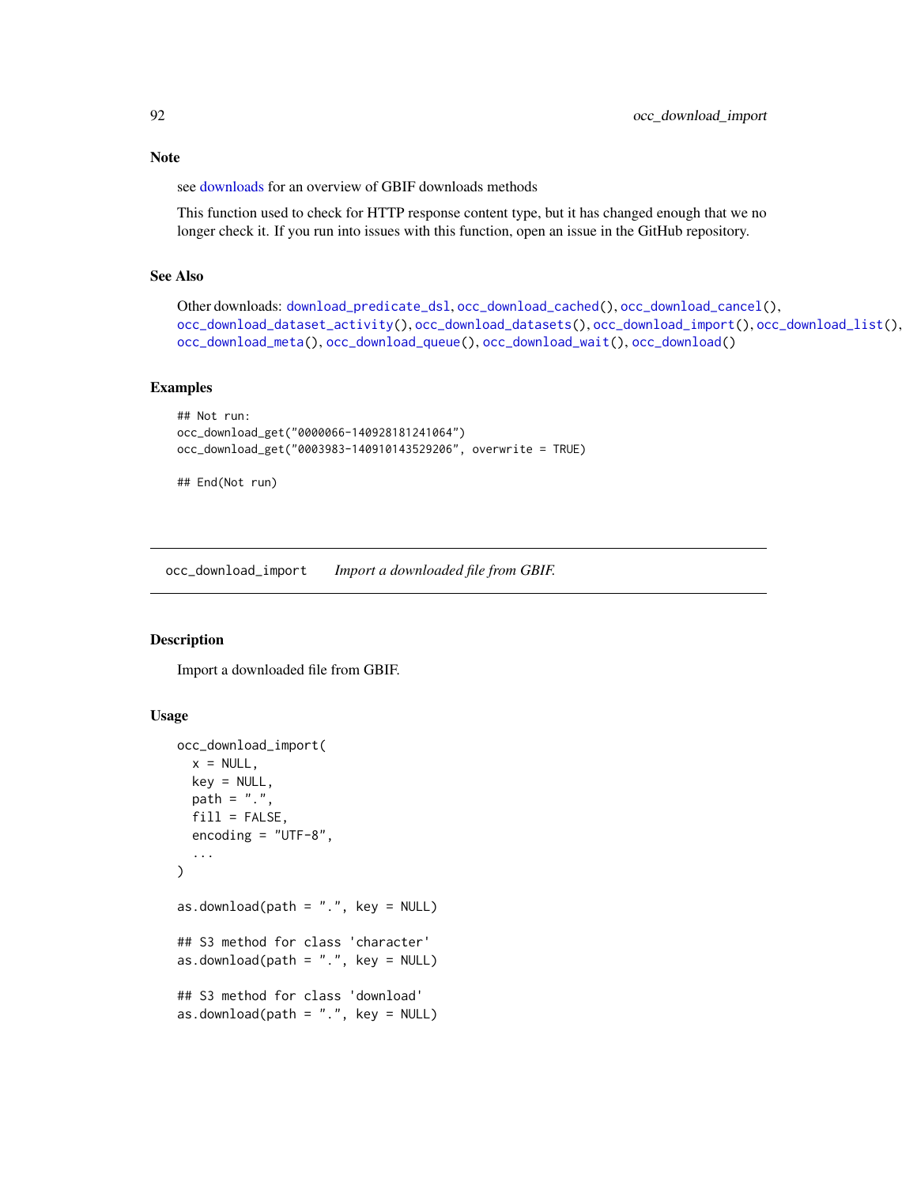### Note

see downloads for an overview of GBIF downloads methods

This function used to check for HTTP response content type, but it has changed enough that we no longer check it. If you run into issues with this function, open an issue in the GitHub repository.

### See Also

Other downloads: `download_predicate_dsl`, `occ_download_cached()`, `occ_download_cancel()`, `occ_download_dataset_activity()`, `occ_download_datasets()`, `occ_download_import()`, `occ_download_list()`, `occ_download_meta()`, `occ_download_queue()`, `occ_download_wait()`, `occ_download()`

### Examples

```
## Not run:
occ_download_get("0000066-140928181241064")
occ_download_get("0003983-140910143529206", overwrite = TRUE)

## End(Not run)
```

---

## occ_download_import *Import a downloaded file from GBIF.*

---

### Description

Import a downloaded file from GBIF.

### Usage

```
occ_download_import(
  x = NULL,
  key = NULL,
  path = ".",
  fill = FALSE,
  encoding = "UTF-8",
  ...
)

as.download(path = ".", key = NULL)

## S3 method for class 'character'
as.download(path = ".", key = NULL)

## S3 method for class 'download'
as.download(path = ".", key = NULL)
```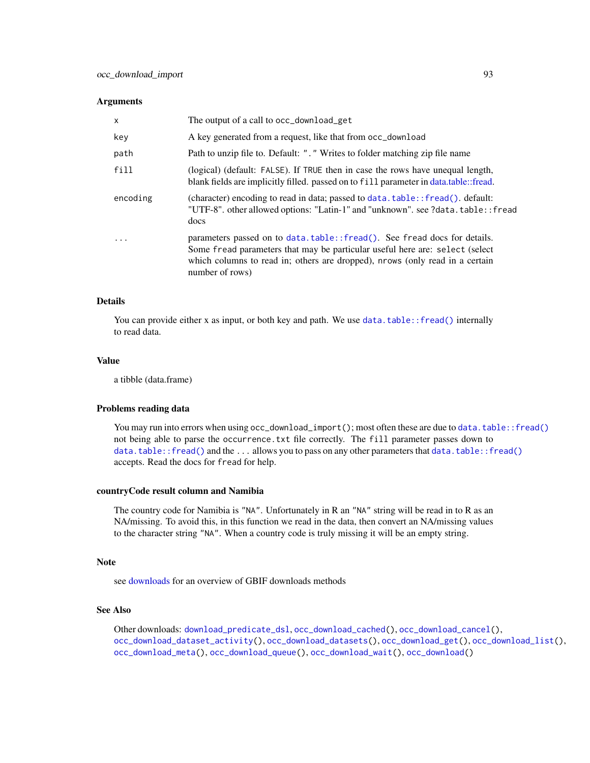## Arguments

| | |
|---|---|
| x | The output of a call to `occ_download_get` |
| key | A key generated from a request, like that from `occ_download` |
| path | Path to unzip file to. Default: `"."` Writes to folder matching zip file name |
| fill | (logical) (default: `FALSE`). If `TRUE` then in case the rows have unequal length, blank fields are implicitly filled. passed on to `fill` parameter in data.table::fread. |
| encoding | (character) encoding to read in data; passed to `data.table::fread()`. default: "UTF-8". other allowed options: "Latin-1" and "unknown". see `?data.table::fread` docs |
| ... | parameters passed on to `data.table::fread()`. See `fread` docs for details. Some `fread` parameters that may be particular useful here are: `select` (select which columns to read in; others are dropped), `nrows` (only read in a certain number of rows) |

## Details

You can provide either x as input, or both key and path. We use `data.table::fread()` internally to read data.

## Value

a tibble (data.frame)

## Problems reading data

You may run into errors when using `occ_download_import()`; most often these are due to `data.table::fread()` not being able to parse the `occurrence.txt` file correctly. The `fill` parameter passes down to `data.table::fread()` and the `...` allows you to pass on any other parameters that `data.table::fread()` accepts. Read the docs for `fread` for help.

## countryCode result column and Namibia

The country code for Namibia is `"NA"`. Unfortunately in R an `"NA"` string will be read in to R as an NA/missing. To avoid this, in this function we read in the data, then convert an NA/missing values to the character string `"NA"`. When a country code is truly missing it will be an empty string.

## Note

see downloads for an overview of GBIF downloads methods

## See Also

Other downloads: `download_predicate_dsl`, `occ_download_cached()`, `occ_download_cancel()`, `occ_download_dataset_activity()`, `occ_download_datasets()`, `occ_download_get()`, `occ_download_list()`, `occ_download_meta()`, `occ_download_queue()`, `occ_download_wait()`, `occ_download()`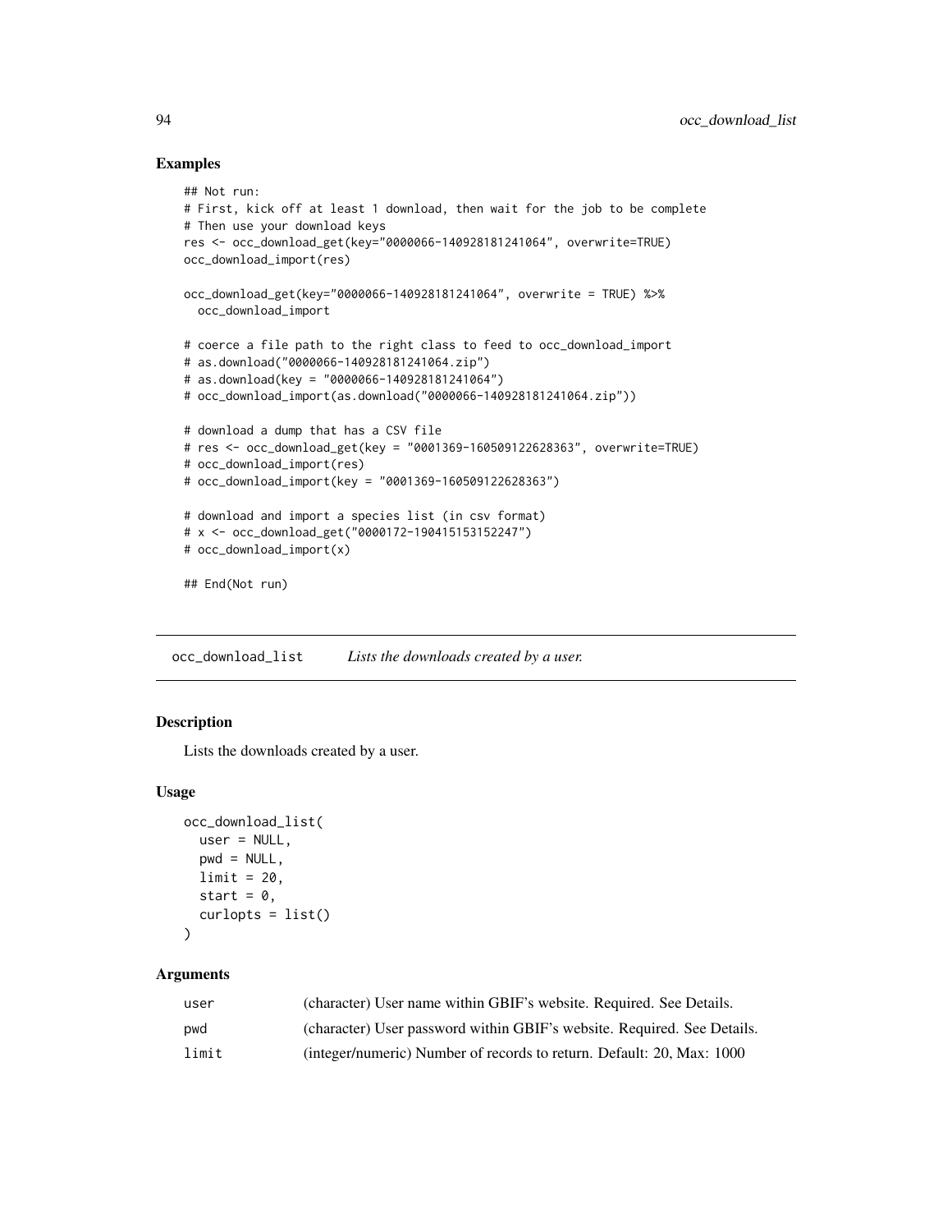### Examples

```
## Not run:
# First, kick off at least 1 download, then wait for the job to be complete
# Then use your download keys
res <- occ_download_get(key="0000066-140928181241064", overwrite=TRUE)
occ_download_import(res)

occ_download_get(key="0000066-140928181241064", overwrite = TRUE) %>%
  occ_download_import

# coerce a file path to the right class to feed to occ_download_import
# as.download("0000066-140928181241064.zip")
# as.download(key = "0000066-140928181241064")
# occ_download_import(as.download("0000066-140928181241064.zip"))

# download a dump that has a CSV file
# res <- occ_download_get(key = "0001369-160509122628363", overwrite=TRUE)
# occ_download_import(res)
# occ_download_import(key = "0001369-160509122628363")

# download and import a species list (in csv format)
# x <- occ_download_get("0000172-190415153152247")
# occ_download_import(x)

## End(Not run)
```

## occ_download_list    *Lists the downloads created by a user.*

### Description

Lists the downloads created by a user.

### Usage

```
occ_download_list(
  user = NULL,
  pwd = NULL,
  limit = 20,
  start = 0,
  curlopts = list()
)
```

### Arguments

| | |
|---|---|
| user | (character) User name within GBIF's website. Required. See Details. |
| pwd | (character) User password within GBIF's website. Required. See Details. |
| limit | (integer/numeric) Number of records to return. Default: 20, Max: 1000 |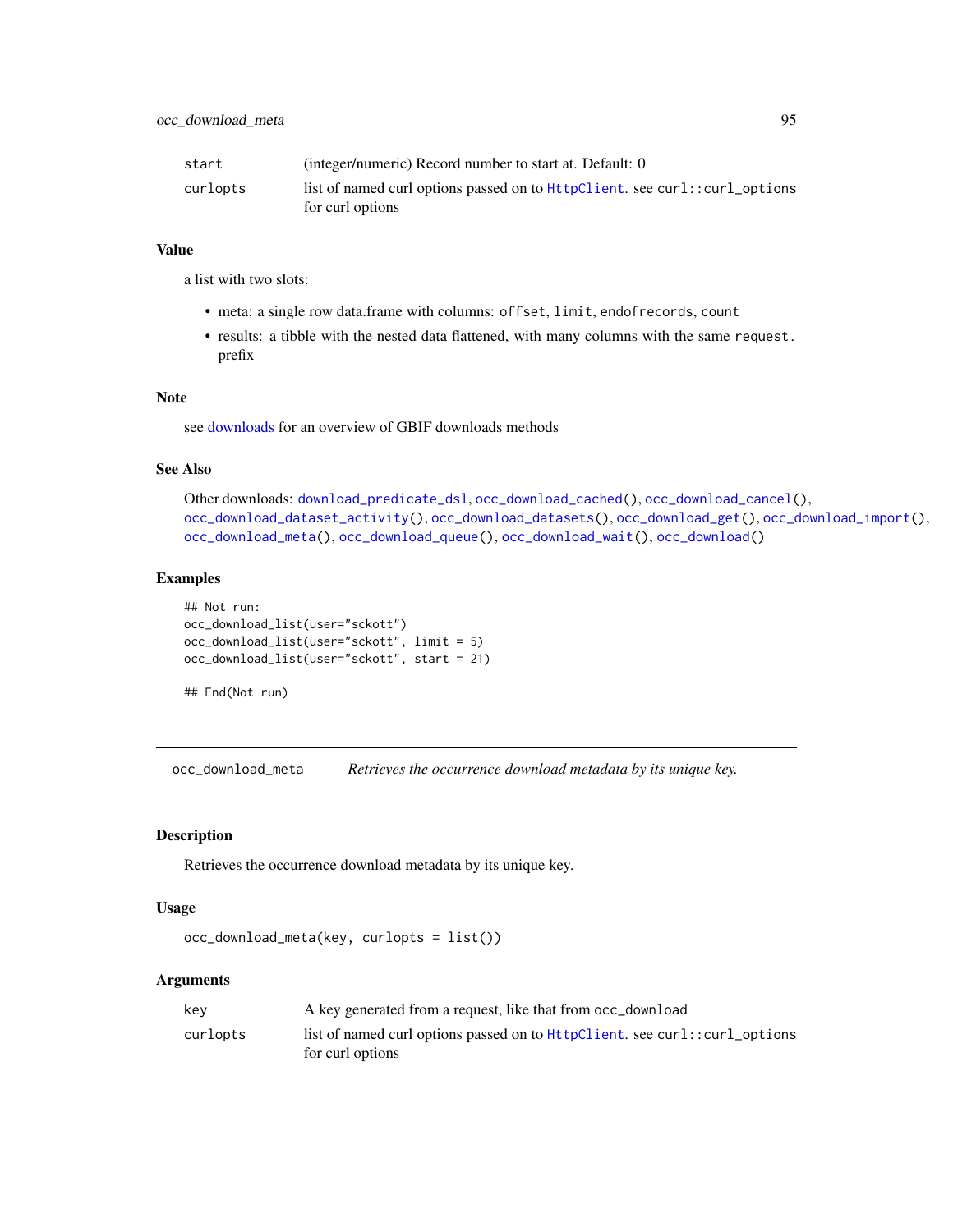| | |
|---|---|
| start | (integer/numeric) Record number to start at. Default: 0 |
| curlopts | list of named curl options passed on to HttpClient. see curl::curl_options for curl options |

### Value

a list with two slots:

- meta: a single row data.frame with columns: offset, limit, endofrecords, count
- results: a tibble with the nested data flattened, with many columns with the same request. prefix

### Note

see downloads for an overview of GBIF downloads methods

### See Also

Other downloads: download_predicate_dsl, occ_download_cached(), occ_download_cancel(), occ_download_dataset_activity(), occ_download_datasets(), occ_download_get(), occ_download_import(), occ_download_meta(), occ_download_queue(), occ_download_wait(), occ_download()

### Examples

```
## Not run:
occ_download_list(user="sckott")
occ_download_list(user="sckott", limit = 5)
occ_download_list(user="sckott", start = 21)

## End(Not run)
```

---

## occ_download_meta — *Retrieves the occurrence download metadata by its unique key.*

### Description

Retrieves the occurrence download metadata by its unique key.

### Usage

```
occ_download_meta(key, curlopts = list())
```

### Arguments

| | |
|---|---|
| key | A key generated from a request, like that from occ_download |
| curlopts | list of named curl options passed on to HttpClient. see curl::curl_options for curl options |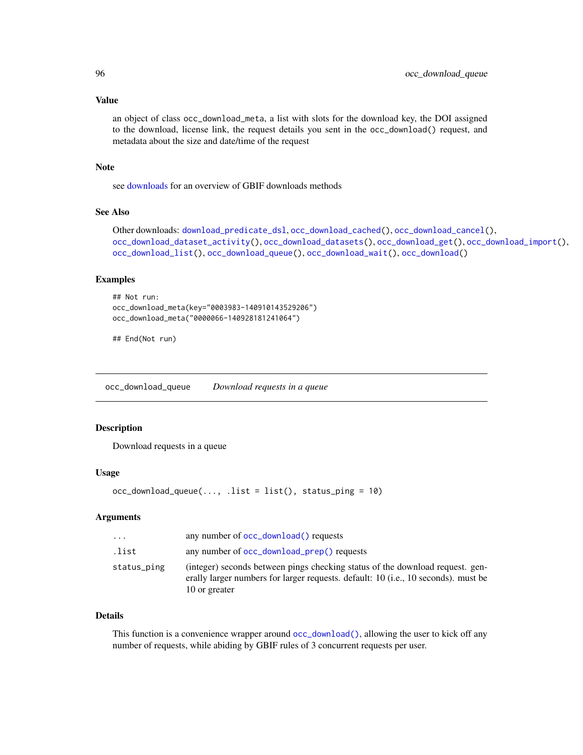### Value

an object of class `occ_download_meta`, a list with slots for the download key, the DOI assigned to the download, license link, the request details you sent in the `occ_download()` request, and metadata about the size and date/time of the request

### Note

see downloads for an overview of GBIF downloads methods

### See Also

Other downloads: `download_predicate_dsl`, `occ_download_cached()`, `occ_download_cancel()`, `occ_download_dataset_activity()`, `occ_download_datasets()`, `occ_download_get()`, `occ_download_import()`, `occ_download_list()`, `occ_download_queue()`, `occ_download_wait()`, `occ_download()`

### Examples

```
## Not run:
occ_download_meta(key="0003983-140910143529206")
occ_download_meta("0000066-140928181241064")

## End(Not run)
```

---

## occ_download_queue    *Download requests in a queue*

### Description

Download requests in a queue

### Usage

```
occ_download_queue(..., .list = list(), status_ping = 10)
```

### Arguments

| | |
|---|---|
| `...` | any number of `occ_download()` requests |
| `.list` | any number of `occ_download_prep()` requests |
| `status_ping` | (integer) seconds between pings checking status of the download request. generally larger numbers for larger requests. default: 10 (i.e., 10 seconds). must be 10 or greater |

### Details

This function is a convenience wrapper around `occ_download()`, allowing the user to kick off any number of requests, while abiding by GBIF rules of 3 concurrent requests per user.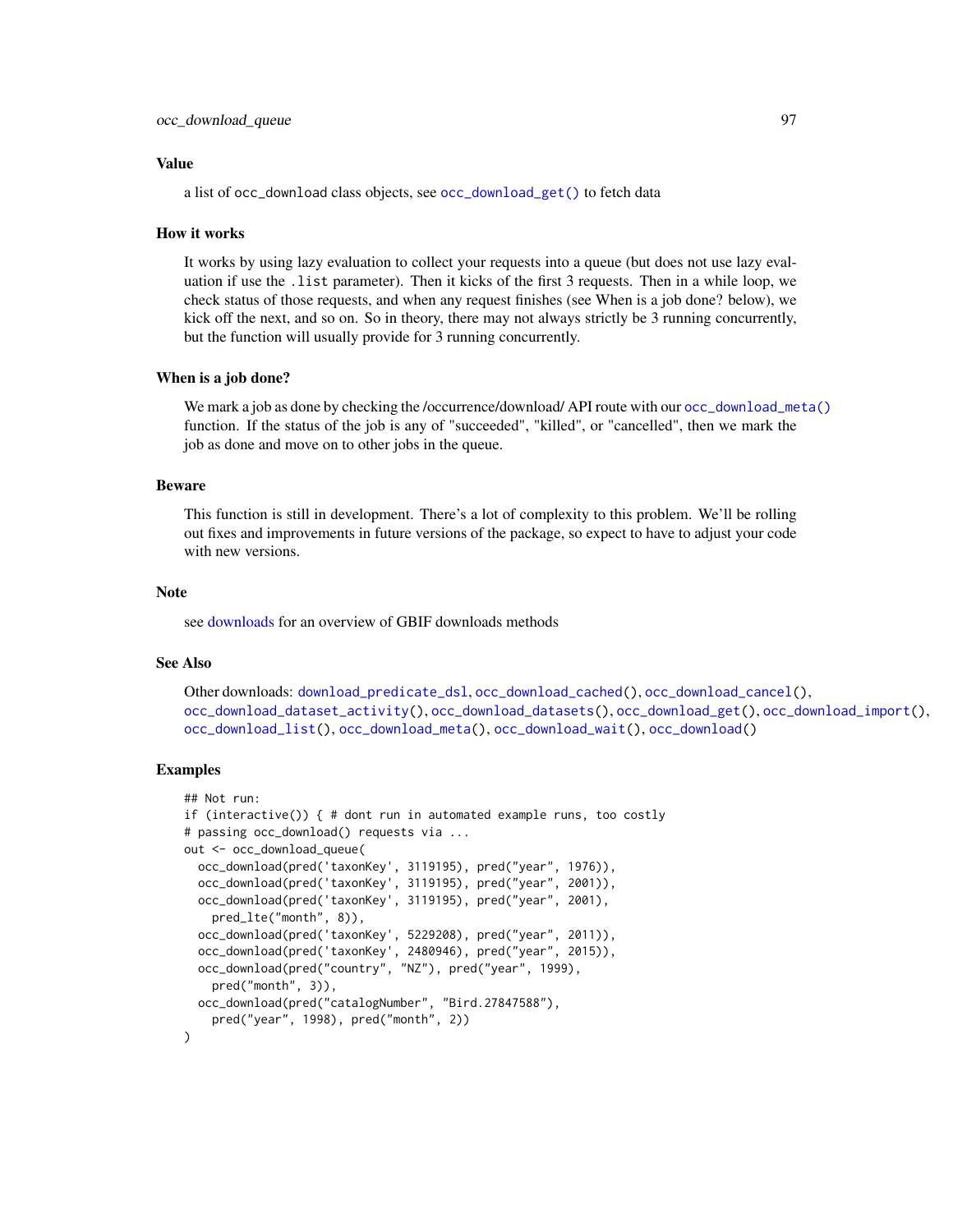### Value

a list of occ_download class objects, see occ_download_get() to fetch data

### How it works

It works by using lazy evaluation to collect your requests into a queue (but does not use lazy evaluation if use the .list parameter). Then it kicks of the first 3 requests. Then in a while loop, we check status of those requests, and when any request finishes (see When is a job done? below), we kick off the next, and so on. So in theory, there may not always strictly be 3 running concurrently, but the function will usually provide for 3 running concurrently.

### When is a job done?

We mark a job as done by checking the /occurrence/download/ API route with our occ_download_meta() function. If the status of the job is any of "succeeded", "killed", or "cancelled", then we mark the job as done and move on to other jobs in the queue.

### Beware

This function is still in development. There's a lot of complexity to this problem. We'll be rolling out fixes and improvements in future versions of the package, so expect to have to adjust your code with new versions.

### Note

see downloads for an overview of GBIF downloads methods

### See Also

Other downloads: download_predicate_dsl, occ_download_cached(), occ_download_cancel(), occ_download_dataset_activity(), occ_download_datasets(), occ_download_get(), occ_download_import(), occ_download_list(), occ_download_meta(), occ_download_wait(), occ_download()

### Examples

```
## Not run:
if (interactive()) { # dont run in automated example runs, too costly
# passing occ_download() requests via ...
out <- occ_download_queue(
  occ_download(pred('taxonKey', 3119195), pred("year", 1976)),
  occ_download(pred('taxonKey', 3119195), pred("year", 2001)),
  occ_download(pred('taxonKey', 3119195), pred("year", 2001),
    pred_lte("month", 8)),
  occ_download(pred('taxonKey', 5229208), pred("year", 2011)),
  occ_download(pred('taxonKey', 2480946), pred("year", 2015)),
  occ_download(pred("country", "NZ"), pred("year", 1999),
    pred("month", 3)),
  occ_download(pred("catalogNumber", "Bird.27847588"),
    pred("year", 1998), pred("month", 2))
)
```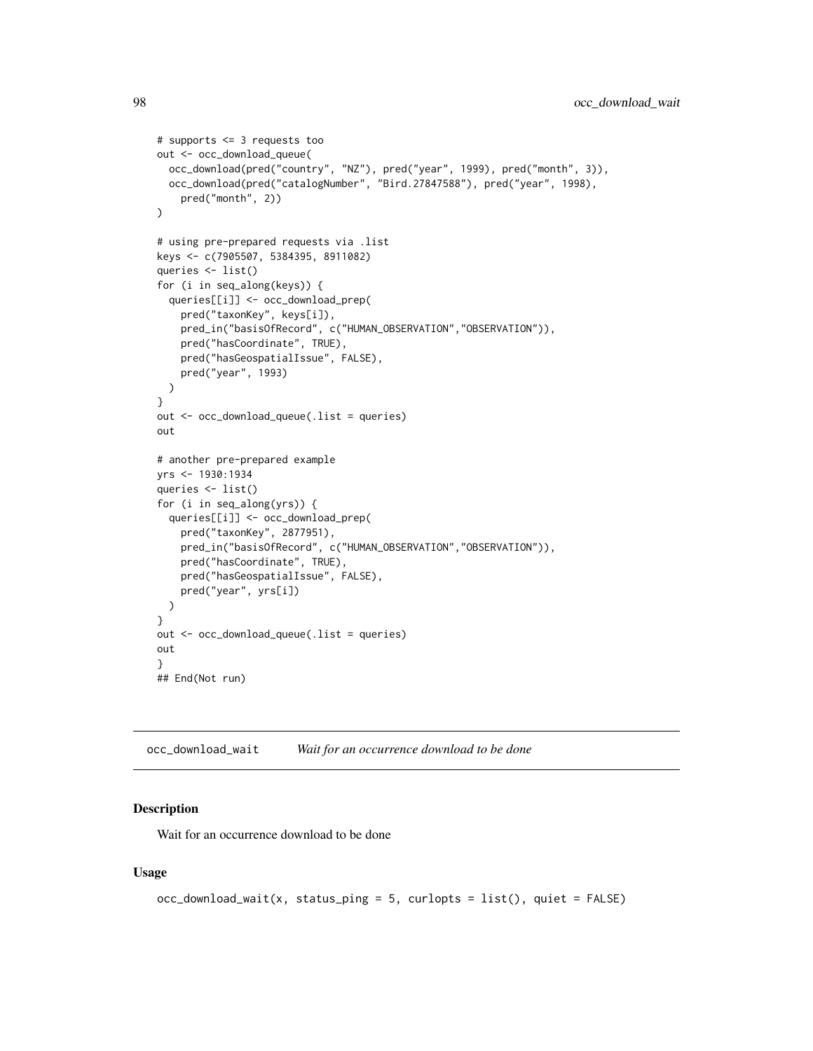```
# supports <= 3 requests too
out <- occ_download_queue(
  occ_download(pred("country", "NZ"), pred("year", 1999), pred("month", 3)),
  occ_download(pred("catalogNumber", "Bird.27847588"), pred("year", 1998),
    pred("month", 2))
)

# using pre-prepared requests via .list
keys <- c(7905507, 5384395, 8911082)
queries <- list()
for (i in seq_along(keys)) {
  queries[[i]] <- occ_download_prep(
    pred("taxonKey", keys[i]),
    pred_in("basisOfRecord", c("HUMAN_OBSERVATION","OBSERVATION")),
    pred("hasCoordinate", TRUE),
    pred("hasGeospatialIssue", FALSE),
    pred("year", 1993)
  )
}
out <- occ_download_queue(.list = queries)
out

# another pre-prepared example
yrs <- 1930:1934
queries <- list()
for (i in seq_along(yrs)) {
  queries[[i]] <- occ_download_prep(
    pred("taxonKey", 2877951),
    pred_in("basisOfRecord", c("HUMAN_OBSERVATION","OBSERVATION")),
    pred("hasCoordinate", TRUE),
    pred("hasGeospatialIssue", FALSE),
    pred("year", yrs[i])
  )
}
out <- occ_download_queue(.list = queries)
out
}
## End(Not run)
```

## occ_download_wait *Wait for an occurrence download to be done*

### Description

Wait for an occurrence download to be done

### Usage

```
occ_download_wait(x, status_ping = 5, curlopts = list(), quiet = FALSE)
```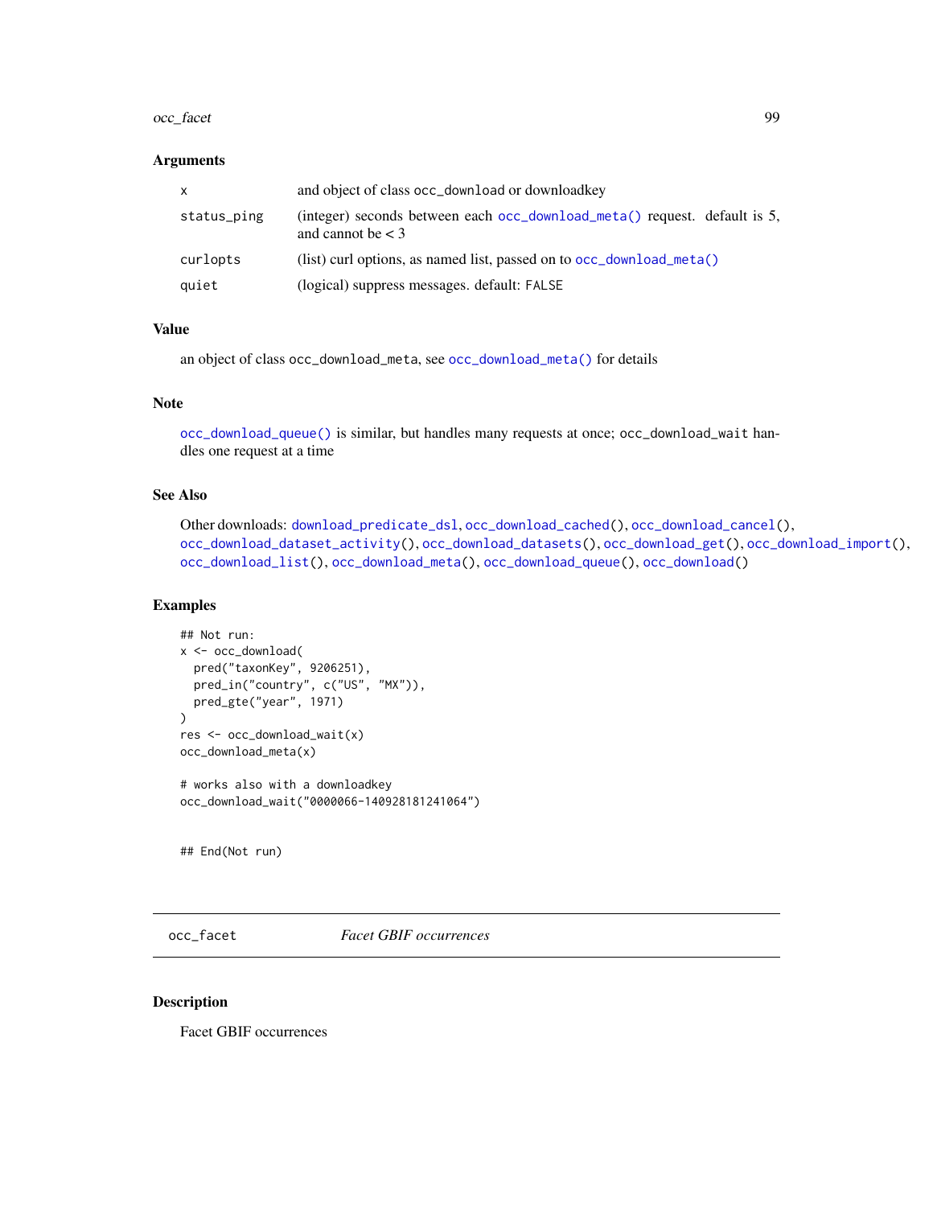### Arguments

| | |
|---|---|
| x | and object of class occ_download or downloadkey |
| status_ping | (integer) seconds between each occ_download_meta() request. default is 5, and cannot be < 3 |
| curlopts | (list) curl options, as named list, passed on to occ_download_meta() |
| quiet | (logical) suppress messages. default: FALSE |

### Value

an object of class occ_download_meta, see occ_download_meta() for details

### Note

occ_download_queue() is similar, but handles many requests at once; occ_download_wait handles one request at a time

### See Also

Other downloads: download_predicate_dsl, occ_download_cached(), occ_download_cancel(), occ_download_dataset_activity(), occ_download_datasets(), occ_download_get(), occ_download_import(), occ_download_list(), occ_download_meta(), occ_download_queue(), occ_download()

### Examples

```
## Not run:
x <- occ_download(
  pred("taxonKey", 9206251),
  pred_in("country", c("US", "MX")),
  pred_gte("year", 1971)
)
res <- occ_download_wait(x)
occ_download_meta(x)

# works also with a downloadkey
occ_download_wait("0000066-140928181241064")


## End(Not run)
```

---

## occ_facet *Facet GBIF occurrences*

---

### Description

Facet GBIF occurrences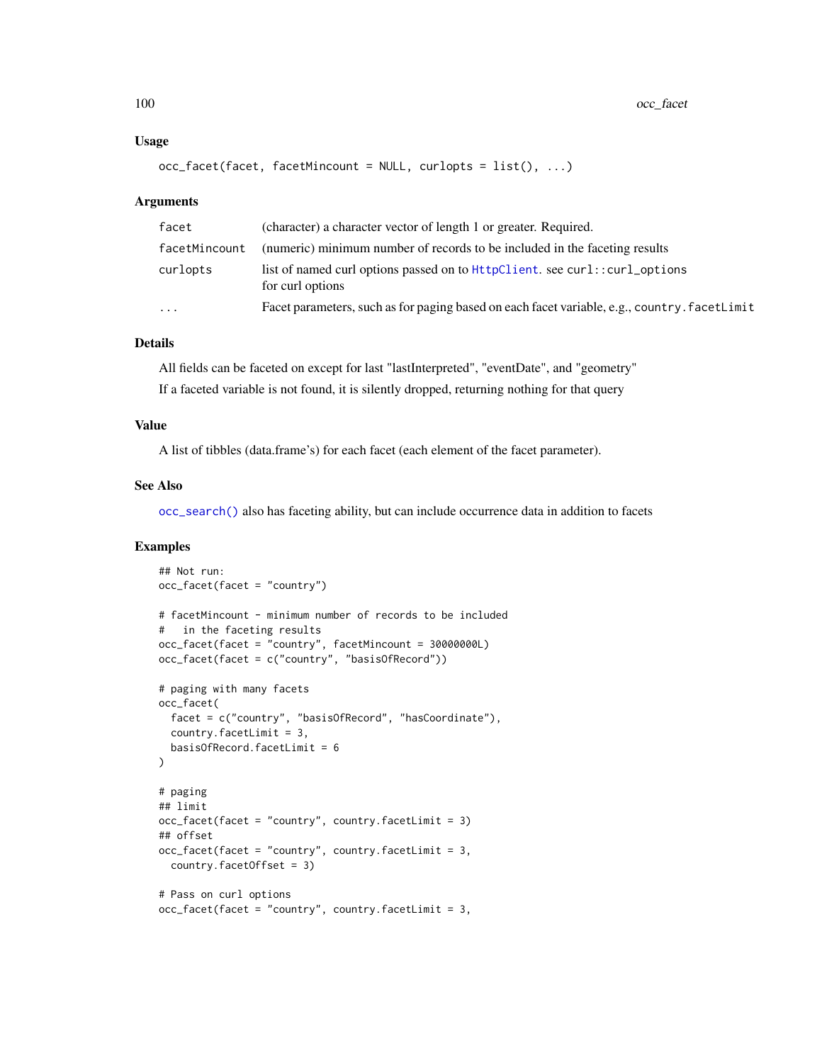## Usage

```
occ_facet(facet, facetMincount = NULL, curlopts = list(), ...)
```

## Arguments

| | |
|---|---|
| facet | (character) a character vector of length 1 or greater. Required. |
| facetMincount | (numeric) minimum number of records to be included in the faceting results |
| curlopts | list of named curl options passed on to HttpClient. see `curl::curl_options` for curl options |
| ... | Facet parameters, such as for paging based on each facet variable, e.g., `country.facetLimit` |

## Details

All fields can be faceted on except for last "lastInterpreted", "eventDate", and "geometry"

If a faceted variable is not found, it is silently dropped, returning nothing for that query

## Value

A list of tibbles (data.frame's) for each facet (each element of the facet parameter).

## See Also

`occ_search()` also has faceting ability, but can include occurrence data in addition to facets

## Examples

```
## Not run:
occ_facet(facet = "country")

# facetMincount - minimum number of records to be included
#   in the faceting results
occ_facet(facet = "country", facetMincount = 30000000L)
occ_facet(facet = c("country", "basisOfRecord"))

# paging with many facets
occ_facet(
  facet = c("country", "basisOfRecord", "hasCoordinate"),
  country.facetLimit = 3,
  basisOfRecord.facetLimit = 6
)

# paging
## limit
occ_facet(facet = "country", country.facetLimit = 3)
## offset
occ_facet(facet = "country", country.facetLimit = 3,
  country.facetOffset = 3)

# Pass on curl options
occ_facet(facet = "country", country.facetLimit = 3,
```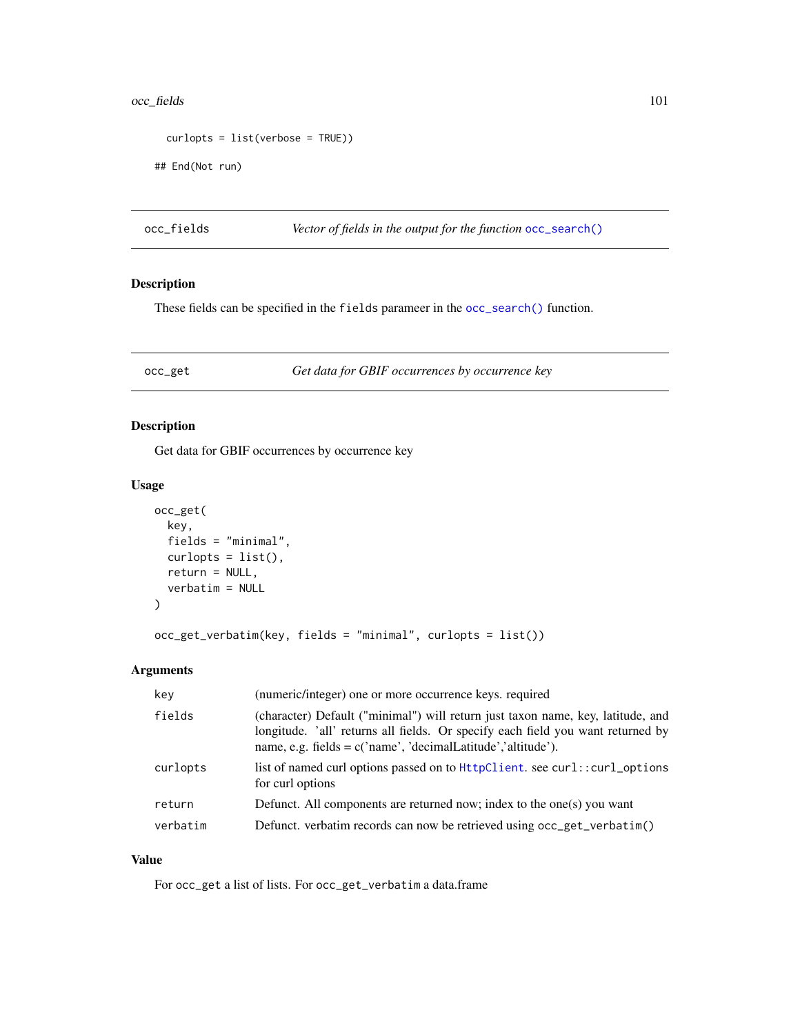```
    curlopts = list(verbose = TRUE))

## End(Not run)
```

## occ_fields — *Vector of fields in the output for the function occ_search()*

### Description

These fields can be specified in the `fields` parameer in the `occ_search()` function.

## occ_get — *Get data for GBIF occurrences by occurrence key*

### Description

Get data for GBIF occurrences by occurrence key

### Usage

```
occ_get(
  key,
  fields = "minimal",
  curlopts = list(),
  return = NULL,
  verbatim = NULL
)

occ_get_verbatim(key, fields = "minimal", curlopts = list())
```

### Arguments

| | |
|---|---|
| `key` | (numeric/integer) one or more occurrence keys. required |
| `fields` | (character) Default ("minimal") will return just taxon name, key, latitude, and longitude. 'all' returns all fields. Or specify each field you want returned by name, e.g. fields = c('name', 'decimalLatitude','altitude'). |
| `curlopts` | list of named curl options passed on to `HttpClient`. see `curl::curl_options` for curl options |
| `return` | Defunct. All components are returned now; index to the one(s) you want |
| `verbatim` | Defunct. verbatim records can now be retrieved using `occ_get_verbatim()` |

### Value

For `occ_get` a list of lists. For `occ_get_verbatim` a data.frame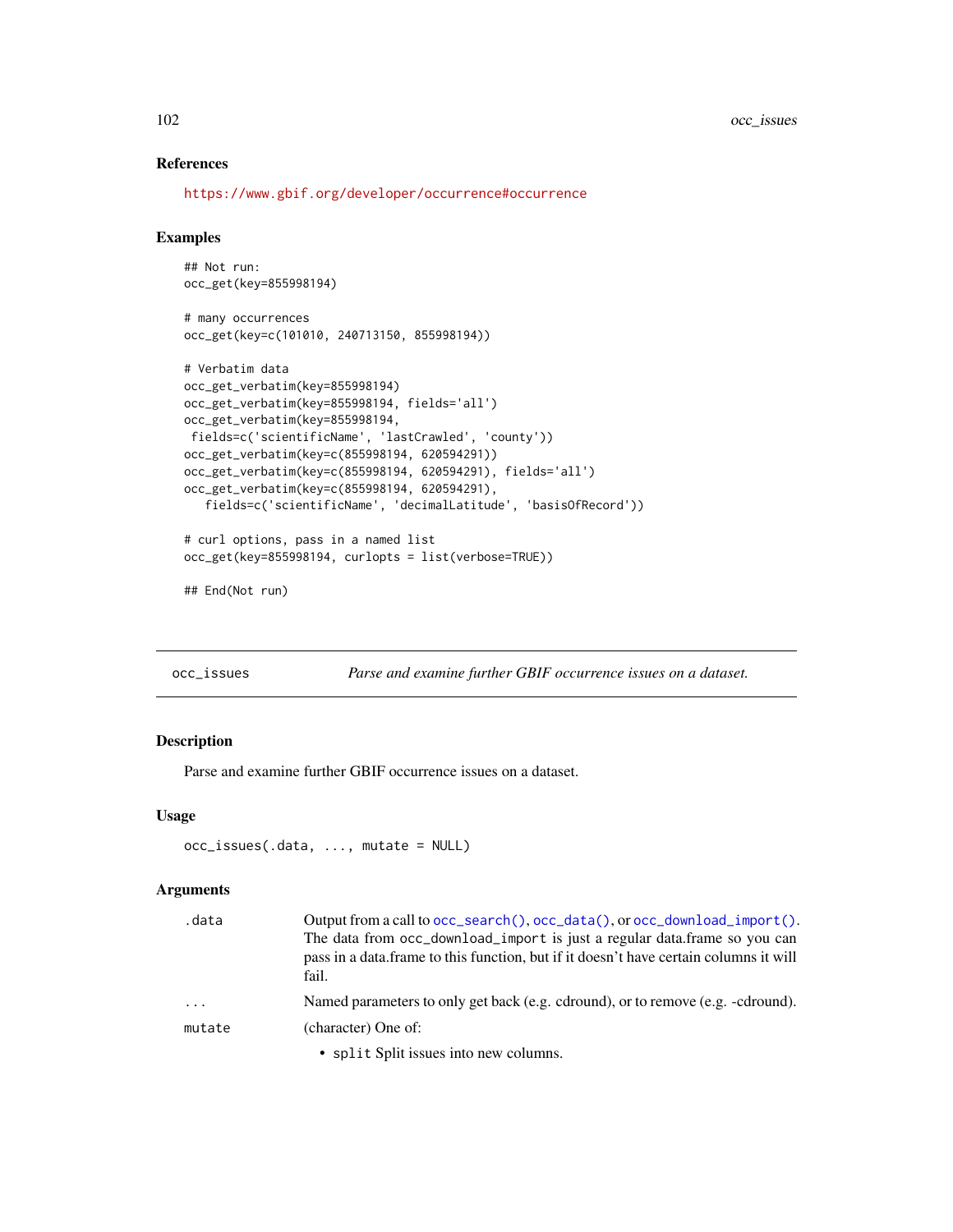### References

https://www.gbif.org/developer/occurrence#occurrence

### Examples

```
## Not run:
occ_get(key=855998194)

# many occurrences
occ_get(key=c(101010, 240713150, 855998194))

# Verbatim data
occ_get_verbatim(key=855998194)
occ_get_verbatim(key=855998194, fields='all')
occ_get_verbatim(key=855998194,
 fields=c('scientificName', 'lastCrawled', 'county'))
occ_get_verbatim(key=c(855998194, 620594291))
occ_get_verbatim(key=c(855998194, 620594291), fields='all')
occ_get_verbatim(key=c(855998194, 620594291),
   fields=c('scientificName', 'decimalLatitude', 'basisOfRecord'))

# curl options, pass in a named list
occ_get(key=855998194, curlopts = list(verbose=TRUE))

## End(Not run)
```

---

## occ_issues — *Parse and examine further GBIF occurrence issues on a dataset.*

---

### Description

Parse and examine further GBIF occurrence issues on a dataset.

### Usage

```
occ_issues(.data, ..., mutate = NULL)
```

### Arguments

| | |
|---|---|
| `.data` | Output from a call to `occ_search()`, `occ_data()`, or `occ_download_import()`. The data from `occ_download_import` is just a regular data.frame so you can pass in a data.frame to this function, but if it doesn't have certain columns it will fail. |
| `...` | Named parameters to only get back (e.g. cdround), or to remove (e.g. -cdround). |
| `mutate` | (character) One of:<br>• `split` Split issues into new columns. |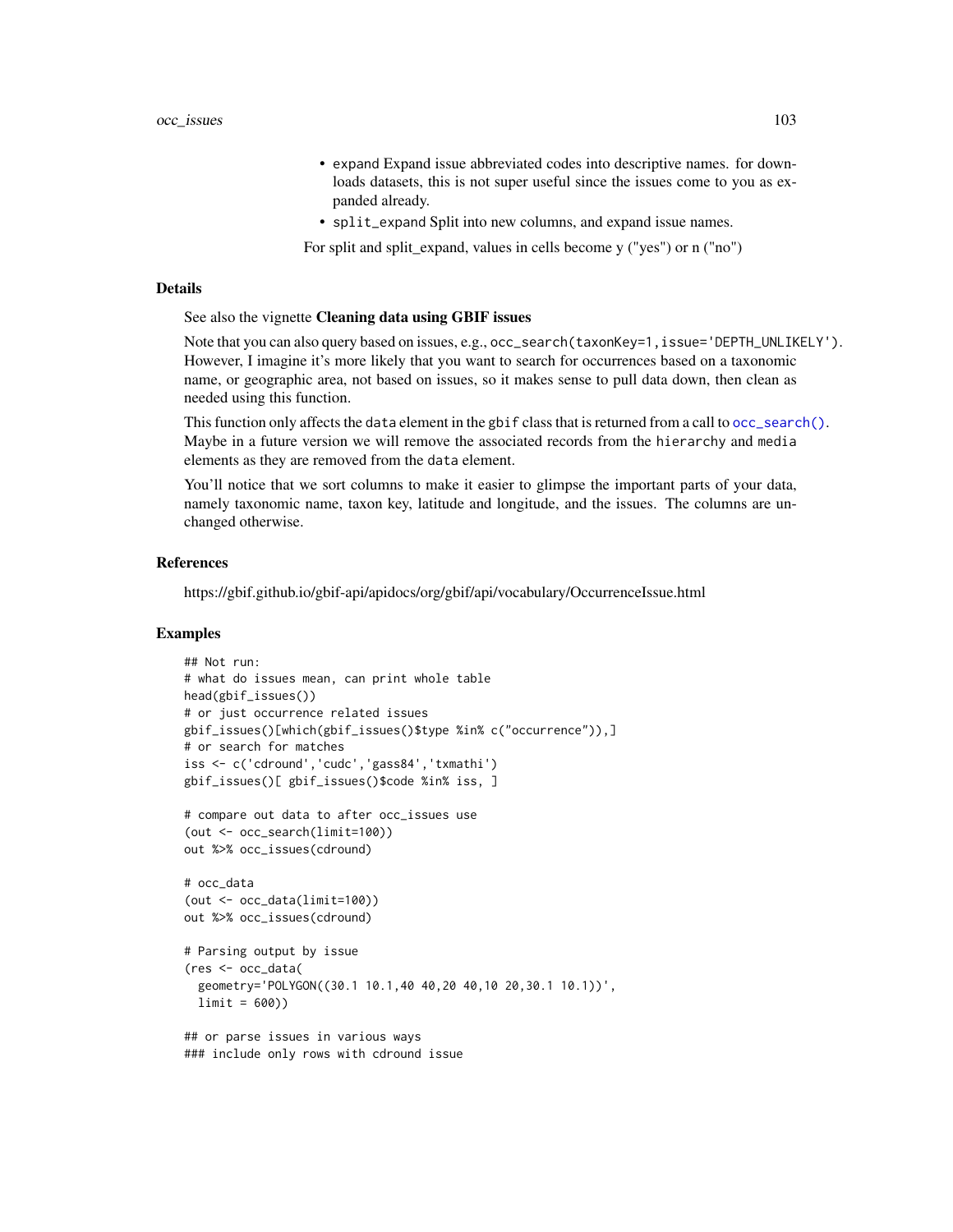- `expand` Expand issue abbreviated codes into descriptive names. for downloads datasets, this is not super useful since the issues come to you as expanded already.
- `split_expand` Split into new columns, and expand issue names.

For split and split_expand, values in cells become y ("yes") or n ("no")

## Details

See also the vignette **Cleaning data using GBIF issues**

Note that you can also query based on issues, e.g., `occ_search(taxonKey=1,issue='DEPTH_UNLIKELY')`. However, I imagine it's more likely that you want to search for occurrences based on a taxonomic name, or geographic area, not based on issues, so it makes sense to pull data down, then clean as needed using this function.

This function only affects the `data` element in the `gbif` class that is returned from a call to `occ_search()`. Maybe in a future version we will remove the associated records from the `hierarchy` and `media` elements as they are removed from the `data` element.

You'll notice that we sort columns to make it easier to glimpse the important parts of your data, namely taxonomic name, taxon key, latitude and longitude, and the issues. The columns are unchanged otherwise.

## References

https://gbif.github.io/gbif-api/apidocs/org/gbif/api/vocabulary/OccurrenceIssue.html

## Examples

```
## Not run:
# what do issues mean, can print whole table
head(gbif_issues())
# or just occurrence related issues
gbif_issues()[which(gbif_issues()$type %in% c("occurrence")),]
# or search for matches
iss <- c('cdround','cudc','gass84','txmathi')
gbif_issues()[ gbif_issues()$code %in% iss, ]

# compare out data to after occ_issues use
(out <- occ_search(limit=100))
out %>% occ_issues(cdround)

# occ_data
(out <- occ_data(limit=100))
out %>% occ_issues(cdround)

# Parsing output by issue
(res <- occ_data(
  geometry='POLYGON((30.1 10.1,40 40,20 40,10 20,30.1 10.1))',
  limit = 600))

## or parse issues in various ways
### include only rows with cdround issue
```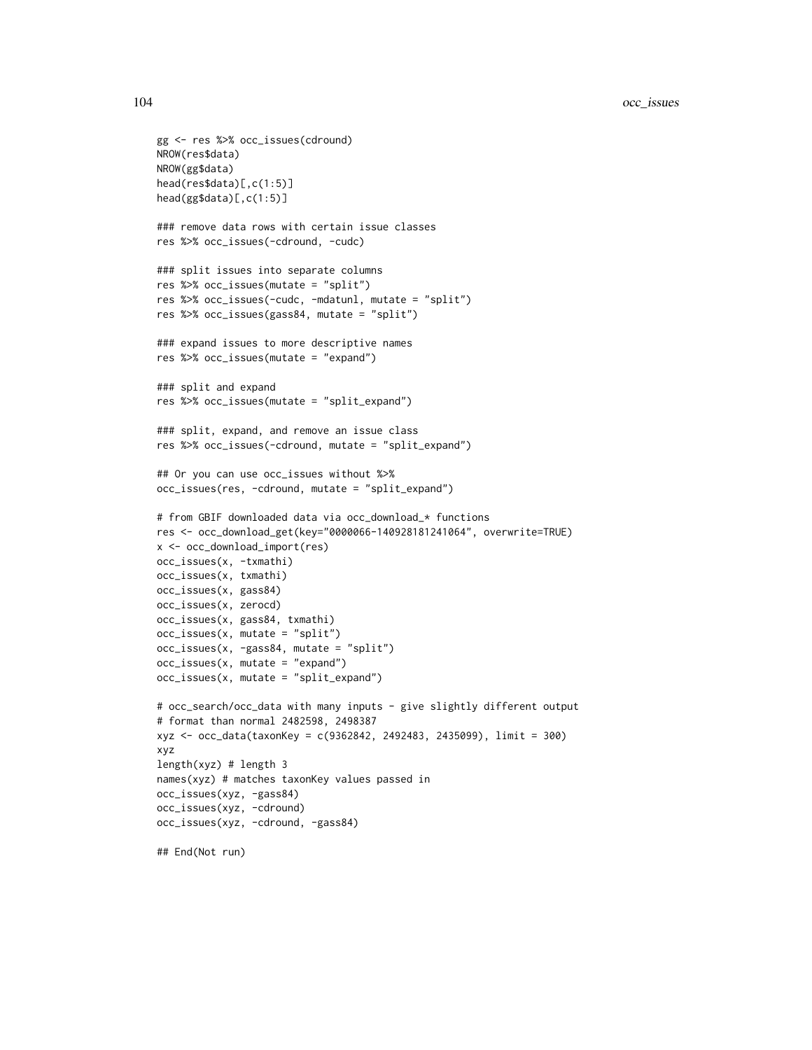```
gg <- res %>% occ_issues(cdround)
NROW(res$data)
NROW(gg$data)
head(res$data)[,c(1:5)]
head(gg$data)[,c(1:5)]

### remove data rows with certain issue classes
res %>% occ_issues(-cdround, -cudc)

### split issues into separate columns
res %>% occ_issues(mutate = "split")
res %>% occ_issues(-cudc, -mdatunl, mutate = "split")
res %>% occ_issues(gass84, mutate = "split")

### expand issues to more descriptive names
res %>% occ_issues(mutate = "expand")

### split and expand
res %>% occ_issues(mutate = "split_expand")

### split, expand, and remove an issue class
res %>% occ_issues(-cdround, mutate = "split_expand")

## Or you can use occ_issues without %>%
occ_issues(res, -cdround, mutate = "split_expand")

# from GBIF downloaded data via occ_download_* functions
res <- occ_download_get(key="0000066-140928181241064", overwrite=TRUE)
x <- occ_download_import(res)
occ_issues(x, -txmathi)
occ_issues(x, txmathi)
occ_issues(x, gass84)
occ_issues(x, zerocd)
occ_issues(x, gass84, txmathi)
occ_issues(x, mutate = "split")
occ_issues(x, -gass84, mutate = "split")
occ_issues(x, mutate = "expand")
occ_issues(x, mutate = "split_expand")

# occ_search/occ_data with many inputs - give slightly different output
# format than normal 2482598, 2498387
xyz <- occ_data(taxonKey = c(9362842, 2492483, 2435099), limit = 300)
xyz
length(xyz) # length 3
names(xyz) # matches taxonKey values passed in
occ_issues(xyz, -gass84)
occ_issues(xyz, -cdround)
occ_issues(xyz, -cdround, -gass84)

## End(Not run)
```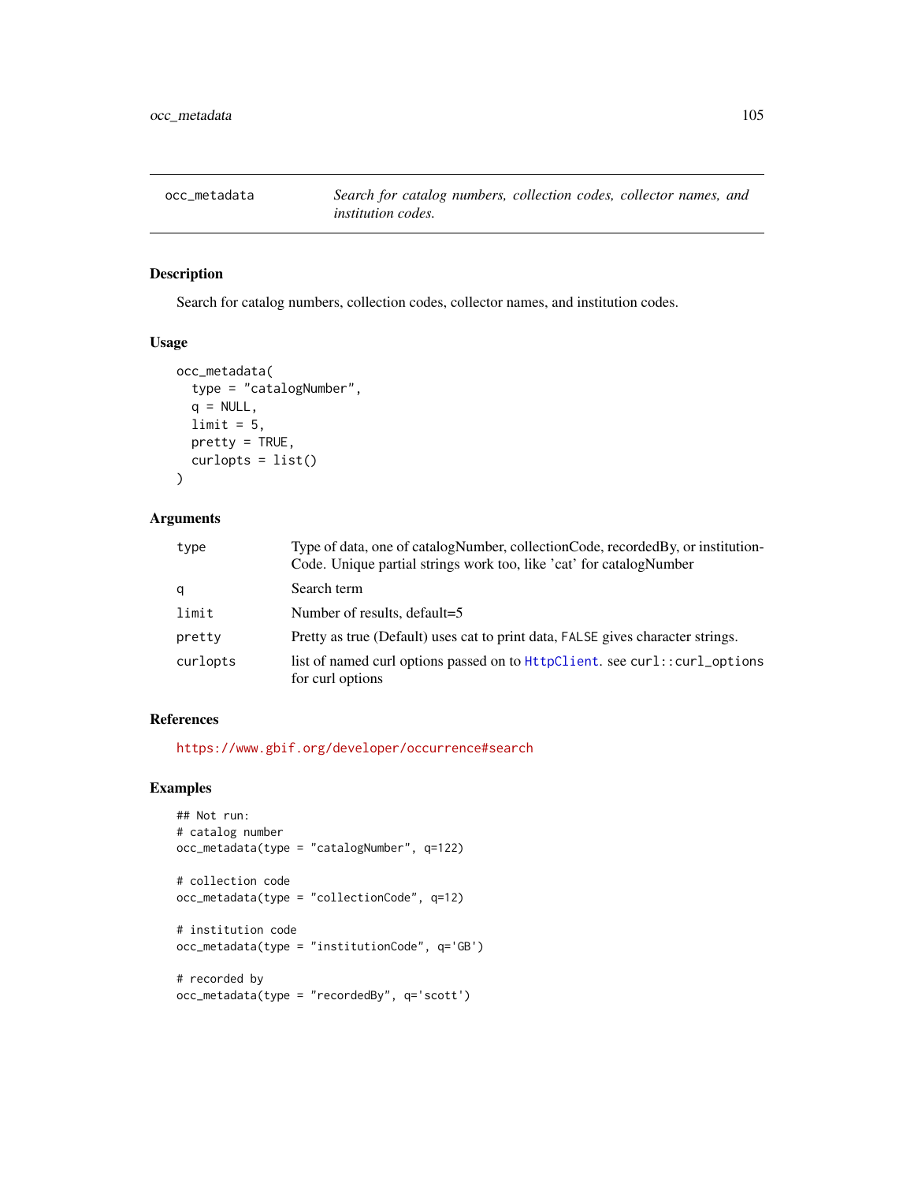## occ_metadata

*Search for catalog numbers, collection codes, collector names, and institution codes.*

### Description

Search for catalog numbers, collection codes, collector names, and institution codes.

### Usage

```
occ_metadata(
  type = "catalogNumber",
  q = NULL,
  limit = 5,
  pretty = TRUE,
  curlopts = list()
)
```

### Arguments

| | |
|---|---|
| type | Type of data, one of catalogNumber, collectionCode, recordedBy, or institutionCode. Unique partial strings work too, like 'cat' for catalogNumber |
| q | Search term |
| limit | Number of results, default=5 |
| pretty | Pretty as true (Default) uses cat to print data, `FALSE` gives character strings. |
| curlopts | list of named curl options passed on to `HttpClient`. see `curl::curl_options` for curl options |

### References

https://www.gbif.org/developer/occurrence#search

### Examples

```
## Not run:
# catalog number
occ_metadata(type = "catalogNumber", q=122)

# collection code
occ_metadata(type = "collectionCode", q=12)

# institution code
occ_metadata(type = "institutionCode", q='GB')

# recorded by
occ_metadata(type = "recordedBy", q='scott')
```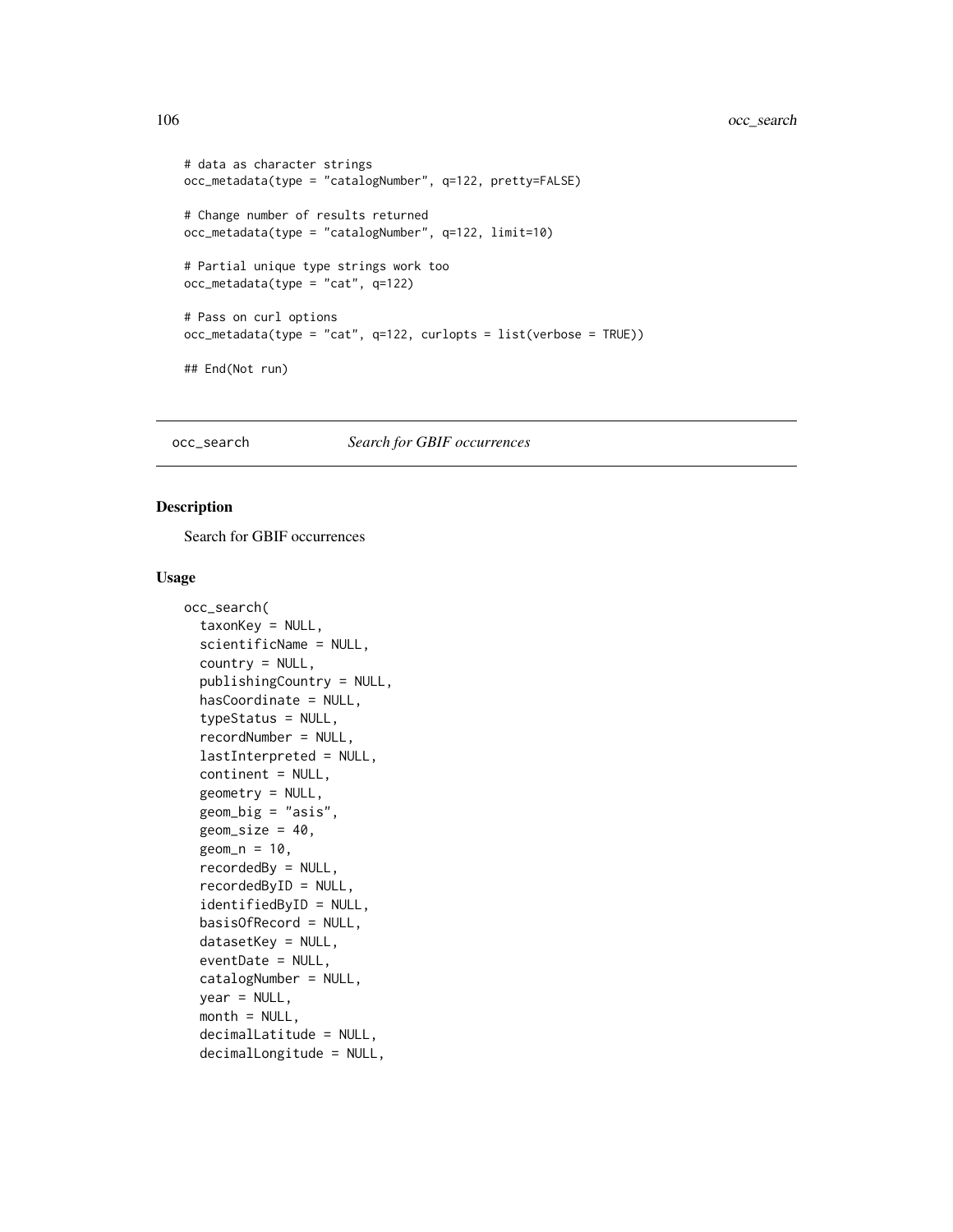```
# data as character strings
occ_metadata(type = "catalogNumber", q=122, pretty=FALSE)

# Change number of results returned
occ_metadata(type = "catalogNumber", q=122, limit=10)

# Partial unique type strings work too
occ_metadata(type = "cat", q=122)

# Pass on curl options
occ_metadata(type = "cat", q=122, curlopts = list(verbose = TRUE))

## End(Not run)
```

## occ_search *Search for GBIF occurrences*

### Description

Search for GBIF occurrences

### Usage

```
occ_search(
  taxonKey = NULL,
  scientificName = NULL,
  country = NULL,
  publishingCountry = NULL,
  hasCoordinate = NULL,
  typeStatus = NULL,
  recordNumber = NULL,
  lastInterpreted = NULL,
  continent = NULL,
  geometry = NULL,
  geom_big = "asis",
  geom_size = 40,
  geom_n = 10,
  recordedBy = NULL,
  recordedByID = NULL,
  identifiedByID = NULL,
  basisOfRecord = NULL,
  datasetKey = NULL,
  eventDate = NULL,
  catalogNumber = NULL,
  year = NULL,
  month = NULL,
  decimalLatitude = NULL,
  decimalLongitude = NULL,
```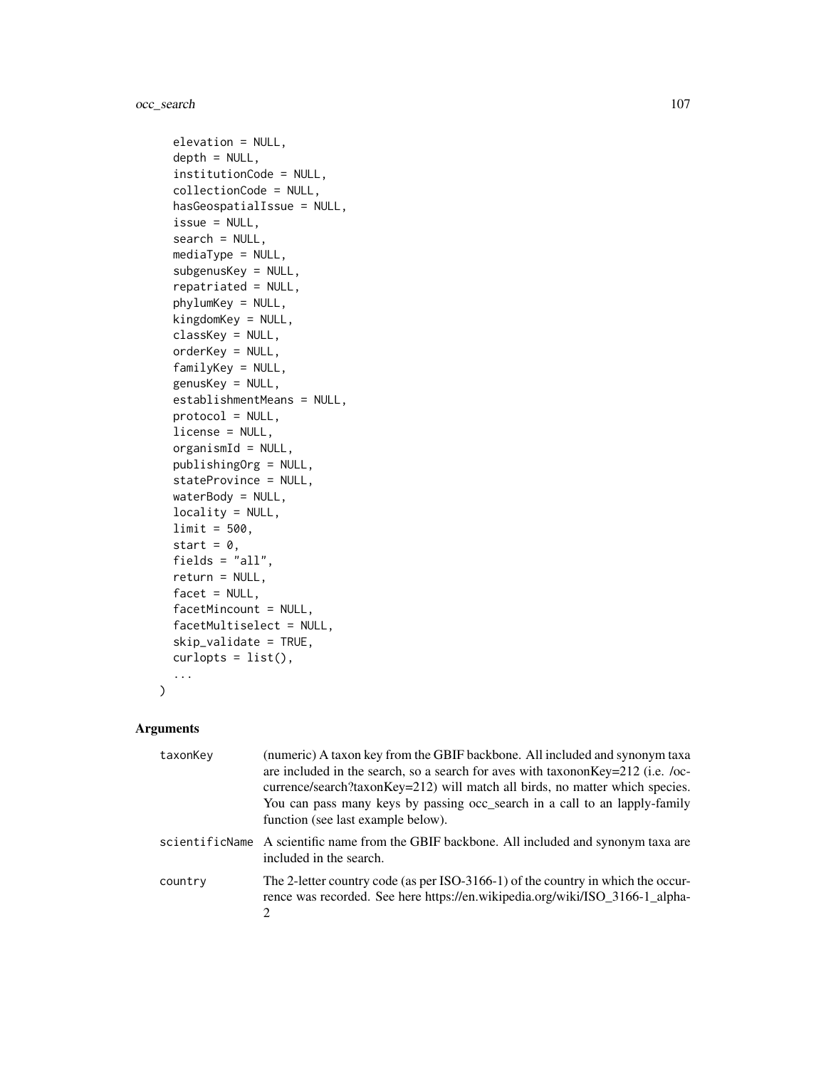```
  elevation = NULL,
  depth = NULL,
  institutionCode = NULL,
  collectionCode = NULL,
  hasGeospatialIssue = NULL,
  issue = NULL,
  search = NULL,
  mediaType = NULL,
  subgenusKey = NULL,
  repatriated = NULL,
  phylumKey = NULL,
  kingdomKey = NULL,
  classKey = NULL,
  orderKey = NULL,
  familyKey = NULL,
  genusKey = NULL,
  establishmentMeans = NULL,
  protocol = NULL,
  license = NULL,
  organismId = NULL,
  publishingOrg = NULL,
  stateProvince = NULL,
  waterBody = NULL,
  locality = NULL,
  limit = 500,
  start = 0,
  fields = "all",
  return = NULL,
  facet = NULL,
  facetMincount = NULL,
  facetMultiselect = NULL,
  skip_validate = TRUE,
  curlopts = list(),
  ...
)
```

## Arguments

| | |
|---|---|
| taxonKey | (numeric) A taxon key from the GBIF backbone. All included and synonym taxa are included in the search, so a search for aves with taxononKey=212 (i.e. /occurrence/search?taxonKey=212) will match all birds, no matter which species. You can pass many keys by passing occ_search in a call to an lapply-family function (see last example below). |
| scientificName | A scientific name from the GBIF backbone. All included and synonym taxa are included in the search. |
| country | The 2-letter country code (as per ISO-3166-1) of the country in which the occurrence was recorded. See here https://en.wikipedia.org/wiki/ISO_3166-1_alpha-2 |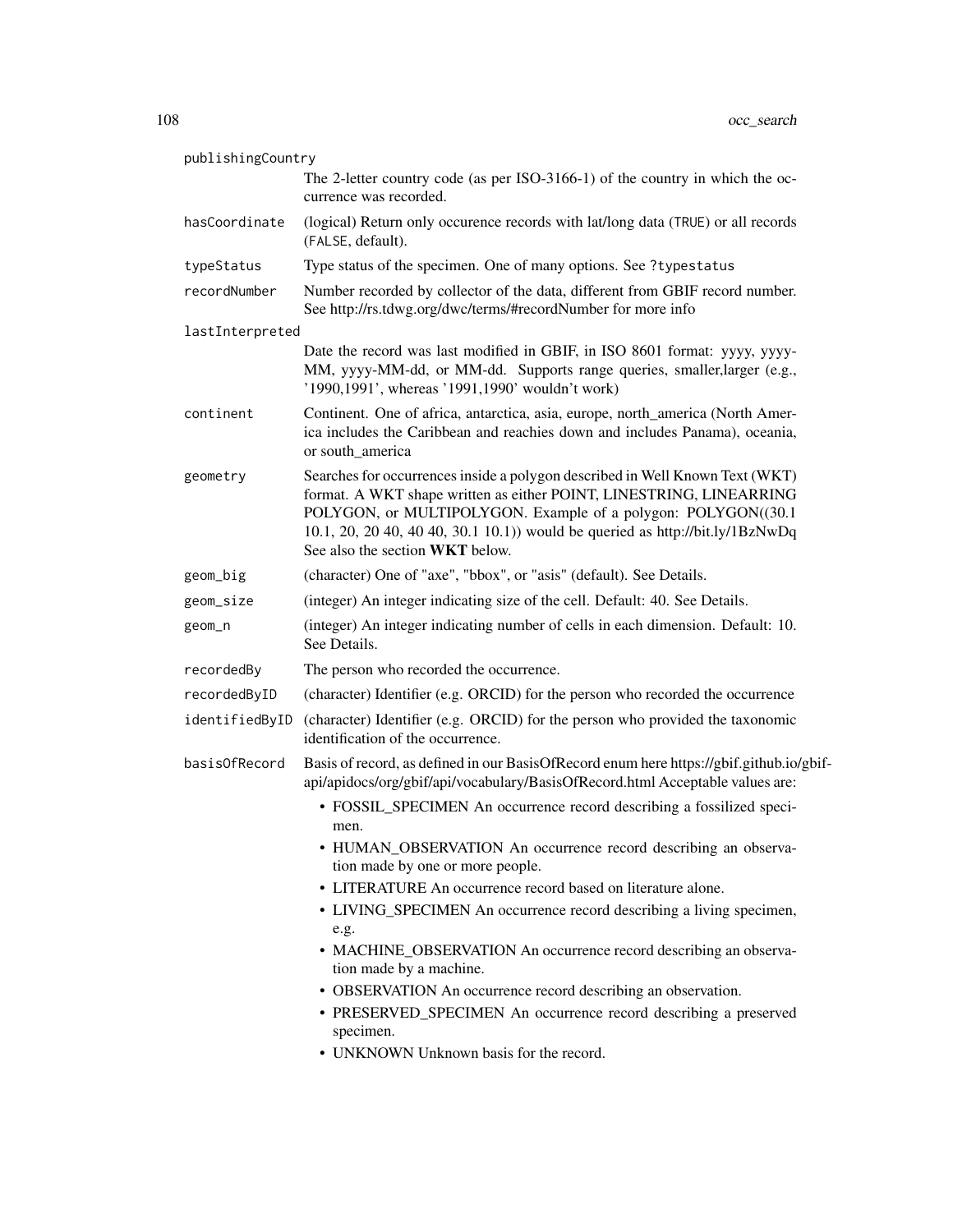**publishingCountry**
The 2-letter country code (as per ISO-3166-1) of the country in which the occurrence was recorded.

**hasCoordinate**
(logical) Return only occurence records with lat/long data (`TRUE`) or all records (`FALSE`, default).

**typeStatus**
Type status of the specimen. One of many options. See `?typestatus`

**recordNumber**
Number recorded by collector of the data, different from GBIF record number. See http://rs.tdwg.org/dwc/terms/#recordNumber for more info

**lastInterpreted**
Date the record was last modified in GBIF, in ISO 8601 format: yyyy, yyyy-MM, yyyy-MM-dd, or MM-dd. Supports range queries, smaller,larger (e.g., '1990,1991', whereas '1991,1990' wouldn't work)

**continent**
Continent. One of africa, antarctica, asia, europe, north_america (North America includes the Caribbean and reachies down and includes Panama), oceania, or south_america

**geometry**
Searches for occurrences inside a polygon described in Well Known Text (WKT) format. A WKT shape written as either POINT, LINESTRING, LINEARRING POLYGON, or MULTIPOLYGON. Example of a polygon: POLYGON((30.1 10.1, 20, 20 40, 40 40, 30.1 10.1)) would be queried as http://bit.ly/1BzNwDq See also the section **WKT** below.

**geom_big**
(character) One of "axe", "bbox", or "asis" (default). See Details.

**geom_size**
(integer) An integer indicating size of the cell. Default: 40. See Details.

**geom_n**
(integer) An integer indicating number of cells in each dimension. Default: 10. See Details.

**recordedBy**
The person who recorded the occurrence.

**recordedByID**
(character) Identifier (e.g. ORCID) for the person who recorded the occurrence

**identifiedByID**
(character) Identifier (e.g. ORCID) for the person who provided the taxonomic identification of the occurrence.

**basisOfRecord**
Basis of record, as defined in our BasisOfRecord enum here https://gbif.github.io/gbif-api/apidocs/org/gbif/api/vocabulary/BasisOfRecord.html Acceptable values are:

- FOSSIL_SPECIMEN An occurrence record describing a fossilized specimen.
- HUMAN_OBSERVATION An occurrence record describing an observation made by one or more people.
- LITERATURE An occurrence record based on literature alone.
- LIVING_SPECIMEN An occurrence record describing a living specimen, e.g.
- MACHINE_OBSERVATION An occurrence record describing an observation made by a machine.
- OBSERVATION An occurrence record describing an observation.
- PRESERVED_SPECIMEN An occurrence record describing a preserved specimen.
- UNKNOWN Unknown basis for the record.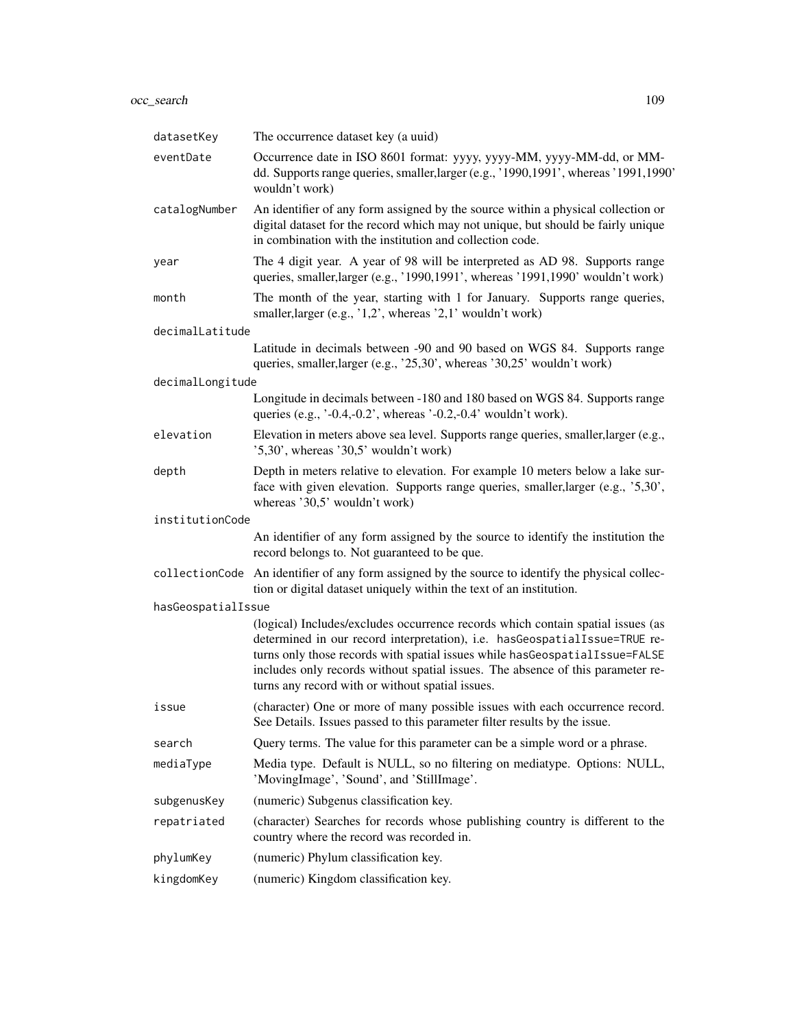| | |
|---|---|
| datasetKey | The occurrence dataset key (a uuid) |
| eventDate | Occurrence date in ISO 8601 format: yyyy, yyyy-MM, yyyy-MM-dd, or MM-dd. Supports range queries, smaller,larger (e.g., '1990,1991', whereas '1991,1990' wouldn't work) |
| catalogNumber | An identifier of any form assigned by the source within a physical collection or digital dataset for the record which may not unique, but should be fairly unique in combination with the institution and collection code. |
| year | The 4 digit year. A year of 98 will be interpreted as AD 98. Supports range queries, smaller,larger (e.g., '1990,1991', whereas '1991,1990' wouldn't work) |
| month | The month of the year, starting with 1 for January. Supports range queries, smaller,larger (e.g., '1,2', whereas '2,1' wouldn't work) |
| decimalLatitude | Latitude in decimals between -90 and 90 based on WGS 84. Supports range queries, smaller,larger (e.g., '25,30', whereas '30,25' wouldn't work) |
| decimalLongitude | Longitude in decimals between -180 and 180 based on WGS 84. Supports range queries (e.g., '-0.4,-0.2', whereas '-0.2,-0.4' wouldn't work). |
| elevation | Elevation in meters above sea level. Supports range queries, smaller,larger (e.g., '5,30', whereas '30,5' wouldn't work) |
| depth | Depth in meters relative to elevation. For example 10 meters below a lake surface with given elevation. Supports range queries, smaller,larger (e.g., '5,30', whereas '30,5' wouldn't work) |
| institutionCode | An identifier of any form assigned by the source to identify the institution the record belongs to. Not guaranteed to be que. |
| collectionCode | An identifier of any form assigned by the source to identify the physical collection or digital dataset uniquely within the text of an institution. |
| hasGeospatialIssue | (logical) Includes/excludes occurrence records which contain spatial issues (as determined in our record interpretation), i.e. `hasGeospatialIssue=TRUE` returns only those records with spatial issues while `hasGeospatialIssue=FALSE` includes only records without spatial issues. The absence of this parameter returns any record with or without spatial issues. |
| issue | (character) One or more of many possible issues with each occurrence record. See Details. Issues passed to this parameter filter results by the issue. |
| search | Query terms. The value for this parameter can be a simple word or a phrase. |
| mediaType | Media type. Default is NULL, so no filtering on mediatype. Options: NULL, 'MovingImage', 'Sound', and 'StillImage'. |
| subgenusKey | (numeric) Subgenus classification key. |
| repatriated | (character) Searches for records whose publishing country is different to the country where the record was recorded in. |
| phylumKey | (numeric) Phylum classification key. |
| kingdomKey | (numeric) Kingdom classification key. |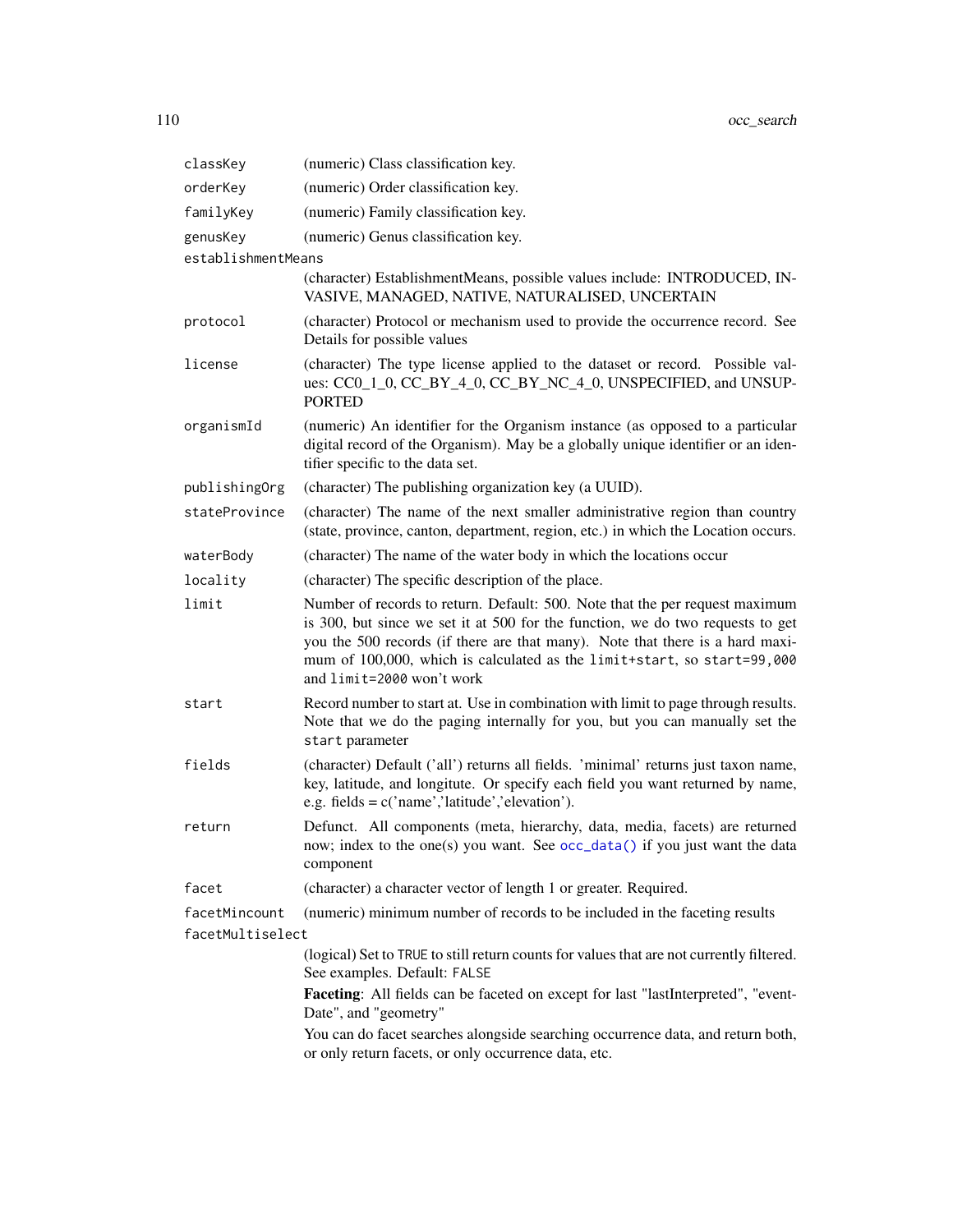| | |
|---|---|
| `classKey` | (numeric) Class classification key. |
| `orderKey` | (numeric) Order classification key. |
| `familyKey` | (numeric) Family classification key. |
| `genusKey` | (numeric) Genus classification key. |
| `establishmentMeans` | (character) EstablishmentMeans, possible values include: INTRODUCED, INVASIVE, MANAGED, NATIVE, NATURALISED, UNCERTAIN |
| `protocol` | (character) Protocol or mechanism used to provide the occurrence record. See Details for possible values |
| `license` | (character) The type license applied to the dataset or record. Possible values: CC0_1_0, CC_BY_4_0, CC_BY_NC_4_0, UNSPECIFIED, and UNSUPPORTED |
| `organismId` | (numeric) An identifier for the Organism instance (as opposed to a particular digital record of the Organism). May be a globally unique identifier or an identifier specific to the data set. |
| `publishingOrg` | (character) The publishing organization key (a UUID). |
| `stateProvince` | (character) The name of the next smaller administrative region than country (state, province, canton, department, region, etc.) in which the Location occurs. |
| `waterBody` | (character) The name of the water body in which the locations occur |
| `locality` | (character) The specific description of the place. |
| `limit` | Number of records to return. Default: 500. Note that the per request maximum is 300, but since we set it at 500 for the function, we do two requests to get you the 500 records (if there are that many). Note that there is a hard maximum of 100,000, which is calculated as the `limit+start`, so `start=99,000` and `limit=2000` won't work |
| `start` | Record number to start at. Use in combination with limit to page through results. Note that we do the paging internally for you, but you can manually set the `start` parameter |
| `fields` | (character) Default ('all') returns all fields. 'minimal' returns just taxon name, key, latitude, and longitude. Or specify each field you want returned by name, e.g. fields = c('name','latitude','elevation'). |
| `return` | Defunct. All components (meta, hierarchy, data, media, facets) are returned now; index to the one(s) you want. See `occ_data()` if you just want the data component |
| `facet` | (character) a character vector of length 1 or greater. Required. |
| `facetMincount` | (numeric) minimum number of records to be included in the faceting results |
| `facetMultiselect` | (logical) Set to `TRUE` to still return counts for values that are not currently filtered. See examples. Default: `FALSE`<br><br>**Faceting**: All fields can be faceted on except for last "lastInterpreted", "eventDate", and "geometry"<br><br>You can do facet searches alongside searching occurrence data, and return both, or only return facets, or only occurrence data, etc. |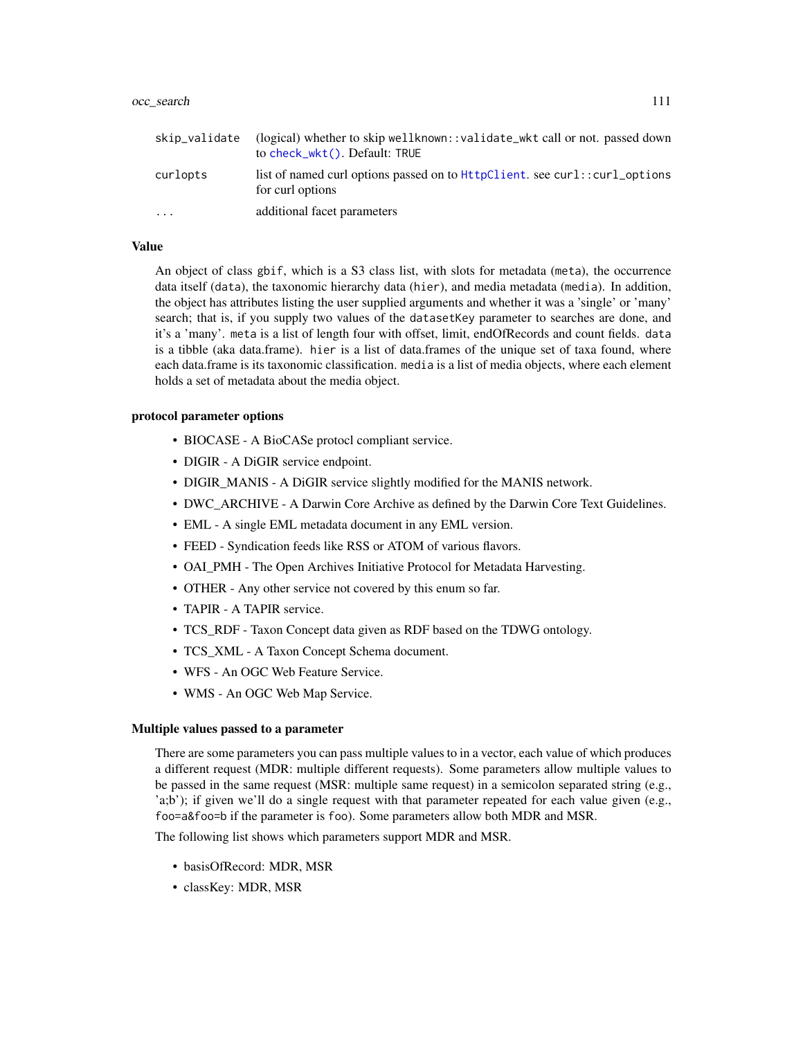| | |
|---|---|
| skip_validate | (logical) whether to skip wellknown::validate_wkt call or not. passed down to check_wkt(). Default: TRUE |
| curlopts | list of named curl options passed on to HttpClient. see curl::curl_options for curl options |
| ... | additional facet parameters |

## Value

An object of class gbif, which is a S3 class list, with slots for metadata (meta), the occurrence data itself (data), the taxonomic hierarchy data (hier), and media metadata (media). In addition, the object has attributes listing the user supplied arguments and whether it was a 'single' or 'many' search; that is, if you supply two values of the datasetKey parameter to searches are done, and it's a 'many'. meta is a list of length four with offset, limit, endOfRecords and count fields. data is a tibble (aka data.frame). hier is a list of data.frames of the unique set of taxa found, where each data.frame is its taxonomic classification. media is a list of media objects, where each element holds a set of metadata about the media object.

## protocol parameter options

- BIOCASE - A BioCASe protocl compliant service.
- DIGIR - A DiGIR service endpoint.
- DIGIR_MANIS - A DiGIR service slightly modified for the MANIS network.
- DWC_ARCHIVE - A Darwin Core Archive as defined by the Darwin Core Text Guidelines.
- EML - A single EML metadata document in any EML version.
- FEED - Syndication feeds like RSS or ATOM of various flavors.
- OAI_PMH - The Open Archives Initiative Protocol for Metadata Harvesting.
- OTHER - Any other service not covered by this enum so far.
- TAPIR - A TAPIR service.
- TCS_RDF - Taxon Concept data given as RDF based on the TDWG ontology.
- TCS_XML - A Taxon Concept Schema document.
- WFS - An OGC Web Feature Service.
- WMS - An OGC Web Map Service.

## Multiple values passed to a parameter

There are some parameters you can pass multiple values to in a vector, each value of which produces a different request (MDR: multiple different requests). Some parameters allow multiple values to be passed in the same request (MSR: multiple same request) in a semicolon separated string (e.g., 'a;b'); if given we'll do a single request with that parameter repeated for each value given (e.g., foo=a&foo=b if the parameter is foo). Some parameters allow both MDR and MSR.

The following list shows which parameters support MDR and MSR.

- basisOfRecord: MDR, MSR
- classKey: MDR, MSR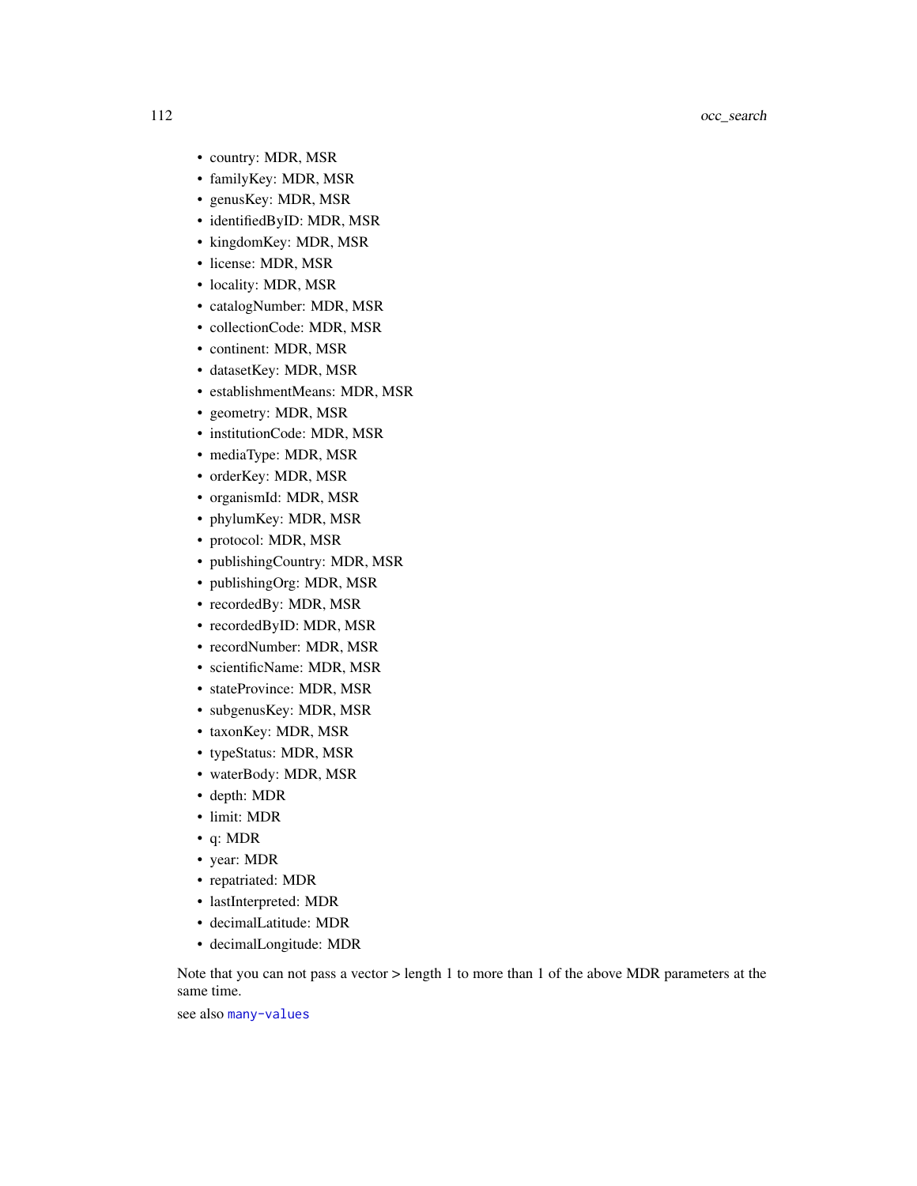- country: MDR, MSR
- familyKey: MDR, MSR
- genusKey: MDR, MSR
- identifiedByID: MDR, MSR
- kingdomKey: MDR, MSR
- license: MDR, MSR
- locality: MDR, MSR
- catalogNumber: MDR, MSR
- collectionCode: MDR, MSR
- continent: MDR, MSR
- datasetKey: MDR, MSR
- establishmentMeans: MDR, MSR
- geometry: MDR, MSR
- institutionCode: MDR, MSR
- mediaType: MDR, MSR
- orderKey: MDR, MSR
- organismId: MDR, MSR
- phylumKey: MDR, MSR
- protocol: MDR, MSR
- publishingCountry: MDR, MSR
- publishingOrg: MDR, MSR
- recordedBy: MDR, MSR
- recordedByID: MDR, MSR
- recordNumber: MDR, MSR
- scientificName: MDR, MSR
- stateProvince: MDR, MSR
- subgenusKey: MDR, MSR
- taxonKey: MDR, MSR
- typeStatus: MDR, MSR
- waterBody: MDR, MSR
- depth: MDR
- limit: MDR
- q: MDR
- year: MDR
- repatriated: MDR
- lastInterpreted: MDR
- decimalLatitude: MDR
- decimalLongitude: MDR

Note that you can not pass a vector > length 1 to more than 1 of the above MDR parameters at the same time.

see also many-values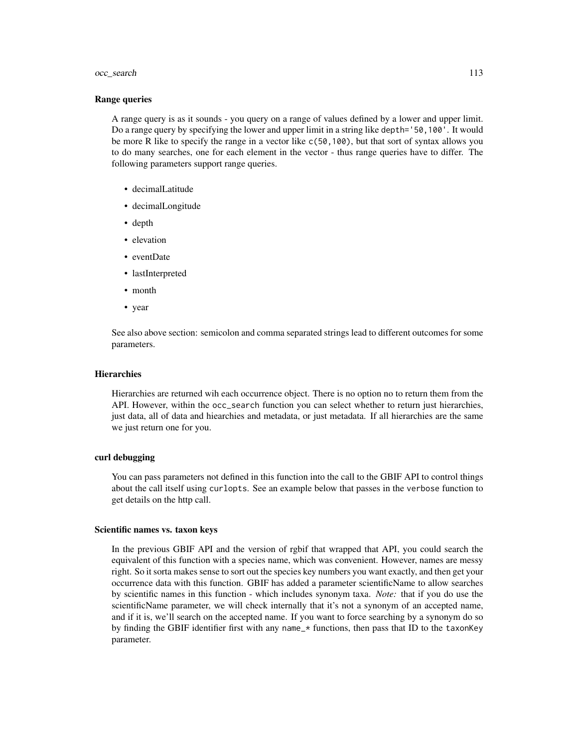### Range queries

A range query is as it sounds - you query on a range of values defined by a lower and upper limit. Do a range query by specifying the lower and upper limit in a string like `depth='50,100'`. It would be more R like to specify the range in a vector like `c(50,100)`, but that sort of syntax allows you to do many searches, one for each element in the vector - thus range queries have to differ. The following parameters support range queries.

- decimalLatitude
- decimalLongitude
- depth
- elevation
- eventDate
- lastInterpreted
- month
- year

See also above section: semicolon and comma separated strings lead to different outcomes for some parameters.

### Hierarchies

Hierarchies are returned wih each occurrence object. There is no option no to return them from the API. However, within the `occ_search` function you can select whether to return just hierarchies, just data, all of data and hiearchies and metadata, or just metadata. If all hierarchies are the same we just return one for you.

### curl debugging

You can pass parameters not defined in this function into the call to the GBIF API to control things about the call itself using `curlopts`. See an example below that passes in the `verbose` function to get details on the http call.

### Scientific names vs. taxon keys

In the previous GBIF API and the version of rgbif that wrapped that API, you could search the equivalent of this function with a species name, which was convenient. However, names are messy right. So it sorta makes sense to sort out the species key numbers you want exactly, and then get your occurrence data with this function. GBIF has added a parameter scientificName to allow searches by scientific names in this function - which includes synonym taxa. *Note:* that if you do use the scientificName parameter, we will check internally that it's not a synonym of an accepted name, and if it is, we'll search on the accepted name. If you want to force searching by a synonym do so by finding the GBIF identifier first with any `name_*` functions, then pass that ID to the `taxonKey` parameter.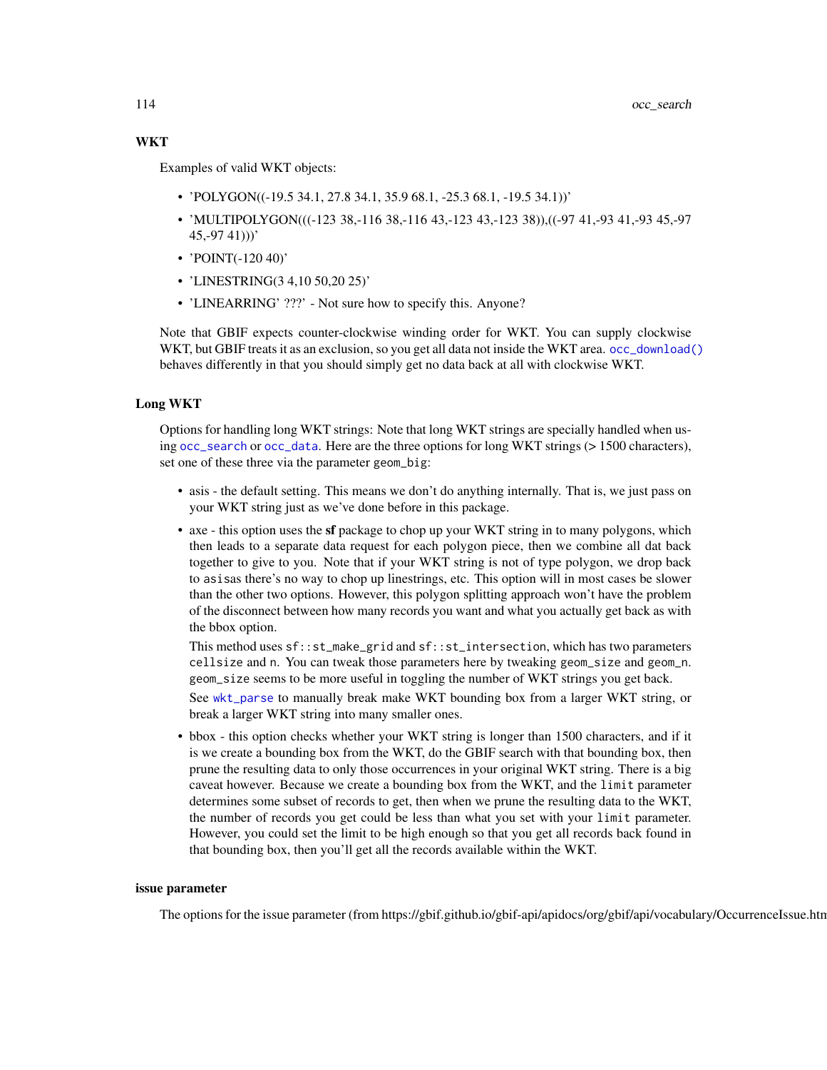### WKT

Examples of valid WKT objects:

- 'POLYGON((-19.5 34.1, 27.8 34.1, 35.9 68.1, -25.3 68.1, -19.5 34.1))'
- 'MULTIPOLYGON(((-123 38,-116 38,-116 43,-123 43,-123 38)),((-97 41,-93 41,-93 45,-97 45,-97 41)))'
- 'POINT(-120 40)'
- 'LINESTRING(3 4,10 50,20 25)'
- 'LINEARRING' ???' - Not sure how to specify this. Anyone?

Note that GBIF expects counter-clockwise winding order for WKT. You can supply clockwise WKT, but GBIF treats it as an exclusion, so you get all data not inside the WKT area. `occ_download()` behaves differently in that you should simply get no data back at all with clockwise WKT.

### Long WKT

Options for handling long WKT strings: Note that long WKT strings are specially handled when using `occ_search` or `occ_data`. Here are the three options for long WKT strings (> 1500 characters), set one of these three via the parameter `geom_big`:

- asis - the default setting. This means we don't do anything internally. That is, we just pass on your WKT string just as we've done before in this package.
- axe - this option uses the **sf** package to chop up your WKT string in to many polygons, which then leads to a separate data request for each polygon piece, then we combine all dat back together to give to you. Note that if your WKT string is not of type polygon, we drop back to `asis`as there's no way to chop up linestrings, etc. This option will in most cases be slower than the other two options. However, this polygon splitting approach won't have the problem of the disconnect between how many records you want and what you actually get back as with the bbox option.

  This method uses `sf::st_make_grid` and `sf::st_intersection`, which has two parameters `cellsize` and `n`. You can tweak those parameters here by tweaking `geom_size` and `geom_n`. `geom_size` seems to be more useful in toggling the number of WKT strings you get back.

  See `wkt_parse` to manually break make WKT bounding box from a larger WKT string, or break a larger WKT string into many smaller ones.
- bbox - this option checks whether your WKT string is longer than 1500 characters, and if it is we create a bounding box from the WKT, do the GBIF search with that bounding box, then prune the resulting data to only those occurrences in your original WKT string. There is a big caveat however. Because we create a bounding box from the WKT, and the `limit` parameter determines some subset of records to get, then when we prune the resulting data to the WKT, the number of records you get could be less than what you set with your `limit` parameter. However, you could set the limit to be high enough so that you get all records back found in that bounding box, then you'll get all the records available within the WKT.

### issue parameter

The options for the issue parameter (from https://gbif.github.io/gbif-api/apidocs/org/gbif/api/vocabulary/OccurrenceIssue.htm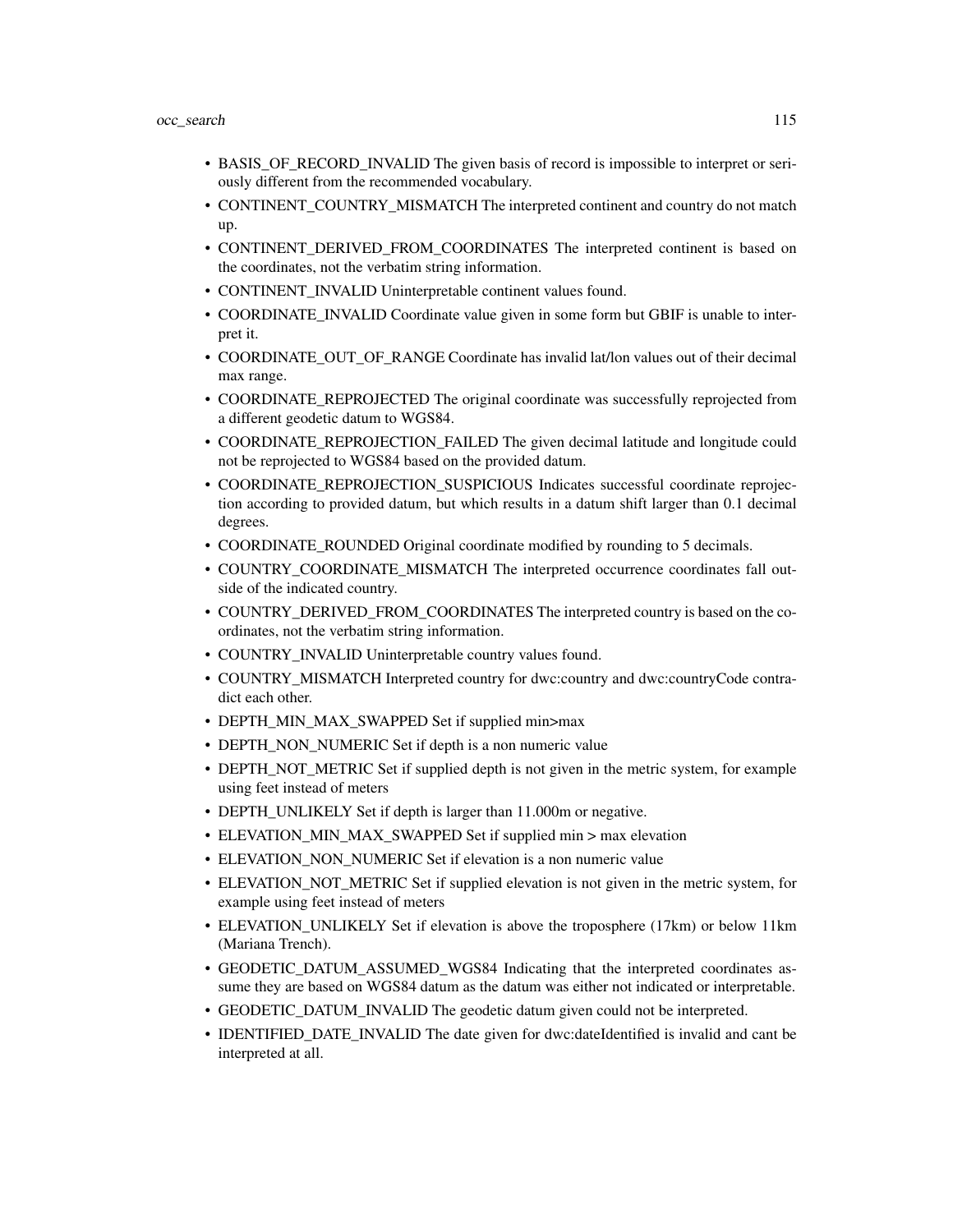- BASIS_OF_RECORD_INVALID The given basis of record is impossible to interpret or seriously different from the recommended vocabulary.
- CONTINENT_COUNTRY_MISMATCH The interpreted continent and country do not match up.
- CONTINENT_DERIVED_FROM_COORDINATES The interpreted continent is based on the coordinates, not the verbatim string information.
- CONTINENT_INVALID Uninterpretable continent values found.
- COORDINATE_INVALID Coordinate value given in some form but GBIF is unable to interpret it.
- COORDINATE_OUT_OF_RANGE Coordinate has invalid lat/lon values out of their decimal max range.
- COORDINATE_REPROJECTED The original coordinate was successfully reprojected from a different geodetic datum to WGS84.
- COORDINATE_REPROJECTION_FAILED The given decimal latitude and longitude could not be reprojected to WGS84 based on the provided datum.
- COORDINATE_REPROJECTION_SUSPICIOUS Indicates successful coordinate reprojection according to provided datum, but which results in a datum shift larger than 0.1 decimal degrees.
- COORDINATE_ROUNDED Original coordinate modified by rounding to 5 decimals.
- COUNTRY_COORDINATE_MISMATCH The interpreted occurrence coordinates fall outside of the indicated country.
- COUNTRY_DERIVED_FROM_COORDINATES The interpreted country is based on the coordinates, not the verbatim string information.
- COUNTRY_INVALID Uninterpretable country values found.
- COUNTRY_MISMATCH Interpreted country for dwc:country and dwc:countryCode contradict each other.
- DEPTH_MIN_MAX_SWAPPED Set if supplied min>max
- DEPTH_NON_NUMERIC Set if depth is a non numeric value
- DEPTH_NOT_METRIC Set if supplied depth is not given in the metric system, for example using feet instead of meters
- DEPTH_UNLIKELY Set if depth is larger than 11.000m or negative.
- ELEVATION_MIN_MAX_SWAPPED Set if supplied min > max elevation
- ELEVATION_NON_NUMERIC Set if elevation is a non numeric value
- ELEVATION_NOT_METRIC Set if supplied elevation is not given in the metric system, for example using feet instead of meters
- ELEVATION_UNLIKELY Set if elevation is above the troposphere (17km) or below 11km (Mariana Trench).
- GEODETIC_DATUM_ASSUMED_WGS84 Indicating that the interpreted coordinates assume they are based on WGS84 datum as the datum was either not indicated or interpretable.
- GEODETIC_DATUM_INVALID The geodetic datum given could not be interpreted.
- IDENTIFIED_DATE_INVALID The date given for dwc:dateIdentified is invalid and cant be interpreted at all.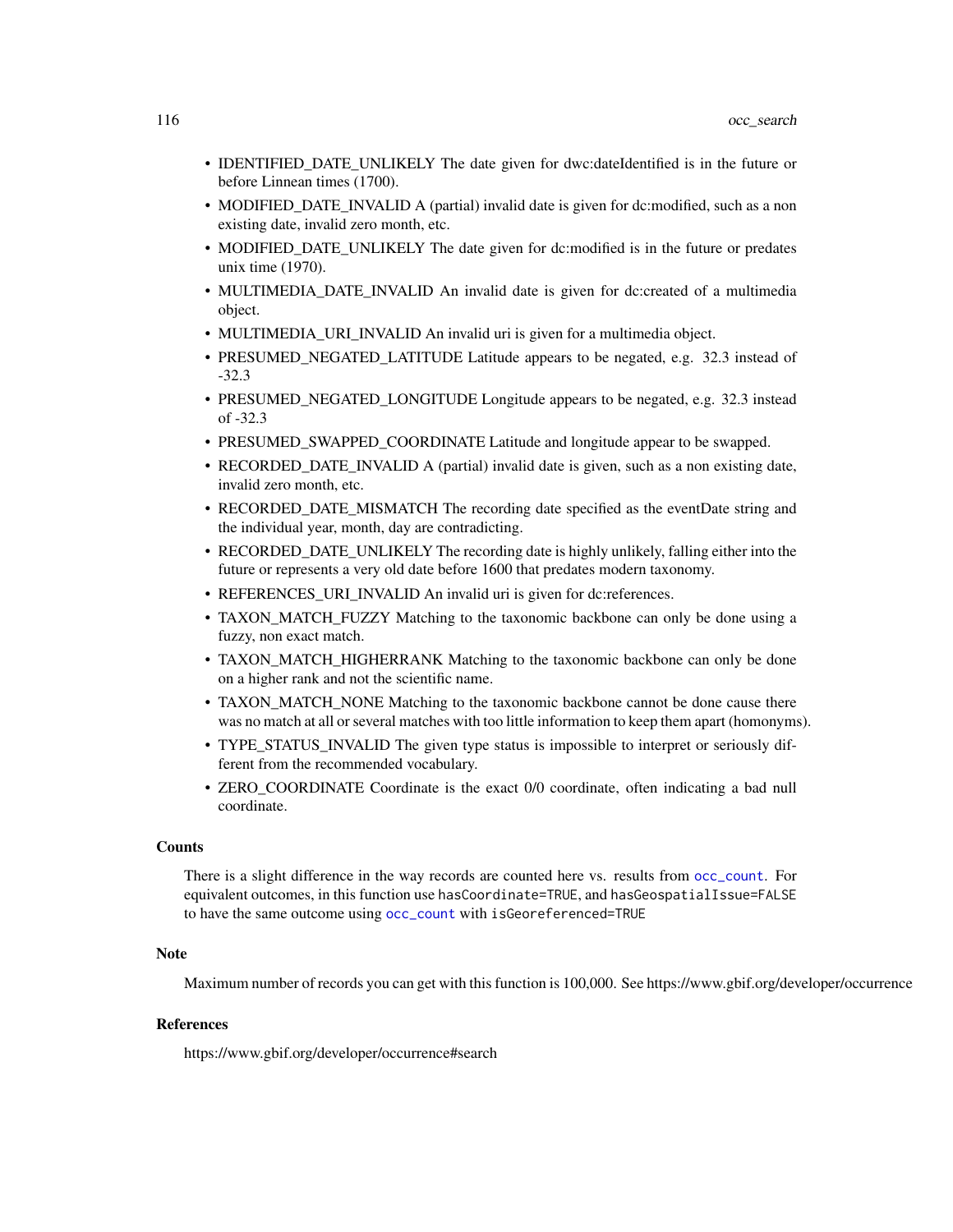- IDENTIFIED_DATE_UNLIKELY The date given for dwc:dateIdentified is in the future or before Linnean times (1700).
- MODIFIED_DATE_INVALID A (partial) invalid date is given for dc:modified, such as a non existing date, invalid zero month, etc.
- MODIFIED_DATE_UNLIKELY The date given for dc:modified is in the future or predates unix time (1970).
- MULTIMEDIA_DATE_INVALID An invalid date is given for dc:created of a multimedia object.
- MULTIMEDIA_URI_INVALID An invalid uri is given for a multimedia object.
- PRESUMED_NEGATED_LATITUDE Latitude appears to be negated, e.g. 32.3 instead of -32.3
- PRESUMED_NEGATED_LONGITUDE Longitude appears to be negated, e.g. 32.3 instead of -32.3
- PRESUMED_SWAPPED_COORDINATE Latitude and longitude appear to be swapped.
- RECORDED_DATE_INVALID A (partial) invalid date is given, such as a non existing date, invalid zero month, etc.
- RECORDED_DATE_MISMATCH The recording date specified as the eventDate string and the individual year, month, day are contradicting.
- RECORDED_DATE_UNLIKELY The recording date is highly unlikely, falling either into the future or represents a very old date before 1600 that predates modern taxonomy.
- REFERENCES_URI_INVALID An invalid uri is given for dc:references.
- TAXON_MATCH_FUZZY Matching to the taxonomic backbone can only be done using a fuzzy, non exact match.
- TAXON_MATCH_HIGHERRANK Matching to the taxonomic backbone can only be done on a higher rank and not the scientific name.
- TAXON_MATCH_NONE Matching to the taxonomic backbone cannot be done cause there was no match at all or several matches with too little information to keep them apart (homonyms).
- TYPE_STATUS_INVALID The given type status is impossible to interpret or seriously different from the recommended vocabulary.
- ZERO_COORDINATE Coordinate is the exact 0/0 coordinate, often indicating a bad null coordinate.

### Counts

There is a slight difference in the way records are counted here vs. results from `occ_count`. For equivalent outcomes, in this function use `hasCoordinate=TRUE`, and `hasGeospatialIssue=FALSE` to have the same outcome using `occ_count` with `isGeoreferenced=TRUE`

### Note

Maximum number of records you can get with this function is 100,000. See https://www.gbif.org/developer/occurrence

### References

https://www.gbif.org/developer/occurrence#search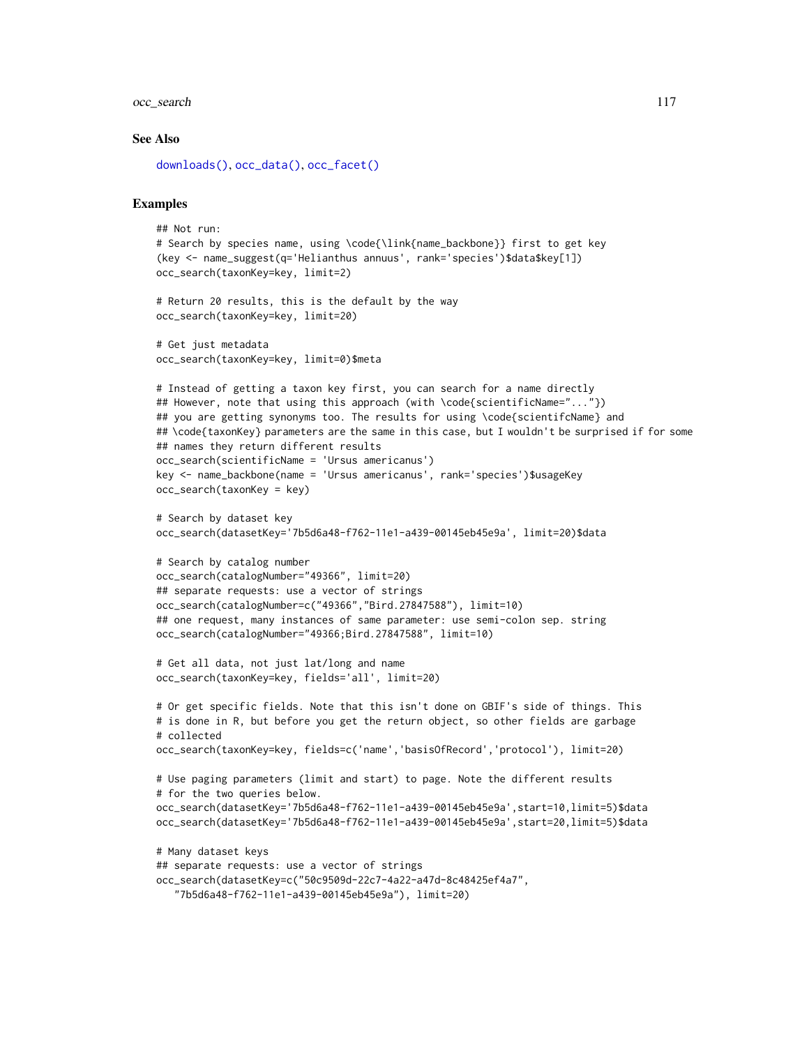### See Also

downloads(), occ_data(), occ_facet()

### Examples

```
## Not run:
# Search by species name, using \code{\link{name_backbone}} first to get key
(key <- name_suggest(q='Helianthus annuus', rank='species')$data$key[1])
occ_search(taxonKey=key, limit=2)

# Return 20 results, this is the default by the way
occ_search(taxonKey=key, limit=20)

# Get just metadata
occ_search(taxonKey=key, limit=0)$meta

# Instead of getting a taxon key first, you can search for a name directly
## However, note that using this approach (with \code{scientificName="..."})
## you are getting synonyms too. The results for using \code{scientifcName} and
## \code{taxonKey} parameters are the same in this case, but I wouldn't be surprised if for some
## names they return different results
occ_search(scientificName = 'Ursus americanus')
key <- name_backbone(name = 'Ursus americanus', rank='species')$usageKey
occ_search(taxonKey = key)

# Search by dataset key
occ_search(datasetKey='7b5d6a48-f762-11e1-a439-00145eb45e9a', limit=20)$data

# Search by catalog number
occ_search(catalogNumber="49366", limit=20)
## separate requests: use a vector of strings
occ_search(catalogNumber=c("49366","Bird.27847588"), limit=10)
## one request, many instances of same parameter: use semi-colon sep. string
occ_search(catalogNumber="49366;Bird.27847588", limit=10)

# Get all data, not just lat/long and name
occ_search(taxonKey=key, fields='all', limit=20)

# Or get specific fields. Note that this isn't done on GBIF's side of things. This
# is done in R, but before you get the return object, so other fields are garbage
# collected
occ_search(taxonKey=key, fields=c('name','basisOfRecord','protocol'), limit=20)

# Use paging parameters (limit and start) to page. Note the different results
# for the two queries below.
occ_search(datasetKey='7b5d6a48-f762-11e1-a439-00145eb45e9a',start=10,limit=5)$data
occ_search(datasetKey='7b5d6a48-f762-11e1-a439-00145eb45e9a',start=20,limit=5)$data

# Many dataset keys
## separate requests: use a vector of strings
occ_search(datasetKey=c("50c9509d-22c7-4a22-a47d-8c48425ef4a7",
   "7b5d6a48-f762-11e1-a439-00145eb45e9a"), limit=20)
```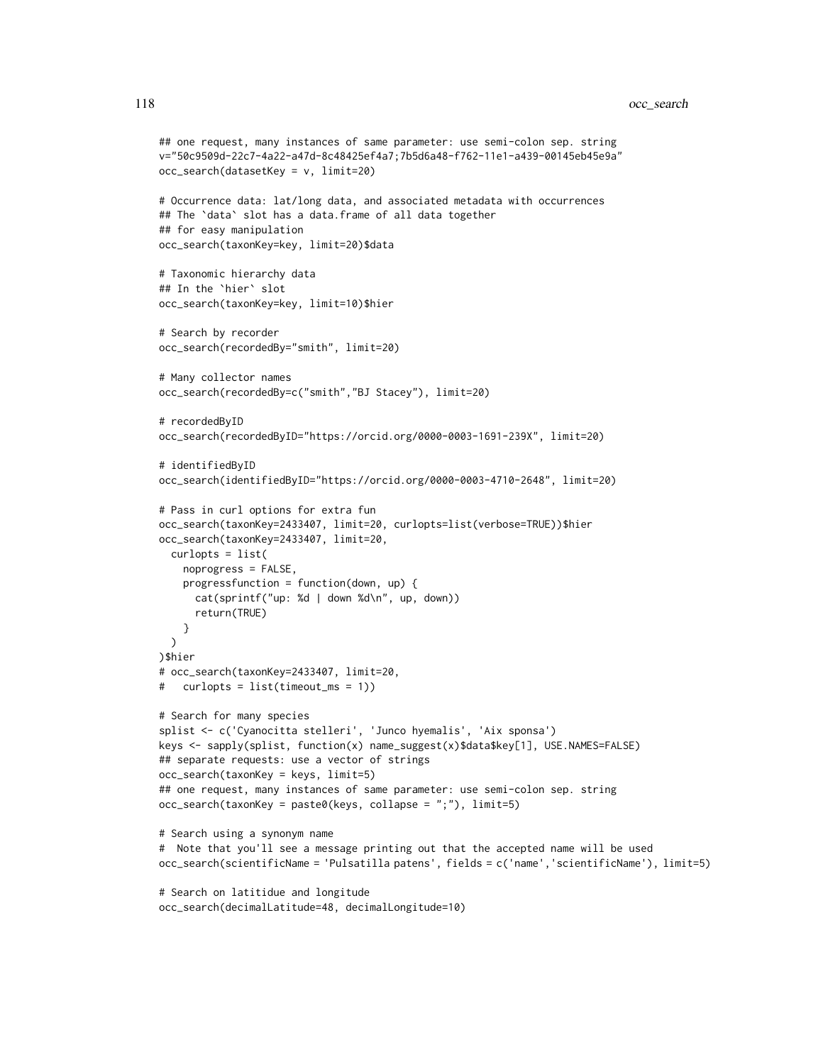```
## one request, many instances of same parameter: use semi-colon sep. string
v="50c9509d-22c7-4a22-a47d-8c48425ef4a7;7b5d6a48-f762-11e1-a439-00145eb45e9a"
occ_search(datasetKey = v, limit=20)

# Occurrence data: lat/long data, and associated metadata with occurrences
## The `data` slot has a data.frame of all data together
## for easy manipulation
occ_search(taxonKey=key, limit=20)$data

# Taxonomic hierarchy data
## In the `hier` slot
occ_search(taxonKey=key, limit=10)$hier

# Search by recorder
occ_search(recordedBy="smith", limit=20)

# Many collector names
occ_search(recordedBy=c("smith","BJ Stacey"), limit=20)

# recordedByID
occ_search(recordedByID="https://orcid.org/0000-0003-1691-239X", limit=20)

# identifiedByID
occ_search(identifiedByID="https://orcid.org/0000-0003-4710-2648", limit=20)

# Pass in curl options for extra fun
occ_search(taxonKey=2433407, limit=20, curlopts=list(verbose=TRUE))$hier
occ_search(taxonKey=2433407, limit=20,
  curlopts = list(
    noprogress = FALSE,
    progressfunction = function(down, up) {
      cat(sprintf("up: %d | down %d\n", up, down))
      return(TRUE)
    }
  )
)$hier
# occ_search(taxonKey=2433407, limit=20,
#   curlopts = list(timeout_ms = 1))

# Search for many species
splist <- c('Cyanocitta stelleri', 'Junco hyemalis', 'Aix sponsa')
keys <- sapply(splist, function(x) name_suggest(x)$data$key[1], USE.NAMES=FALSE)
## separate requests: use a vector of strings
occ_search(taxonKey = keys, limit=5)
## one request, many instances of same parameter: use semi-colon sep. string
occ_search(taxonKey = paste0(keys, collapse = ";"), limit=5)

# Search using a synonym name
#  Note that you'll see a message printing out that the accepted name will be used
occ_search(scientificName = 'Pulsatilla patens', fields = c('name','scientificName'), limit=5)

# Search on latitidue and longitude
occ_search(decimalLatitude=48, decimalLongitude=10)
```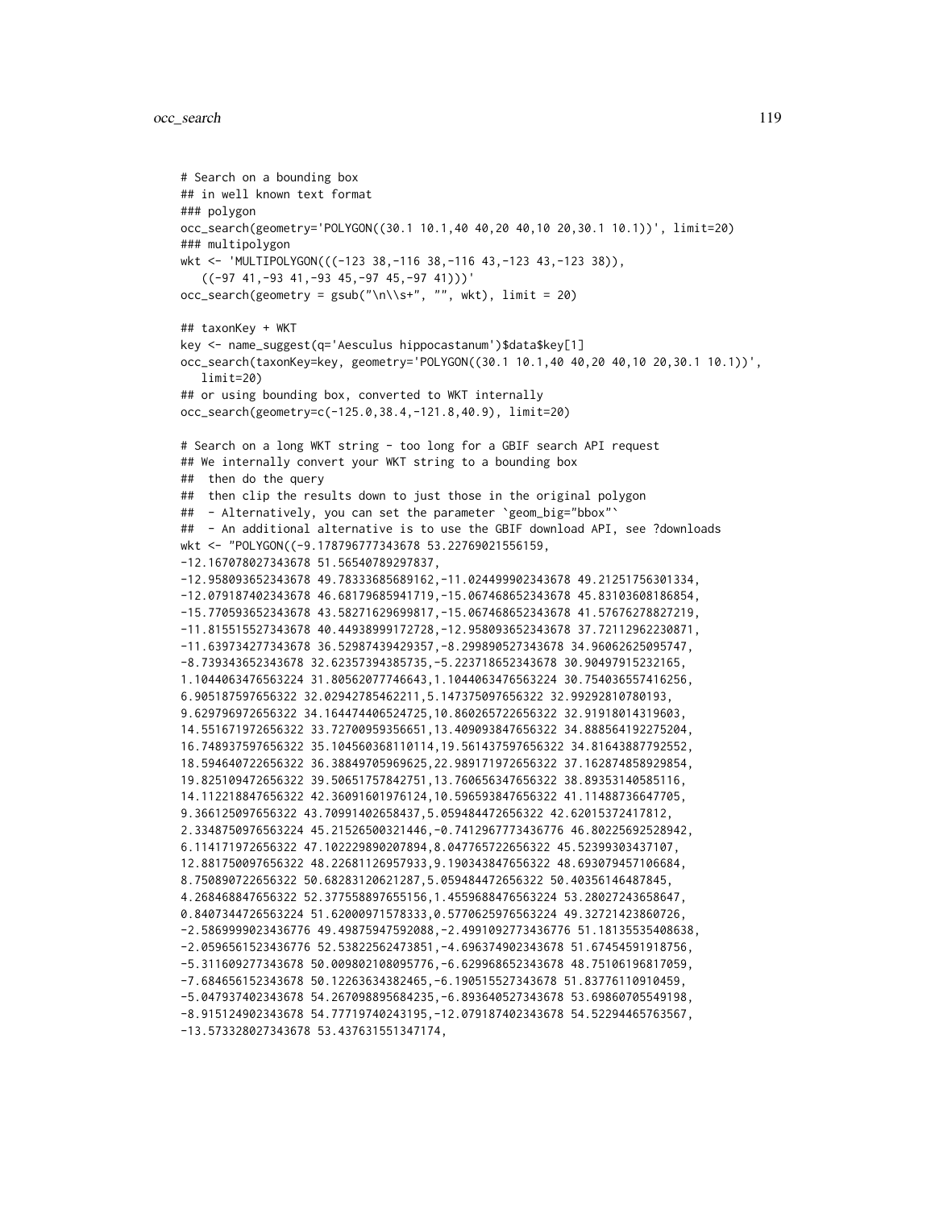```
# Search on a bounding box
## in well known text format
### polygon
occ_search(geometry='POLYGON((30.1 10.1,40 40,20 40,10 20,30.1 10.1))', limit=20)
### multipolygon
wkt <- 'MULTIPOLYGON(((-123 38,-116 38,-116 43,-123 43,-123 38)),
   ((-97 41,-93 41,-93 45,-97 45,-97 41)))'
occ_search(geometry = gsub("\n\\s+", "", wkt), limit = 20)

## taxonKey + WKT
key <- name_suggest(q='Aesculus hippocastanum')$data$key[1]
occ_search(taxonKey=key, geometry='POLYGON((30.1 10.1,40 40,20 40,10 20,30.1 10.1))',
   limit=20)
## or using bounding box, converted to WKT internally
occ_search(geometry=c(-125.0,38.4,-121.8,40.9), limit=20)

# Search on a long WKT string - too long for a GBIF search API request
## We internally convert your WKT string to a bounding box
##  then do the query
##  then clip the results down to just those in the original polygon
##  - Alternatively, you can set the parameter `geom_big="bbox"`
##  - An additional alternative is to use the GBIF download API, see ?downloads
wkt <- "POLYGON((-9.178796777343678 53.22769021556159,
-12.167078027343678 51.56540789297837,
-12.958093652343678 49.78333685689162,-11.024499902343678 49.21251756301334,
-12.079187402343678 46.68179685941719,-15.067468652343678 45.83103608186854,
-15.770593652343678 43.58271629699817,-15.067468652343678 41.57676278827219,
-11.815515527343678 40.44938999172728,-12.958093652343678 37.72112962230871,
-11.639734277343678 36.52987439429357,-8.299890527343678 34.96062625095747,
-8.739343652343678 32.62357394385735,-5.223718652343678 30.90497915232165,
1.1044063476563224 31.80562077746643,1.1044063476563224 30.754036557416256,
6.905187597656322 32.02942785462211,5.147375097656322 32.99292810780193,
9.629796972656322 34.164474406524725,10.860265722656322 32.91918014319603,
14.551671972656322 33.72700959356651,13.409093847656322 34.888564192275204,
16.748937597656322 35.104560368110114,19.561437597656322 34.81643887792552,
18.594640722656322 36.38849705969625,22.989171972656322 37.162874858929854,
19.825109472656322 39.50651757842751,13.760656347656322 38.89353140585116,
14.112218847656322 42.36091601976124,10.596593847656322 41.11488736647705,
9.366125097656322 43.70991402658437,5.059484472656322 42.62015372417812,
2.3348750976563224 45.21526500321446,-0.7412967773436776 46.80225692528942,
6.114171972656322 47.102229890207894,8.047765722656322 45.52399303437107,
12.881750097656322 48.22681126957933,9.190343847656322 48.693079457106684,
8.750890722656322 50.68283120621287,5.059484472656322 50.40356146487845,
4.268468847656322 52.377558897655156,1.4559688476563224 53.28027243658647,
0.8407344726563224 51.62000971578333,0.5770625976563224 49.32721423860726,
-2.5869999023436776 49.49875947592088,-2.4991092773436776 51.18135535408638,
-2.0596561523436776 52.53822562473851,-4.696374902343678 51.67454591918756,
-5.311609277343678 50.009802108095776,-6.629968652343678 48.75106196817059,
-7.684656152343678 50.12263634382465,-6.190515527343678 51.83776110910459,
-5.047937402343678 54.267098895684235,-6.893640527343678 53.69860705549198,
-8.915124902343678 54.77719740243195,-12.079187402343678 54.52294465763567,
-13.573328027343678 53.437631551347174,
```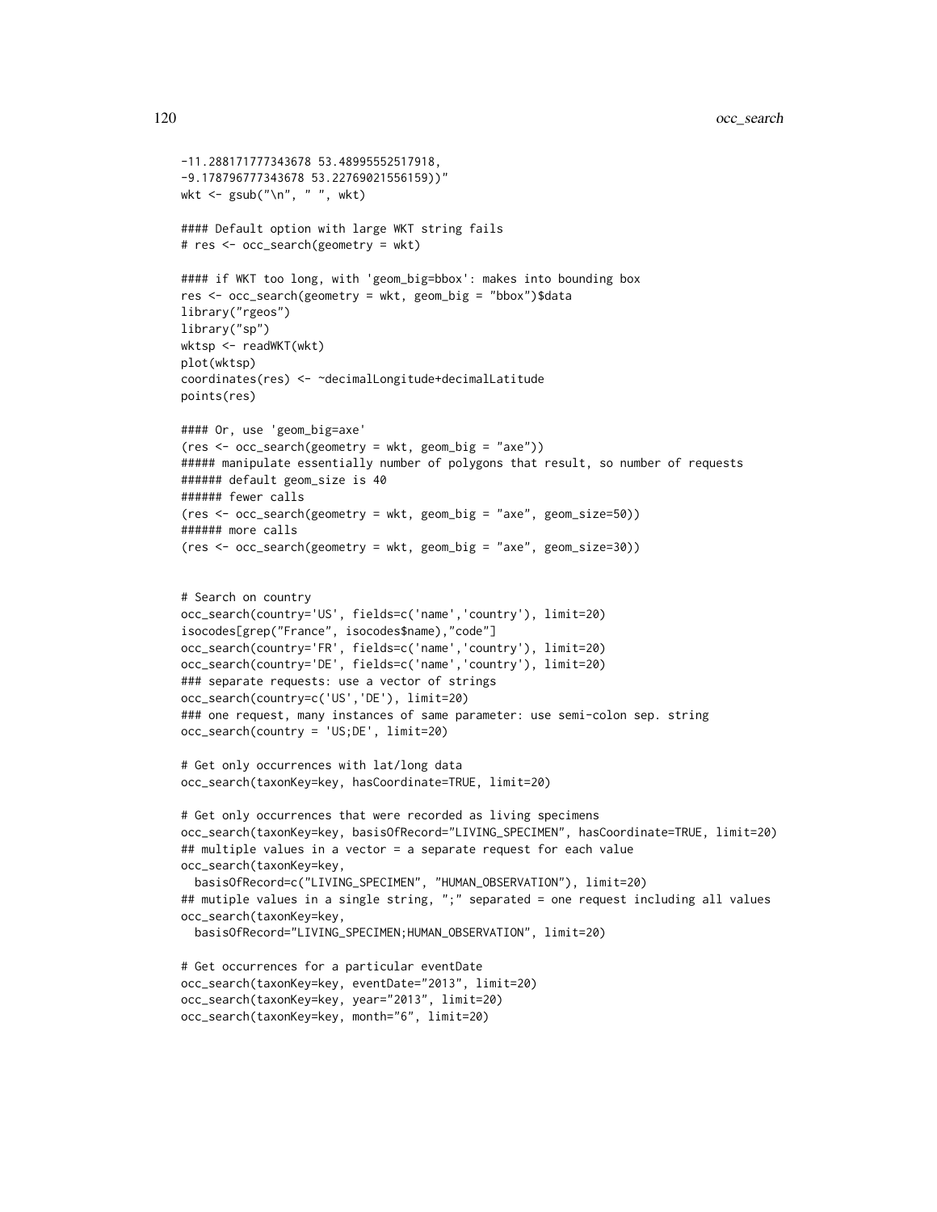```
-11.288171777343678 53.48995552517918,
-9.178796777343678 53.22769021556159))"
wkt <- gsub("\n", " ", wkt)

#### Default option with large WKT string fails
# res <- occ_search(geometry = wkt)

#### if WKT too long, with 'geom_big=bbox': makes into bounding box
res <- occ_search(geometry = wkt, geom_big = "bbox")$data
library("rgeos")
library("sp")
wktsp <- readWKT(wkt)
plot(wktsp)
coordinates(res) <- ~decimalLongitude+decimalLatitude
points(res)

#### Or, use 'geom_big=axe'
(res <- occ_search(geometry = wkt, geom_big = "axe"))
##### manipulate essentially number of polygons that result, so number of requests
###### default geom_size is 40
###### fewer calls
(res <- occ_search(geometry = wkt, geom_big = "axe", geom_size=50))
###### more calls
(res <- occ_search(geometry = wkt, geom_big = "axe", geom_size=30))


# Search on country
occ_search(country='US', fields=c('name','country'), limit=20)
isocodes[grep("France", isocodes$name),"code"]
occ_search(country='FR', fields=c('name','country'), limit=20)
occ_search(country='DE', fields=c('name','country'), limit=20)
### separate requests: use a vector of strings
occ_search(country=c('US','DE'), limit=20)
### one request, many instances of same parameter: use semi-colon sep. string
occ_search(country = 'US;DE', limit=20)

# Get only occurrences with lat/long data
occ_search(taxonKey=key, hasCoordinate=TRUE, limit=20)

# Get only occurrences that were recorded as living specimens
occ_search(taxonKey=key, basisOfRecord="LIVING_SPECIMEN", hasCoordinate=TRUE, limit=20)
## multiple values in a vector = a separate request for each value
occ_search(taxonKey=key,
  basisOfRecord=c("LIVING_SPECIMEN", "HUMAN_OBSERVATION"), limit=20)
## mutiple values in a single string, ";" separated = one request including all values
occ_search(taxonKey=key,
  basisOfRecord="LIVING_SPECIMEN;HUMAN_OBSERVATION", limit=20)

# Get occurrences for a particular eventDate
occ_search(taxonKey=key, eventDate="2013", limit=20)
occ_search(taxonKey=key, year="2013", limit=20)
occ_search(taxonKey=key, month="6", limit=20)
```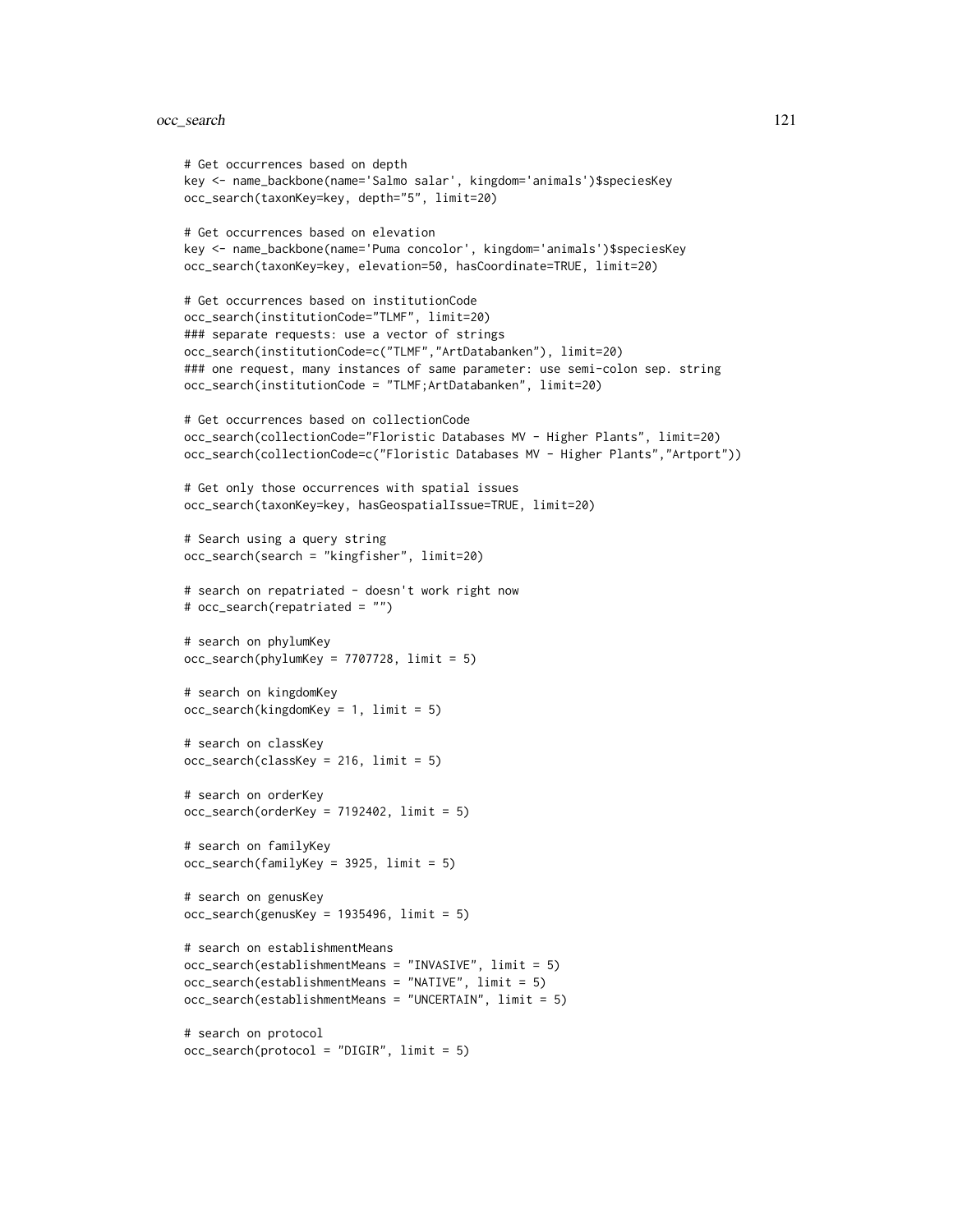```
# Get occurrences based on depth
key <- name_backbone(name='Salmo salar', kingdom='animals')$speciesKey
occ_search(taxonKey=key, depth="5", limit=20)

# Get occurrences based on elevation
key <- name_backbone(name='Puma concolor', kingdom='animals')$speciesKey
occ_search(taxonKey=key, elevation=50, hasCoordinate=TRUE, limit=20)

# Get occurrences based on institutionCode
occ_search(institutionCode="TLMF", limit=20)
### separate requests: use a vector of strings
occ_search(institutionCode=c("TLMF","ArtDatabanken"), limit=20)
### one request, many instances of same parameter: use semi-colon sep. string
occ_search(institutionCode = "TLMF;ArtDatabanken", limit=20)

# Get occurrences based on collectionCode
occ_search(collectionCode="Floristic Databases MV - Higher Plants", limit=20)
occ_search(collectionCode=c("Floristic Databases MV - Higher Plants","Artport"))

# Get only those occurrences with spatial issues
occ_search(taxonKey=key, hasGeospatialIssue=TRUE, limit=20)

# Search using a query string
occ_search(search = "kingfisher", limit=20)

# search on repatriated - doesn't work right now
# occ_search(repatriated = "")

# search on phylumKey
occ_search(phylumKey = 7707728, limit = 5)

# search on kingdomKey
occ_search(kingdomKey = 1, limit = 5)

# search on classKey
occ_search(classKey = 216, limit = 5)

# search on orderKey
occ_search(orderKey = 7192402, limit = 5)

# search on familyKey
occ_search(familyKey = 3925, limit = 5)

# search on genusKey
occ_search(genusKey = 1935496, limit = 5)

# search on establishmentMeans
occ_search(establishmentMeans = "INVASIVE", limit = 5)
occ_search(establishmentMeans = "NATIVE", limit = 5)
occ_search(establishmentMeans = "UNCERTAIN", limit = 5)

# search on protocol
occ_search(protocol = "DIGIR", limit = 5)
```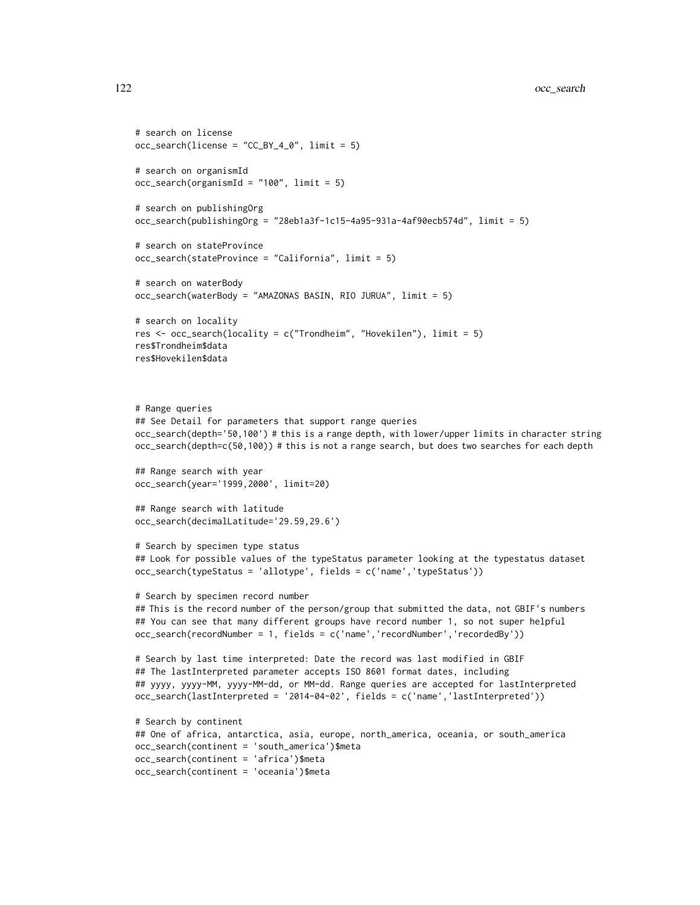```
# search on license
occ_search(license = "CC_BY_4_0", limit = 5)

# search on organismId
occ_search(organismId = "100", limit = 5)

# search on publishingOrg
occ_search(publishingOrg = "28eb1a3f-1c15-4a95-931a-4af90ecb574d", limit = 5)

# search on stateProvince
occ_search(stateProvince = "California", limit = 5)

# search on waterBody
occ_search(waterBody = "AMAZONAS BASIN, RIO JURUA", limit = 5)

# search on locality
res <- occ_search(locality = c("Trondheim", "Hovekilen"), limit = 5)
res$Trondheim$data
res$Hovekilen$data



# Range queries
## See Detail for parameters that support range queries
occ_search(depth='50,100') # this is a range depth, with lower/upper limits in character string
occ_search(depth=c(50,100)) # this is not a range search, but does two searches for each depth

## Range search with year
occ_search(year='1999,2000', limit=20)

## Range search with latitude
occ_search(decimalLatitude='29.59,29.6')

# Search by specimen type status
## Look for possible values of the typeStatus parameter looking at the typestatus dataset
occ_search(typeStatus = 'allotype', fields = c('name','typeStatus'))

# Search by specimen record number
## This is the record number of the person/group that submitted the data, not GBIF's numbers
## You can see that many different groups have record number 1, so not super helpful
occ_search(recordNumber = 1, fields = c('name','recordNumber','recordedBy'))

# Search by last time interpreted: Date the record was last modified in GBIF
## The lastInterpreted parameter accepts ISO 8601 format dates, including
## yyyy, yyyy-MM, yyyy-MM-dd, or MM-dd. Range queries are accepted for lastInterpreted
occ_search(lastInterpreted = '2014-04-02', fields = c('name','lastInterpreted'))

# Search by continent
## One of africa, antarctica, asia, europe, north_america, oceania, or south_america
occ_search(continent = 'south_america')$meta
occ_search(continent = 'africa')$meta
occ_search(continent = 'oceania')$meta
```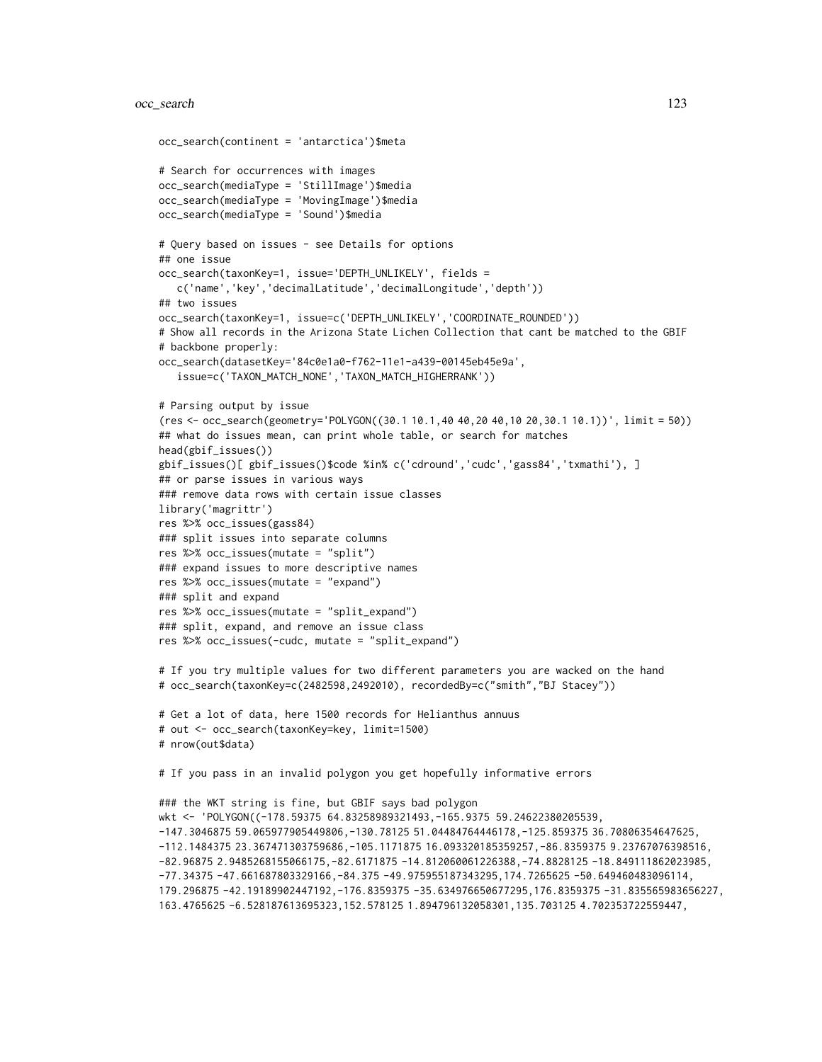```
occ_search(continent = 'antarctica')$meta

# Search for occurrences with images
occ_search(mediaType = 'StillImage')$media
occ_search(mediaType = 'MovingImage')$media
occ_search(mediaType = 'Sound')$media

# Query based on issues - see Details for options
## one issue
occ_search(taxonKey=1, issue='DEPTH_UNLIKELY', fields =
   c('name','key','decimalLatitude','decimalLongitude','depth'))
## two issues
occ_search(taxonKey=1, issue=c('DEPTH_UNLIKELY','COORDINATE_ROUNDED'))
# Show all records in the Arizona State Lichen Collection that cant be matched to the GBIF
# backbone properly:
occ_search(datasetKey='84c0e1a0-f762-11e1-a439-00145eb45e9a',
   issue=c('TAXON_MATCH_NONE','TAXON_MATCH_HIGHERRANK'))

# Parsing output by issue
(res <- occ_search(geometry='POLYGON((30.1 10.1,40 40,20 40,10 20,30.1 10.1))', limit = 50))
## what do issues mean, can print whole table, or search for matches
head(gbif_issues())
gbif_issues()[ gbif_issues()$code %in% c('cdround','cudc','gass84','txmathi'), ]
## or parse issues in various ways
### remove data rows with certain issue classes
library('magrittr')
res %>% occ_issues(gass84)
### split issues into separate columns
res %>% occ_issues(mutate = "split")
### expand issues to more descriptive names
res %>% occ_issues(mutate = "expand")
### split and expand
res %>% occ_issues(mutate = "split_expand")
### split, expand, and remove an issue class
res %>% occ_issues(-cudc, mutate = "split_expand")

# If you try multiple values for two different parameters you are wacked on the hand
# occ_search(taxonKey=c(2482598,2492010), recordedBy=c("smith","BJ Stacey"))

# Get a lot of data, here 1500 records for Helianthus annuus
# out <- occ_search(taxonKey=key, limit=1500)
# nrow(out$data)

# If you pass in an invalid polygon you get hopefully informative errors

### the WKT string is fine, but GBIF says bad polygon
wkt <- 'POLYGON((-178.59375 64.83258989321493,-165.9375 59.24622380205539,
-147.3046875 59.065977905449806,-130.78125 51.04484764446178,-125.859375 36.70806354647625,
-112.1484375 23.367471303759686,-105.1171875 16.093320185359257,-86.8359375 9.23767076398516,
-82.96875 2.9485268155066175,-82.6171875 -14.812060061226388,-74.8828125 -18.849111862023985,
-77.34375 -47.661687803329166,-84.375 -49.975955187343295,174.7265625 -50.649460483096114,
179.296875 -42.19189902447192,-176.8359375 -35.634976650677295,176.8359375 -31.835565983656227,
163.4765625 -6.528187613695323,152.578125 1.894796132058301,135.703125 4.702353722559447,
```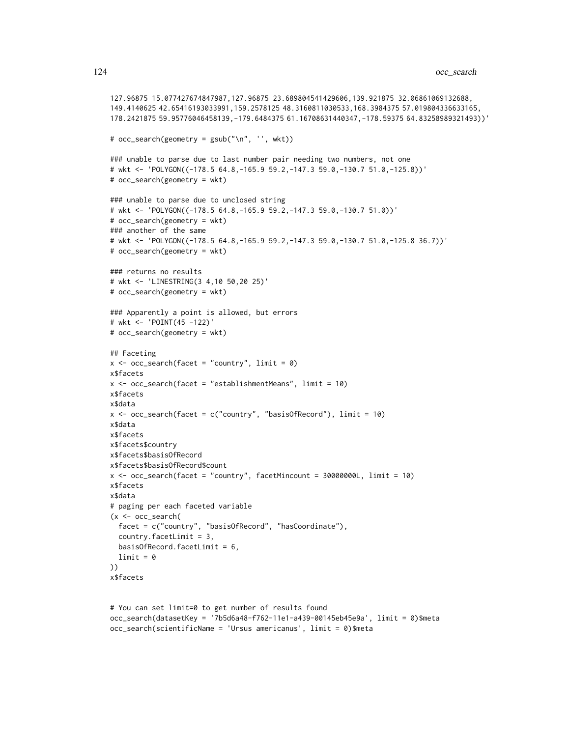```
127.96875 15.077427674847987,127.96875 23.689804541429606,139.921875 32.06861069132688,
149.4140625 42.65416193033991,159.2578125 48.3160811030533,168.3984375 57.019804336633165,
178.2421875 59.95776046458139,-179.6484375 61.16708631440347,-178.59375 64.83258989321493))'

# occ_search(geometry = gsub("\n", '', wkt))

### unable to parse due to last number pair needing two numbers, not one
# wkt <- 'POLYGON((-178.5 64.8,-165.9 59.2,-147.3 59.0,-130.7 51.0,-125.8))'
# occ_search(geometry = wkt)

### unable to parse due to unclosed string
# wkt <- 'POLYGON((-178.5 64.8,-165.9 59.2,-147.3 59.0,-130.7 51.0))'
# occ_search(geometry = wkt)
### another of the same
# wkt <- 'POLYGON((-178.5 64.8,-165.9 59.2,-147.3 59.0,-130.7 51.0,-125.8 36.7))'
# occ_search(geometry = wkt)

### returns no results
# wkt <- 'LINESTRING(3 4,10 50,20 25)'
# occ_search(geometry = wkt)

### Apparently a point is allowed, but errors
# wkt <- 'POINT(45 -122)'
# occ_search(geometry = wkt)

## Faceting
x <- occ_search(facet = "country", limit = 0)
x$facets
x <- occ_search(facet = "establishmentMeans", limit = 10)
x$facets
x$data
x <- occ_search(facet = c("country", "basisOfRecord"), limit = 10)
x$data
x$facets
x$facets$country
x$facets$basisOfRecord
x$facets$basisOfRecord$count
x <- occ_search(facet = "country", facetMincount = 30000000L, limit = 10)
x$facets
x$data
# paging per each faceted variable
(x <- occ_search(
  facet = c("country", "basisOfRecord", "hasCoordinate"),
  country.facetLimit = 3,
  basisOfRecord.facetLimit = 6,
  limit = 0
))
x$facets


# You can set limit=0 to get number of results found
occ_search(datasetKey = '7b5d6a48-f762-11e1-a439-00145eb45e9a', limit = 0)$meta
occ_search(scientificName = 'Ursus americanus', limit = 0)$meta
```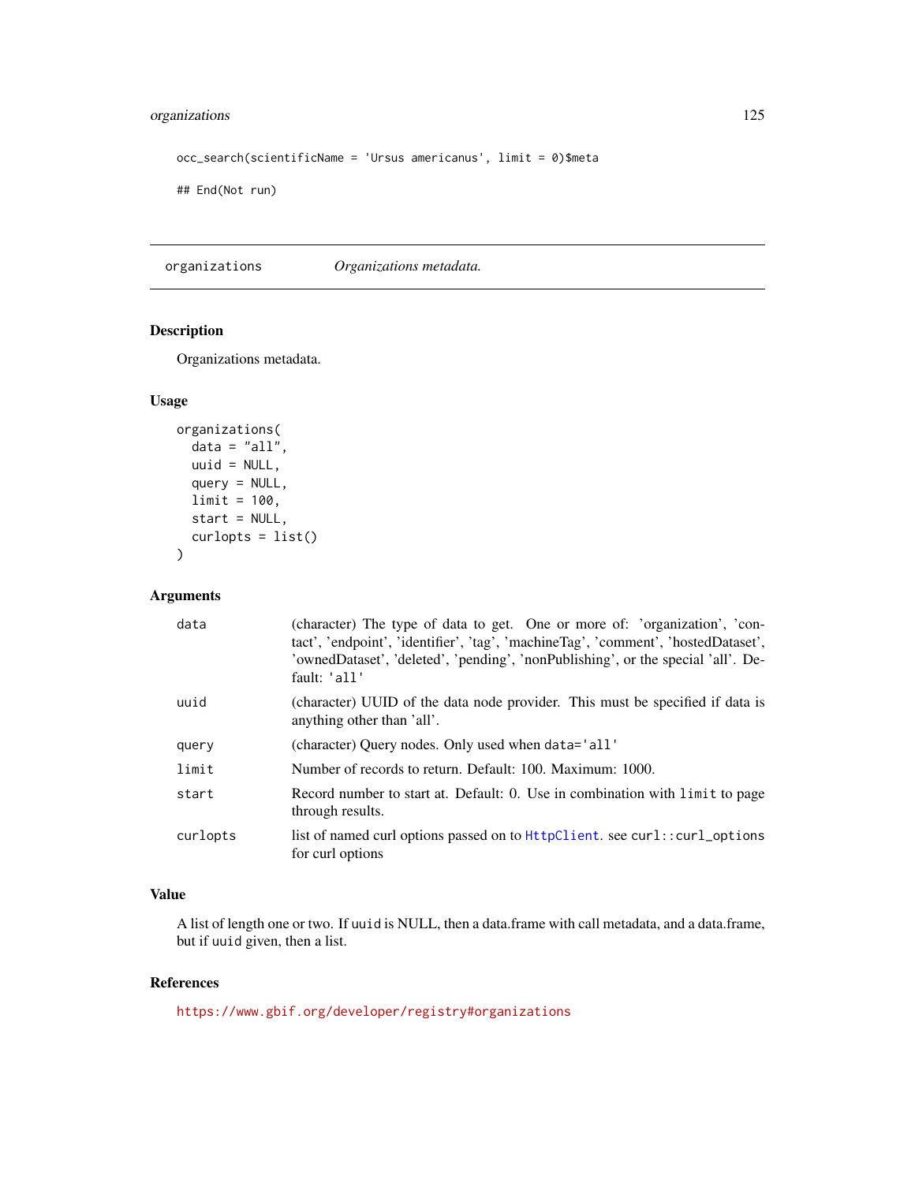```
occ_search(scientificName = 'Ursus americanus', limit = 0)$meta

## End(Not run)
```

---

## organizations — *Organizations metadata.*

### Description

Organizations metadata.

### Usage

```
organizations(
  data = "all",
  uuid = NULL,
  query = NULL,
  limit = 100,
  start = NULL,
  curlopts = list()
)
```

### Arguments

| Argument | Description |
|---|---|
| `data` | (character) The type of data to get. One or more of: 'organization', 'contact', 'endpoint', 'identifier', 'tag', 'machineTag', 'comment', 'hostedDataset', 'ownedDataset', 'deleted', 'pending', 'nonPublishing', or the special 'all'. Default: `'all'` |
| `uuid` | (character) UUID of the data node provider. This must be specified if data is anything other than 'all'. |
| `query` | (character) Query nodes. Only used when `data='all'` |
| `limit` | Number of records to return. Default: 100. Maximum: 1000. |
| `start` | Record number to start at. Default: 0. Use in combination with `limit` to page through results. |
| `curlopts` | list of named curl options passed on to `HttpClient`. see `curl::curl_options` for curl options |

### Value

A list of length one or two. If `uuid` is NULL, then a data.frame with call metadata, and a data.frame, but if `uuid` given, then a list.

### References

https://www.gbif.org/developer/registry#organizations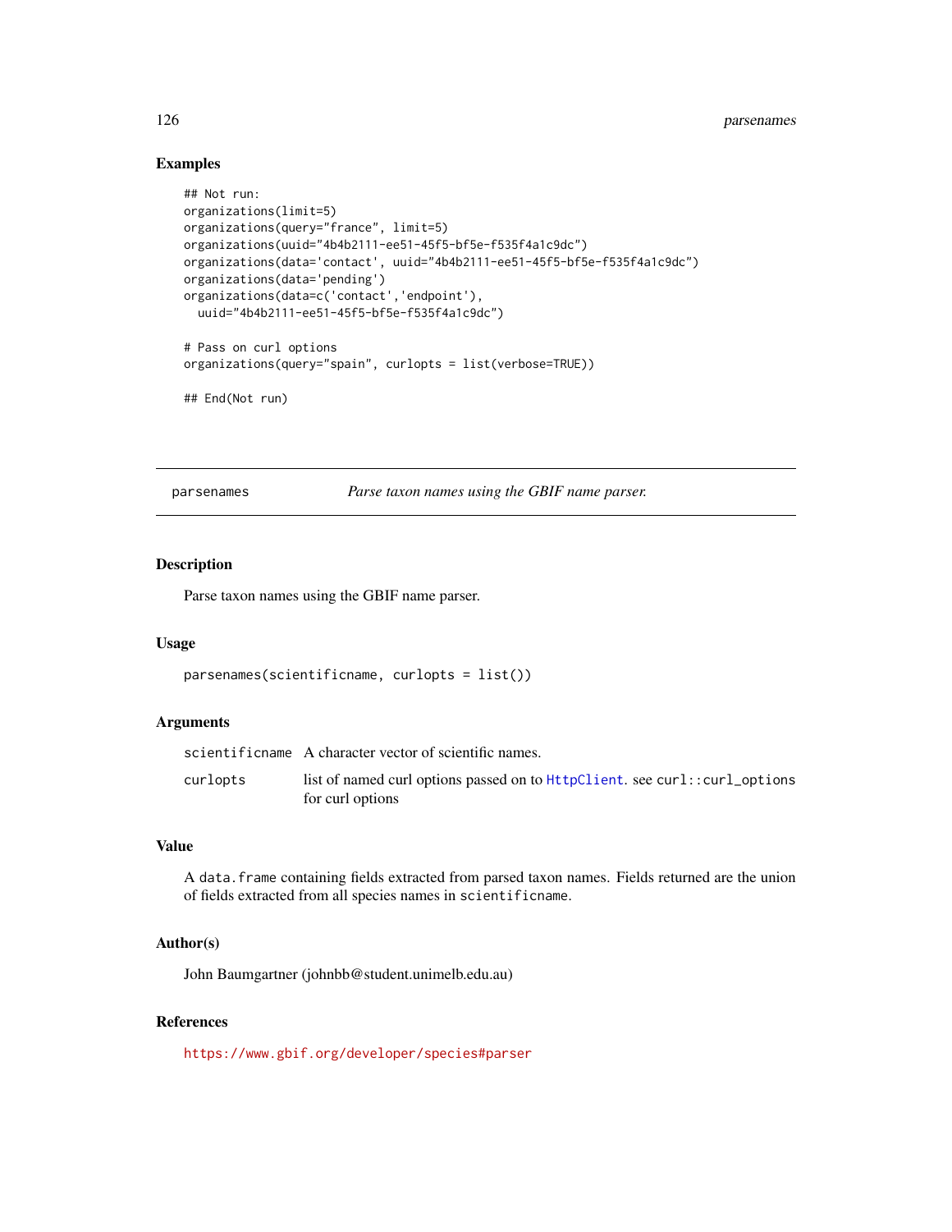## Examples

```
## Not run:
organizations(limit=5)
organizations(query="france", limit=5)
organizations(uuid="4b4b2111-ee51-45f5-bf5e-f535f4a1c9dc")
organizations(data='contact', uuid="4b4b2111-ee51-45f5-bf5e-f535f4a1c9dc")
organizations(data='pending')
organizations(data=c('contact','endpoint'),
  uuid="4b4b2111-ee51-45f5-bf5e-f535f4a1c9dc")

# Pass on curl options
organizations(query="spain", curlopts = list(verbose=TRUE))

## End(Not run)
```

---

# parsenames — *Parse taxon names using the GBIF name parser.*

---

## Description

Parse taxon names using the GBIF name parser.

## Usage

```
parsenames(scientificname, curlopts = list())
```

## Arguments

| | |
|---|---|
| scientificname | A character vector of scientific names. |
| curlopts | list of named curl options passed on to HttpClient. see curl::curl_options for curl options |

## Value

A data.frame containing fields extracted from parsed taxon names. Fields returned are the union of fields extracted from all species names in scientificname.

## Author(s)

John Baumgartner (johnbb@student.unimelb.edu.au)

## References

https://www.gbif.org/developer/species#parser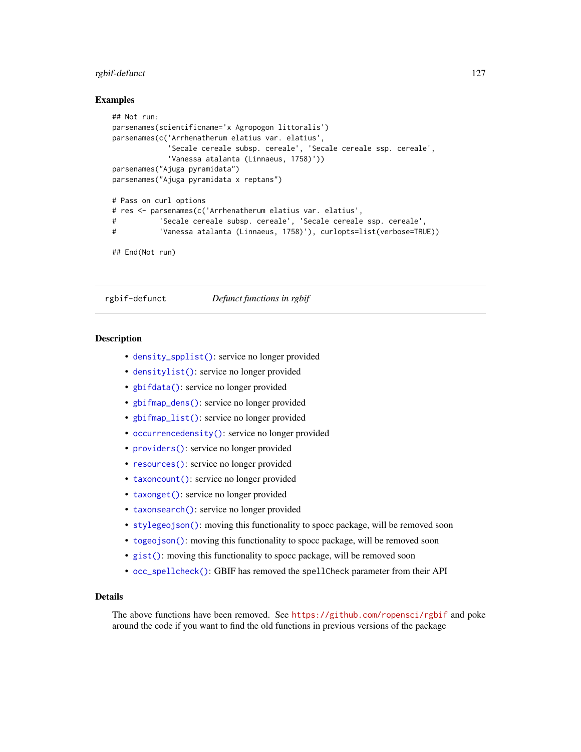### Examples

```
## Not run:
parsenames(scientificname='x Agropogon littoralis')
parsenames(c('Arrhenatherum elatius var. elatius',
             'Secale cereale subsp. cereale', 'Secale cereale ssp. cereale',
             'Vanessa atalanta (Linnaeus, 1758)'))
parsenames("Ajuga pyramidata")
parsenames("Ajuga pyramidata x reptans")

# Pass on curl options
# res <- parsenames(c('Arrhenatherum elatius var. elatius',
#          'Secale cereale subsp. cereale', 'Secale cereale ssp. cereale',
#          'Vanessa atalanta (Linnaeus, 1758)'), curlopts=list(verbose=TRUE))

## End(Not run)
```

---

## rgbif-defunct — *Defunct functions in rgbif*

---

### Description

- `density_spplist()`: service no longer provided
- `densitylist()`: service no longer provided
- `gbifdata()`: service no longer provided
- `gbifmap_dens()`: service no longer provided
- `gbifmap_list()`: service no longer provided
- `occurrencedensity()`: service no longer provided
- `providers()`: service no longer provided
- `resources()`: service no longer provided
- `taxoncount()`: service no longer provided
- `taxonget()`: service no longer provided
- `taxonsearch()`: service no longer provided
- `stylegeojson()`: moving this functionality to spocc package, will be removed soon
- `togeojson()`: moving this functionality to spocc package, will be removed soon
- `gist()`: moving this functionality to spocc package, will be removed soon
- `occ_spellcheck()`: GBIF has removed the `spellCheck` parameter from their API

### Details

The above functions have been removed. See https://github.com/ropensci/rgbif and poke around the code if you want to find the old functions in previous versions of the package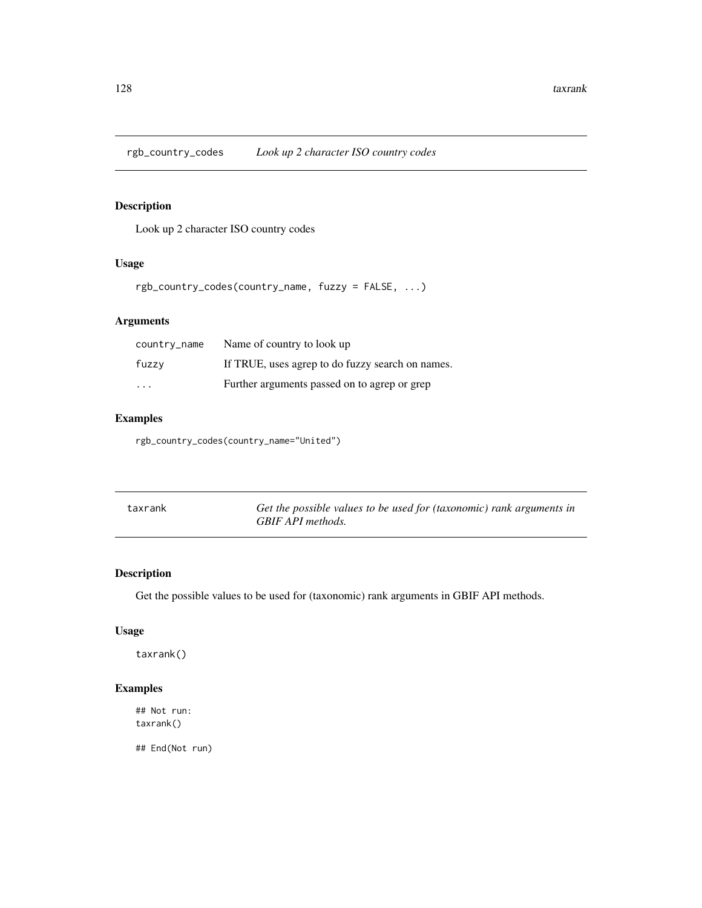## rgb_country_codes *Look up 2 character ISO country codes*

### Description

Look up 2 character ISO country codes

### Usage

```
rgb_country_codes(country_name, fuzzy = FALSE, ...)
```

### Arguments

| | |
|---|---|
| country_name | Name of country to look up |
| fuzzy | If TRUE, uses agrep to do fuzzy search on names. |
| ... | Further arguments passed on to agrep or grep |

### Examples

```
rgb_country_codes(country_name="United")
```

## taxrank *Get the possible values to be used for (taxonomic) rank arguments in GBIF API methods.*

### Description

Get the possible values to be used for (taxonomic) rank arguments in GBIF API methods.

### Usage

```
taxrank()
```

### Examples

```
## Not run:
taxrank()

## End(Not run)
```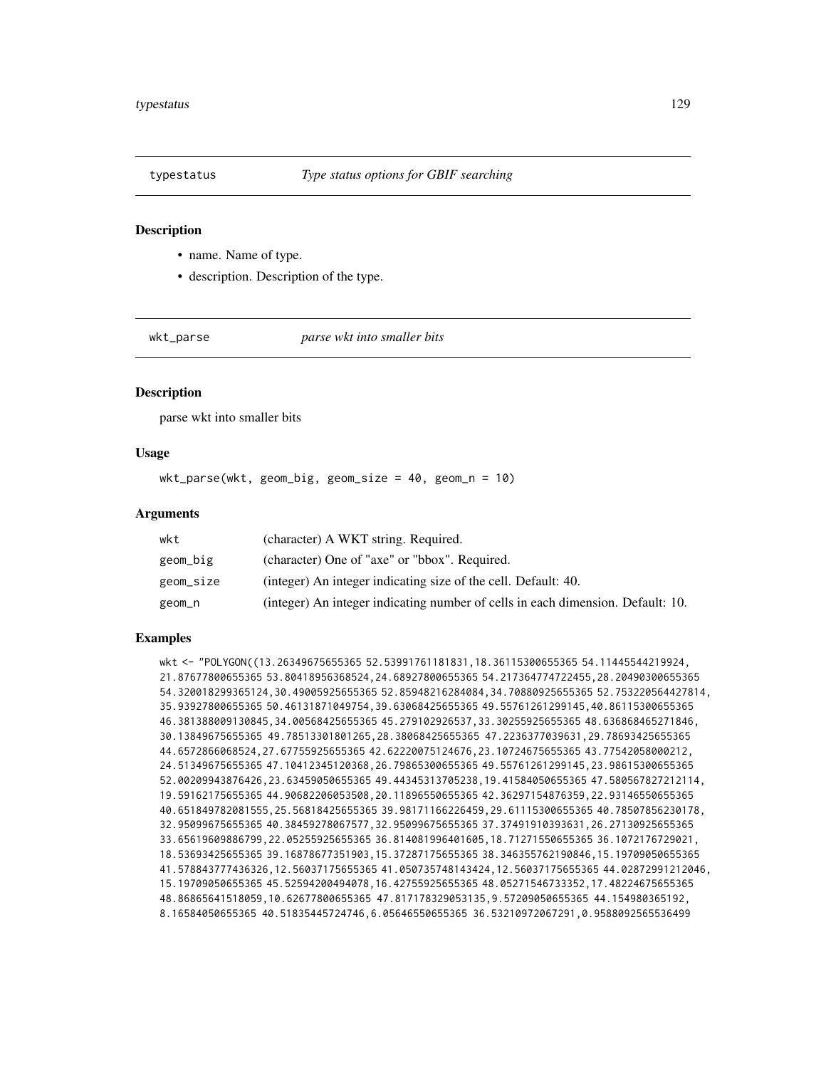## typestatus *Type status options for GBIF searching*

### Description

- name. Name of type.
- description. Description of the type.

## wkt_parse *parse wkt into smaller bits*

### Description

parse wkt into smaller bits

### Usage

```
wkt_parse(wkt, geom_big, geom_size = 40, geom_n = 10)
```

### Arguments

| | |
|---|---|
| wkt | (character) A WKT string. Required. |
| geom_big | (character) One of "axe" or "bbox". Required. |
| geom_size | (integer) An integer indicating size of the cell. Default: 40. |
| geom_n | (integer) An integer indicating number of cells in each dimension. Default: 10. |

### Examples

```
wkt <- "POLYGON((13.26349675655365 52.53991761181831,18.36115300655365 54.11445544219924,
21.87677800655365 53.80418956368524,24.68927800655365 54.217364774722455,28.20490300655365
54.320018299365124,30.49005925655365 52.85948216284084,34.70880925655365 52.753220564427814,
35.93927800655365 50.46131871049754,39.63068425655365 49.55761261299145,40.86115300655365
46.381388009130845,34.00568425655365 45.279102926537,33.30255925655365 48.636868465271846,
30.13849675655365 49.78513301801265,28.38068425655365 47.2236377039631,29.78693425655365
44.6572866068524,27.67755925655365 42.62220075124676,23.10724675655365 43.77542058000212,
24.51349675655365 47.10412345120368,26.79865300655365 49.55761261299145,23.98615300655365
52.00209943876426,23.63459050655365 49.44345313705238,19.41584050655365 47.580567827212114,
19.59162175655365 44.90682206053508,20.11896550655365 42.36297154876359,22.93146550655365
40.651849782081555,25.56818425655365 39.98171166226459,29.61115300655365 40.78507856230178,
32.95099675655365 40.38459278067577,32.95099675655365 37.37491910393631,26.27130925655365
33.65619609886799,22.05255925655365 36.814081996401605,18.71271550655365 36.1072176729021,
18.53693425655365 39.16878677351903,15.37287175655365 38.346355762190846,15.19709050655365
41.578843777436326,12.56037175655365 41.050735748143424,12.56037175655365 44.02872991212046,
15.19709050655365 45.52594200494078,16.42755925655365 48.05271546733352,17.48224675655365
48.86865641518059,10.62677800655365 47.817178329053135,9.57209050655365 44.154980365192,
8.16584050655365 40.51835445724746,6.05646550655365 36.53210972067291,0.9588092565536499
```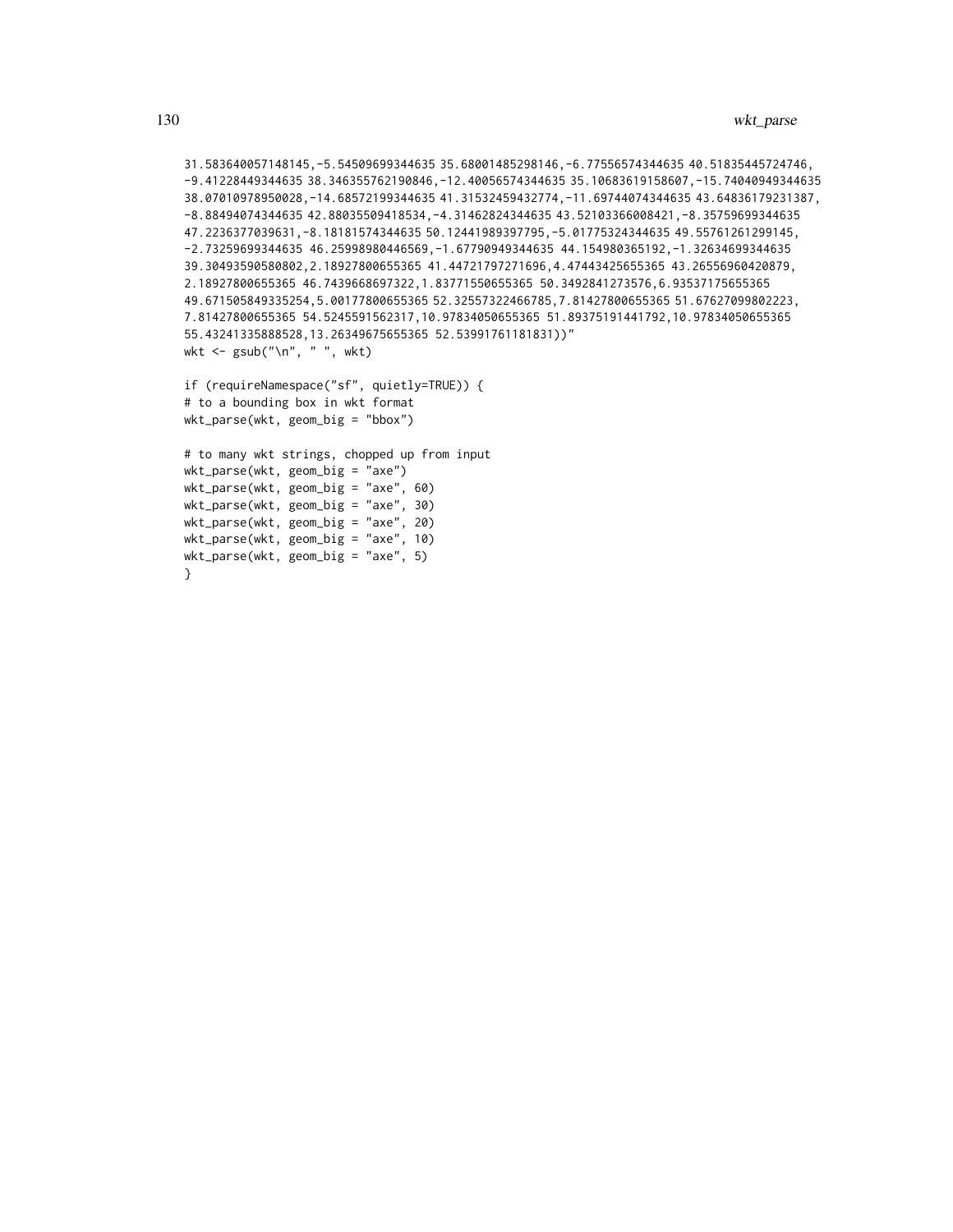```
31.583640057148145,-5.54509699344635 35.68001485298146,-6.77556574344635 40.51835445724746,
-9.41228449344635 38.346355762190846,-12.40056574344635 35.10683619158607,-15.74040949344635
38.07010978950028,-14.68572199344635 41.31532459432774,-11.69744074344635 43.64836179231387,
-8.88494074344635 42.88035509418534,-4.31462824344635 43.52103366008421,-8.35759699344635
47.2236377039631,-8.18181574344635 50.12441989397795,-5.01775324344635 49.55761261299145,
-2.73259699344635 46.25998980446569,-1.67790949344635 44.154980365192,-1.32634699344635
39.30493590580802,2.18927800655365 41.44721797271696,4.47443425655365 43.26556960420879,
2.18927800655365 46.7439668697322,1.83771550655365 50.3492841273576,6.93537175655365
49.671505849335254,5.00177800655365 52.32557322466785,7.81427800655365 51.67627099802223,
7.81427800655365 54.5245591562317,10.97834050655365 51.89375191441792,10.97834050655365
55.43241335888528,13.26349675655365 52.53991761181831))"
wkt <- gsub("\n", " ", wkt)

if (requireNamespace("sf", quietly=TRUE)) {
# to a bounding box in wkt format
wkt_parse(wkt, geom_big = "bbox")

# to many wkt strings, chopped up from input
wkt_parse(wkt, geom_big = "axe")
wkt_parse(wkt, geom_big = "axe", 60)
wkt_parse(wkt, geom_big = "axe", 30)
wkt_parse(wkt, geom_big = "axe", 20)
wkt_parse(wkt, geom_big = "axe", 10)
wkt_parse(wkt, geom_big = "axe", 5)
}
```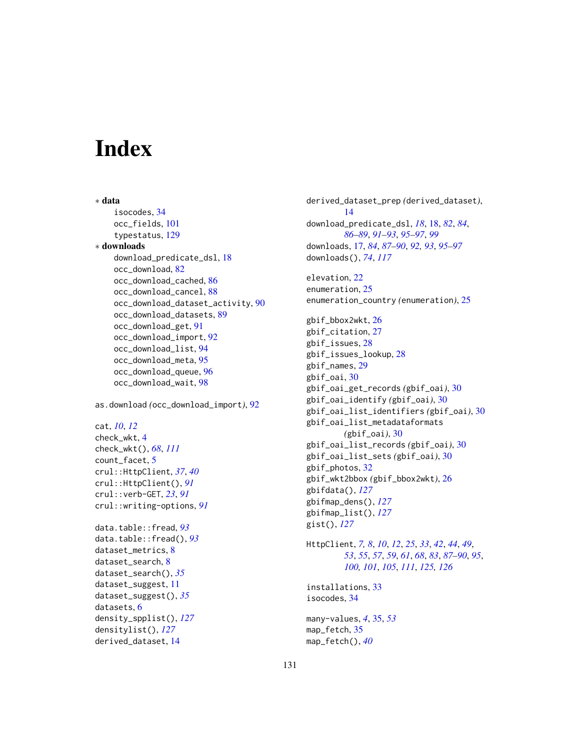# Index

∗ **data**

isocodes, 34
occ_fields, 101
typestatus, 129

∗ **downloads**

download_predicate_dsl, 18
occ_download, 82
occ_download_cached, 86
occ_download_cancel, 88
occ_download_dataset_activity, 90
occ_download_datasets, 89
occ_download_get, 91
occ_download_import, 92
occ_download_list, 94
occ_download_meta, 95
occ_download_queue, 96
occ_download_wait, 98

as.download *(occ_download_import)*, 92

cat, *10*, *12*
check_wkt, 4
check_wkt(), *68*, *111*
count_facet, 5
crul::HttpClient, *37*, *40*
crul::HttpClient(), *91*
crul::verb-GET, *23*, *91*
crul::writing-options, *91*

data.table::fread, *93*
data.table::fread(), *93*
dataset_metrics, 8
dataset_search, 8
dataset_search(), *35*
dataset_suggest, 11
dataset_suggest(), *35*
datasets, 6
density_spplist(), *127*
densitylist(), *127*
derived_dataset, 14
derived_dataset_prep *(derived_dataset)*, 14
download_predicate_dsl, *18*, 18, *82*, *84*, *86–89*, *91–93*, *95–97*, *99*
downloads, 17, *84*, *87–90*, *92, 93*, *95–97*
downloads(), *74*, *117*

elevation, 22
enumeration, 25
enumeration_country *(enumeration)*, 25

gbif_bbox2wkt, 26
gbif_citation, 27
gbif_issues, 28
gbif_issues_lookup, 28
gbif_names, 29
gbif_oai, 30
gbif_oai_get_records *(gbif_oai)*, 30
gbif_oai_identify *(gbif_oai)*, 30
gbif_oai_list_identifiers *(gbif_oai)*, 30
gbif_oai_list_metadataformats *(gbif_oai)*, 30
gbif_oai_list_records *(gbif_oai)*, 30
gbif_oai_list_sets *(gbif_oai)*, 30
gbif_photos, 32
gbif_wkt2bbox *(gbif_bbox2wkt)*, 26
gbifdata(), *127*
gbifmap_dens(), *127*
gbifmap_list(), *127*
gist(), *127*

HttpClient, *7, 8*, *10*, *12*, *25*, *33*, *42*, *44*, *49*, *53*, *55*, *57*, *59*, *61*, *68*, *83*, *87–90*, *95*, *100, 101*, *105*, *111*, *125, 126*

installations, 33
isocodes, 34

many-values, *4*, 35, *53*
map_fetch, 35
map_fetch(), *40*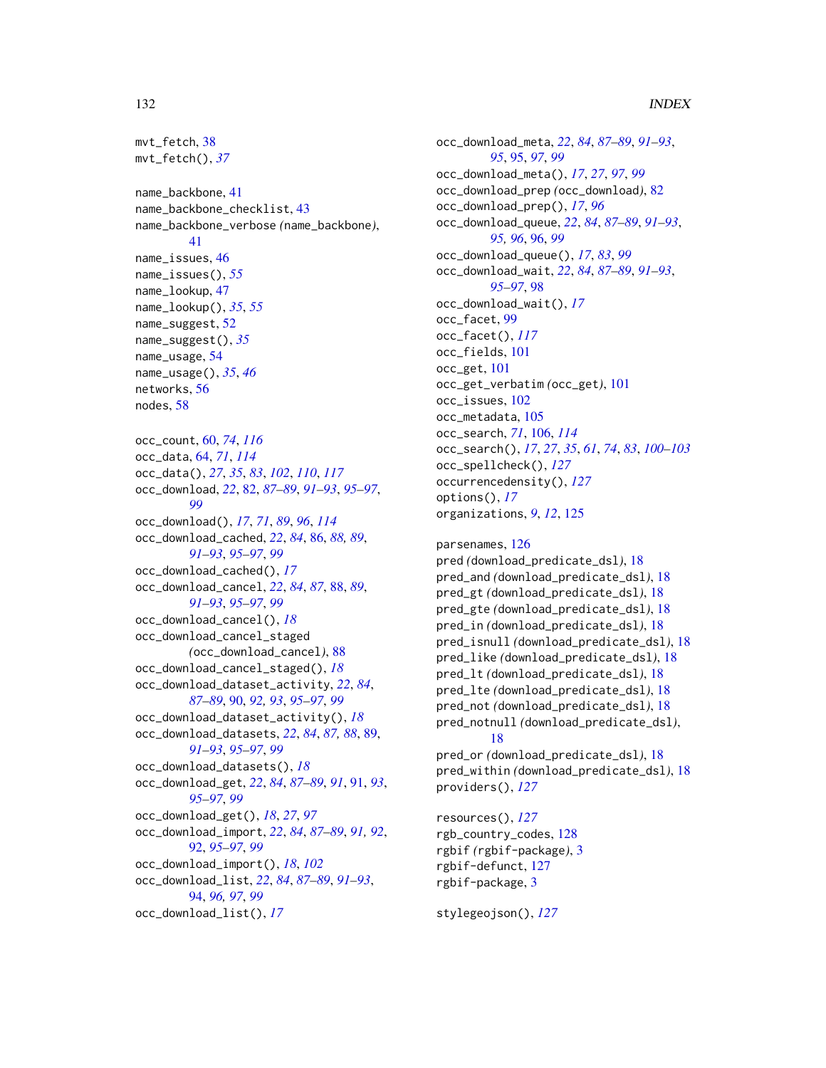mvt_fetch, 38
mvt_fetch(), *37*

name_backbone, 41
name_backbone_checklist, 43
name_backbone_verbose *(name_backbone)*, 41
name_issues, 46
name_issues(), *55*
name_lookup, 47
name_lookup(), *35*, *55*
name_suggest, 52
name_suggest(), *35*
name_usage, 54
name_usage(), *35*, *46*
networks, 56
nodes, 58

occ_count, 60, *74*, *116*
occ_data, 64, *71*, *114*
occ_data(), *27*, *35*, *83*, *102*, *110*, *117*
occ_download, *22*, 82, *87–89*, *91–93*, *95–97*, *99*
occ_download(), *17*, *71*, *89*, *96*, *114*
occ_download_cached, *22*, *84*, 86, *88, 89*, *91–93*, *95–97*, *99*
occ_download_cached(), *17*
occ_download_cancel, *22*, *84*, *87*, 88, *89*, *91–93*, *95–97*, *99*
occ_download_cancel(), *18*
occ_download_cancel_staged *(occ_download_cancel)*, 88
occ_download_cancel_staged(), *18*
occ_download_dataset_activity, *22*, *84*, *87–89*, 90, *92, 93*, *95–97*, *99*
occ_download_dataset_activity(), *18*
occ_download_datasets, *22*, *84*, *87, 88*, 89, *91–93*, *95–97*, *99*
occ_download_datasets(), *18*
occ_download_get, *22*, *84*, *87–89*, *91*, 91, *93*, *95–97*, *99*
occ_download_get(), *18*, *27*, *97*
occ_download_import, *22*, *84*, *87–89*, *91, 92*, 92, *95–97*, *99*
occ_download_import(), *18*, *102*
occ_download_list, *22*, *84*, *87–89*, *91–93*, 94, *96, 97*, *99*
occ_download_list(), *17*
occ_download_meta, *22*, *84*, *87–89*, *91–93*, *95*, 95, *97*, *99*
occ_download_meta(), *17*, *27*, *97*, *99*
occ_download_prep *(occ_download)*, 82
occ_download_prep(), *17*, *96*
occ_download_queue, *22*, *84*, *87–89*, *91–93*, *95, 96*, 96, *99*
occ_download_queue(), *17*, *83*, *99*
occ_download_wait, *22*, *84*, *87–89*, *91–93*, *95–97*, 98
occ_download_wait(), *17*
occ_facet, 99
occ_facet(), *117*
occ_fields, 101
occ_get, 101
occ_get_verbatim *(occ_get)*, 101
occ_issues, 102
occ_metadata, 105
occ_search, *71*, 106, *114*
occ_search(), *17*, *27*, *35*, *61*, *74*, *83*, *100–103*
occ_spellcheck(), *127*
occurrencedensity(), *127*
options(), *17*
organizations, *9*, *12*, 125

parsenames, 126
pred *(download_predicate_dsl)*, 18
pred_and *(download_predicate_dsl)*, 18
pred_gt *(download_predicate_dsl)*, 18
pred_gte *(download_predicate_dsl)*, 18
pred_in *(download_predicate_dsl)*, 18
pred_isnull *(download_predicate_dsl)*, 18
pred_like *(download_predicate_dsl)*, 18
pred_lt *(download_predicate_dsl)*, 18
pred_lte *(download_predicate_dsl)*, 18
pred_not *(download_predicate_dsl)*, 18
pred_notnull *(download_predicate_dsl)*, 18
pred_or *(download_predicate_dsl)*, 18
pred_within *(download_predicate_dsl)*, 18
providers(), *127*

resources(), *127*
rgb_country_codes, 128
rgbif *(rgbif-package)*, 3
rgbif-defunct, 127
rgbif-package, 3

stylegeojson(), *127*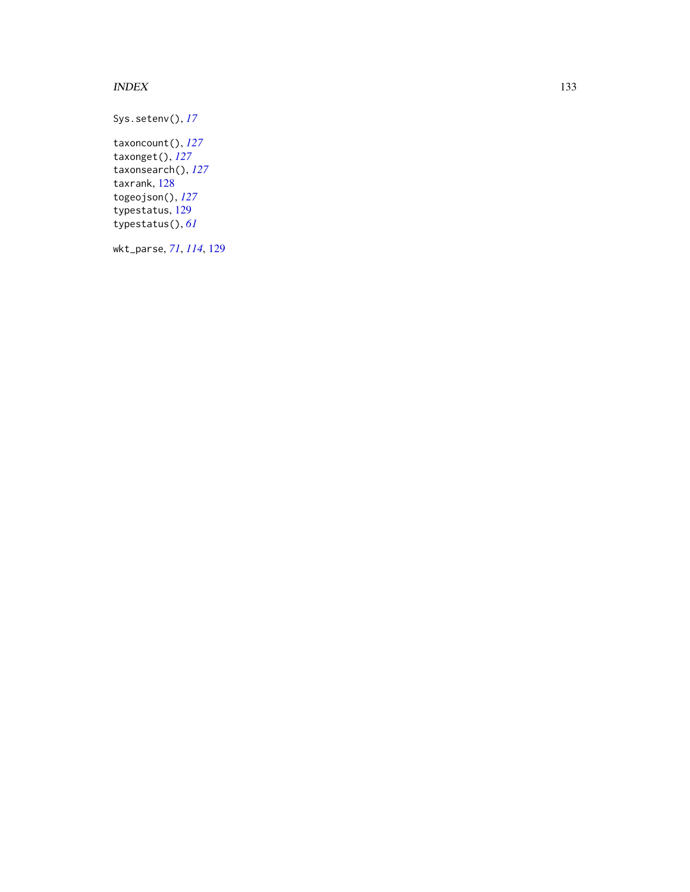Sys.setenv(), *17*

taxoncount(), *127*
taxonget(), *127*
taxonsearch(), *127*
taxrank, 128
togeojson(), *127*
typestatus, 129
typestatus(), *61*

wkt_parse, *71*, *114*, 129